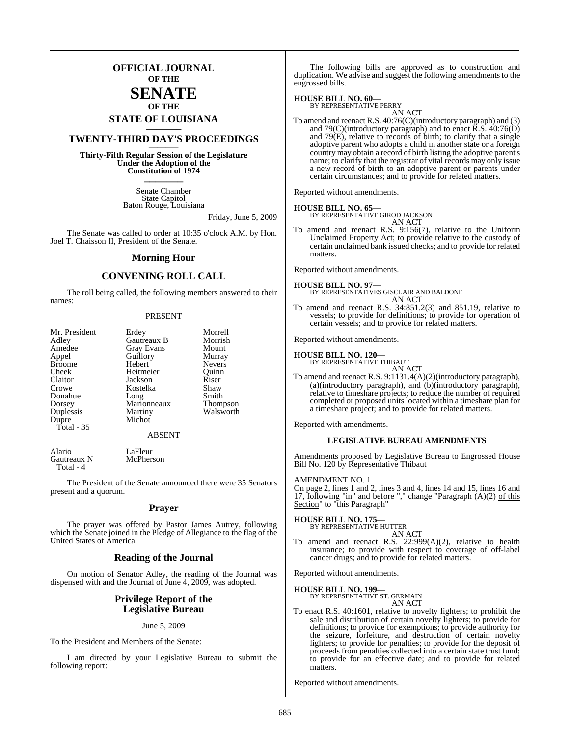# OFFICIAL JOURNAL
## OF THE
# SENATE
## OF THE
# STATE OF LOUISIANA

## TWENTY-THIRD DAY'S PROCEEDINGS

**Thirty-Fifth Regular Session of the Legislature Under the Adoption of the Constitution of 1974**

Senate Chamber
State Capitol
Baton Rouge, Louisiana

Friday, June 5, 2009

The Senate was called to order at 10:35 o'clock A.M. by Hon. Joel T. Chaisson II, President of the Senate.

## Morning Hour

## CONVENING ROLL CALL

The roll being called, the following members answered to their names:

PRESENT

| | | |
|---|---|---|
| Mr. President | Erdey | Morrell |
| Adley | Gautreaux B | Morrish |
| Amedee | Gray Evans | Mount |
| Appel | Guillory | Murray |
| Broome | Hebert | Nevers |
| Cheek | Heitmeier | Quinn |
| Claitor | Jackson | Riser |
| Crowe | Kostelka | Shaw |
| Donahue | Long | Smith |
| Dorsey | Marionneaux | Thompson |
| Duplessis | Martiny | Walsworth |
| Dupre | Michot | |
| Total - 35 | | |

ABSENT

| | |
|---|---|
| Alario | LaFleur |
| Gautreaux N | McPherson |
| Total - 4 | |

The President of the Senate announced there were 35 Senators present and a quorum.

## Prayer

The prayer was offered by Pastor James Autrey, following which the Senate joined in the Pledge of Allegiance to the flag of the United States of America.

## Reading of the Journal

On motion of Senator Adley, the reading of the Journal was dispensed with and the Journal of June 4, 2009, was adopted.

## Privilege Report of the Legislative Bureau

June 5, 2009

To the President and Members of the Senate:

I am directed by your Legislative Bureau to submit the following report:

The following bills are approved as to construction and duplication. We advise and suggest the following amendments to the engrossed bills.

**HOUSE BILL NO. 60—**
BY REPRESENTATIVE PERRY
AN ACT

To amend and reenact R.S. 40:76(C)(introductory paragraph) and (3) and 79(C)(introductory paragraph) and to enact R.S. 40:76(D) and 79(E), relative to records of birth; to clarify that a single adoptive parent who adopts a child in another state or a foreign country may obtain a record of birth listing the adoptive parent's name; to clarify that the registrar of vital records may only issue a new record of birth to an adoptive parent or parents under certain circumstances; and to provide for related matters.

Reported without amendments.

**HOUSE BILL NO. 65—**
BY REPRESENTATIVE GIROD JACKSON
AN ACT

To amend and reenact R.S. 9:156(7), relative to the Uniform Unclaimed Property Act; to provide relative to the custody of certain unclaimed bank issued checks; and to provide for related matters.

Reported without amendments.

**HOUSE BILL NO. 97—**
BY REPRESENTATIVES GISCLAIR AND BALDONE
AN ACT

To amend and reenact R.S. 34:851.2(3) and 851.19, relative to vessels; to provide for definitions; to provide for operation of certain vessels; and to provide for related matters.

Reported without amendments.

**HOUSE BILL NO. 120—**
BY REPRESENTATIVE THIBAUT
AN ACT

To amend and reenact R.S. 9:1131.4(A)(2)(introductory paragraph), (a)(introductory paragraph), and (b)(introductory paragraph), relative to timeshare projects; to reduce the number of required completed or proposed units located within a timeshare plan for a timeshare project; and to provide for related matters.

Reported with amendments.

### LEGISLATIVE BUREAU AMENDMENTS

Amendments proposed by Legislative Bureau to Engrossed House Bill No. 120 by Representative Thibaut

AMENDMENT NO. 1
On page 2, lines 1 and 2, lines 3 and 4, lines 14 and 15, lines 16 and 17, following "in" and before "," change "Paragraph (A)(2) of this Section" to "this Paragraph"

**HOUSE BILL NO. 175—**
BY REPRESENTATIVE HUTTER
AN ACT

To amend and reenact R.S. 22:999(A)(2), relative to health insurance; to provide with respect to coverage of off-label cancer drugs; and to provide for related matters.

Reported without amendments.

**HOUSE BILL NO. 199—**
BY REPRESENTATIVE ST. GERMAIN
AN ACT

To enact R.S. 40:1601, relative to novelty lighters; to prohibit the sale and distribution of certain novelty lighters; to provide for definitions; to provide for exemptions; to provide authority for the seizure, forfeiture, and destruction of certain novelty lighters; to provide for penalties; to provide for the deposit of proceeds from penalties collected into a certain state trust fund; to provide for an effective date; and to provide for related matters.

Reported without amendments.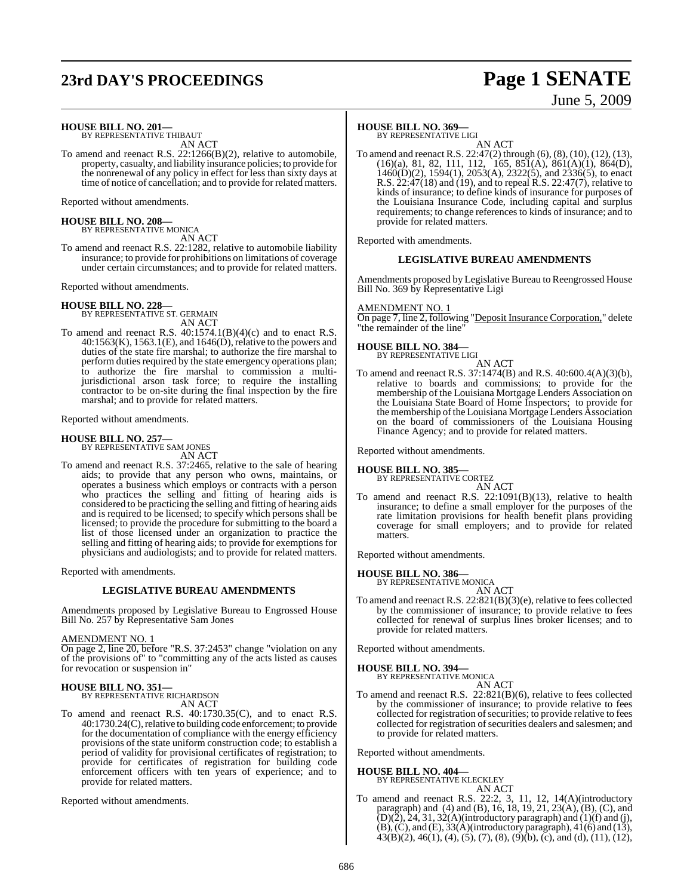**HOUSE BILL NO. 201—**
BY REPRESENTATIVE THIBAUT
AN ACT

To amend and reenact R.S. 22:1266(B)(2), relative to automobile, property, casualty, and liability insurance policies; to provide for the nonrenewal of any policy in effect for less than sixty days at time of notice of cancellation; and to provide for related matters.

Reported without amendments.

**HOUSE BILL NO. 208—**
BY REPRESENTATIVE MONICA
AN ACT

To amend and reenact R.S. 22:1282, relative to automobile liability insurance; to provide for prohibitions on limitations of coverage under certain circumstances; and to provide for related matters.

Reported without amendments.

**HOUSE BILL NO. 228—**
BY REPRESENTATIVE ST. GERMAIN
AN ACT

To amend and reenact R.S. 40:1574.1(B)(4)(c) and to enact R.S. 40:1563(K), 1563.1(E), and 1646(D), relative to the powers and duties of the state fire marshal; to authorize the fire marshal to perform duties required by the state emergency operations plan; to authorize the fire marshal to commission a multi-jurisdictional arson task force; to require the installing contractor to be on-site during the final inspection by the fire marshal; and to provide for related matters.

Reported without amendments.

**HOUSE BILL NO. 257—**
BY REPRESENTATIVE SAM JONES
AN ACT

To amend and reenact R.S. 37:2465, relative to the sale of hearing aids; to provide that any person who owns, maintains, or operates a business which employs or contracts with a person who practices the selling and fitting of hearing aids is considered to be practicing the selling and fitting of hearing aids and is required to be licensed; to specify which persons shall be licensed; to provide the procedure for submitting to the board a list of those licensed under an organization to practice the selling and fitting of hearing aids; to provide for exemptions for physicians and audiologists; and to provide for related matters.

Reported with amendments.

**LEGISLATIVE BUREAU AMENDMENTS**

Amendments proposed by Legislative Bureau to Engrossed House Bill No. 257 by Representative Sam Jones

AMENDMENT NO. 1
On page 2, line 20, before "R.S. 37:2453" change "violation on any of the provisions of" to "committing any of the acts listed as causes for revocation or suspension in"

**HOUSE BILL NO. 351—**
BY REPRESENTATIVE RICHARDSON
AN ACT

To amend and reenact R.S. 40:1730.35(C), and to enact R.S. 40:1730.24(C), relative to building code enforcement; to provide for the documentation of compliance with the energy efficiency provisions of the state uniform construction code; to establish a period of validity for provisional certificates of registration; to provide for certificates of registration for building code enforcement officers with ten years of experience; and to provide for related matters.

Reported without amendments.

**HOUSE BILL NO. 369—**
BY REPRESENTATIVE LIGI
AN ACT

To amend and reenact R.S. 22:47(2) through (6), (8), (10), (12), (13), (16)(a), 81, 82, 111, 112, 165, 851(A), 861(A)(1), 864(D), 1460(D)(2), 1594(1), 2053(A), 2322(5), and 2336(5), to enact R.S. 22:47(18) and (19), and to repeal R.S. 22:47(7), relative to kinds of insurance; to define kinds of insurance for purposes of the Louisiana Insurance Code, including capital and surplus requirements; to change references to kinds of insurance; and to provide for related matters.

Reported with amendments.

**LEGISLATIVE BUREAU AMENDMENTS**

Amendments proposed by Legislative Bureau to Reengrossed House Bill No. 369 by Representative Ligi

AMENDMENT NO. 1
On page 7, line 2, following "Deposit Insurance Corporation," delete "the remainder of the line"

**HOUSE BILL NO. 384—**
BY REPRESENTATIVE LIGI
AN ACT

To amend and reenact R.S. 37:1474(B) and R.S. 40:600.4(A)(3)(b), relative to boards and commissions; to provide for the membership of the Louisiana Mortgage Lenders Association on the Louisiana State Board of Home Inspectors; to provide for the membership of the Louisiana Mortgage Lenders Association on the board of commissioners of the Louisiana Housing Finance Agency; and to provide for related matters.

Reported without amendments.

**HOUSE BILL NO. 385—**
BY REPRESENTATIVE CORTEZ
AN ACT

To amend and reenact R.S. 22:1091(B)(13), relative to health insurance; to define a small employer for the purposes of the rate limitation provisions for health benefit plans providing coverage for small employers; and to provide for related matters.

Reported without amendments.

**HOUSE BILL NO. 386—**
BY REPRESENTATIVE MONICA
AN ACT

To amend and reenact R.S. 22:821(B)(3)(e), relative to fees collected by the commissioner of insurance; to provide relative to fees collected for renewal of surplus lines broker licenses; and to provide for related matters.

Reported without amendments.

**HOUSE BILL NO. 394—**
BY REPRESENTATIVE MONICA
AN ACT

To amend and reenact R.S. 22:821(B)(6), relative to fees collected by the commissioner of insurance; to provide relative to fees collected for registration of securities; to provide relative to fees collected for registration of securities dealers and salesmen; and to provide for related matters.

Reported without amendments.

**HOUSE BILL NO. 404—**
BY REPRESENTATIVE KLECKLEY
AN ACT

To amend and reenact R.S. 22:2, 3, 11, 12, 14(A)(introductory paragraph) and (4) and (B), 16, 18, 19, 21, 23(A), (B), (C), and (D)(2), 24, 31, 32(A)(introductory paragraph) and (1)(f) and (j), (B), (C), and (E), 33(A)(introductory paragraph), 41(6) and (13), 43(B)(2), 46(1), (4), (5), (7), (8), (9)(b), (c), and (d), (11), (12),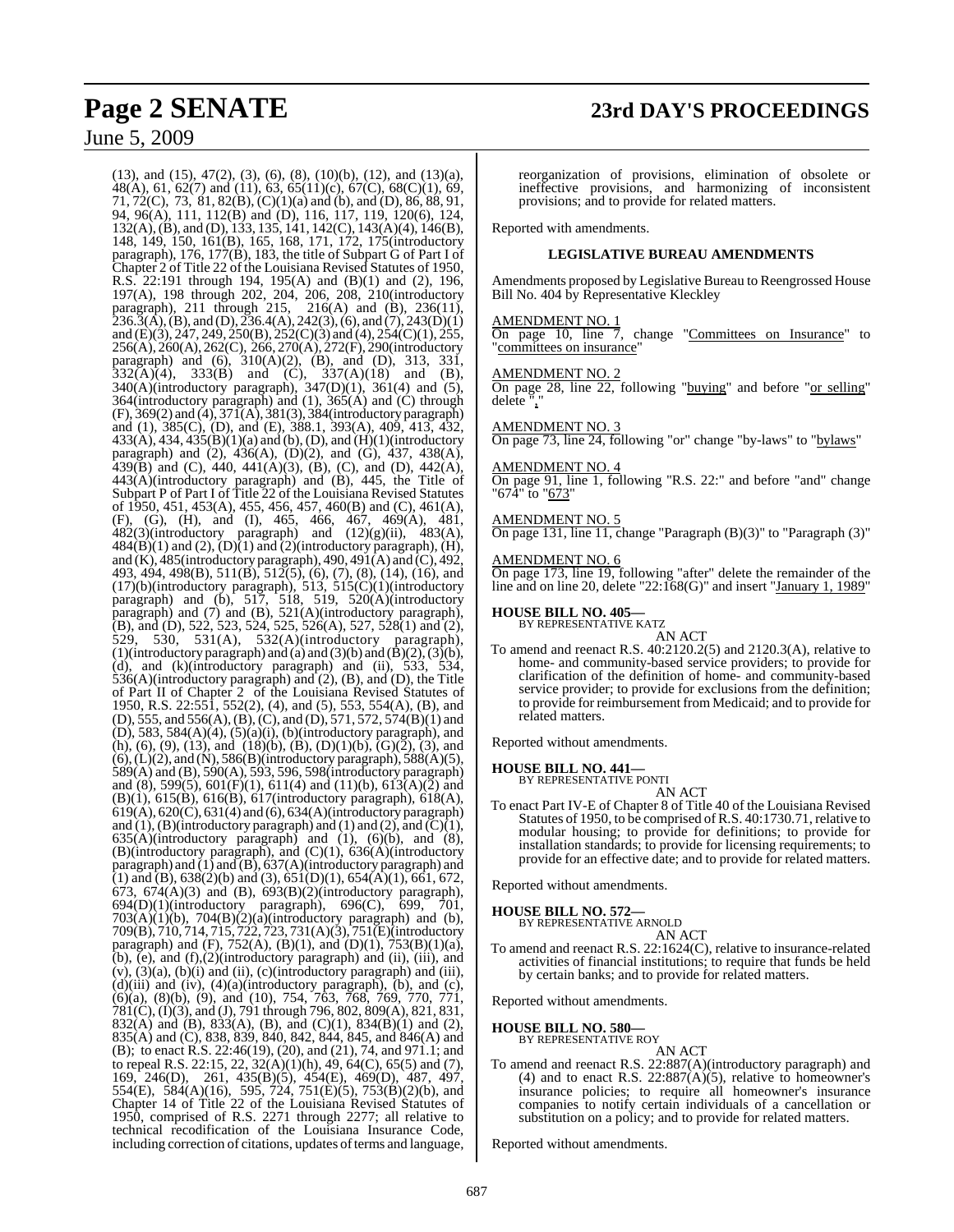(13), and (15), 47(2), (3), (6), (8), (10)(b), (12), and (13)(a), 48(A), 61, 62(7) and (11), 63, 65(11)(c), 67(C), 68(C)(1), 69, 71, 72(C), 73, 81, 82(B), (C)(1)(a) and (b), and (D), 86, 88, 91, 94, 96(A), 111, 112(B) and (D), 116, 117, 119, 120(6), 124, 132(A), (B), and (D), 133, 135, 141, 142(C), 143(A)(4), 146(B), 148, 149, 150, 161(B), 165, 168, 171, 172, 175(introductory paragraph), 176, 177(B), 183, the title of Subpart G of Part I of Chapter 2 of Title 22 of the Louisiana Revised Statutes of 1950, R.S. 22:191 through 194, 195(A) and (B)(1) and (2), 196, 197(A), 198 through 202, 204, 206, 208, 210(introductory paragraph), 211 through 215, 216(A) and (B), 236(11), 236.3(A), (B), and (D), 236.4(A), 242(3), (6), and (7), 243(D)(1) and (E)(3), 247, 249, 250(B), 252(C)(3) and (4), 254(C)(1), 255, 256(A), 260(A), 262(C), 266, 270(A), 272(F), 290(introductory paragraph) and (6), 310(A)(2), (B), and (D), 313, 331, 332(A)(4), 333(B) and (C), 337(A)(18) and (B), 340(A)(introductory paragraph), 347(D)(1), 361(4) and (5), 364(introductory paragraph) and (1), 365(A) and (C) through (F), 369(2) and (4), 371(A), 381(3), 384(introductory paragraph) and (1), 385(C), (D), and (E), 388.1, 393(A), 409, 413, 432, 433(A), 434, 435(B)(1)(a) and (b), (D), and (H)(1)(introductory paragraph) and (2), 436(A), (D)(2), and (G), 437, 438(A), 439(B) and (C), 440, 441(A)(3), (B), (C), and (D), 442(A), 443(A)(introductory paragraph) and (B), 445, the Title of Subpart P of Part I of Title 22 of the Louisiana Revised Statutes of 1950, 451, 453(A), 455, 456, 457, 460(B) and (C), 461(A), (F), (G), (H), and (I), 465, 466, 467, 469(A), 481, 482(3)(introductory paragraph) and (12)(g)(ii), 483(A), 484(B)(1) and (2), (D)(1) and (2)(introductory paragraph), (H), and (K), 485(introductory paragraph), 490, 491(A) and (C), 492, 493, 494, 498(B), 511(B), 512(5), (6), (7), (8), (14), (16), and (17)(b)(introductory paragraph), 513, 515(C)(1)(introductory paragraph) and (b), 517, 518, 519, 520(A)(introductory paragraph) and (7) and (B), 521(A)(introductory paragraph), (B), and (D), 522, 523, 524, 525, 526(A), 527, 528(1) and (2), 529, 530, 531(A), 532(A)(introductory paragraph), (1)(introductory paragraph) and (a) and (3)(b) and (B)(2), (3)(b), (d), and (k)(introductory paragraph) and (ii), 533, 534, 536(A)(introductory paragraph) and (2), (B), and (D), the Title of Part II of Chapter 2 of the Louisiana Revised Statutes of 1950, R.S. 22:551, 552(2), (4), and (5), 553, 554(A), (B), and (D), 555, and 556(A), (B), (C), and (D), 571, 572, 574(B)(1) and (D), 583, 584(A)(4), (5)(a)(i), (b)(introductory paragraph), and (h), (6), (9), (13), and (18)(b), (B), (D)(1)(b), (G)(2), (3), and (6), (L)(2), and (N), 586(B)(introductory paragraph), 588(A)(5), 589(A) and (B), 590(A), 593, 596, 598(introductory paragraph) and (8), 599(5), 601(F)(1), 611(4) and (11)(b), 613(A)(2) and (B)(1), 615(B), 616(B), 617(introductory paragraph), 618(A), 619(A), 620(C), 631(4) and (6), 634(A)(introductory paragraph) and (1), (B)(introductory paragraph) and (1) and (2), and (C)(1), 635(A)(introductory paragraph) and (1), (6)(b), and (8), (B)(introductory paragraph), and (C)(1), 636(A)(introductory paragraph) and (1) and (B), 637(A)(introductory paragraph) and (1) and (B), 638(2)(b) and (3), 651(D)(1), 654(A)(1), 661, 672, 673, 674(A)(3) and (B), 693(B)(2)(introductory paragraph), 694(D)(1)(introductory paragraph), 696(C), 699, 701, 703(A)(1)(b), 704(B)(2)(a)(introductory paragraph) and (b), 709(B), 710, 714, 715, 722, 723, 731(A)(3), 751(E)(introductory paragraph) and (F), 752(A), (B)(1), and (D)(1), 753(B)(1)(a), (b), (e), and (f),(2)(introductory paragraph) and (ii), (iii), and (v), (3)(a), (b)(i) and (ii), (c)(introductory paragraph) and (iii), (d)(iii) and (iv), (4)(a)(introductory paragraph), (b), and (c), (6)(a), (8)(b), (9), and (10), 754, 763, 768, 769, 770, 771, 781(C), (I)(3), and (J), 791 through 796, 802, 809(A), 821, 831, 832(A) and (B), 833(A), (B), and (C)(1), 834(B)(1) and (2), 835(A) and (C), 838, 839, 840, 842, 844, 845, and 846(A) and (B); to enact R.S. 22:46(19), (20), and (21), 74, and 971.1; and to repeal R.S. 22:15, 22, 32(A)(1)(h), 49, 64(C), 65(5) and (7), 169, 246(D), 261, 435(B)(5), 454(E), 469(D), 487, 497, 554(E), 584(A)(16), 595, 724, 751(E)(5), 753(B)(2)(b), and Chapter 14 of Title 22 of the Louisiana Revised Statutes of 1950, comprised of R.S. 2271 through 2277; all relative to technical recodification of the Louisiana Insurance Code, including correction of citations, updates of terms and language, reorganization of provisions, elimination of obsolete or ineffective provisions, and harmonizing of inconsistent provisions; and to provide for related matters.

Reported with amendments.

**LEGISLATIVE BUREAU AMENDMENTS**

Amendments proposed by Legislative Bureau to Reengrossed House Bill No. 404 by Representative Kleckley

AMENDMENT NO. 1

On page 10, line 7, change "Committees on Insurance" to "committees on insurance"

AMENDMENT NO. 2

On page 28, line 22, following "buying" and before "or selling" delete ","

AMENDMENT NO. 3

On page 73, line 24, following "or" change "by-laws" to "bylaws"

AMENDMENT NO. 4

On page 91, line 1, following "R.S. 22:" and before "and" change "674" to "673"

AMENDMENT NO. 5

On page 131, line 11, change "Paragraph (B)(3)" to "Paragraph (3)"

AMENDMENT NO. 6

On page 173, line 19, following "after" delete the remainder of the line and on line 20, delete "22:168(G)" and insert "January 1, 1989"

**HOUSE BILL NO. 405—**
BY REPRESENTATIVE KATZ

AN ACT

To amend and reenact R.S. 40:2120.2(5) and 2120.3(A), relative to home- and community-based service providers; to provide for clarification of the definition of home- and community-based service provider; to provide for exclusions from the definition; to provide for reimbursement from Medicaid; and to provide for related matters.

Reported without amendments.

**HOUSE BILL NO. 441—**
BY REPRESENTATIVE PONTI

AN ACT

To enact Part IV-E of Chapter 8 of Title 40 of the Louisiana Revised Statutes of 1950, to be comprised of R.S. 40:1730.71, relative to modular housing; to provide for definitions; to provide for installation standards; to provide for licensing requirements; to provide for an effective date; and to provide for related matters.

Reported without amendments.

**HOUSE BILL NO. 572—**
BY REPRESENTATIVE ARNOLD

AN ACT

To amend and reenact R.S. 22:1624(C), relative to insurance-related activities of financial institutions; to require that funds be held by certain banks; and to provide for related matters.

Reported without amendments.

**HOUSE BILL NO. 580—**
BY REPRESENTATIVE ROY

AN ACT

To amend and reenact R.S. 22:887(A)(introductory paragraph) and (4) and to enact R.S. 22:887(A)(5), relative to homeowner's insurance policies; to require all homeowner's insurance companies to notify certain individuals of a cancellation or substitution on a policy; and to provide for related matters.

Reported without amendments.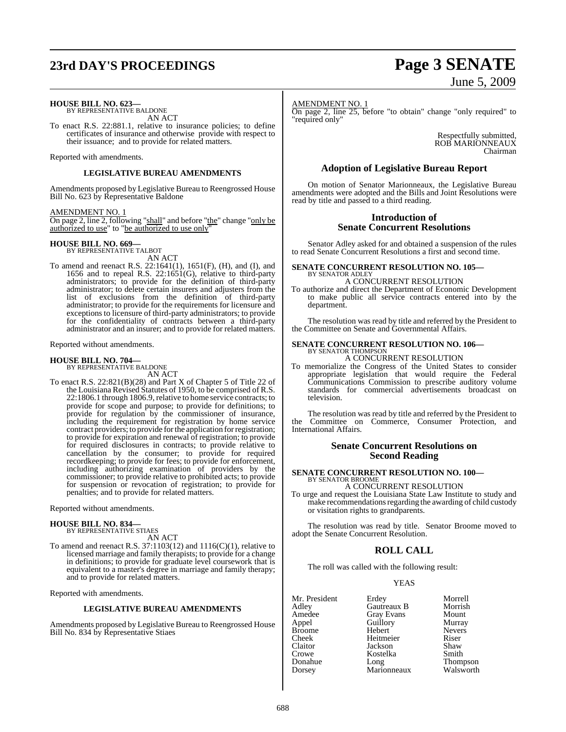**HOUSE BILL NO. 623—**
BY REPRESENTATIVE BALDONE

AN ACT

To enact R.S. 22:881.1, relative to insurance policies; to define certificates of insurance and otherwise provide with respect to their issuance; and to provide for related matters.

Reported with amendments.

### LEGISLATIVE BUREAU AMENDMENTS

Amendments proposed by Legislative Bureau to Reengrossed House Bill No. 623 by Representative Baldone

AMENDMENT NO. 1

On page 2, line 2, following "shall" and before "the" change "only be authorized to use" to "be authorized to use only"

**HOUSE BILL NO. 669—**
BY REPRESENTATIVE TALBOT

AN ACT

To amend and reenact R.S. 22:1641(1), 1651(F), (H), and (I), and 1656 and to repeal R.S. 22:1651(G), relative to third-party administrators; to provide for the definition of third-party administrator; to delete certain insurers and adjusters from the list of exclusions from the definition of third-party administrator; to provide for the requirements for licensure and exceptions to licensure of third-party administrators; to provide for the confidentiality of contracts between a third-party administrator and an insurer; and to provide for related matters.

Reported without amendments.

**HOUSE BILL NO. 704—**
BY REPRESENTATIVE BALDONE

AN ACT

To enact R.S. 22:821(B)(28) and Part X of Chapter 5 of Title 22 of the Louisiana Revised Statutes of 1950, to be comprised of R.S. 22:1806.1 through 1806.9, relative to home service contracts; to provide for scope and purpose; to provide for definitions; to provide for regulation by the commissioner of insurance, including the requirement for registration by home service contract providers; to provide for the application for registration; to provide for expiration and renewal of registration; to provide for required disclosures in contracts; to provide relative to cancellation by the consumer; to provide for required recordkeeping; to provide for fees; to provide for enforcement, including authorizing examination of providers by the commissioner; to provide relative to prohibited acts; to provide for suspension or revocation of registration; to provide for penalties; and to provide for related matters.

Reported without amendments.

**HOUSE BILL NO. 834—**
BY REPRESENTATIVE STIAES

AN ACT

To amend and reenact R.S. 37:1103(12) and 1116(C)(1), relative to licensed marriage and family therapists; to provide for a change in definitions; to provide for graduate level coursework that is equivalent to a master's degree in marriage and family therapy; and to provide for related matters.

Reported with amendments.

### LEGISLATIVE BUREAU AMENDMENTS

Amendments proposed by Legislative Bureau to Reengrossed House Bill No. 834 by Representative Stiaes

AMENDMENT NO. 1

On page 2, line 25, before "to obtain" change "only required" to "required only"

Respectfully submitted,
ROB MARIONNEAUX
Chairman

## Adoption of Legislative Bureau Report

On motion of Senator Marionneaux, the Legislative Bureau amendments were adopted and the Bills and Joint Resolutions were read by title and passed to a third reading.

## Introduction of Senate Concurrent Resolutions

Senator Adley asked for and obtained a suspension of the rules to read Senate Concurrent Resolutions a first and second time.

**SENATE CONCURRENT RESOLUTION NO. 105—**
BY SENATOR ADLEY

A CONCURRENT RESOLUTION

To authorize and direct the Department of Economic Development to make public all service contracts entered into by the department.

The resolution was read by title and referred by the President to the Committee on Senate and Governmental Affairs.

**SENATE CONCURRENT RESOLUTION NO. 106—**
BY SENATOR THOMPSON

A CONCURRENT RESOLUTION

To memorialize the Congress of the United States to consider appropriate legislation that would require the Federal Communications Commission to prescribe auditory volume standards for commercial advertisements broadcast on television.

The resolution was read by title and referred by the President to the Committee on Commerce, Consumer Protection, and International Affairs.

## Senate Concurrent Resolutions on Second Reading

**SENATE CONCURRENT RESOLUTION NO. 100—**
BY SENATOR BROOME

A CONCURRENT RESOLUTION

To urge and request the Louisiana State Law Institute to study and make recommendations regarding the awarding of child custody or visitation rights to grandparents.

The resolution was read by title. Senator Broome moved to adopt the Senate Concurrent Resolution.

## ROLL CALL

The roll was called with the following result:

YEAS

| | | |
|---|---|---|
| Mr. President | Erdey | Morrell |
| Adley | Gautreaux B | Morrish |
| Amedee | Gray Evans | Mount |
| Appel | Guillory | Murray |
| Broome | Hebert | Nevers |
| Cheek | Heitmeier | Riser |
| Claitor | Jackson | Shaw |
| Crowe | Kostelka | Smith |
| Donahue | Long | Thompson |
| Dorsey | Marionneaux | Walsworth |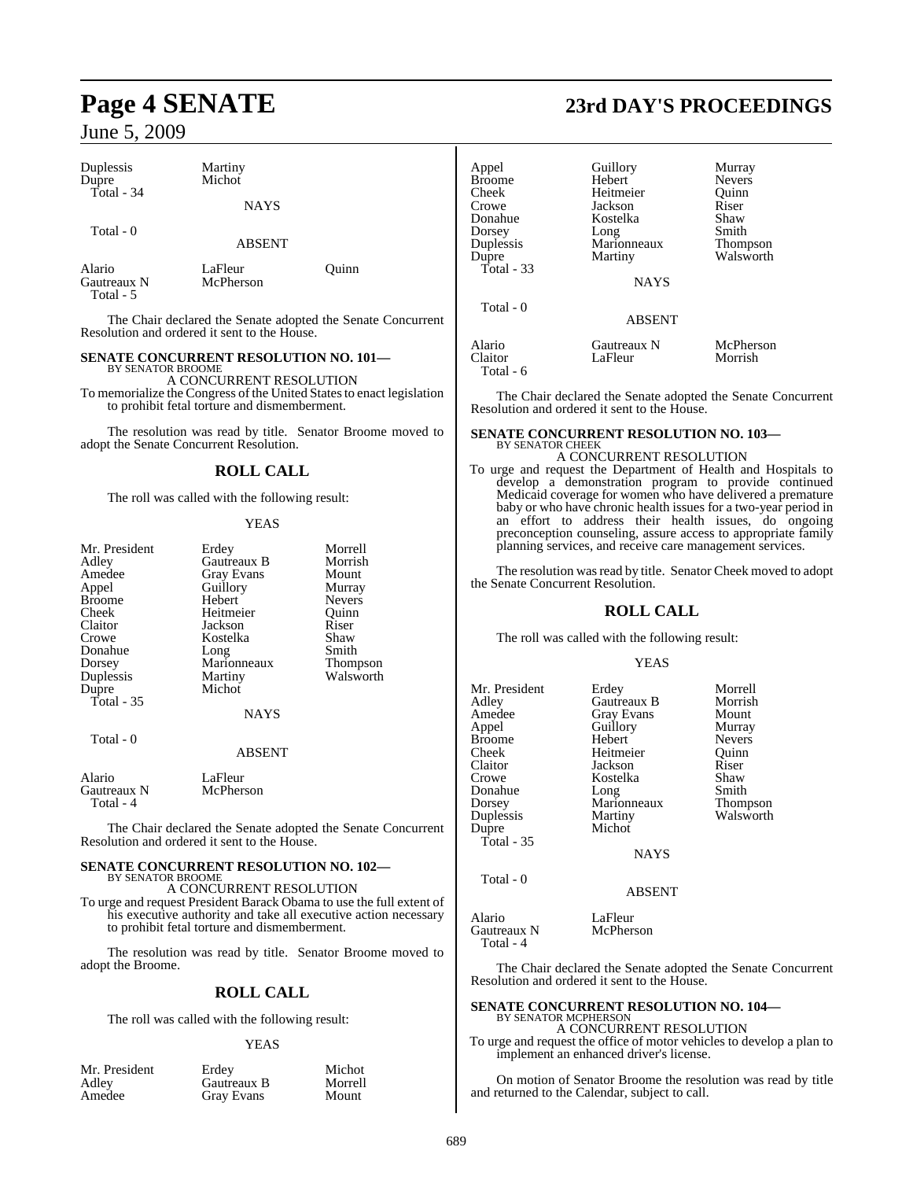| | | |
|---|---|---|
| Duplessis | Martiny | |
| Dupre | Michot | |
| Total - 34 | | |

NAYS

Total - 0

ABSENT

| | | |
|---|---|---|
| Alario | LaFleur | Quinn |
| Gautreaux N | McPherson | |
| Total - 5 | | |

The Chair declared the Senate adopted the Senate Concurrent Resolution and ordered it sent to the House.

**SENATE CONCURRENT RESOLUTION NO. 101—**
BY SENATOR BROOME

A CONCURRENT RESOLUTION

To memorialize the Congress of the United States to enact legislation to prohibit fetal torture and dismemberment.

The resolution was read by title. Senator Broome moved to adopt the Senate Concurrent Resolution.

## ROLL CALL

The roll was called with the following result:

YEAS

| | | |
|---|---|---|
| Mr. President | Erdey | Morrell |
| Adley | Gautreaux B | Morrish |
| Amedee | Gray Evans | Mount |
| Appel | Guillory | Murray |
| Broome | Hebert | Nevers |
| Cheek | Heitmeier | Quinn |
| Claitor | Jackson | Riser |
| Crowe | Kostelka | Shaw |
| Donahue | Long | Smith |
| Dorsey | Marionneaux | Thompson |
| Duplessis | Martiny | Walsworth |
| Dupre | Michot | |
| Total - 35 | | |

NAYS

Total - 0

ABSENT

| | |
|---|---|
| Alario | LaFleur |
| Gautreaux N | McPherson |
| Total - 4 | |

The Chair declared the Senate adopted the Senate Concurrent Resolution and ordered it sent to the House.

**SENATE CONCURRENT RESOLUTION NO. 102—**
BY SENATOR BROOME

A CONCURRENT RESOLUTION

To urge and request President Barack Obama to use the full extent of his executive authority and take all executive action necessary to prohibit fetal torture and dismemberment.

The resolution was read by title. Senator Broome moved to adopt the Broome.

## ROLL CALL

The roll was called with the following result:

YEAS

| | | |
|---|---|---|
| Mr. President | Erdey | Michot |
| Adley | Gautreaux B | Morrell |
| Amedee | Gray Evans | Mount |
| Appel | Guillory | Murray |
| Broome | Hebert | Nevers |
| Cheek | Heitmeier | Quinn |
| Crowe | Jackson | Riser |
| Donahue | Kostelka | Shaw |
| Dorsey | Long | Smith |
| Duplessis | Marionneaux | Thompson |
| Dupre | Martiny | Walsworth |
| Total - 33 | | |

NAYS

Total - 0

ABSENT

| | | |
|---|---|---|
| Alario | Gautreaux N | McPherson |
| Claitor | LaFleur | Morrish |
| Total - 6 | | |

The Chair declared the Senate adopted the Senate Concurrent Resolution and ordered it sent to the House.

**SENATE CONCURRENT RESOLUTION NO. 103—**
BY SENATOR CHEEK

A CONCURRENT RESOLUTION

To urge and request the Department of Health and Hospitals to develop a demonstration program to provide continued Medicaid coverage for women who have delivered a premature baby or who have chronic health issues for a two-year period in an effort to address their health issues, do ongoing preconception counseling, assure access to appropriate family planning services, and receive care management services.

The resolution was read by title. Senator Cheek moved to adopt the Senate Concurrent Resolution.

## ROLL CALL

The roll was called with the following result:

YEAS

| | | |
|---|---|---|
| Mr. President | Erdey | Morrell |
| Adley | Gautreaux B | Morrish |
| Amedee | Gray Evans | Mount |
| Appel | Guillory | Murray |
| Broome | Hebert | Nevers |
| Cheek | Heitmeier | Quinn |
| Claitor | Jackson | Riser |
| Crowe | Kostelka | Shaw |
| Donahue | Long | Smith |
| Dorsey | Marionneaux | Thompson |
| Duplessis | Martiny | Walsworth |
| Dupre | Michot | |
| Total - 35 | | |

NAYS

Total - 0

ABSENT

| | |
|---|---|
| Alario | LaFleur |
| Gautreaux N | McPherson |
| Total - 4 | |

The Chair declared the Senate adopted the Senate Concurrent Resolution and ordered it sent to the House.

**SENATE CONCURRENT RESOLUTION NO. 104—**
BY SENATOR MCPHERSON

A CONCURRENT RESOLUTION

To urge and request the office of motor vehicles to develop a plan to implement an enhanced driver's license.

On motion of Senator Broome the resolution was read by title and returned to the Calendar, subject to call.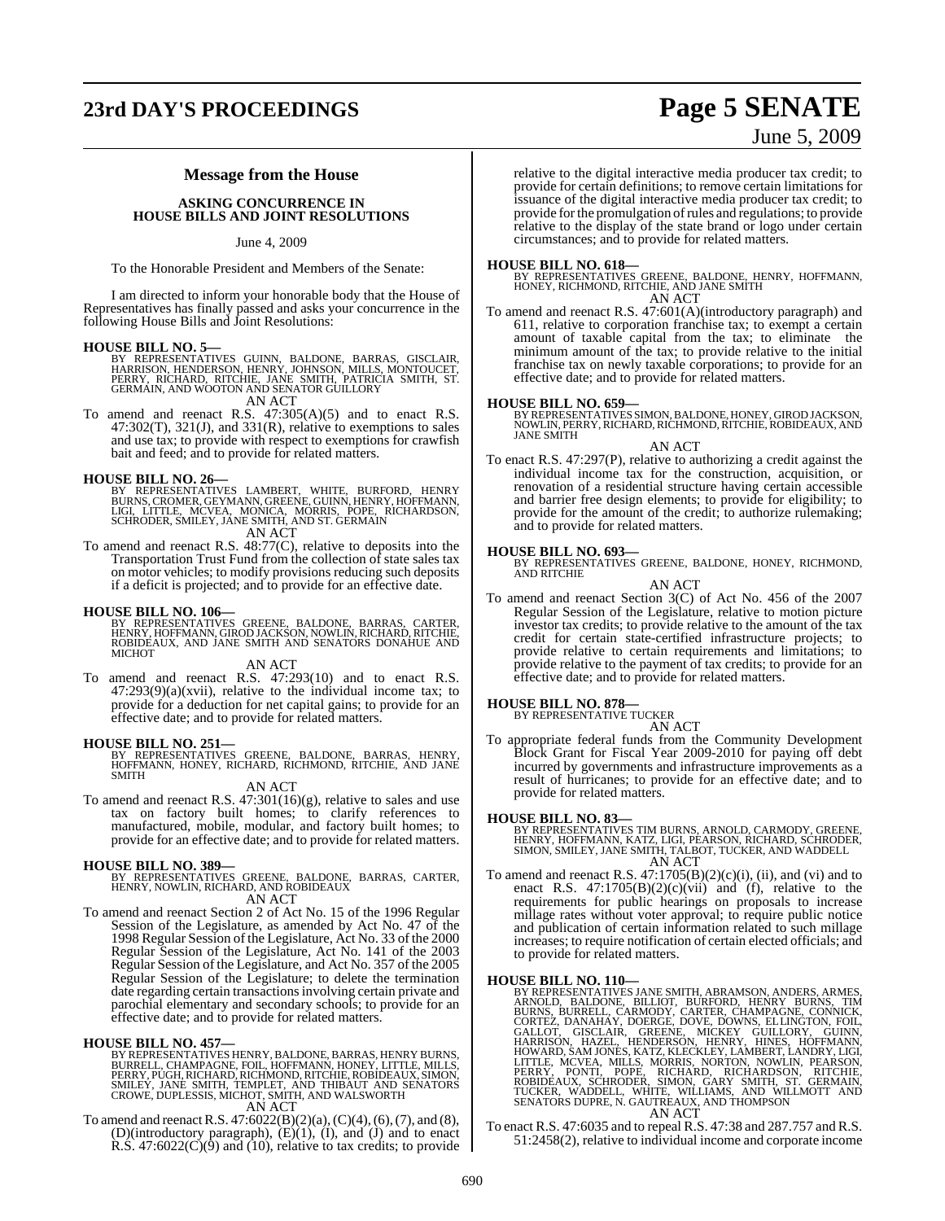## Message from the House

### ASKING CONCURRENCE IN HOUSE BILLS AND JOINT RESOLUTIONS

June 4, 2009

To the Honorable President and Members of the Senate:

I am directed to inform your honorable body that the House of Representatives has finally passed and asks your concurrence in the following House Bills and Joint Resolutions:

**HOUSE BILL NO. 5—**
BY REPRESENTATIVES GUINN, BALDONE, BARRAS, GISCLAIR, HARRISON, HENDERSON, HENRY, JOHNSON, MILLS, MONTOUCET, PERRY, RICHARD, RITCHIE, JANE SMITH, PATRICIA SMITH, ST. GERMAIN, AND WOOTON AND SENATOR GUILLORY

AN ACT

To amend and reenact R.S. 47:305(A)(5) and to enact R.S. 47:302(T), 321(J), and 331(R), relative to exemptions to sales and use tax; to provide with respect to exemptions for crawfish bait and feed; and to provide for related matters.

**HOUSE BILL NO. 26—**
BY REPRESENTATIVES LAMBERT, WHITE, BURFORD, HENRY BURNS, CROMER, GEYMANN, GREENE, GUINN, HENRY, HOFFMANN, LIGI, LITTLE, MCVEA, MONICA, MORRIS, POPE, RICHARDSON, SCHRODER, SMILEY, JANE SMITH, AND ST. GERMAIN

AN ACT

To amend and reenact R.S. 48:77(C), relative to deposits into the Transportation Trust Fund from the collection of state sales tax on motor vehicles; to modify provisions reducing such deposits if a deficit is projected; and to provide for an effective date.

**HOUSE BILL NO. 106—**
BY REPRESENTATIVES GREENE, BALDONE, BARRAS, CARTER, HENRY, HOFFMANN, GIROD JACKSON, NOWLIN, RICHARD, RITCHIE, ROBIDEAUX, AND JANE SMITH AND SENATORS DONAHUE AND MICHOT

AN ACT

To amend and reenact R.S. 47:293(10) and to enact R.S. 47:293(9)(a)(xvii), relative to the individual income tax; to provide for a deduction for net capital gains; to provide for an effective date; and to provide for related matters.

**HOUSE BILL NO. 251—**
BY REPRESENTATIVES GREENE, BALDONE, BARRAS, HENRY, HOFFMANN, HONEY, RICHARD, RICHMOND, RITCHIE, AND JANE SMITH

AN ACT

To amend and reenact R.S. 47:301(16)(g), relative to sales and use tax on factory built homes; to clarify references to manufactured, mobile, modular, and factory built homes; to provide for an effective date; and to provide for related matters.

**HOUSE BILL NO. 389—**
BY REPRESENTATIVES GREENE, BALDONE, BARRAS, CARTER, HENRY, NOWLIN, RICHARD, AND ROBIDEAUX

AN ACT

To amend and reenact Section 2 of Act No. 15 of the 1996 Regular Session of the Legislature, as amended by Act No. 47 of the 1998 Regular Session of the Legislature, Act No. 33 of the 2000 Regular Session of the Legislature, Act No. 141 of the 2003 Regular Session of the Legislature, and Act No. 357 of the 2005 Regular Session of the Legislature; to delete the termination date regarding certain transactions involving certain private and parochial elementary and secondary schools; to provide for an effective date; and to provide for related matters.

**HOUSE BILL NO. 457—**
BY REPRESENTATIVES HENRY, BALDONE, BARRAS, HENRY BURNS, BURRELL, CHAMPAGNE, FOIL, HOFFMANN, HONEY, LITTLE, MILLS, PERRY, PUGH, RICHARD, RICHMOND, RITCHIE, ROBIDEAUX, SIMON, SMILEY, JANE SMITH, TEMPLET, AND THIBAUT AND SENATORS CROWE, DUPLESSIS, MICHOT, SMITH, AND WALSWORTH

AN ACT

To amend and reenact R.S. 47:6022(B)(2)(a), (C)(4), (6), (7), and (8), (D)(introductory paragraph), (E)(1), (I), and (J) and to enact R.S. 47:6022(C)(9) and (10), relative to tax credits; to provide relative to the digital interactive media producer tax credit; to provide for certain definitions; to remove certain limitations for issuance of the digital interactive media producer tax credit; to provide for the promulgation of rules and regulations; to provide relative to the display of the state brand or logo under certain circumstances; and to provide for related matters.

**HOUSE BILL NO. 618—**
BY REPRESENTATIVES GREENE, BALDONE, HENRY, HOFFMANN, HONEY, RICHMOND, RITCHIE, AND JANE SMITH

AN ACT

To amend and reenact R.S. 47:601(A)(introductory paragraph) and 611, relative to corporation franchise tax; to exempt a certain amount of taxable capital from the tax; to eliminate the minimum amount of the tax; to provide relative to the initial franchise tax on newly taxable corporations; to provide for an effective date; and to provide for related matters.

**HOUSE BILL NO. 659—**
BY REPRESENTATIVES SIMON, BALDONE, HONEY, GIROD JACKSON, NOWLIN, PERRY, RICHARD, RICHMOND, RITCHIE, ROBIDEAUX, AND JANE SMITH

AN ACT

To enact R.S. 47:297(P), relative to authorizing a credit against the individual income tax for the construction, acquisition, or renovation of a residential structure having certain accessible and barrier free design elements; to provide for eligibility; to provide for the amount of the credit; to authorize rulemaking; and to provide for related matters.

**HOUSE BILL NO. 693—**
BY REPRESENTATIVES GREENE, BALDONE, HONEY, RICHMOND, AND RITCHIE

AN ACT

To amend and reenact Section 3(C) of Act No. 456 of the 2007 Regular Session of the Legislature, relative to motion picture investor tax credits; to provide relative to the amount of the tax credit for certain state-certified infrastructure projects; to provide relative to certain requirements and limitations; to provide relative to the payment of tax credits; to provide for an effective date; and to provide for related matters.

**HOUSE BILL NO. 878—**
BY REPRESENTATIVE TUCKER

AN ACT

To appropriate federal funds from the Community Development Block Grant for Fiscal Year 2009-2010 for paying off debt incurred by governments and infrastructure improvements as a result of hurricanes; to provide for an effective date; and to provide for related matters.

**HOUSE BILL NO. 83—**
BY REPRESENTATIVES TIM BURNS, ARNOLD, CARMODY, GREENE, HENRY, HOFFMANN, KATZ, LIGI, PEARSON, RICHARD, SCHRODER, SIMON, SMILEY, JANE SMITH, TALBOT, TUCKER, AND WADDELL

AN ACT

To amend and reenact R.S. 47:1705(B)(2)(c)(i), (ii), and (vi) and to enact R.S. 47:1705(B)(2)(c)(vii) and (f), relative to the requirements for public hearings on proposals to increase millage rates without voter approval; to require public notice and publication of certain information related to such millage increases; to require notification of certain elected officials; and to provide for related matters.

**HOUSE BILL NO. 110—**
BY REPRESENTATIVES JANE SMITH, ABRAMSON, ANDERS, ARMES, ARNOLD, BALDONE, BILLIOT, BURFORD, HENRY BURNS, TIM BURNS, BURRELL, CARMODY, CARTER, CHAMPAGNE, CONNICK, CORTEZ, DANAHAY, DOERGE, DOVE, DOWNS, ELLINGTON, FOIL, GALLOT, GISCLAIR, GREENE, MICKEY GUILLORY, GUINN, HARRISON, HAZEL, HENDERSON, HENRY, HINES, HOFFMANN, HOWARD, SAM JONES, KATZ, KLECKLEY, LAMBERT, LANDRY, LIGI, LITTLE, MCVEA, MILLS, MORRIS, NORTON, NOWLIN, PEARSON, PERRY, PONTI, POPE, RICHARD, RICHARDSON, RITCHIE, ROBIDEAUX, SCHRODER, SIMON, GARY SMITH, ST. GERMAIN, TUCKER, WADDELL, WHITE, WILLIAMS, AND WILLMOTT AND SENATORS DUPRE, N. GAUTREAUX, AND THOMPSON

AN ACT

To enact R.S. 47:6035 and to repeal R.S. 47:38 and 287.757 and R.S. 51:2458(2), relative to individual income and corporate income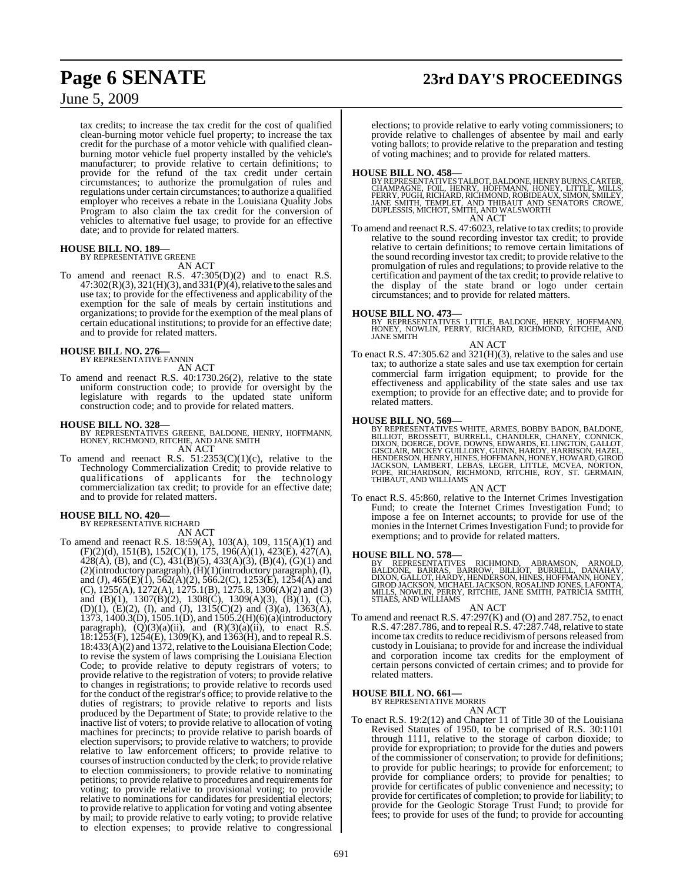tax credits; to increase the tax credit for the cost of qualified clean-burning motor vehicle fuel property; to increase the tax credit for the purchase of a motor vehicle with qualified clean-burning motor vehicle fuel property installed by the vehicle's manufacturer; to provide relative to certain definitions; to provide for the refund of the tax credit under certain circumstances; to authorize the promulgation of rules and regulations under certain circumstances; to authorize a qualified employer who receives a rebate in the Louisiana Quality Jobs Program to also claim the tax credit for the conversion of vehicles to alternative fuel usage; to provide for an effective date; and to provide for related matters.

**HOUSE BILL NO. 189—**
BY REPRESENTATIVE GREENE
AN ACT

To amend and reenact R.S. 47:305(D)(2) and to enact R.S. 47:302(R)(3), 321(H)(3), and 331(P)(4), relative to the sales and use tax; to provide for the effectiveness and applicability of the exemption for the sale of meals by certain institutions and organizations; to provide for the exemption of the meal plans of certain educational institutions; to provide for an effective date; and to provide for related matters.

**HOUSE BILL NO. 276—**
BY REPRESENTATIVE FANNIN
AN ACT

To amend and reenact R.S. 40:1730.26(2), relative to the state uniform construction code; to provide for oversight by the legislature with regards to the updated state uniform construction code; and to provide for related matters.

**HOUSE BILL NO. 328—**
BY REPRESENTATIVES GREENE, BALDONE, HENRY, HOFFMANN, HONEY, RICHMOND, RITCHIE, AND JANE SMITH
AN ACT

To amend and reenact R.S. 51:2353(C)(1)(c), relative to the Technology Commercialization Credit; to provide relative to qualifications of applicants for the technology commercialization tax credit; to provide for an effective date; and to provide for related matters.

**HOUSE BILL NO. 420—**
BY REPRESENTATIVE RICHARD
AN ACT

To amend and reenact R.S. 18:59(A), 103(A), 109, 115(A)(1) and (F)(2)(d), 151(B), 152(C)(1), 175, 196(A)(1), 423(E), 427(A), 428(A), (B), and (C), 431(B)(5), 433(A)(3), (B)(4), (G)(1) and (2)(introductory paragraph), (H)(1)(introductory paragraph), (I), and (J), 465(E)(1), 562(A)(2), 566.2(C), 1253(E), 1254(A) and (C), 1255(A), 1272(A), 1275.1(B), 1275.8, 1306(A)(2) and (3) and (B)(1), 1307(B)(2), 1308(C), 1309(A)(3), (B)(1), (C), (D)(1), (E)(2), (I), and (J), 1315(C)(2) and (3)(a), 1363(A), 1373, 1400.3(D), 1505.1(D), and 1505.2(H)(6)(a)(introductory paragraph), (Q)(3)(a)(ii), and (R)(3)(a)(ii), to enact R.S. 18:1253(F), 1254(E), 1309(K), and 1363(H), and to repeal R.S. 18:433(A)(2) and 1372, relative to the Louisiana Election Code; to revise the system of laws comprising the Louisiana Election Code; to provide relative to deputy registrars of voters; to provide relative to the registration of voters; to provide relative to changes in registrations; to provide relative to records used for the conduct of the registrar's office; to provide relative to the duties of registrars; to provide relative to reports and lists produced by the Department of State; to provide relative to the inactive list of voters; to provide relative to allocation of voting machines for precincts; to provide relative to parish boards of election supervisors; to provide relative to watchers; to provide relative to law enforcement officers; to provide relative to courses of instruction conducted by the clerk; to provide relative to election commissioners; to provide relative to nominating petitions; to provide relative to procedures and requirements for voting; to provide relative to provisional voting; to provide relative to nominations for candidates for presidential electors; to provide relative to application for voting and voting absentee by mail; to provide relative to early voting; to provide relative to election expenses; to provide relative to congressional elections; to provide relative to early voting commissioners; to provide relative to challenges of absentee by mail and early voting ballots; to provide relative to the preparation and testing of voting machines; and to provide for related matters.

**HOUSE BILL NO. 458—**
BY REPRESENTATIVES TALBOT, BALDONE, HENRY BURNS, CARTER, CHAMPAGNE, FOIL, HENRY, HOFFMANN, HONEY, LITTLE, MILLS, PERRY, PUGH, RICHARD, RICHMOND, ROBIDEAUX, SIMON, SMILEY, JANE SMITH, TEMPLET, AND THIBAUT AND SENATORS CROWE, DUPLESSIS, MICHOT, SMITH, AND WALSWORTH
AN ACT

To amend and reenact R.S. 47:6023, relative to tax credits; to provide relative to the sound recording investor tax credit; to provide relative to certain definitions; to remove certain limitations of the sound recording investor tax credit; to provide relative to the promulgation of rules and regulations; to provide relative to the certification and payment of the tax credit; to provide relative to the display of the state brand or logo under certain circumstances; and to provide for related matters.

**HOUSE BILL NO. 473—**
BY REPRESENTATIVES LITTLE, BALDONE, HENRY, HOFFMANN, HONEY, NOWLIN, PERRY, RICHARD, RICHMOND, RITCHIE, AND JANE SMITH
AN ACT

To enact R.S. 47:305.62 and 321(H)(3), relative to the sales and use tax; to authorize a state sales and use tax exemption for certain commercial farm irrigation equipment; to provide for the effectiveness and applicability of the state sales and use tax exemption; to provide for an effective date; and to provide for related matters.

**HOUSE BILL NO. 569—**
BY REPRESENTATIVES WHITE, ARMES, BOBBY BADON, BALDONE, BILLIOT, BROSSETT, BURRELL, CHANDLER, CHANEY, CONNICK, DIXON, DOERGE, DOVE, DOWNS, EDWARDS, ELLINGTON, GALLOT, GISCLAIR, MICKEY GUILLORY, GUINN, HARDY, HARRISON, HAZEL, HENDERSON, HENRY, HINES, HOFFMANN, HONEY, HOWARD, GIROD JACKSON, LAMBERT, LEBAS, LEGER, LITTLE, MCVEA, NORTON, POPE, RICHARDSON, RICHMOND, RITCHIE, ROY, ST. GERMAIN, THIBAUT, AND WILLIAMS
AN ACT

To enact R.S. 45:860, relative to the Internet Crimes Investigation Fund; to create the Internet Crimes Investigation Fund; to impose a fee on Internet accounts; to provide for use of the monies in the Internet Crimes Investigation Fund; to provide for exemptions; and to provide for related matters.

**HOUSE BILL NO. 578—**
BY REPRESENTATIVES RICHMOND, ABRAMSON, ARNOLD, BALDONE, BARRAS, BARROW, BILLIOT, BURRELL, DANAHAY, DIXON, GALLOT, HARDY, HENDERSON, HINES, HOFFMANN, HONEY, GIROD JACKSON, MICHAEL JACKSON, ROSALIND JONES, LAFONTA, MILLS, NOWLIN, PERRY, RITCHIE, JANE SMITH, PATRICIA SMITH, STIAES, AND WILLIAMS
AN ACT

To amend and reenact R.S. 47:297(K) and (O) and 287.752, to enact R.S. 47:287.786, and to repeal R.S. 47:287.748, relative to state income tax credits to reduce recidivism of persons released from custody in Louisiana; to provide for and increase the individual and corporation income tax credits for the employment of certain persons convicted of certain crimes; and to provide for related matters.

**HOUSE BILL NO. 661—**
BY REPRESENTATIVE MORRIS
AN ACT

To enact R.S. 19:2(12) and Chapter 11 of Title 30 of the Louisiana Revised Statutes of 1950, to be comprised of R.S. 30:1101 through 1111, relative to the storage of carbon dioxide; to provide for expropriation; to provide for the duties and powers of the commissioner of conservation; to provide for definitions; to provide for public hearings; to provide for enforcement; to provide for compliance orders; to provide for penalties; to provide for certificates of public convenience and necessity; to provide for certificates of completion; to provide for liability; to provide for the Geologic Storage Trust Fund; to provide for fees; to provide for uses of the fund; to provide for accounting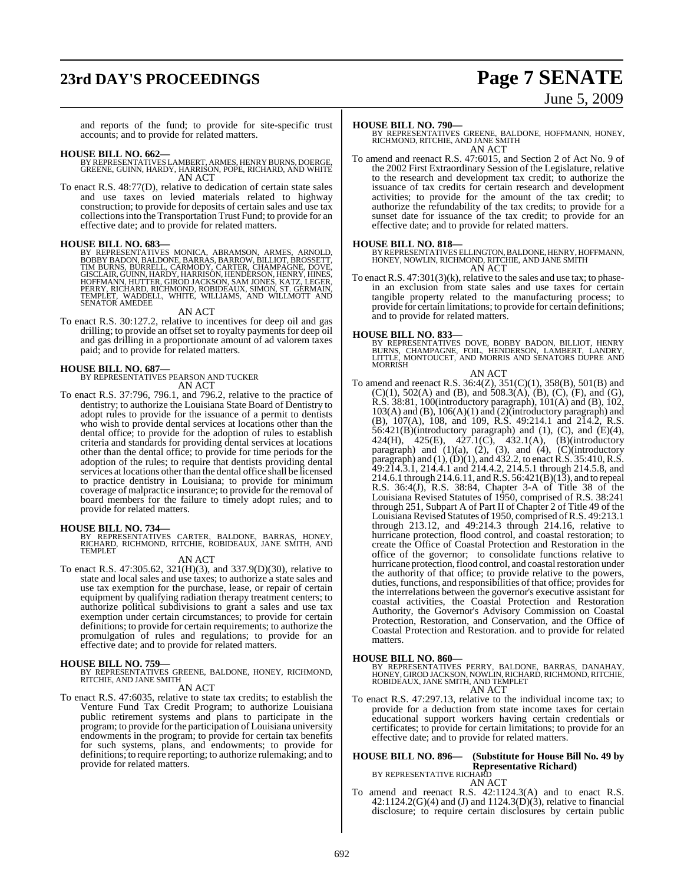and reports of the fund; to provide for site-specific trust accounts; and to provide for related matters.

**HOUSE BILL NO. 662—**
BY REPRESENTATIVES LAMBERT, ARMES, HENRY BURNS, DOERGE, GREENE, GUINN, HARDY, HARRISON, POPE, RICHARD, AND WHITE
AN ACT

To enact R.S. 48:77(D), relative to dedication of certain state sales and use taxes on levied materials related to highway construction; to provide for deposits of certain sales and use tax collections into the Transportation Trust Fund; to provide for an effective date; and to provide for related matters.

**HOUSE BILL NO. 683—**
BY REPRESENTATIVES MONICA, ABRAMSON, ARMES, ARNOLD, BOBBY BADON, BALDONE, BARRAS, BARROW, BILLIOT, BROSSETT, TIM BURNS, BURRELL, CARMODY, CARTER, CHAMPAGNE, DOVE, GISCLAIR, GUINN, HARDY, HARRISON, HENDERSON, HENRY, HINES, HOFFMANN, HUTTER, GIROD JACKSON, SAM JONES, KATZ, LEGER, PERRY, RICHARD, RICHMOND, ROBIDEAUX, SIMON, ST. GERMAIN, TEMPLET, WADDELL, WHITE, WILLIAMS, AND WILLMOTT AND SENATOR AMEDEE
AN ACT

To enact R.S. 30:127.2, relative to incentives for deep oil and gas drilling; to provide an offset set to royalty payments for deep oil and gas drilling in a proportionate amount of ad valorem taxes paid; and to provide for related matters.

**HOUSE BILL NO. 687—**
BY REPRESENTATIVES PEARSON AND TUCKER
AN ACT

To enact R.S. 37:796, 796.1, and 796.2, relative to the practice of dentistry; to authorize the Louisiana State Board of Dentistry to adopt rules to provide for the issuance of a permit to dentists who wish to provide dental services at locations other than the dental office; to provide for the adoption of rules to establish criteria and standards for providing dental services at locations other than the dental office; to provide for time periods for the adoption of the rules; to require that dentists providing dental services at locations other than the dental office shall be licensed to practice dentistry in Louisiana; to provide for minimum coverage of malpractice insurance; to provide for the removal of board members for the failure to timely adopt rules; and to provide for related matters.

**HOUSE BILL NO. 734—**
BY REPRESENTATIVES CARTER, BALDONE, BARRAS, HONEY, RICHARD, RICHMOND, RITCHIE, ROBIDEAUX, JANE SMITH, AND TEMPLET
AN ACT

To enact R.S. 47:305.62, 321(H)(3), and 337.9(D)(30), relative to state and local sales and use taxes; to authorize a state sales and use tax exemption for the purchase, lease, or repair of certain equipment by qualifying radiation therapy treatment centers; to authorize political subdivisions to grant a sales and use tax exemption under certain circumstances; to provide for certain definitions; to provide for certain requirements; to authorize the promulgation of rules and regulations; to provide for an effective date; and to provide for related matters.

**HOUSE BILL NO. 759—**
BY REPRESENTATIVES GREENE, BALDONE, HONEY, RICHMOND, RITCHIE, AND JANE SMITH
AN ACT

To enact R.S. 47:6035, relative to state tax credits; to establish the Venture Fund Tax Credit Program; to authorize Louisiana public retirement systems and plans to participate in the program; to provide for the participation of Louisiana university endowments in the program; to provide for certain tax benefits for such systems, plans, and endowments; to provide for definitions; to require reporting; to authorize rulemaking; and to provide for related matters.

**HOUSE BILL NO. 790—**
BY REPRESENTATIVES GREENE, BALDONE, HOFFMANN, HONEY, RICHMOND, RITCHIE, AND JANE SMITH
AN ACT

To amend and reenact R.S. 47:6015, and Section 2 of Act No. 9 of the 2002 First Extraordinary Session of the Legislature, relative to the research and development tax credit; to authorize the issuance of tax credits for certain research and development activities; to provide for the amount of the tax credit; to authorize the refundability of the tax credits; to provide for a sunset date for issuance of the tax credit; to provide for an effective date; and to provide for related matters.

**HOUSE BILL NO. 818—**
BY REPRESENTATIVES ELLINGTON, BALDONE, HENRY, HOFFMANN, HONEY, NOWLIN, RICHMOND, RITCHIE, AND JANE SMITH
AN ACT

To enact R.S. 47:301(3)(k), relative to the sales and use tax; to phase-in an exclusion from state sales and use taxes for certain tangible property related to the manufacturing process; to provide for certain limitations; to provide for certain definitions; and to provide for related matters.

**HOUSE BILL NO. 833—**
BY REPRESENTATIVES DOVE, BOBBY BADON, BILLIOT, HENRY BURNS, CHAMPAGNE, FOIL, HENDERSON, LAMBERT, LANDRY, LITTLE, MONTOUCET, AND MORRIS AND SENATORS DUPRE AND MORRISH
AN ACT

To amend and reenact R.S. 36:4(Z), 351(C)(1), 358(B), 501(B) and (C)(1), 502(A) and (B), and 508.3(A), (B), (C), (F), and (G), R.S. 38:81, 100(introductory paragraph), 101(A) and (B), 102, 103(A) and (B), 106(A)(1) and (2)(introductory paragraph) and (B), 107(A), 108, and 109, R.S. 49:214.1 and 214.2, R.S. 56:421(B)(introductory paragraph) and (1), (C), and (E)(4), 424(H), 425(E), 427.1(C), 432.1(A), (B)(introductory paragraph) and (1)(a), (2), (3), and (4), (C)(introductory paragraph) and (1), (D)(1), and 432.2, to enact R.S. 35:410, R.S. 49:214.3.1, 214.4.1 and 214.4.2, 214.5.1 through 214.5.8, and 214.6.1 through 214.6.11, and R.S. 56:421(B)(13), and to repeal R.S. 36:4(J), R.S. 38:84, Chapter 3-A of Title 38 of the Louisiana Revised Statutes of 1950, comprised of R.S. 38:241 through 251, Subpart A of Part II of Chapter 2 of Title 49 of the Louisiana Revised Statutes of 1950, comprised of R.S. 49:213.1 through 213.12, and 49:214.3 through 214.16, relative to hurricane protection, flood control, and coastal restoration; to create the Office of Coastal Protection and Restoration in the office of the governor; to consolidate functions relative to hurricane protection, flood control, and coastal restoration under the authority of that office; to provide relative to the powers, duties, functions, and responsibilities of that office; provides for the interrelations between the governor's executive assistant for coastal activities, the Coastal Protection and Restoration Authority, the Governor's Advisory Commission on Coastal Protection, Restoration, and Conservation, and the Office of Coastal Protection and Restoration. and to provide for related matters.

**HOUSE BILL NO. 860—**
BY REPRESENTATIVES PERRY, BALDONE, BARRAS, DANAHAY, HONEY, GIROD JACKSON, NOWLIN, RICHARD, RICHMOND, RITCHIE, ROBIDEAUX, JANE SMITH, AND TEMPLET
AN ACT

To enact R.S. 47:297.13, relative to the individual income tax; to provide for a deduction from state income taxes for certain educational support workers having certain credentials or certificates; to provide for certain limitations; to provide for an effective date; and to provide for related matters.

**HOUSE BILL NO. 896— (Substitute for House Bill No. 49 by Representative Richard)**
BY REPRESENTATIVE RICHARD
AN ACT

To amend and reenact R.S. 42:1124.3(A) and to enact R.S. 42:1124.2(G)(4) and (J) and 1124.3(D)(3), relative to financial disclosure; to require certain disclosures by certain public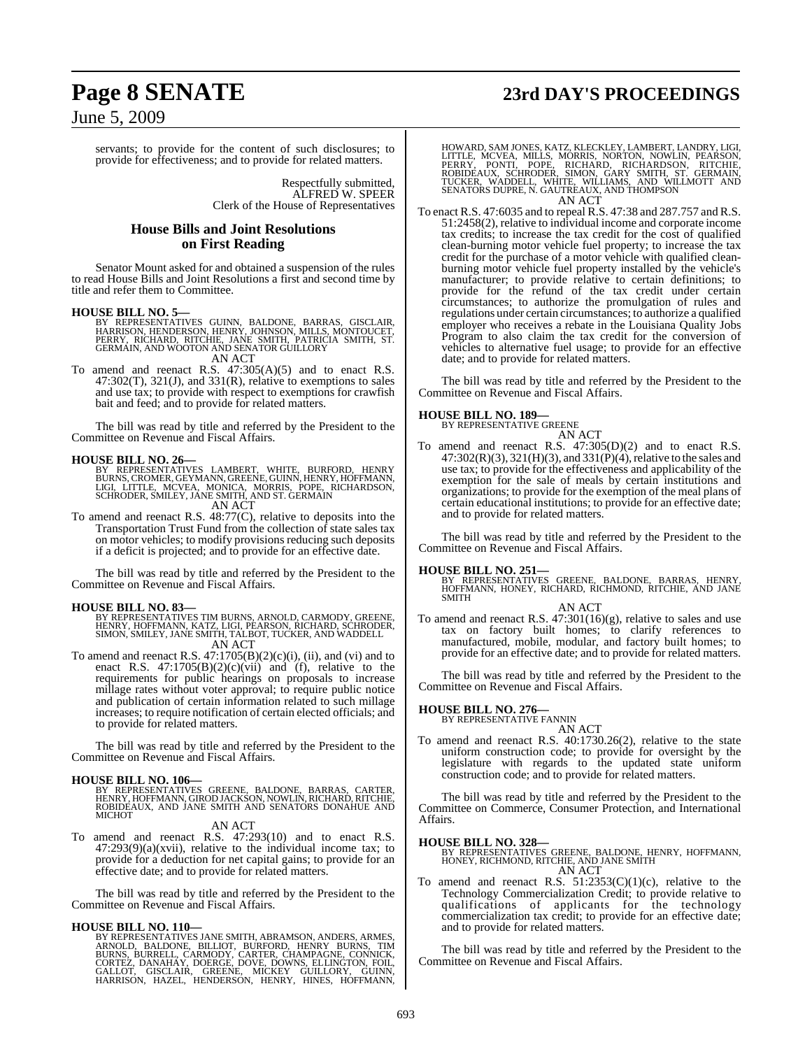servants; to provide for the content of such disclosures; to provide for effectiveness; and to provide for related matters.

Respectfully submitted,
ALFRED W. SPEER
Clerk of the House of Representatives

## House Bills and Joint Resolutions on First Reading

Senator Mount asked for and obtained a suspension of the rules to read House Bills and Joint Resolutions a first and second time by title and refer them to Committee.

**HOUSE BILL NO. 5—**
BY REPRESENTATIVES GUINN, BALDONE, BARRAS, GISCLAIR, HARRISON, HENDERSON, HENRY, JOHNSON, MILLS, MONTOUCET, PERRY, RICHARD, RITCHIE, JANE SMITH, PATRICIA SMITH, ST. GERMAIN, AND WOOTON AND SENATOR GUILLORY
AN ACT
To amend and reenact R.S. 47:305(A)(5) and to enact R.S. 47:302(T), 321(J), and 331(R), relative to exemptions to sales and use tax; to provide with respect to exemptions for crawfish bait and feed; and to provide for related matters.

The bill was read by title and referred by the President to the Committee on Revenue and Fiscal Affairs.

**HOUSE BILL NO. 26—**
BY REPRESENTATIVES LAMBERT, WHITE, BURFORD, HENRY BURNS, CROMER, GEYMANN, GREENE, GUINN, HENRY, HOFFMANN, LIGI, LITTLE, MCVEA, MONICA, MORRIS, POPE, RICHARDSON, SCHRODER, SMILEY, JANE SMITH, AND ST. GERMAIN
AN ACT
To amend and reenact R.S. 48:77(C), relative to deposits into the Transportation Trust Fund from the collection of state sales tax on motor vehicles; to modify provisions reducing such deposits if a deficit is projected; and to provide for an effective date.

The bill was read by title and referred by the President to the Committee on Revenue and Fiscal Affairs.

**HOUSE BILL NO. 83—**
BY REPRESENTATIVES TIM BURNS, ARNOLD, CARMODY, GREENE, HENRY, HOFFMANN, KATZ, LIGI, PEARSON, RICHARD, SCHRODER, SIMON, SMILEY, JANE SMITH, TALBOT, TUCKER, AND WADDELL
AN ACT
To amend and reenact R.S. 47:1705(B)(2)(c)(i), (ii), and (vi) and to enact R.S. 47:1705(B)(2)(c)(vii) and (f), relative to the requirements for public hearings on proposals to increase millage rates without voter approval; to require public notice and publication of certain information related to such millage increases; to require notification of certain elected officials; and to provide for related matters.

The bill was read by title and referred by the President to the Committee on Revenue and Fiscal Affairs.

**HOUSE BILL NO. 106—**
BY REPRESENTATIVES GREENE, BALDONE, BARRAS, CARTER, HENRY, HOFFMANN, GIROD JACKSON, NOWLIN, RICHARD, RITCHIE, ROBIDEAUX, AND JANE SMITH AND SENATORS DONAHUE AND MICHOT
AN ACT
To amend and reenact R.S. 47:293(10) and to enact R.S. 47:293(9)(a)(xvii), relative to the individual income tax; to provide for a deduction for net capital gains; to provide for an effective date; and to provide for related matters.

The bill was read by title and referred by the President to the Committee on Revenue and Fiscal Affairs.

**HOUSE BILL NO. 110—**
BY REPRESENTATIVES JANE SMITH, ABRAMSON, ANDERS, ARMES, ARNOLD, BALDONE, BILLIOT, BURFORD, HENRY BURNS, TIM BURNS, BURRELL, CARMODY, CARTER, CHAMPAGNE, CONNICK, CORTEZ, DANAHAY, DOERGE, DOVE, DOWNS, ELLINGTON, FOIL, GALLOT, GISCLAIR, GREENE, MICKEY GUILLORY, GUINN, HARRISON, HAZEL, HENDERSON, HENRY, HINES, HOFFMANN, HOWARD, SAM JONES, KATZ, KLECKLEY, LAMBERT, LANDRY, LIGI, LITTLE, MCVEA, MILLS, MORRIS, NORTON, NOWLIN, PEARSON, PERRY, PONTI, POPE, RICHARD, RICHARDSON, RITCHIE, ROBIDEAUX, SCHRODER, SIMON, GARY SMITH, ST. GERMAIN, TUCKER, WADDELL, WHITE, WILLIAMS, AND WILLMOTT AND SENATORS DUPRE, N. GAUTREAUX, AND THOMPSON
AN ACT
To enact R.S. 47:6035 and to repeal R.S. 47:38 and 287.757 and R.S. 51:2458(2), relative to individual income and corporate income tax credits; to increase the tax credit for the cost of qualified clean-burning motor vehicle fuel property; to increase the tax credit for the purchase of a motor vehicle with qualified clean-burning motor vehicle fuel property installed by the vehicle's manufacturer; to provide relative to certain definitions; to provide for the refund of the tax credit under certain circumstances; to authorize the promulgation of rules and regulations under certain circumstances; to authorize a qualified employer who receives a rebate in the Louisiana Quality Jobs Program to also claim the tax credit for the conversion of vehicles to alternative fuel usage; to provide for an effective date; and to provide for related matters.

The bill was read by title and referred by the President to the Committee on Revenue and Fiscal Affairs.

**HOUSE BILL NO. 189—**
BY REPRESENTATIVE GREENE
AN ACT
To amend and reenact R.S. 47:305(D)(2) and to enact R.S. 47:302(R)(3), 321(H)(3), and 331(P)(4), relative to the sales and use tax; to provide for the effectiveness and applicability of the exemption for the sale of meals by certain institutions and organizations; to provide for the exemption of the meal plans of certain educational institutions; to provide for an effective date; and to provide for related matters.

The bill was read by title and referred by the President to the Committee on Revenue and Fiscal Affairs.

**HOUSE BILL NO. 251—**
BY REPRESENTATIVES GREENE, BALDONE, BARRAS, HENRY, HOFFMANN, HONEY, RICHARD, RICHMOND, RITCHIE, AND JANE SMITH
AN ACT
To amend and reenact R.S. 47:301(16)(g), relative to sales and use tax on factory built homes; to clarify references to manufactured, mobile, modular, and factory built homes; to provide for an effective date; and to provide for related matters.

The bill was read by title and referred by the President to the Committee on Revenue and Fiscal Affairs.

**HOUSE BILL NO. 276—**
BY REPRESENTATIVE FANNIN
AN ACT
To amend and reenact R.S. 40:1730.26(2), relative to the state uniform construction code; to provide for oversight by the legislature with regards to the updated state uniform construction code; and to provide for related matters.

The bill was read by title and referred by the President to the Committee on Commerce, Consumer Protection, and International Affairs.

**HOUSE BILL NO. 328—**
BY REPRESENTATIVES GREENE, BALDONE, HENRY, HOFFMANN, HONEY, RICHMOND, RITCHIE, AND JANE SMITH
AN ACT
To amend and reenact R.S. 51:2353(C)(1)(c), relative to the Technology Commercialization Credit; to provide relative to qualifications of applicants for the technology commercialization tax credit; to provide for an effective date; and to provide for related matters.

The bill was read by title and referred by the President to the Committee on Revenue and Fiscal Affairs.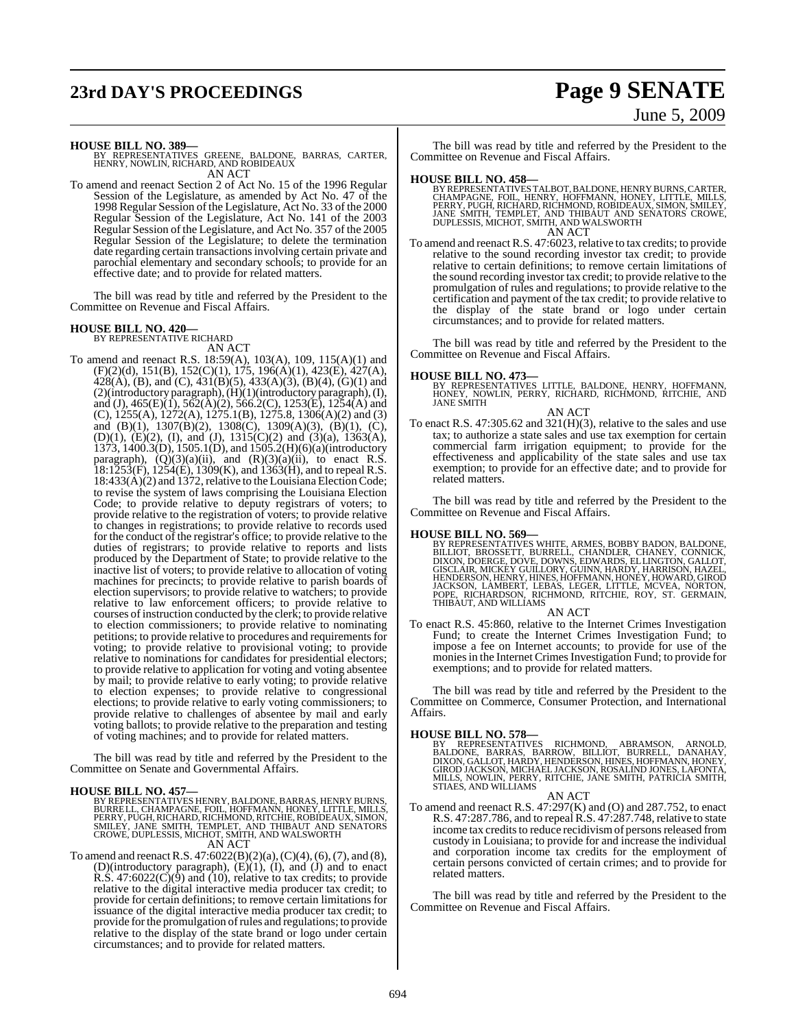**HOUSE BILL NO. 389—**
BY REPRESENTATIVES GREENE, BALDONE, BARRAS, CARTER, HENRY, NOWLIN, RICHARD, AND ROBIDEAUX
AN ACT

To amend and reenact Section 2 of Act No. 15 of the 1996 Regular Session of the Legislature, as amended by Act No. 47 of the 1998 Regular Session of the Legislature, Act No. 33 of the 2000 Regular Session of the Legislature, Act No. 141 of the 2003 Regular Session of the Legislature, and Act No. 357 of the 2005 Regular Session of the Legislature; to delete the termination date regarding certain transactions involving certain private and parochial elementary and secondary schools; to provide for an effective date; and to provide for related matters.

The bill was read by title and referred by the President to the Committee on Revenue and Fiscal Affairs.

**HOUSE BILL NO. 420—**
BY REPRESENTATIVE RICHARD
AN ACT

To amend and reenact R.S. 18:59(A), 103(A), 109, 115(A)(1) and (F)(2)(d), 151(B), 152(C)(1), 175, 196(A)(1), 423(E), 427(A), 428(A), (B), and (C), 431(B)(5), 433(A)(3), (B)(4), (G)(1) and (2)(introductory paragraph), (H)(1)(introductory paragraph), (I), and (J), 465(E)(1), 562(A)(2), 566.2(C), 1253(E), 1254(A) and (C), 1255(A), 1272(A), 1275.1(B), 1275.8, 1306(A)(2) and (3) and (B)(1), 1307(B)(2), 1308(C), 1309(A)(3), (B)(1), (C), (D)(1), (E)(2), (I), and (J), 1315(C)(2) and (3)(a), 1363(A), 1373, 1400.3(D), 1505.1(D), and 1505.2(H)(6)(a)(introductory paragraph), (Q)(3)(a)(ii), and (R)(3)(a)(ii), to enact R.S. 18:1253(F), 1254(E), 1309(K), and 1363(H), and to repeal R.S. 18:433(A)(2) and 1372, relative to the Louisiana Election Code; to revise the system of laws comprising the Louisiana Election Code; to provide relative to deputy registrars of voters; to provide relative to the registration of voters; to provide relative to changes in registrations; to provide relative to records used for the conduct of the registrar's office; to provide relative to the duties of registrars; to provide relative to reports and lists produced by the Department of State; to provide relative to the inactive list of voters; to provide relative to allocation of voting machines for precincts; to provide relative to parish boards of election supervisors; to provide relative to watchers; to provide relative to law enforcement officers; to provide relative to courses of instruction conducted by the clerk; to provide relative to election commissioners; to provide relative to nominating petitions; to provide relative to procedures and requirements for voting; to provide relative to provisional voting; to provide relative to nominations for candidates for presidential electors; to provide relative to application for voting and voting absentee by mail; to provide relative to early voting; to provide relative to election expenses; to provide relative to congressional elections; to provide relative to early voting commissioners; to provide relative to challenges of absentee by mail and early voting ballots; to provide relative to the preparation and testing of voting machines; and to provide for related matters.

The bill was read by title and referred by the President to the Committee on Senate and Governmental Affairs.

**HOUSE BILL NO. 457—**
BY REPRESENTATIVES HENRY, BALDONE, BARRAS, HENRY BURNS, BURRELL, CHAMPAGNE, FOIL, HOFFMANN, HONEY, LITTLE, MILLS, PERRY, PUGH, RICHARD, RICHMOND, RITCHIE, ROBIDEAUX, SIMON, SMILEY, JANE SMITH, TEMPLET, AND THIBAUT AND SENATORS CROWE, DUPLESSIS, MICHOT, SMITH, AND WALSWORTH
AN ACT

To amend and reenact R.S. 47:6022(B)(2)(a), (C)(4), (6), (7), and (8), (D)(introductory paragraph), (E)(1), (I), and (J) and to enact R.S. 47:6022(C)(9) and (10), relative to tax credits; to provide relative to the digital interactive media producer tax credit; to provide for certain definitions; to remove certain limitations for issuance of the digital interactive media producer tax credit; to provide for the promulgation of rules and regulations; to provide relative to the display of the state brand or logo under certain circumstances; and to provide for related matters.

The bill was read by title and referred by the President to the Committee on Revenue and Fiscal Affairs.

**HOUSE BILL NO. 458—**
BY REPRESENTATIVES TALBOT, BALDONE, HENRY BURNS, CARTER, CHAMPAGNE, FOIL, HENRY, HOFFMANN, HONEY, LITTLE, MILLS, PERRY, PUGH, RICHARD, RICHMOND, ROBIDEAUX, SIMON, SMILEY, JANE SMITH, TEMPLET, AND THIBAUT AND SENATORS CROWE, DUPLESSIS, MICHOT, SMITH, AND WALSWORTH
AN ACT

To amend and reenact R.S. 47:6023, relative to tax credits; to provide relative to the sound recording investor tax credit; to provide relative to certain definitions; to remove certain limitations of the sound recording investor tax credit; to provide relative to the promulgation of rules and regulations; to provide relative to the certification and payment of the tax credit; to provide relative to the display of the state brand or logo under certain circumstances; and to provide for related matters.

The bill was read by title and referred by the President to the Committee on Revenue and Fiscal Affairs.

**HOUSE BILL NO. 473—**
BY REPRESENTATIVES LITTLE, BALDONE, HENRY, HOFFMANN, HONEY, NOWLIN, PERRY, RICHARD, RICHMOND, RITCHIE, AND JANE SMITH
AN ACT

To enact R.S. 47:305.62 and 321(H)(3), relative to the sales and use tax; to authorize a state sales and use tax exemption for certain commercial farm irrigation equipment; to provide for the effectiveness and applicability of the state sales and use tax exemption; to provide for an effective date; and to provide for related matters.

The bill was read by title and referred by the President to the Committee on Revenue and Fiscal Affairs.

**HOUSE BILL NO. 569—**
BY REPRESENTATIVES WHITE, ARMES, BOBBY BADON, BALDONE, BILLIOT, BROSSETT, BURRELL, CHANDLER, CHANEY, CONNICK, DIXON, DOERGE, DOVE, DOWNS, EDWARDS, ELLINGTON, GALLOT, GISCLAIR, MICKEY GUILLORY, GUINN, HARDY, HARRISON, HAZEL, HENDERSON, HENRY, HINES, HOFFMANN, HONEY, HOWARD, GIROD JACKSON, LAMBERT, LEBAS, LEGER, LITTLE, MCVEA, NORTON, POPE, RICHARDSON, RICHMOND, RITCHIE, ROY, ST. GERMAIN, THIBAUT, AND WILLIAMS
AN ACT

To enact R.S. 45:860, relative to the Internet Crimes Investigation Fund; to create the Internet Crimes Investigation Fund; to impose a fee on Internet accounts; to provide for use of the monies in the Internet Crimes Investigation Fund; to provide for exemptions; and to provide for related matters.

The bill was read by title and referred by the President to the Committee on Commerce, Consumer Protection, and International Affairs.

**HOUSE BILL NO. 578—**
BY REPRESENTATIVES RICHMOND, ABRAMSON, ARNOLD, BALDONE, BARRAS, BARROW, BILLIOT, BURRELL, DANAHAY, DIXON, GALLOT, HARDY, HENDERSON, HINES, HOFFMANN, HONEY, GIROD JACKSON, MICHAEL JACKSON, ROSALIND JONES, LAFONTA, MILLS, NOWLIN, PERRY, RITCHIE, JANE SMITH, PATRICIA SMITH, STIAES AND WILLIAMS
AN ACT

To amend and reenact R.S. 47:297(K) and (O) and 287.752, to enact R.S. 47:287.786, and to repeal R.S. 47:287.748, relative to state income tax credits to reduce recidivism of persons released from custody in Louisiana; to provide for and increase the individual and corporation income tax credits for the employment of certain persons convicted of certain crimes; and to provide for related matters.

The bill was read by title and referred by the President to the Committee on Revenue and Fiscal Affairs.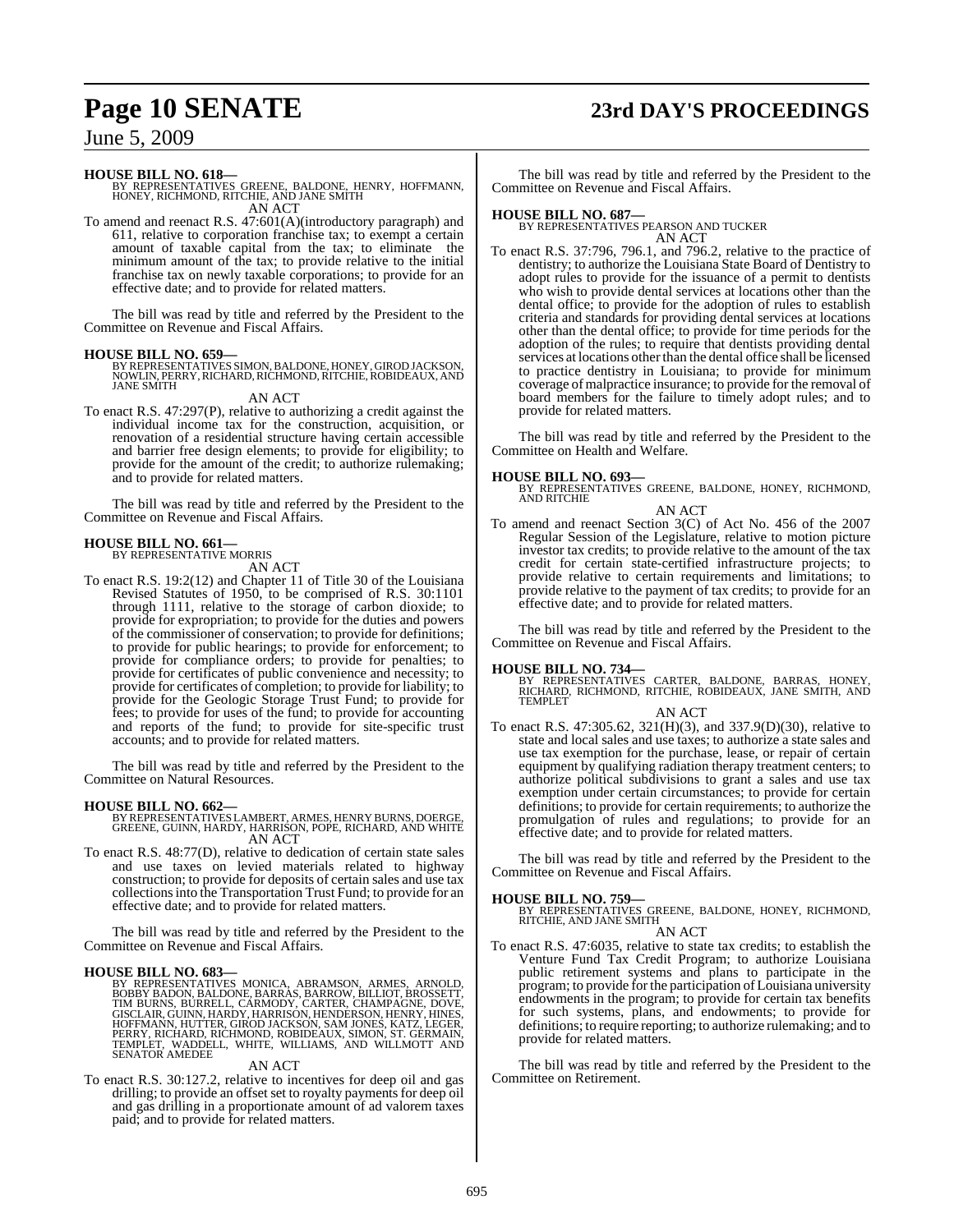**HOUSE BILL NO. 618—**
BY REPRESENTATIVES GREENE, BALDONE, HENRY, HOFFMANN, HONEY, RICHMOND, RITCHIE, AND JANE SMITH

AN ACT

To amend and reenact R.S. 47:601(A)(introductory paragraph) and 611, relative to corporation franchise tax; to exempt a certain amount of taxable capital from the tax; to eliminate the minimum amount of the tax; to provide relative to the initial franchise tax on newly taxable corporations; to provide for an effective date; and to provide for related matters.

The bill was read by title and referred by the President to the Committee on Revenue and Fiscal Affairs.

**HOUSE BILL NO. 659—**
BY REPRESENTATIVES SIMON, BALDONE, HONEY, GIROD JACKSON, NOWLIN, PERRY, RICHARD, RICHMOND, RITCHIE, ROBIDEAUX, AND JANE SMITH

AN ACT

To enact R.S. 47:297(P), relative to authorizing a credit against the individual income tax for the construction, acquisition, or renovation of a residential structure having certain accessible and barrier free design elements; to provide for eligibility; to provide for the amount of the credit; to authorize rulemaking; and to provide for related matters.

The bill was read by title and referred by the President to the Committee on Revenue and Fiscal Affairs.

**HOUSE BILL NO. 661—**
BY REPRESENTATIVE MORRIS

AN ACT

To enact R.S. 19:2(12) and Chapter 11 of Title 30 of the Louisiana Revised Statutes of 1950, to be comprised of R.S. 30:1101 through 1111, relative to the storage of carbon dioxide; to provide for expropriation; to provide for the duties and powers of the commissioner of conservation; to provide for definitions; to provide for public hearings; to provide for enforcement; to provide for compliance orders; to provide for penalties; to provide for certificates of public convenience and necessity; to provide for certificates of completion; to provide for liability; to provide for the Geologic Storage Trust Fund; to provide for fees; to provide for uses of the fund; to provide for accounting and reports of the fund; to provide for site-specific trust accounts; and to provide for related matters.

The bill was read by title and referred by the President to the Committee on Natural Resources.

**HOUSE BILL NO. 662—**
BY REPRESENTATIVES LAMBERT, ARMES, HENRY BURNS, DOERGE, GREENE, GUINN, HARDY, HARRISON, POPE, RICHARD, AND WHITE

AN ACT

To enact R.S. 48:77(D), relative to dedication of certain state sales and use taxes on levied materials related to highway construction; to provide for deposits of certain sales and use tax collections into the Transportation Trust Fund; to provide for an effective date; and to provide for related matters.

The bill was read by title and referred by the President to the Committee on Revenue and Fiscal Affairs.

**HOUSE BILL NO. 683—**
BY REPRESENTATIVES MONICA, ABRAMSON, ARMES, ARNOLD, BOBBY BADON, BALDONE, BARRAS, BARROW, BILLIOT, BROSSETT, TIM BURNS, BURRELL, CARMODY, CARTER, CHAMPAGNE, DOVE, GISCLAIR, GUINN, HARDY, HARRISON, HENDERSON, HENRY, HINES, HOFFMANN, HUTTER, GIROD JACKSON, SAM JONES, KATZ, LEGER, PERRY, RICHARD, RICHMOND, ROBIDEAUX, SIMON, ST. GERMAIN, TEMPLET, WADDELL, WHITE, WILLIAMS, AND WILLMOTT AND SENATOR AMEDEE

AN ACT

To enact R.S. 30:127.2, relative to incentives for deep oil and gas drilling; to provide an offset set to royalty payments for deep oil and gas drilling in a proportionate amount of ad valorem taxes paid; and to provide for related matters.

The bill was read by title and referred by the President to the Committee on Revenue and Fiscal Affairs.

**HOUSE BILL NO. 687—**
BY REPRESENTATIVES PEARSON AND TUCKER

AN ACT

To enact R.S. 37:796, 796.1, and 796.2, relative to the practice of dentistry; to authorize the Louisiana State Board of Dentistry to adopt rules to provide for the issuance of a permit to dentists who wish to provide dental services at locations other than the dental office; to provide for the adoption of rules to establish criteria and standards for providing dental services at locations other than the dental office; to provide for time periods for the adoption of the rules; to require that dentists providing dental services at locations other than the dental office shall be licensed to practice dentistry in Louisiana; to provide for minimum coverage of malpractice insurance; to provide for the removal of board members for the failure to timely adopt rules; and to provide for related matters.

The bill was read by title and referred by the President to the Committee on Health and Welfare.

**HOUSE BILL NO. 693—**
BY REPRESENTATIVES GREENE, BALDONE, HONEY, RICHMOND, AND RITCHIE

AN ACT

To amend and reenact Section 3(C) of Act No. 456 of the 2007 Regular Session of the Legislature, relative to motion picture investor tax credits; to provide relative to the amount of the tax credit for certain state-certified infrastructure projects; to provide relative to certain requirements and limitations; to provide relative to the payment of tax credits; to provide for an effective date; and to provide for related matters.

The bill was read by title and referred by the President to the Committee on Revenue and Fiscal Affairs.

**HOUSE BILL NO. 734—**
BY REPRESENTATIVES CARTER, BALDONE, BARRAS, HONEY, RICHARD, RICHMOND, RITCHIE, ROBIDEAUX, JANE SMITH, AND TEMPLET

AN ACT

To enact R.S. 47:305.62, 321(H)(3), and 337.9(D)(30), relative to state and local sales and use taxes; to authorize a state sales and use tax exemption for the purchase, lease, or repair of certain equipment by qualifying radiation therapy treatment centers; to authorize political subdivisions to grant a sales and use tax exemption under certain circumstances; to provide for certain definitions; to provide for certain requirements; to authorize the promulgation of rules and regulations; to provide for an effective date; and to provide for related matters.

The bill was read by title and referred by the President to the Committee on Revenue and Fiscal Affairs.

**HOUSE BILL NO. 759—**
BY REPRESENTATIVES GREENE, BALDONE, HONEY, RICHMOND, RITCHIE, AND JANE SMITH

AN ACT

To enact R.S. 47:6035, relative to state tax credits; to establish the Venture Fund Tax Credit Program; to authorize Louisiana public retirement systems and plans to participate in the program; to provide for the participation of Louisiana university endowments in the program; to provide for certain tax benefits for such systems, plans, and endowments; to provide for definitions; to require reporting; to authorize rulemaking; and to provide for related matters.

The bill was read by title and referred by the President to the Committee on Retirement.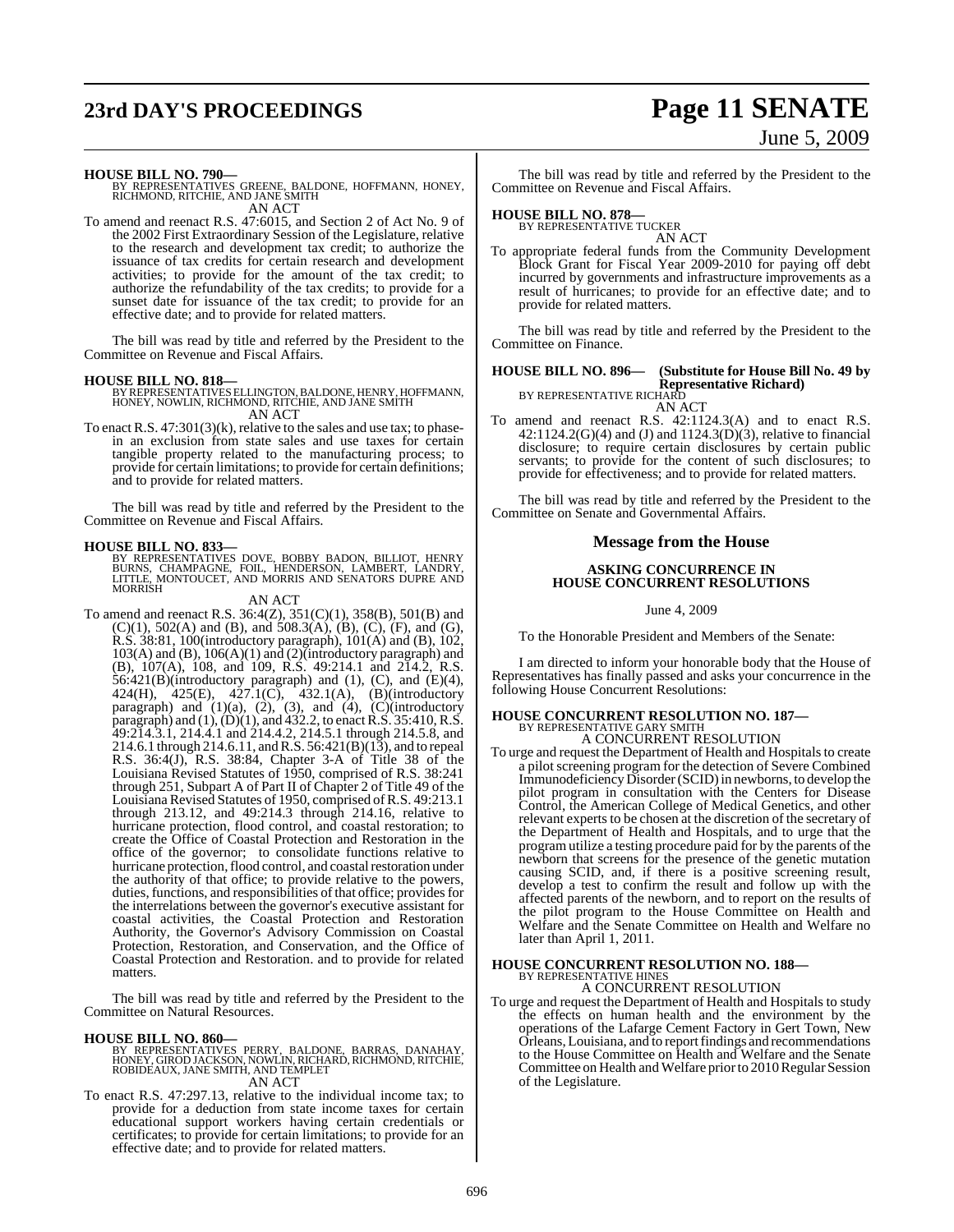**HOUSE BILL NO. 790—**
BY REPRESENTATIVES GREENE, BALDONE, HOFFMANN, HONEY, RICHMOND, RITCHIE, AND JANE SMITH
AN ACT

To amend and reenact R.S. 47:6015, and Section 2 of Act No. 9 of the 2002 First Extraordinary Session of the Legislature, relative to the research and development tax credit; to authorize the issuance of tax credits for certain research and development activities; to provide for the amount of the tax credit; to authorize the refundability of the tax credits; to provide for a sunset date for issuance of the tax credit; to provide for an effective date; and to provide for related matters.

The bill was read by title and referred by the President to the Committee on Revenue and Fiscal Affairs.

**HOUSE BILL NO. 818—**
BY REPRESENTATIVES ELLINGTON, BALDONE, HENRY, HOFFMANN, HONEY, NOWLIN, RICHMOND, RITCHIE, AND JANE SMITH
AN ACT

To enact R.S. 47:301(3)(k), relative to the sales and use tax; to phase-in an exclusion from state sales and use taxes for certain tangible property related to the manufacturing process; to provide for certain limitations; to provide for certain definitions; and to provide for related matters.

The bill was read by title and referred by the President to the Committee on Revenue and Fiscal Affairs.

**HOUSE BILL NO. 833—**
BY REPRESENTATIVES DOVE, BOBBY BADON, BILLIOT, HENRY BURNS, CHAMPAGNE, FOIL, HENDERSON, LAMBERT, LANDRY, LITTLE, MONTOUCET, AND MORRIS AND SENATORS DUPRE AND MORRISH
AN ACT

To amend and reenact R.S. 36:4(Z), 351(C)(1), 358(B), 501(B) and (C)(1), 502(A) and (B), and 508.3(A), (B), (C), (F), and (G), R.S. 38:81, 100(introductory paragraph), 101(A) and (B), 102, 103(A) and (B), 106(A)(1) and (2)(introductory paragraph) and (B), 107(A), 108, and 109, R.S. 49:214.1 and 214.2, R.S. 56:421(B)(introductory paragraph) and (1), (C), and (E)(4), 424(H), 425(E), 427.1(C), 432.1(A), (B)(introductory paragraph) and (1)(a), (2), (3), and (4), (C)(introductory paragraph) and (1), (D)(1), and 432.2, to enact R.S. 35:410, R.S. 49:214.3.1, 214.4.1 and 214.4.2, 214.5.1 through 214.5.8, and 214.6.1 through 214.6.11, and R.S. 56:421(B)(13), and to repeal R.S. 36:4(J), R.S. 38:84, Chapter 3-A of Title 38 of the Louisiana Revised Statutes of 1950, comprised of R.S. 38:241 through 251, Subpart A of Part II of Chapter 2 of Title 49 of the Louisiana Revised Statutes of 1950, comprised of R.S. 49:213.1 through 213.12, and 49:214.3 through 214.16, relative to hurricane protection, flood control, and coastal restoration; to create the Office of Coastal Protection and Restoration in the office of the governor; to consolidate functions relative to hurricane protection, flood control, and coastal restoration under the authority of that office; to provide relative to the powers, duties, functions, and responsibilities of that office; provides for the interrelations between the governor's executive assistant for coastal activities, the Coastal Protection and Restoration Authority, the Governor's Advisory Commission on Coastal Protection, Restoration, and Conservation, and the Office of Coastal Protection and Restoration. and to provide for related matters.

The bill was read by title and referred by the President to the Committee on Natural Resources.

**HOUSE BILL NO. 860—**
BY REPRESENTATIVES PERRY, BALDONE, BARRAS, DANAHAY, HONEY, GIROD JACKSON, NOWLIN, RICHARD, RICHMOND, RITCHIE, ROBIDEAUX, JANE SMITH, AND TEMPLET
AN ACT

To enact R.S. 47:297.13, relative to the individual income tax; to provide for a deduction from state income taxes for certain educational support workers having certain credentials or certificates; to provide for certain limitations; to provide for an effective date; and to provide for related matters.

The bill was read by title and referred by the President to the Committee on Revenue and Fiscal Affairs.

**HOUSE BILL NO. 878—**
BY REPRESENTATIVE TUCKER
AN ACT

To appropriate federal funds from the Community Development Block Grant for Fiscal Year 2009-2010 for paying off debt incurred by governments and infrastructure improvements as a result of hurricanes; to provide for an effective date; and to provide for related matters.

The bill was read by title and referred by the President to the Committee on Finance.

**HOUSE BILL NO. 896— (Substitute for House Bill No. 49 by Representative Richard)**
BY REPRESENTATIVE RICHARD
AN ACT

To amend and reenact R.S. 42:1124.3(A) and to enact R.S. 42:1124.2(G)(4) and (J) and 1124.3(D)(3), relative to financial disclosure; to require certain disclosures by certain public servants; to provide for the content of such disclosures; to provide for effectiveness; and to provide for related matters.

The bill was read by title and referred by the President to the Committee on Senate and Governmental Affairs.

## Message from the House

### ASKING CONCURRENCE IN HOUSE CONCURRENT RESOLUTIONS

June 4, 2009

To the Honorable President and Members of the Senate:

I am directed to inform your honorable body that the House of Representatives has finally passed and asks your concurrence in the following House Concurrent Resolutions:

**HOUSE CONCURRENT RESOLUTION NO. 187—**
BY REPRESENTATIVE GARY SMITH
A CONCURRENT RESOLUTION

To urge and request the Department of Health and Hospitals to create a pilot screening program for the detection of Severe Combined Immunodeficiency Disorder (SCID) in newborns, to develop the pilot program in consultation with the Centers for Disease Control, the American College of Medical Genetics, and other relevant experts to be chosen at the discretion of the secretary of the Department of Health and Hospitals, and to urge that the program utilize a testing procedure paid for by the parents of the newborn that screens for the presence of the genetic mutation causing SCID, and, if there is a positive screening result, develop a test to confirm the result and follow up with the affected parents of the newborn, and to report on the results of the pilot program to the House Committee on Health and Welfare and the Senate Committee on Health and Welfare no later than April 1, 2011.

**HOUSE CONCURRENT RESOLUTION NO. 188—**
BY REPRESENTATIVE HINES
A CONCURRENT RESOLUTION

To urge and request the Department of Health and Hospitals to study the effects on human health and the environment by the operations of the Lafarge Cement Factory in Gert Town, New Orleans, Louisiana, and to report findings and recommendations to the House Committee on Health and Welfare and the Senate Committee on Health and Welfare prior to 2010 Regular Session of the Legislature.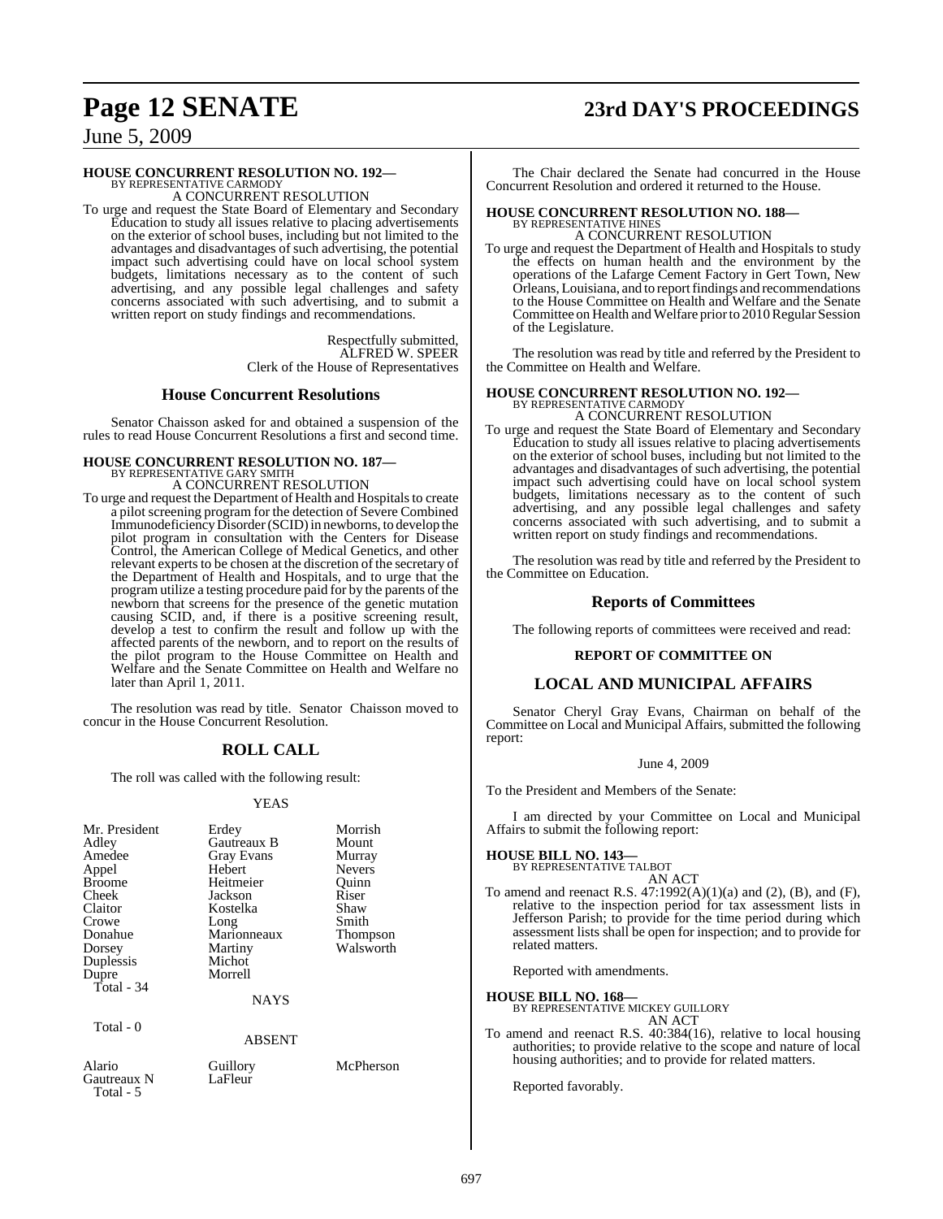**HOUSE CONCURRENT RESOLUTION NO. 192—**
BY REPRESENTATIVE CARMODY

A CONCURRENT RESOLUTION

To urge and request the State Board of Elementary and Secondary Education to study all issues relative to placing advertisements on the exterior of school buses, including but not limited to the advantages and disadvantages of such advertising, the potential impact such advertising could have on local school system budgets, limitations necessary as to the content of such advertising, and any possible legal challenges and safety concerns associated with such advertising, and to submit a written report on study findings and recommendations.

Respectfully submitted,
ALFRED W. SPEER
Clerk of the House of Representatives

## House Concurrent Resolutions

Senator Chaisson asked for and obtained a suspension of the rules to read House Concurrent Resolutions a first and second time.

**HOUSE CONCURRENT RESOLUTION NO. 187—**
BY REPRESENTATIVE GARY SMITH

A CONCURRENT RESOLUTION

To urge and request the Department of Health and Hospitals to create a pilot screening program for the detection of Severe Combined Immunodeficiency Disorder (SCID) in newborns, to develop the pilot program in consultation with the Centers for Disease Control, the American College of Medical Genetics, and other relevant experts to be chosen at the discretion of the secretary of the Department of Health and Hospitals, and to urge that the program utilize a testing procedure paid for by the parents of the newborn that screens for the presence of the genetic mutation causing SCID, and, if there is a positive screening result, develop a test to confirm the result and follow up with the affected parents of the newborn, and to report on the results of the pilot program to the House Committee on Health and Welfare and the Senate Committee on Health and Welfare no later than April 1, 2011.

The resolution was read by title. Senator Chaisson moved to concur in the House Concurrent Resolution.

## ROLL CALL

The roll was called with the following result:

YEAS

| | | |
|---|---|---|
| Mr. President | Erdey | Morrish |
| Adley | Gautreaux B | Mount |
| Amedee | Gray Evans | Murray |
| Appel | Hebert | Nevers |
| Broome | Heitmeier | Quinn |
| Cheek | Jackson | Riser |
| Claitor | Kostelka | Shaw |
| Crowe | Long | Smith |
| Donahue | Marionneaux | Thompson |
| Dorsey | Martiny | Walsworth |
| Duplessis | Michot | |
| Dupre | Morrell | |

Total - 34

NAYS

Total - 0

ABSENT

| | | |
|---|---|---|
| Alario | Guillory | McPherson |
| Gautreaux N | LaFleur | |

Total - 5

The Chair declared the Senate had concurred in the House Concurrent Resolution and ordered it returned to the House.

**HOUSE CONCURRENT RESOLUTION NO. 188—**
BY REPRESENTATIVE HINES

A CONCURRENT RESOLUTION

To urge and request the Department of Health and Hospitals to study the effects on human health and the environment by the operations of the Lafarge Cement Factory in Gert Town, New Orleans, Louisiana, and to report findings and recommendations to the House Committee on Health and Welfare and the Senate Committee on Health and Welfare prior to 2010 Regular Session of the Legislature.

The resolution was read by title and referred by the President to the Committee on Health and Welfare.

**HOUSE CONCURRENT RESOLUTION NO. 192—**
BY REPRESENTATIVE CARMODY

A CONCURRENT RESOLUTION

To urge and request the State Board of Elementary and Secondary Education to study all issues relative to placing advertisements on the exterior of school buses, including but not limited to the advantages and disadvantages of such advertising, the potential impact such advertising could have on local school system budgets, limitations necessary as to the content of such advertising, and any possible legal challenges and safety concerns associated with such advertising, and to submit a written report on study findings and recommendations.

The resolution was read by title and referred by the President to the Committee on Education.

## Reports of Committees

The following reports of committees were received and read:

### REPORT OF COMMITTEE ON

## LOCAL AND MUNICIPAL AFFAIRS

Senator Cheryl Gray Evans, Chairman on behalf of the Committee on Local and Municipal Affairs, submitted the following report:

June 4, 2009

To the President and Members of the Senate:

I am directed by your Committee on Local and Municipal Affairs to submit the following report:

**HOUSE BILL NO. 143—**
BY REPRESENTATIVE TALBOT

AN ACT

To amend and reenact R.S. 47:1992(A)(1)(a) and (2), (B), and (F), relative to the inspection period for tax assessment lists in Jefferson Parish; to provide for the time period during which assessment lists shall be open for inspection; and to provide for related matters.

Reported with amendments.

**HOUSE BILL NO. 168—**
BY REPRESENTATIVE MICKEY GUILLORY

AN ACT

To amend and reenact R.S. 40:384(16), relative to local housing authorities; to provide relative to the scope and nature of local housing authorities; and to provide for related matters.

Reported favorably.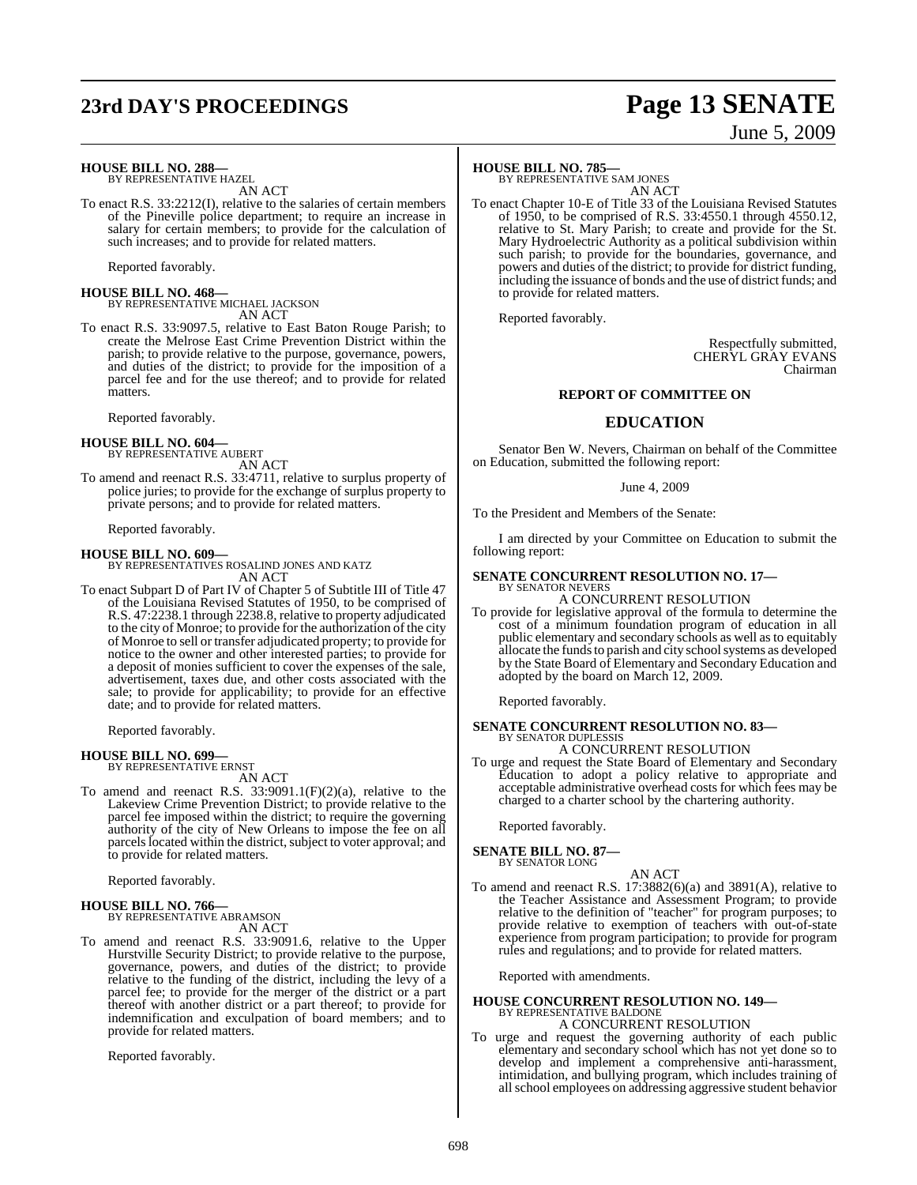**HOUSE BILL NO. 288—**
BY REPRESENTATIVE HAZEL

AN ACT

To enact R.S. 33:2212(I), relative to the salaries of certain members of the Pineville police department; to require an increase in salary for certain members; to provide for the calculation of such increases; and to provide for related matters.

Reported favorably.

**HOUSE BILL NO. 468—**
BY REPRESENTATIVE MICHAEL JACKSON

AN ACT

To enact R.S. 33:9097.5, relative to East Baton Rouge Parish; to create the Melrose East Crime Prevention District within the parish; to provide relative to the purpose, governance, powers, and duties of the district; to provide for the imposition of a parcel fee and for the use thereof; and to provide for related matters.

Reported favorably.

**HOUSE BILL NO. 604—**
BY REPRESENTATIVE AUBERT

AN ACT

To amend and reenact R.S. 33:4711, relative to surplus property of police juries; to provide for the exchange of surplus property to private persons; and to provide for related matters.

Reported favorably.

**HOUSE BILL NO. 609—**
BY REPRESENTATIVES ROSALIND JONES AND KATZ

AN ACT

To enact Subpart D of Part IV of Chapter 5 of Subtitle III of Title 47 of the Louisiana Revised Statutes of 1950, to be comprised of R.S. 47:2238.1 through 2238.8, relative to property adjudicated to the city of Monroe; to provide for the authorization of the city of Monroe to sell or transfer adjudicated property; to provide for notice to the owner and other interested parties; to provide for a deposit of monies sufficient to cover the expenses of the sale, advertisement, taxes due, and other costs associated with the sale; to provide for applicability; to provide for an effective date; and to provide for related matters.

Reported favorably.

**HOUSE BILL NO. 699—**
BY REPRESENTATIVE ERNST

AN ACT

To amend and reenact R.S. 33:9091.1(F)(2)(a), relative to the Lakeview Crime Prevention District; to provide relative to the parcel fee imposed within the district; to require the governing authority of the city of New Orleans to impose the fee on all parcels located within the district, subject to voter approval; and to provide for related matters.

Reported favorably.

**HOUSE BILL NO. 766—**
BY REPRESENTATIVE ABRAMSON

AN ACT

To amend and reenact R.S. 33:9091.6, relative to the Upper Hurstville Security District; to provide relative to the purpose, governance, powers, and duties of the district; to provide relative to the funding of the district, including the levy of a parcel fee; to provide for the merger of the district or a part thereof with another district or a part thereof; to provide for indemnification and exculpation of board members; and to provide for related matters.

Reported favorably.

**HOUSE BILL NO. 785—**
BY REPRESENTATIVE SAM JONES

AN ACT

To enact Chapter 10-E of Title 33 of the Louisiana Revised Statutes of 1950, to be comprised of R.S. 33:4550.1 through 4550.12, relative to St. Mary Parish; to create and provide for the St. Mary Hydroelectric Authority as a political subdivision within such parish; to provide for the boundaries, governance, and powers and duties of the district; to provide for district funding, including the issuance of bonds and the use of district funds; and to provide for related matters.

Reported favorably.

Respectfully submitted,
CHERYL GRAY EVANS
Chairman

**REPORT OF COMMITTEE ON**

## EDUCATION

Senator Ben W. Nevers, Chairman on behalf of the Committee on Education, submitted the following report:

June 4, 2009

To the President and Members of the Senate:

I am directed by your Committee on Education to submit the following report:

**SENATE CONCURRENT RESOLUTION NO. 17—**
BY SENATOR NEVERS

A CONCURRENT RESOLUTION

To provide for legislative approval of the formula to determine the cost of a minimum foundation program of education in all public elementary and secondary schools as well as to equitably allocate the funds to parish and city school systems as developed by the State Board of Elementary and Secondary Education and adopted by the board on March 12, 2009.

Reported favorably.

**SENATE CONCURRENT RESOLUTION NO. 83—**
BY SENATOR DUPLESSIS

A CONCURRENT RESOLUTION

To urge and request the State Board of Elementary and Secondary Education to adopt a policy relative to appropriate and acceptable administrative overhead costs for which fees may be charged to a charter school by the chartering authority.

Reported favorably.

**SENATE BILL NO. 87—**
BY SENATOR LONG

AN ACT

To amend and reenact R.S. 17:3882(6)(a) and 3891(A), relative to the Teacher Assistance and Assessment Program; to provide relative to the definition of "teacher" for program purposes; to provide relative to exemption of teachers with out-of-state experience from program participation; to provide for program rules and regulations; and to provide for related matters.

Reported with amendments.

**HOUSE CONCURRENT RESOLUTION NO. 149—**
BY REPRESENTATIVE BALDONE

A CONCURRENT RESOLUTION

To urge and request the governing authority of each public elementary and secondary school which has not yet done so to develop and implement a comprehensive anti-harassment, intimidation, and bullying program, which includes training of all school employees on addressing aggressive student behavior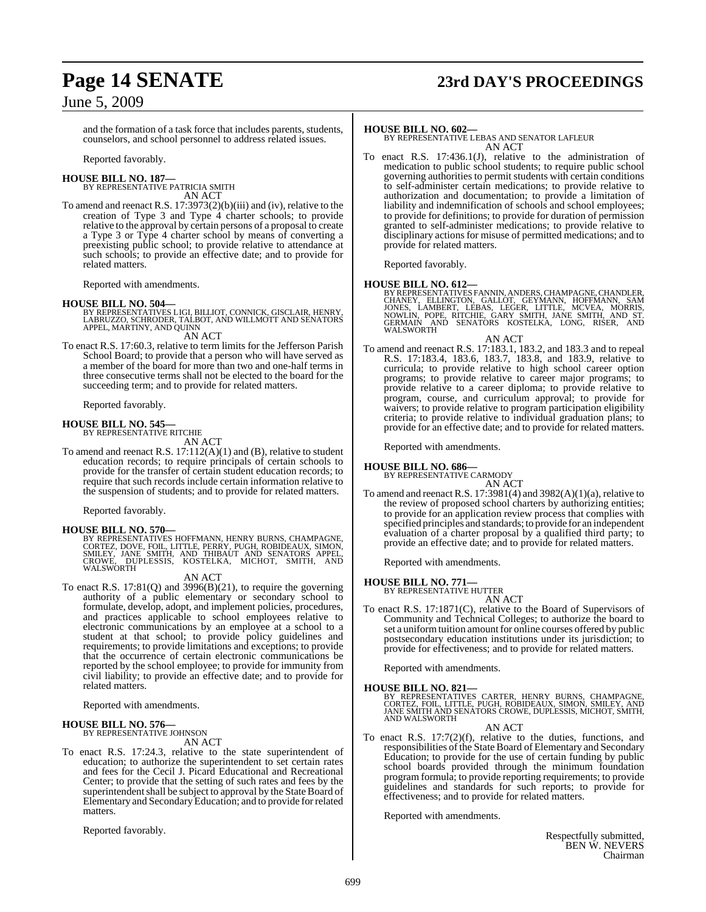and the formation of a task force that includes parents, students, counselors, and school personnel to address related issues.

Reported favorably.

**HOUSE BILL NO. 187—**
BY REPRESENTATIVE PATRICIA SMITH
AN ACT

To amend and reenact R.S. 17:3973(2)(b)(iii) and (iv), relative to the creation of Type 3 and Type 4 charter schools; to provide relative to the approval by certain persons of a proposal to create a Type 3 or Type 4 charter school by means of converting a preexisting public school; to provide relative to attendance at such schools; to provide an effective date; and to provide for related matters.

Reported with amendments.

**HOUSE BILL NO. 504—**
BY REPRESENTATIVES LIGI, BILLIOT, CONNICK, GISCLAIR, HENRY, LABRUZZO, SCHRODER, TALBOT, AND WILLMOTT AND SENATORS APPEL, MARTINY, AND QUINN
AN ACT

To enact R.S. 17:60.3, relative to term limits for the Jefferson Parish School Board; to provide that a person who will have served as a member of the board for more than two and one-half terms in three consecutive terms shall not be elected to the board for the succeeding term; and to provide for related matters.

Reported favorably.

**HOUSE BILL NO. 545—**
BY REPRESENTATIVE RITCHIE
AN ACT

To amend and reenact R.S. 17:112(A)(1) and (B), relative to student education records; to require principals of certain schools to provide for the transfer of certain student education records; to require that such records include certain information relative to the suspension of students; and to provide for related matters.

Reported favorably.

**HOUSE BILL NO. 570—**
BY REPRESENTATIVES HOFFMANN, HENRY BURNS, CHAMPAGNE, CORTEZ, DOVE, FOIL, LITTLE, PERRY, PUGH, ROBIDEAUX, SIMON, SMILEY, JANE SMITH, AND THIBAUT AND SENATORS APPEL, CROWE, DUPLESSIS, KOSTELKA, MICHOT, SMITH, AND WALSWORTH
AN ACT

To enact R.S. 17:81(Q) and 3996(B)(21), to require the governing authority of a public elementary or secondary school to formulate, develop, adopt, and implement policies, procedures, and practices applicable to school employees relative to electronic communications by an employee at a school to a student at that school; to provide policy guidelines and requirements; to provide limitations and exceptions; to provide that the occurrence of certain electronic communications be reported by the school employee; to provide for immunity from civil liability; to provide an effective date; and to provide for related matters.

Reported with amendments.

**HOUSE BILL NO. 576—**
BY REPRESENTATIVE JOHNSON
AN ACT

To enact R.S. 17:24.3, relative to the state superintendent of education; to authorize the superintendent to set certain rates and fees for the Cecil J. Picard Educational and Recreational Center; to provide that the setting of such rates and fees by the superintendent shall be subject to approval by the State Board of Elementary and Secondary Education; and to provide for related matters.

Reported favorably.

**HOUSE BILL NO. 602—**
BY REPRESENTATIVE LEBAS AND SENATOR LAFLEUR
AN ACT

To enact R.S. 17:436.1(J), relative to the administration of medication to public school students; to require public school governing authorities to permit students with certain conditions to self-administer certain medications; to provide relative to authorization and documentation; to provide a limitation of liability and indemnification of schools and school employees; to provide for definitions; to provide for duration of permission granted to self-administer medications; to provide relative to disciplinary actions for misuse of permitted medications; and to provide for related matters.

Reported favorably.

**HOUSE BILL NO. 612—**
BY REPRESENTATIVES FANNIN, ANDERS, CHAMPAGNE, CHANDLER, CHANEY, ELLINGTON, GALLOT, GEYMANN, HOFFMANN, SAM JONES, LAMBERT, LEBAS, LEGER, LITTLE, MCVEA, MORRIS, NOWLIN, POPE, RITCHIE, GARY SMITH, JANE SMITH, AND ST. GERMAIN AND SENATORS KOSTELKA, LONG, RISER, AND WALSWORTH
AN ACT

To amend and reenact R.S. 17:183.1, 183.2, and 183.3 and to repeal R.S. 17:183.4, 183.6, 183.7, 183.8, and 183.9, relative to curricula; to provide relative to high school career option programs; to provide relative to career major programs; to provide relative to a career diploma; to provide relative to program, course, and curriculum approval; to provide for waivers; to provide relative to program participation eligibility criteria; to provide relative to individual graduation plans; to provide for an effective date; and to provide for related matters.

Reported with amendments.

**HOUSE BILL NO. 686—**
BY REPRESENTATIVE CARMODY
AN ACT

To amend and reenact R.S. 17:3981(4) and 3982(A)(1)(a), relative to the review of proposed school charters by authorizing entities; to provide for an application review process that complies with specified principles and standards; to provide for an independent evaluation of a charter proposal by a qualified third party; to provide an effective date; and to provide for related matters.

Reported with amendments.

**HOUSE BILL NO. 771—**
BY REPRESENTATIVE HUTTER
AN ACT

To enact R.S. 17:1871(C), relative to the Board of Supervisors of Community and Technical Colleges; to authorize the board to set a uniform tuition amount for online courses offered by public postsecondary education institutions under its jurisdiction; to provide for effectiveness; and to provide for related matters.

Reported with amendments.

**HOUSE BILL NO. 821—**
BY REPRESENTATIVES CARTER, HENRY BURNS, CHAMPAGNE, CORTEZ, FOIL, LITTLE, PUGH, ROBIDEAUX, SIMON, SMILEY, AND JANE SMITH AND SENATORS CROWE, DUPLESSIS, MICHOT, SMITH, AND WALSWORTH
AN ACT

To enact R.S. 17:7(2)(f), relative to the duties, functions, and responsibilities of the State Board of Elementary and Secondary Education; to provide for the use of certain funding by public school boards provided through the minimum foundation program formula; to provide reporting requirements; to provide guidelines and standards for such reports; to provide for effectiveness; and to provide for related matters.

Reported with amendments.

Respectfully submitted,
BEN W. NEVERS
Chairman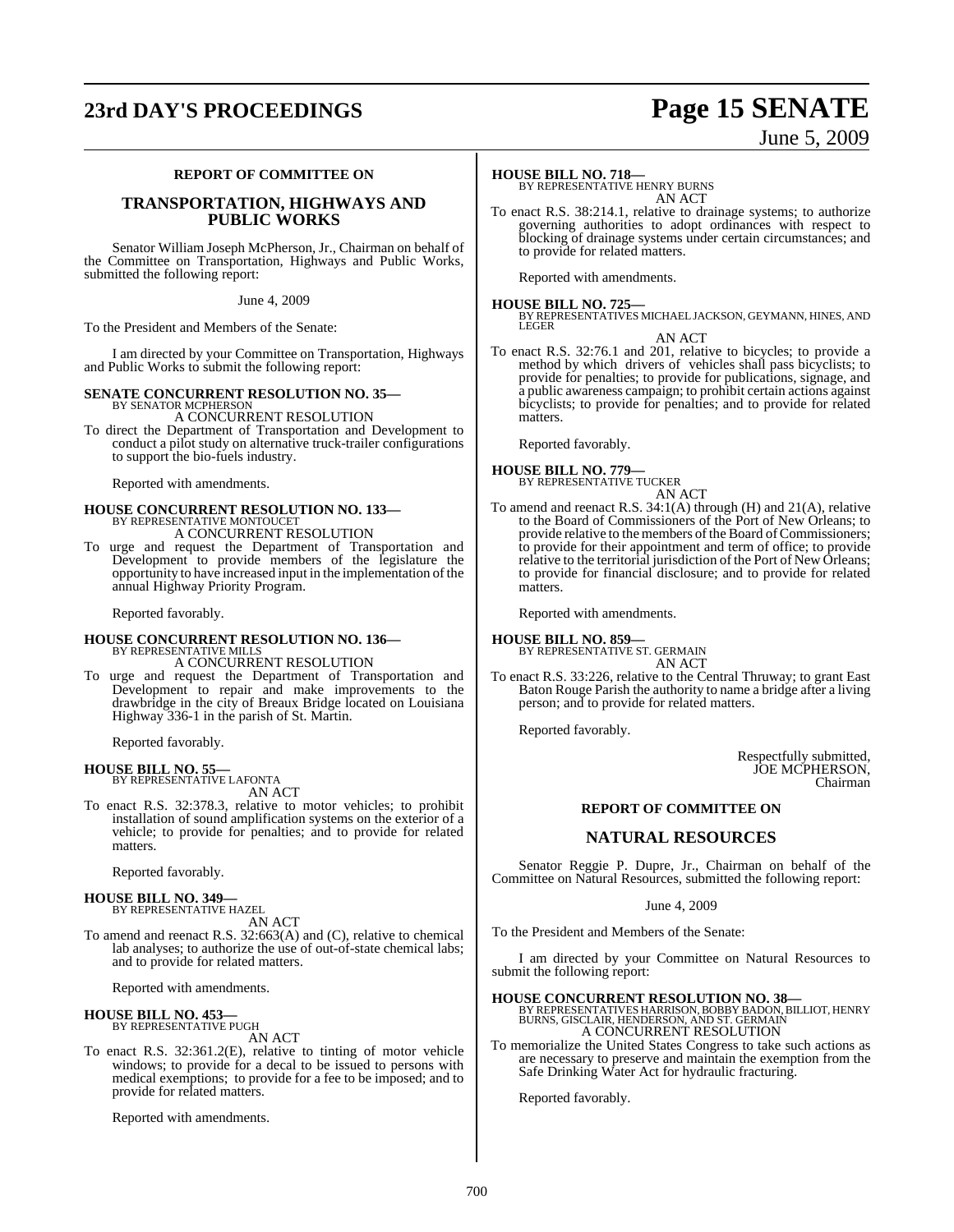**REPORT OF COMMITTEE ON**

## TRANSPORTATION, HIGHWAYS AND PUBLIC WORKS

Senator William Joseph McPherson, Jr., Chairman on behalf of the Committee on Transportation, Highways and Public Works, submitted the following report:

June 4, 2009

To the President and Members of the Senate:

I am directed by your Committee on Transportation, Highways and Public Works to submit the following report:

**SENATE CONCURRENT RESOLUTION NO. 35—**
BY SENATOR MCPHERSON
A CONCURRENT RESOLUTION
To direct the Department of Transportation and Development to conduct a pilot study on alternative truck-trailer configurations to support the bio-fuels industry.

Reported with amendments.

**HOUSE CONCURRENT RESOLUTION NO. 133—**
BY REPRESENTATIVE MONTOUCET
A CONCURRENT RESOLUTION
To urge and request the Department of Transportation and Development to provide members of the legislature the opportunity to have increased input in the implementation of the annual Highway Priority Program.

Reported favorably.

**HOUSE CONCURRENT RESOLUTION NO. 136—**
BY REPRESENTATIVE MILLS
A CONCURRENT RESOLUTION
To urge and request the Department of Transportation and Development to repair and make improvements to the drawbridge in the city of Breaux Bridge located on Louisiana Highway 336-1 in the parish of St. Martin.

Reported favorably.

**HOUSE BILL NO. 55—**
BY REPRESENTATIVE LAFONTA
AN ACT
To enact R.S. 32:378.3, relative to motor vehicles; to prohibit installation of sound amplification systems on the exterior of a vehicle; to provide for penalties; and to provide for related matters.

Reported favorably.

**HOUSE BILL NO. 349—**
BY REPRESENTATIVE HAZEL
AN ACT
To amend and reenact R.S. 32:663(A) and (C), relative to chemical lab analyses; to authorize the use of out-of-state chemical labs; and to provide for related matters.

Reported with amendments.

**HOUSE BILL NO. 453—**
BY REPRESENTATIVE PUGH
AN ACT
To enact R.S. 32:361.2(E), relative to tinting of motor vehicle windows; to provide for a decal to be issued to persons with medical exemptions; to provide for a fee to be imposed; and to provide for related matters.

Reported with amendments.

**HOUSE BILL NO. 718—**
BY REPRESENTATIVE HENRY BURNS
AN ACT
To enact R.S. 38:214.1, relative to drainage systems; to authorize governing authorities to adopt ordinances with respect to blocking of drainage systems under certain circumstances; and to provide for related matters.

Reported with amendments.

**HOUSE BILL NO. 725—**
BY REPRESENTATIVES MICHAEL JACKSON, GEYMANN, HINES, AND LEGER
AN ACT
To enact R.S. 32:76.1 and 201, relative to bicycles; to provide a method by which drivers of vehicles shall pass bicyclists; to provide for penalties; to provide for publications, signage, and a public awareness campaign; to prohibit certain actions against bicyclists; to provide for penalties; and to provide for related matters.

Reported favorably.

**HOUSE BILL NO. 779—**
BY REPRESENTATIVE TUCKER
AN ACT
To amend and reenact R.S. 34:1(A) through (H) and 21(A), relative to the Board of Commissioners of the Port of New Orleans; to provide relative to the members of the Board of Commissioners; to provide for their appointment and term of office; to provide relative to the territorial jurisdiction of the Port of New Orleans; to provide for financial disclosure; and to provide for related matters.

Reported with amendments.

**HOUSE BILL NO. 859—**
BY REPRESENTATIVE ST. GERMAIN
AN ACT
To enact R.S. 33:226, relative to the Central Thruway; to grant East Baton Rouge Parish the authority to name a bridge after a living person; and to provide for related matters.

Reported favorably.

Respectfully submitted,
JOE MCPHERSON,
Chairman

**REPORT OF COMMITTEE ON**

## NATURAL RESOURCES

Senator Reggie P. Dupre, Jr., Chairman on behalf of the Committee on Natural Resources, submitted the following report:

June 4, 2009

To the President and Members of the Senate:

I am directed by your Committee on Natural Resources to submit the following report:

**HOUSE CONCURRENT RESOLUTION NO. 38—**
BY REPRESENTATIVES HARRISON, BOBBY BADON, BILLIOT, HENRY BURNS, GISCLAIR, HENDERSON, AND ST. GERMAIN
A CONCURRENT RESOLUTION
To memorialize the United States Congress to take such actions as are necessary to preserve and maintain the exemption from the Safe Drinking Water Act for hydraulic fracturing.

Reported favorably.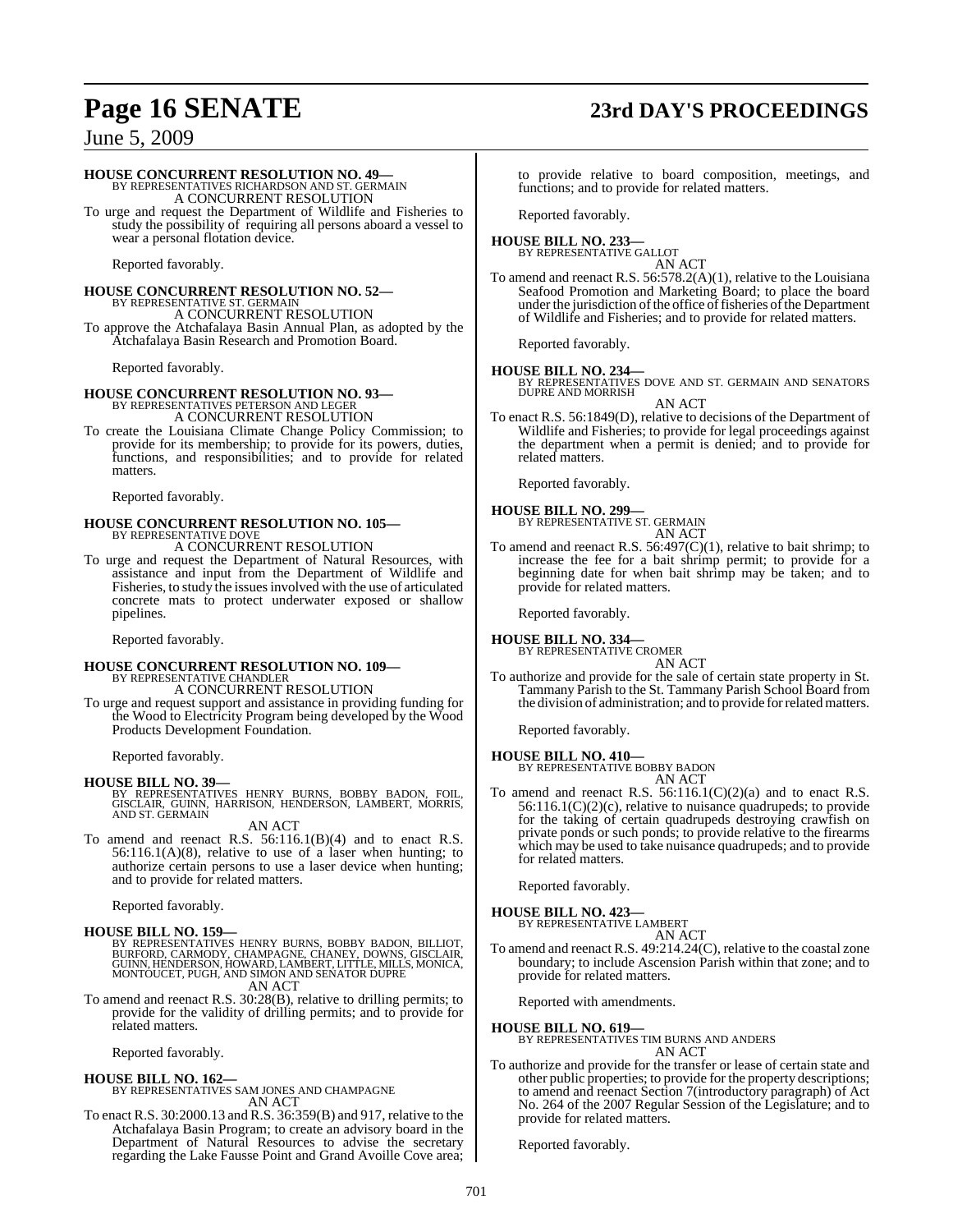**HOUSE CONCURRENT RESOLUTION NO. 49—**
BY REPRESENTATIVES RICHARDSON AND ST. GERMAIN
A CONCURRENT RESOLUTION

To urge and request the Department of Wildlife and Fisheries to study the possibility of requiring all persons aboard a vessel to wear a personal flotation device.

Reported favorably.

**HOUSE CONCURRENT RESOLUTION NO. 52—**
BY REPRESENTATIVE ST. GERMAIN
A CONCURRENT RESOLUTION

To approve the Atchafalaya Basin Annual Plan, as adopted by the Atchafalaya Basin Research and Promotion Board.

Reported favorably.

**HOUSE CONCURRENT RESOLUTION NO. 93—**
BY REPRESENTATIVES PETERSON AND LEGER
A CONCURRENT RESOLUTION

To create the Louisiana Climate Change Policy Commission; to provide for its membership; to provide for its powers, duties, functions, and responsibilities; and to provide for related matters.

Reported favorably.

**HOUSE CONCURRENT RESOLUTION NO. 105—**
BY REPRESENTATIVE DOVE
A CONCURRENT RESOLUTION

To urge and request the Department of Natural Resources, with assistance and input from the Department of Wildlife and Fisheries, to study the issues involved with the use of articulated concrete mats to protect underwater exposed or shallow pipelines.

Reported favorably.

**HOUSE CONCURRENT RESOLUTION NO. 109—**
BY REPRESENTATIVE CHANDLER
A CONCURRENT RESOLUTION

To urge and request support and assistance in providing funding for the Wood to Electricity Program being developed by the Wood Products Development Foundation.

Reported favorably.

**HOUSE BILL NO. 39—**
BY REPRESENTATIVES HENRY BURNS, BOBBY BADON, FOIL, GISCLAIR, GUINN, HARRISON, HENDERSON, LAMBERT, MORRIS, AND ST. GERMAIN
AN ACT

To amend and reenact R.S. 56:116.1(B)(4) and to enact R.S. 56:116.1(A)(8), relative to use of a laser when hunting; to authorize certain persons to use a laser device when hunting; and to provide for related matters.

Reported favorably.

**HOUSE BILL NO. 159—**
BY REPRESENTATIVES HENRY BURNS, BOBBY BADON, BILLIOT, BURFORD, CARMODY, CHAMPAGNE, CHANEY, DOWNS, GISCLAIR, GUINN, HENDERSON, HOWARD, LAMBERT, LITTLE, MILLS, MONICA, MONTOUCET, PUGH, AND SIMON AND SENATOR DUPRE
AN ACT

To amend and reenact R.S. 30:28(B), relative to drilling permits; to provide for the validity of drilling permits; and to provide for related matters.

Reported favorably.

**HOUSE BILL NO. 162—**
BY REPRESENTATIVES SAM JONES AND CHAMPAGNE
AN ACT

To enact R.S. 30:2000.13 and R.S. 36:359(B) and 917, relative to the Atchafalaya Basin Program; to create an advisory board in the Department of Natural Resources to advise the secretary regarding the Lake Fausse Point and Grand Avoille Cove area; to provide relative to board composition, meetings, and functions; and to provide for related matters.

Reported favorably.

**HOUSE BILL NO. 233—**
BY REPRESENTATIVE GALLOT
AN ACT

To amend and reenact R.S. 56:578.2(A)(1), relative to the Louisiana Seafood Promotion and Marketing Board; to place the board under the jurisdiction of the office of fisheries of the Department of Wildlife and Fisheries; and to provide for related matters.

Reported favorably.

**HOUSE BILL NO. 234—**
BY REPRESENTATIVES DOVE AND ST. GERMAIN AND SENATORS DUPRE AND MORRISH
AN ACT

To enact R.S. 56:1849(D), relative to decisions of the Department of Wildlife and Fisheries; to provide for legal proceedings against the department when a permit is denied; and to provide for related matters.

Reported favorably.

**HOUSE BILL NO. 299—**
BY REPRESENTATIVE ST. GERMAIN
AN ACT

To amend and reenact R.S. 56:497(C)(1), relative to bait shrimp; to increase the fee for a bait shrimp permit; to provide for a beginning date for when bait shrimp may be taken; and to provide for related matters.

Reported favorably.

**HOUSE BILL NO. 334—**
BY REPRESENTATIVE CROMER
AN ACT

To authorize and provide for the sale of certain state property in St. Tammany Parish to the St. Tammany Parish School Board from the division of administration; and to provide for related matters.

Reported favorably.

**HOUSE BILL NO. 410—**
BY REPRESENTATIVE BOBBY BADON
AN ACT

To amend and reenact R.S. 56:116.1(C)(2)(a) and to enact R.S. 56:116.1(C)(2)(c), relative to nuisance quadrupeds; to provide for the taking of certain quadrupeds destroying crawfish on private ponds or such ponds; to provide relative to the firearms which may be used to take nuisance quadrupeds; and to provide for related matters.

Reported favorably.

**HOUSE BILL NO. 423—**
BY REPRESENTATIVE LAMBERT
AN ACT

To amend and reenact R.S. 49:214.24(C), relative to the coastal zone boundary; to include Ascension Parish within that zone; and to provide for related matters.

Reported with amendments.

**HOUSE BILL NO. 619—**
BY REPRESENTATIVES TIM BURNS AND ANDERS
AN ACT

To authorize and provide for the transfer or lease of certain state and other public properties; to provide for the property descriptions; to amend and reenact Section 7(introductory paragraph) of Act No. 264 of the 2007 Regular Session of the Legislature; and to provide for related matters.

Reported favorably.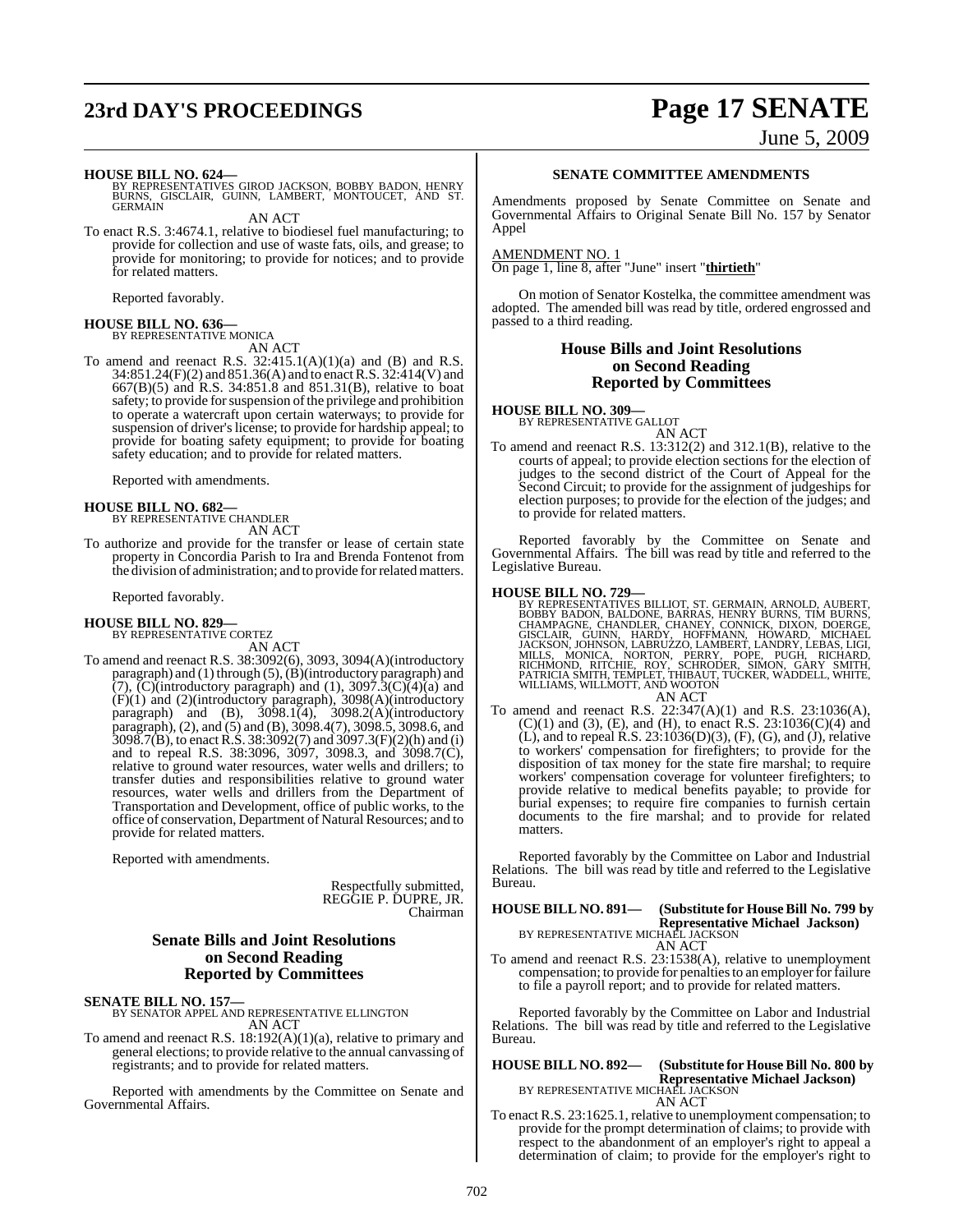**HOUSE BILL NO. 624—**
BY REPRESENTATIVES GIROD JACKSON, BOBBY BADON, HENRY BURNS, GISCLAIR, GUINN, LAMBERT, MONTOUCET, AND ST. GERMAIN

AN ACT

To enact R.S. 3:4674.1, relative to biodiesel fuel manufacturing; to provide for collection and use of waste fats, oils, and grease; to provide for monitoring; to provide for notices; and to provide for related matters.

Reported favorably.

**HOUSE BILL NO. 636—**
BY REPRESENTATIVE MONICA

AN ACT

To amend and reenact R.S. 32:415.1(A)(1)(a) and (B) and R.S. 34:851.24(F)(2) and 851.36(A) and to enact R.S. 32:414(V) and 667(B)(5) and R.S. 34:851.8 and 851.31(B), relative to boat safety; to provide for suspension of the privilege and prohibition to operate a watercraft upon certain waterways; to provide for suspension of driver's license; to provide for hardship appeal; to provide for boating safety equipment; to provide for boating safety education; and to provide for related matters.

Reported with amendments.

**HOUSE BILL NO. 682—**
BY REPRESENTATIVE CHANDLER

AN ACT

To authorize and provide for the transfer or lease of certain state property in Concordia Parish to Ira and Brenda Fontenot from the division of administration; and to provide for related matters.

Reported favorably.

**HOUSE BILL NO. 829—**
BY REPRESENTATIVE CORTEZ

AN ACT

To amend and reenact R.S. 38:3092(6), 3093, 3094(A)(introductory paragraph) and (1) through (5), (B)(introductory paragraph) and (7), (C)(introductory paragraph) and (1), 3097.3(C)(4)(a) and (F)(1) and (2)(introductory paragraph), 3098(A)(introductory paragraph) and (B), 3098.1(4), 3098.2(A)(introductory paragraph), (2), and (5) and (B), 3098.4(7), 3098.5, 3098.6, and 3098.7(B), to enact R.S. 38:3092(7) and 3097.3(F)(2)(h) and (i) and to repeal R.S. 38:3096, 3097, 3098.3, and 3098.7(C), relative to ground water resources, water wells and drillers; to transfer duties and responsibilities relative to ground water resources, water wells and drillers from the Department of Transportation and Development, office of public works, to the office of conservation, Department of Natural Resources; and to provide for related matters.

Reported with amendments.

Respectfully submitted,
REGGIE P. DUPRE, JR.
Chairman

## Senate Bills and Joint Resolutions on Second Reading Reported by Committees

**SENATE BILL NO. 157—**
BY SENATOR APPEL AND REPRESENTATIVE ELLINGTON

AN ACT

To amend and reenact R.S. 18:192(A)(1)(a), relative to primary and general elections; to provide relative to the annual canvassing of registrants; and to provide for related matters.

Reported with amendments by the Committee on Senate and Governmental Affairs.

**SENATE COMMITTEE AMENDMENTS**

Amendments proposed by Senate Committee on Senate and Governmental Affairs to Original Senate Bill No. 157 by Senator Appel

AMENDMENT NO. 1
On page 1, line 8, after "June" insert "**thirtieth**"

On motion of Senator Kostelka, the committee amendment was adopted. The amended bill was read by title, ordered engrossed and passed to a third reading.

## House Bills and Joint Resolutions on Second Reading Reported by Committees

**HOUSE BILL NO. 309—**
BY REPRESENTATIVE GALLOT

AN ACT

To amend and reenact R.S. 13:312(2) and 312.1(B), relative to the courts of appeal; to provide election sections for the election of judges to the second district of the Court of Appeal for the Second Circuit; to provide for the assignment of judgeships for election purposes; to provide for the election of the judges; and to provide for related matters.

Reported favorably by the Committee on Senate and Governmental Affairs. The bill was read by title and referred to the Legislative Bureau.

**HOUSE BILL NO. 729—**
BY REPRESENTATIVES BILLIOT, ST. GERMAIN, ARNOLD, AUBERT, BOBBY BADON, BALDONE, BARRAS, HENRY BURNS, TIM BURNS, CHAMPAGNE, CHANDLER, CHANEY, CONNICK, DIXON, DOERGE, GISCLAIR, GUINN, HARDY, HOFFMANN, HOWARD, MICHAEL JACKSON, JOHNSON, LABRUZZO, LAMBERT, LANDRY, LEBAS, LIGI, MILLS, MONICA, NORTON, PERRY, POPE, PUGH, RICHARD, RICHMOND, RITCHIE, ROY, SCHRODER, SIMON, GARY SMITH, PATRICIA SMITH, TEMPLET, THIBAUT, TUCKER, WADDELL, WHITE, WILLIAMS, WILLMOTT, AND WOOTON

AN ACT

To amend and reenact R.S. 22:347(A)(1) and R.S. 23:1036(A), (C)(1) and (3), (E), and (H), to enact R.S. 23:1036(C)(4) and (L), and to repeal R.S. 23:1036(D)(3), (F), (G), and (J), relative to workers' compensation for firefighters; to provide for the disposition of tax money for the state fire marshal; to require workers' compensation coverage for volunteer firefighters; to provide relative to medical benefits payable; to provide for burial expenses; to require fire companies to furnish certain documents to the fire marshal; and to provide for related matters.

Reported favorably by the Committee on Labor and Industrial Relations. The bill was read by title and referred to the Legislative Bureau.

**HOUSE BILL NO. 891— (Substitute for House Bill No. 799 by Representative Michael Jackson)**
BY REPRESENTATIVE MICHAEL JACKSON

AN ACT

To amend and reenact R.S. 23:1538(A), relative to unemployment compensation; to provide for penalties to an employer for failure to file a payroll report; and to provide for related matters.

Reported favorably by the Committee on Labor and Industrial Relations. The bill was read by title and referred to the Legislative Bureau.

**HOUSE BILL NO. 892— (Substitute for House Bill No. 800 by Representative Michael Jackson)**
BY REPRESENTATIVE MICHAEL JACKSON

AN ACT

To enact R.S. 23:1625.1, relative to unemployment compensation; to provide for the prompt determination of claims; to provide with respect to the abandonment of an employer's right to appeal a determination of claim; to provide for the employer's right to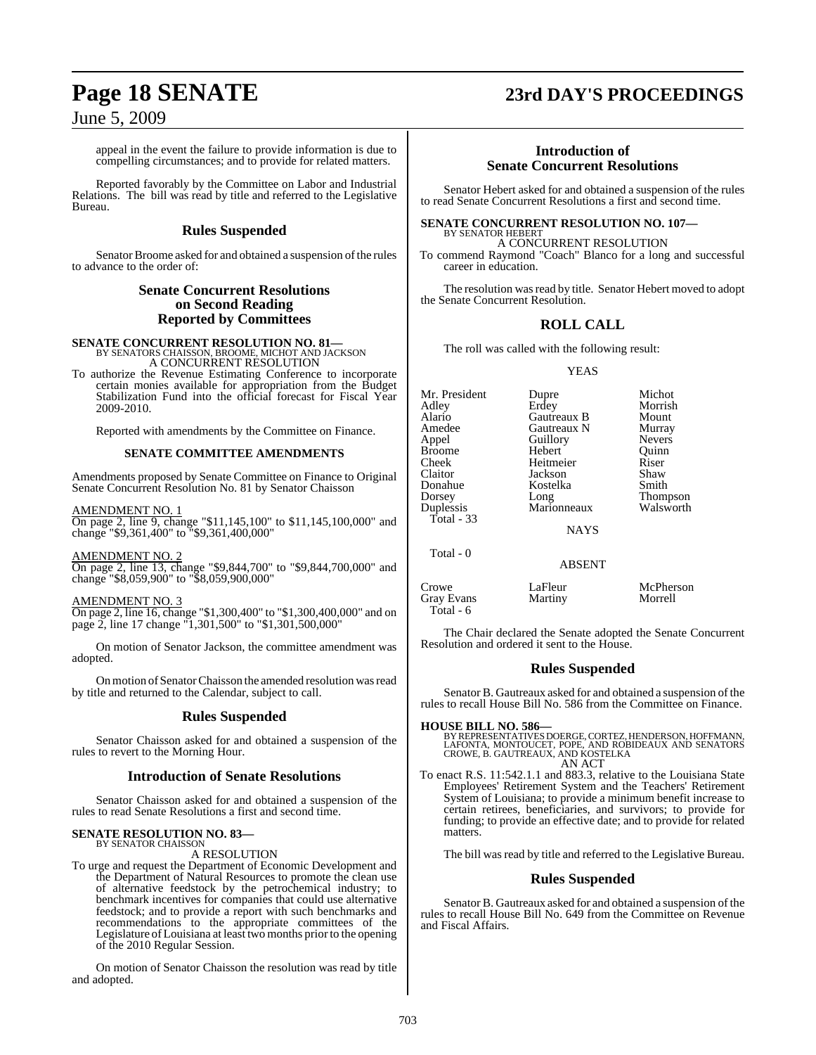appeal in the event the failure to provide information is due to compelling circumstances; and to provide for related matters.

Reported favorably by the Committee on Labor and Industrial Relations. The bill was read by title and referred to the Legislative Bureau.

## Rules Suspended

Senator Broome asked for and obtained a suspension of the rules to advance to the order of:

## Senate Concurrent Resolutions on Second Reading Reported by Committees

**SENATE CONCURRENT RESOLUTION NO. 81—**
BY SENATORS CHAISSON, BROOME, MICHOT AND JACKSON
A CONCURRENT RESOLUTION

To authorize the Revenue Estimating Conference to incorporate certain monies available for appropriation from the Budget Stabilization Fund into the official forecast for Fiscal Year 2009-2010.

Reported with amendments by the Committee on Finance.

### SENATE COMMITTEE AMENDMENTS

Amendments proposed by Senate Committee on Finance to Original Senate Concurrent Resolution No. 81 by Senator Chaisson

AMENDMENT NO. 1
On page 2, line 9, change "$11,145,100" to $11,145,100,000" and change "$9,361,400" to "$9,361,400,000"

AMENDMENT NO. 2
On page 2, line 13, change "$9,844,700" to "$9,844,700,000" and change "$8,059,900" to "$8,059,900,000"

AMENDMENT NO. 3
On page 2, line 16, change "$1,300,400" to "$1,300,400,000" and on page 2, line 17 change "1,301,500" to "$1,301,500,000"

On motion of Senator Jackson, the committee amendment was adopted.

On motion of Senator Chaisson the amended resolution was read by title and returned to the Calendar, subject to call.

## Rules Suspended

Senator Chaisson asked for and obtained a suspension of the rules to revert to the Morning Hour.

## Introduction of Senate Resolutions

Senator Chaisson asked for and obtained a suspension of the rules to read Senate Resolutions a first and second time.

**SENATE RESOLUTION NO. 83—**
BY SENATOR CHAISSON
A RESOLUTION

To urge and request the Department of Economic Development and the Department of Natural Resources to promote the clean use of alternative feedstock by the petrochemical industry; to benchmark incentives for companies that could use alternative feedstock; and to provide a report with such benchmarks and recommendations to the appropriate committees of the Legislature of Louisiana at least two months prior to the opening of the 2010 Regular Session.

On motion of Senator Chaisson the resolution was read by title and adopted.

## Introduction of Senate Concurrent Resolutions

Senator Hebert asked for and obtained a suspension of the rules to read Senate Concurrent Resolutions a first and second time.

**SENATE CONCURRENT RESOLUTION NO. 107—**
BY SENATOR HEBERT
A CONCURRENT RESOLUTION

To commend Raymond "Coach" Blanco for a long and successful career in education.

The resolution was read by title. Senator Hebert moved to adopt the Senate Concurrent Resolution.

## ROLL CALL

The roll was called with the following result:

YEAS

| | | |
|---|---|---|
| Mr. President | Dupre | Michot |
| Adley | Erdey | Morrish |
| Alario | Gautreaux B | Mount |
| Amedee | Gautreaux N | Murray |
| Appel | Guillory | Nevers |
| Broome | Hebert | Quinn |
| Cheek | Heitmeier | Riser |
| Claitor | Jackson | Shaw |
| Donahue | Kostelka | Smith |
| Dorsey | Long | Thompson |
| Duplessis | Marionneaux | Walsworth |

Total - 33

NAYS

Total - 0

ABSENT

| | | |
|---|---|---|
| Crowe | LaFleur | McPherson |
| Gray Evans | Martiny | Morrell |

Total - 6

The Chair declared the Senate adopted the Senate Concurrent Resolution and ordered it sent to the House.

## Rules Suspended

Senator B. Gautreaux asked for and obtained a suspension of the rules to recall House Bill No. 586 from the Committee on Finance.

**HOUSE BILL NO. 586—**
BY REPRESENTATIVES DOERGE, CORTEZ, HENDERSON, HOFFMANN, LAFONTA, MONTOUCET, POPE, AND ROBIDEAUX AND SENATORS CROWE, B. GAUTREAUX, AND KOSTELKA
AN ACT

To enact R.S. 11:542.1.1 and 883.3, relative to the Louisiana State Employees' Retirement System and the Teachers' Retirement System of Louisiana; to provide a minimum benefit increase to certain retirees, beneficiaries, and survivors; to provide for funding; to provide an effective date; and to provide for related matters.

The bill was read by title and referred to the Legislative Bureau.

## Rules Suspended

Senator B. Gautreaux asked for and obtained a suspension of the rules to recall House Bill No. 649 from the Committee on Revenue and Fiscal Affairs.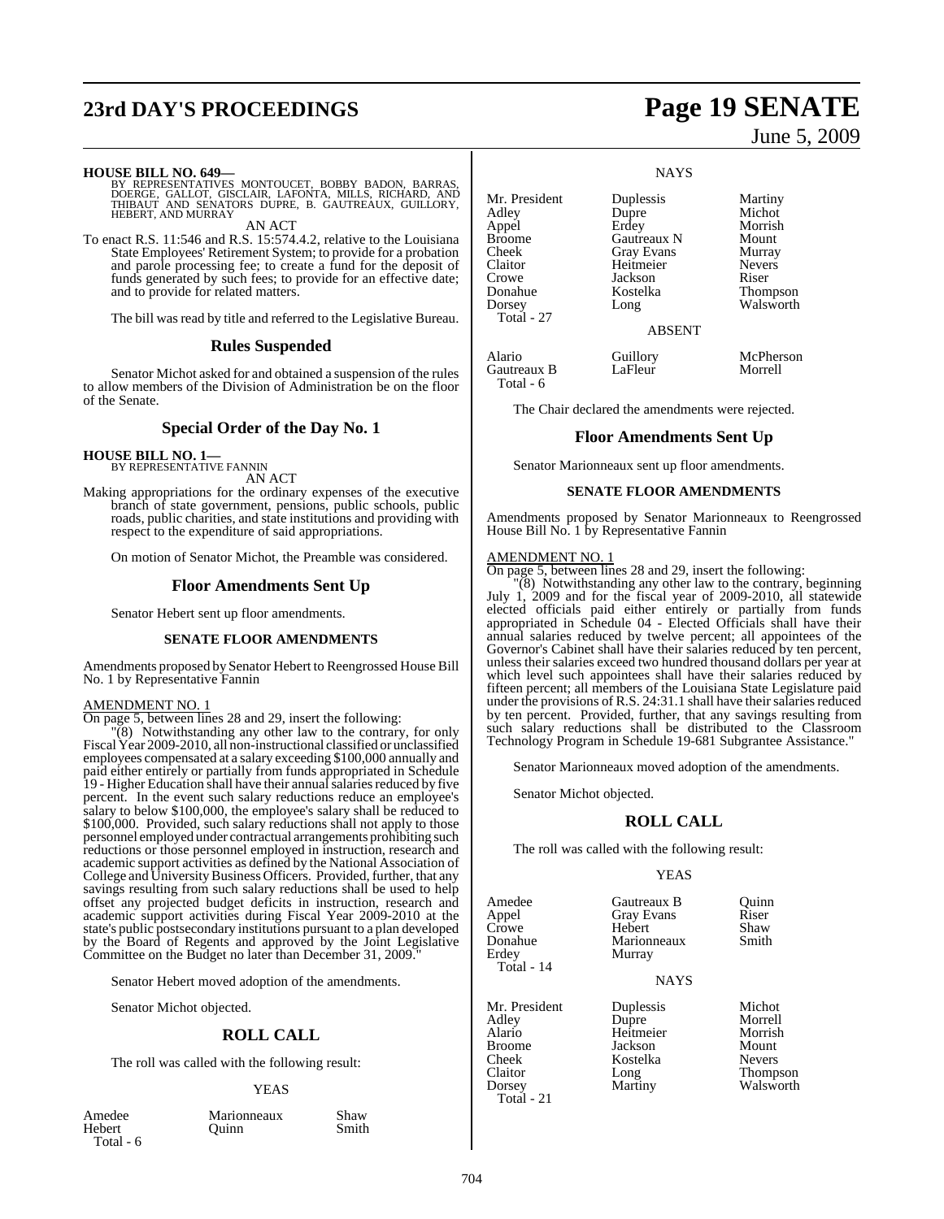**HOUSE BILL NO. 649—**
BY REPRESENTATIVES MONTOUCET, BOBBY BADON, BARRAS, DOERGE, GALLOT, GISCLAIR, LAFONTA, MILLS, RICHARD, AND THIBAUT AND SENATORS DUPRE, B. GAUTREAUX, GUILLORY, HEBERT, AND MURRAY

AN ACT

To enact R.S. 11:546 and R.S. 15:574.4.2, relative to the Louisiana State Employees' Retirement System; to provide for a probation and parole processing fee; to create a fund for the deposit of funds generated by such fees; to provide for an effective date; and to provide for related matters.

The bill was read by title and referred to the Legislative Bureau.

## Rules Suspended

Senator Michot asked for and obtained a suspension of the rules to allow members of the Division of Administration be on the floor of the Senate.

## Special Order of the Day No. 1

**HOUSE BILL NO. 1—**
BY REPRESENTATIVE FANNIN

AN ACT

Making appropriations for the ordinary expenses of the executive branch of state government, pensions, public schools, public roads, public charities, and state institutions and providing with respect to the expenditure of said appropriations.

On motion of Senator Michot, the Preamble was considered.

## Floor Amendments Sent Up

Senator Hebert sent up floor amendments.

### SENATE FLOOR AMENDMENTS

Amendments proposed by Senator Hebert to Reengrossed House Bill No. 1 by Representative Fannin

AMENDMENT NO. 1

On page 5, between lines 28 and 29, insert the following:

"(8) Notwithstanding any other law to the contrary, for only Fiscal Year 2009-2010, all non-instructional classified or unclassified employees compensated at a salary exceeding $100,000 annually and paid either entirely or partially from funds appropriated in Schedule 19 - Higher Education shall have their annual salaries reduced by five percent. In the event such salary reductions reduce an employee's salary to below $100,000, the employee's salary shall be reduced to $100,000. Provided, such salary reductions shall not apply to those personnel employed under contractual arrangements prohibiting such reductions or those personnel employed in instruction, research and academic support activities as defined by the National Association of College and University Business Officers. Provided, further, that any savings resulting from such salary reductions shall be used to help offset any projected budget deficits in instruction, research and academic support activities during Fiscal Year 2009-2010 at the state's public postsecondary institutions pursuant to a plan developed by the Board of Regents and approved by the Joint Legislative Committee on the Budget no later than December 31, 2009."

Senator Hebert moved adoption of the amendments.

Senator Michot objected.

## ROLL CALL

The roll was called with the following result:

YEAS

| | | |
|---|---|---|
| Amedee | Marionneaux | Shaw |
| Hebert | Quinn | Smith |
| Total - 6 | | |

NAYS

| | | |
|---|---|---|
| Mr. President | Duplessis | Martiny |
| Adley | Dupre | Michot |
| Appel | Erdey | Morrish |
| Broome | Gautreaux N | Mount |
| Cheek | Gray Evans | Murray |
| Claitor | Heitmeier | Nevers |
| Crowe | Jackson | Riser |
| Donahue | Kostelka | Thompson |
| Dorsey | Long | Walsworth |
| Total - 27 | | |

ABSENT

| | | |
|---|---|---|
| Alario | Guillory | McPherson |
| Gautreaux B | LaFleur | Morrell |
| Total - 6 | | |

The Chair declared the amendments were rejected.

## Floor Amendments Sent Up

Senator Marionneaux sent up floor amendments.

### SENATE FLOOR AMENDMENTS

Amendments proposed by Senator Marionneaux to Reengrossed House Bill No. 1 by Representative Fannin

AMENDMENT NO. 1

On page 5, between lines 28 and 29, insert the following:

"(8) Notwithstanding any other law to the contrary, beginning July 1, 2009 and for the fiscal year of 2009-2010, all statewide elected officials paid either entirely or partially from funds appropriated in Schedule 04 - Elected Officials shall have their annual salaries reduced by twelve percent; all appointees of the Governor's Cabinet shall have their salaries reduced by ten percent, unless their salaries exceed two hundred thousand dollars per year at which level such appointees shall have their salaries reduced by fifteen percent; all members of the Louisiana State Legislature paid under the provisions of R.S. 24:31.1 shall have their salaries reduced by ten percent. Provided, further, that any savings resulting from such salary reductions shall be distributed to the Classroom Technology Program in Schedule 19-681 Subgrantee Assistance."

Senator Marionneaux moved adoption of the amendments.

Senator Michot objected.

## ROLL CALL

The roll was called with the following result:

YEAS

| | | |
|---|---|---|
| Amedee | Gautreaux B | Quinn |
| Appel | Gray Evans | Riser |
| Crowe | Hebert | Shaw |
| Donahue | Marionneaux | Smith |
| Erdey | Murray | |
| Total - 14 | | |

NAYS

| | | |
|---|---|---|
| Mr. President | Duplessis | Michot |
| Adley | Dupre | Morrell |
| Alario | Heitmeier | Morrish |
| Broome | Jackson | Mount |
| Cheek | Kostelka | Nevers |
| Claitor | Long | Thompson |
| Dorsey | Martiny | Walsworth |
| Total - 21 | | |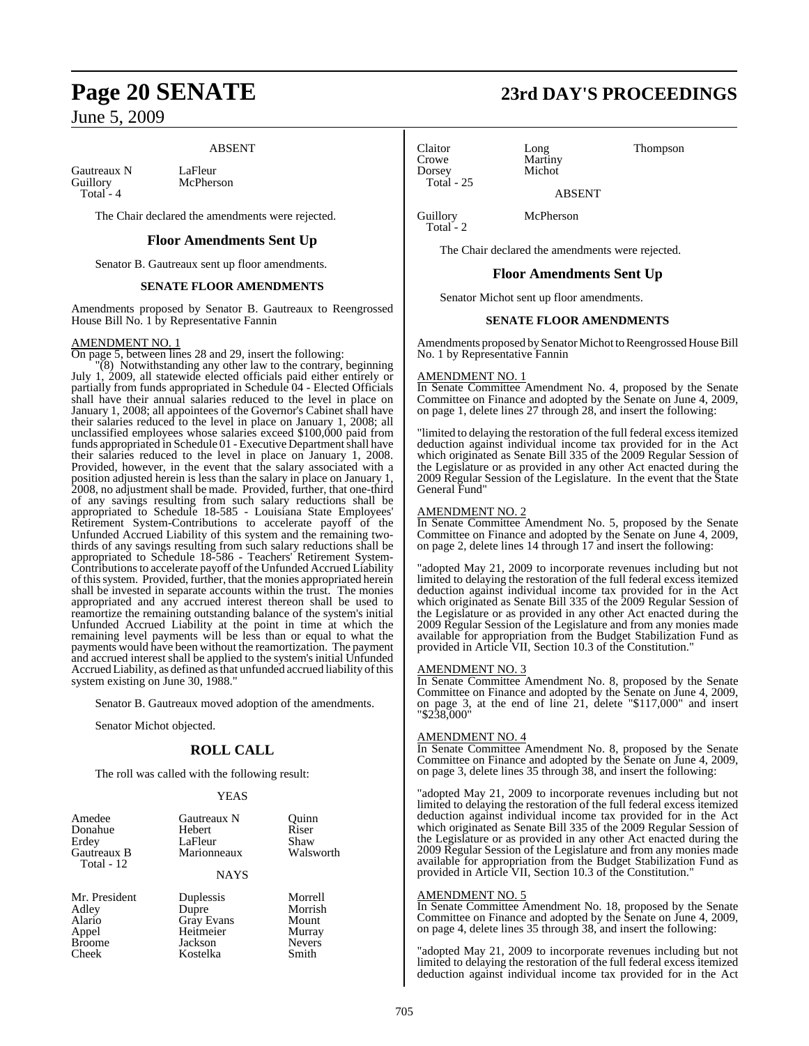### ABSENT

| | |
|---|---|
| Gautreaux N | LaFleur |
| Guillory | McPherson |
| Total - 4 | |

The Chair declared the amendments were rejected.

## Floor Amendments Sent Up

Senator B. Gautreaux sent up floor amendments.

### SENATE FLOOR AMENDMENTS

Amendments proposed by Senator B. Gautreaux to Reengrossed House Bill No. 1 by Representative Fannin

AMENDMENT NO. 1

On page 5, between lines 28 and 29, insert the following:

"(8) Notwithstanding any other law to the contrary, beginning July 1, 2009, all statewide elected officials paid either entirely or partially from funds appropriated in Schedule 04 - Elected Officials shall have their annual salaries reduced to the level in place on January 1, 2008; all appointees of the Governor's Cabinet shall have their salaries reduced to the level in place on January 1, 2008; all unclassified employees whose salaries exceed $100,000 paid from funds appropriated in Schedule 01 - Executive Department shall have their salaries reduced to the level in place on January 1, 2008. Provided, however, in the event that the salary associated with a position adjusted herein is less than the salary in place on January 1, 2008, no adjustment shall be made. Provided, further, that one-third of any savings resulting from such salary reductions shall be appropriated to Schedule 18-585 - Louisiana State Employees' Retirement System-Contributions to accelerate payoff of the Unfunded Accrued Liability of this system and the remaining two-thirds of any savings resulting from such salary reductions shall be appropriated to Schedule 18-586 - Teachers' Retirement System-Contributions to accelerate payoff of the Unfunded Accrued Liability of this system. Provided, further, that the monies appropriated herein shall be invested in separate accounts within the trust. The monies appropriated and any accrued interest thereon shall be used to reamortize the remaining outstanding balance of the system's initial Unfunded Accrued Liability at the point in time at which the remaining level payments will be less than or equal to what the payments would have been without the reamortization. The payment and accrued interest shall be applied to the system's initial Unfunded Accrued Liability, as defined as that unfunded accrued liability of this system existing on June 30, 1988."

Senator B. Gautreaux moved adoption of the amendments.

Senator Michot objected.

## ROLL CALL

The roll was called with the following result:

### YEAS

| | | |
|---|---|---|
| Amedee | Gautreaux N | Quinn |
| Donahue | Hebert | Riser |
| Erdey | LaFleur | Shaw |
| Gautreaux B | Marionneaux | Walsworth |
| Total - 12 | | |

### NAYS

| | | |
|---|---|---|
| Mr. President | Duplessis | Morrell |
| Adley | Dupre | Morrish |
| Alario | Gray Evans | Mount |
| Appel | Heitmeier | Murray |
| Broome | Jackson | Nevers |
| Cheek | Kostelka | Smith |
| Claitor | Long | Thompson |
| Crowe | Martiny | |
| Dorsey | Michot | |
| Total - 25 | | |

### ABSENT

| | |
|---|---|
| Guillory | McPherson |
| Total - 2 | |

The Chair declared the amendments were rejected.

## Floor Amendments Sent Up

Senator Michot sent up floor amendments.

### SENATE FLOOR AMENDMENTS

Amendments proposed by Senator Michot to Reengrossed House Bill No. 1 by Representative Fannin

AMENDMENT NO. 1

In Senate Committee Amendment No. 4, proposed by the Senate Committee on Finance and adopted by the Senate on June 4, 2009, on page 1, delete lines 27 through 28, and insert the following:

"limited to delaying the restoration of the full federal excess itemized deduction against individual income tax provided for in the Act which originated as Senate Bill 335 of the 2009 Regular Session of the Legislature or as provided in any other Act enacted during the 2009 Regular Session of the Legislature. In the event that the State General Fund"

AMENDMENT NO. 2

In Senate Committee Amendment No. 5, proposed by the Senate Committee on Finance and adopted by the Senate on June 4, 2009, on page 2, delete lines 14 through 17 and insert the following:

"adopted May 21, 2009 to incorporate revenues including but not limited to delaying the restoration of the full federal excess itemized deduction against individual income tax provided for in the Act which originated as Senate Bill 335 of the 2009 Regular Session of the Legislature or as provided in any other Act enacted during the 2009 Regular Session of the Legislature and from any monies made available for appropriation from the Budget Stabilization Fund as provided in Article VII, Section 10.3 of the Constitution."

AMENDMENT NO. 3

In Senate Committee Amendment No. 8, proposed by the Senate Committee on Finance and adopted by the Senate on June 4, 2009, on page 3, at the end of line 21, delete "$117,000" and insert "$238,000"

AMENDMENT NO. 4

In Senate Committee Amendment No. 8, proposed by the Senate Committee on Finance and adopted by the Senate on June 4, 2009, on page 3, delete lines 35 through 38, and insert the following:

"adopted May 21, 2009 to incorporate revenues including but not limited to delaying the restoration of the full federal excess itemized deduction against individual income tax provided for in the Act which originated as Senate Bill 335 of the 2009 Regular Session of the Legislature or as provided in any other Act enacted during the 2009 Regular Session of the Legislature and from any monies made available for appropriation from the Budget Stabilization Fund as provided in Article VII, Section 10.3 of the Constitution."

AMENDMENT NO. 5

In Senate Committee Amendment No. 18, proposed by the Senate Committee on Finance and adopted by the Senate on June 4, 2009, on page 4, delete lines 35 through 38, and insert the following:

"adopted May 21, 2009 to incorporate revenues including but not limited to delaying the restoration of the full federal excess itemized deduction against individual income tax provided for in the Act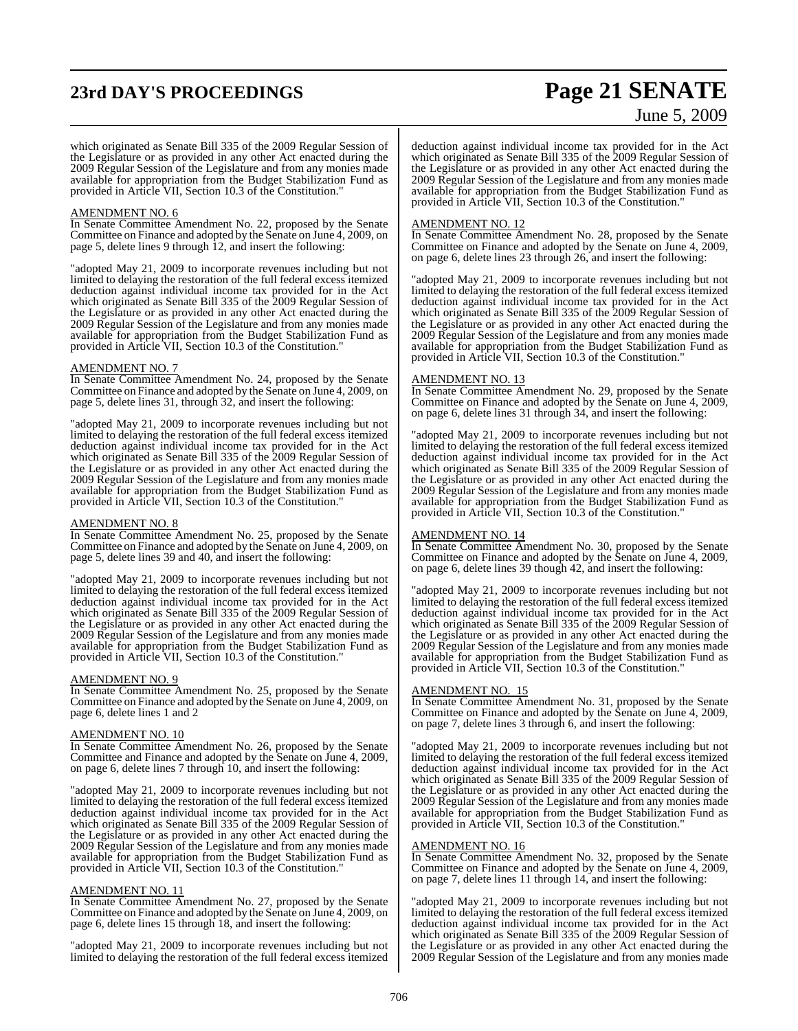which originated as Senate Bill 335 of the 2009 Regular Session of the Legislature or as provided in any other Act enacted during the 2009 Regular Session of the Legislature and from any monies made available for appropriation from the Budget Stabilization Fund as provided in Article VII, Section 10.3 of the Constitution."

AMENDMENT NO. 6

In Senate Committee Amendment No. 22, proposed by the Senate Committee on Finance and adopted by the Senate on June 4, 2009, on page 5, delete lines 9 through 12, and insert the following:

"adopted May 21, 2009 to incorporate revenues including but not limited to delaying the restoration of the full federal excess itemized deduction against individual income tax provided for in the Act which originated as Senate Bill 335 of the 2009 Regular Session of the Legislature or as provided in any other Act enacted during the 2009 Regular Session of the Legislature and from any monies made available for appropriation from the Budget Stabilization Fund as provided in Article VII, Section 10.3 of the Constitution."

AMENDMENT NO. 7

In Senate Committee Amendment No. 24, proposed by the Senate Committee on Finance and adopted by the Senate on June 4, 2009, on page 5, delete lines 31, through 32, and insert the following:

"adopted May 21, 2009 to incorporate revenues including but not limited to delaying the restoration of the full federal excess itemized deduction against individual income tax provided for in the Act which originated as Senate Bill 335 of the 2009 Regular Session of the Legislature or as provided in any other Act enacted during the 2009 Regular Session of the Legislature and from any monies made available for appropriation from the Budget Stabilization Fund as provided in Article VII, Section 10.3 of the Constitution."

AMENDMENT NO. 8

In Senate Committee Amendment No. 25, proposed by the Senate Committee on Finance and adopted by the Senate on June 4, 2009, on page 5, delete lines 39 and 40, and insert the following:

"adopted May 21, 2009 to incorporate revenues including but not limited to delaying the restoration of the full federal excess itemized deduction against individual income tax provided for in the Act which originated as Senate Bill 335 of the 2009 Regular Session of the Legislature or as provided in any other Act enacted during the 2009 Regular Session of the Legislature and from any monies made available for appropriation from the Budget Stabilization Fund as provided in Article VII, Section 10.3 of the Constitution."

AMENDMENT NO. 9

In Senate Committee Amendment No. 25, proposed by the Senate Committee on Finance and adopted by the Senate on June 4, 2009, on page 6, delete lines 1 and 2

AMENDMENT NO. 10

In Senate Committee Amendment No. 26, proposed by the Senate Committee and Finance and adopted by the Senate on June 4, 2009, on page 6, delete lines 7 through 10, and insert the following:

"adopted May 21, 2009 to incorporate revenues including but not limited to delaying the restoration of the full federal excess itemized deduction against individual income tax provided for in the Act which originated as Senate Bill 335 of the 2009 Regular Session of the Legislature or as provided in any other Act enacted during the 2009 Regular Session of the Legislature and from any monies made available for appropriation from the Budget Stabilization Fund as provided in Article VII, Section 10.3 of the Constitution."

AMENDMENT NO. 11

In Senate Committee Amendment No. 27, proposed by the Senate Committee on Finance and adopted by the Senate on June 4, 2009, on page 6, delete lines 15 through 18, and insert the following:

"adopted May 21, 2009 to incorporate revenues including but not limited to delaying the restoration of the full federal excess itemized deduction against individual income tax provided for in the Act which originated as Senate Bill 335 of the 2009 Regular Session of the Legislature or as provided in any other Act enacted during the 2009 Regular Session of the Legislature and from any monies made available for appropriation from the Budget Stabilization Fund as provided in Article VII, Section 10.3 of the Constitution."

AMENDMENT NO. 12

In Senate Committee Amendment No. 28, proposed by the Senate Committee on Finance and adopted by the Senate on June 4, 2009, on page 6, delete lines 23 through 26, and insert the following:

"adopted May 21, 2009 to incorporate revenues including but not limited to delaying the restoration of the full federal excess itemized deduction against individual income tax provided for in the Act which originated as Senate Bill 335 of the 2009 Regular Session of the Legislature or as provided in any other Act enacted during the 2009 Regular Session of the Legislature and from any monies made available for appropriation from the Budget Stabilization Fund as provided in Article VII, Section 10.3 of the Constitution."

AMENDMENT NO. 13

In Senate Committee Amendment No. 29, proposed by the Senate Committee on Finance and adopted by the Senate on June 4, 2009, on page 6, delete lines 31 through 34, and insert the following:

"adopted May 21, 2009 to incorporate revenues including but not limited to delaying the restoration of the full federal excess itemized deduction against individual income tax provided for in the Act which originated as Senate Bill 335 of the 2009 Regular Session of the Legislature or as provided in any other Act enacted during the 2009 Regular Session of the Legislature and from any monies made available for appropriation from the Budget Stabilization Fund as provided in Article VII, Section 10.3 of the Constitution."

AMENDMENT NO. 14

In Senate Committee Amendment No. 30, proposed by the Senate Committee on Finance and adopted by the Senate on June 4, 2009, on page 6, delete lines 39 though 42, and insert the following:

"adopted May 21, 2009 to incorporate revenues including but not limited to delaying the restoration of the full federal excess itemized deduction against individual income tax provided for in the Act which originated as Senate Bill 335 of the 2009 Regular Session of the Legislature or as provided in any other Act enacted during the 2009 Regular Session of the Legislature and from any monies made available for appropriation from the Budget Stabilization Fund as provided in Article VII, Section 10.3 of the Constitution."

AMENDMENT NO. 15

In Senate Committee Amendment No. 31, proposed by the Senate Committee on Finance and adopted by the Senate on June 4, 2009, on page 7, delete lines 3 through 6, and insert the following:

"adopted May 21, 2009 to incorporate revenues including but not limited to delaying the restoration of the full federal excess itemized deduction against individual income tax provided for in the Act which originated as Senate Bill 335 of the 2009 Regular Session of the Legislature or as provided in any other Act enacted during the 2009 Regular Session of the Legislature and from any monies made available for appropriation from the Budget Stabilization Fund as provided in Article VII, Section 10.3 of the Constitution."

AMENDMENT NO. 16

In Senate Committee Amendment No. 32, proposed by the Senate Committee on Finance and adopted by the Senate on June 4, 2009, on page 7, delete lines 11 through 14, and insert the following:

"adopted May 21, 2009 to incorporate revenues including but not limited to delaying the restoration of the full federal excess itemized deduction against individual income tax provided for in the Act which originated as Senate Bill 335 of the 2009 Regular Session of the Legislature or as provided in any other Act enacted during the 2009 Regular Session of the Legislature and from any monies made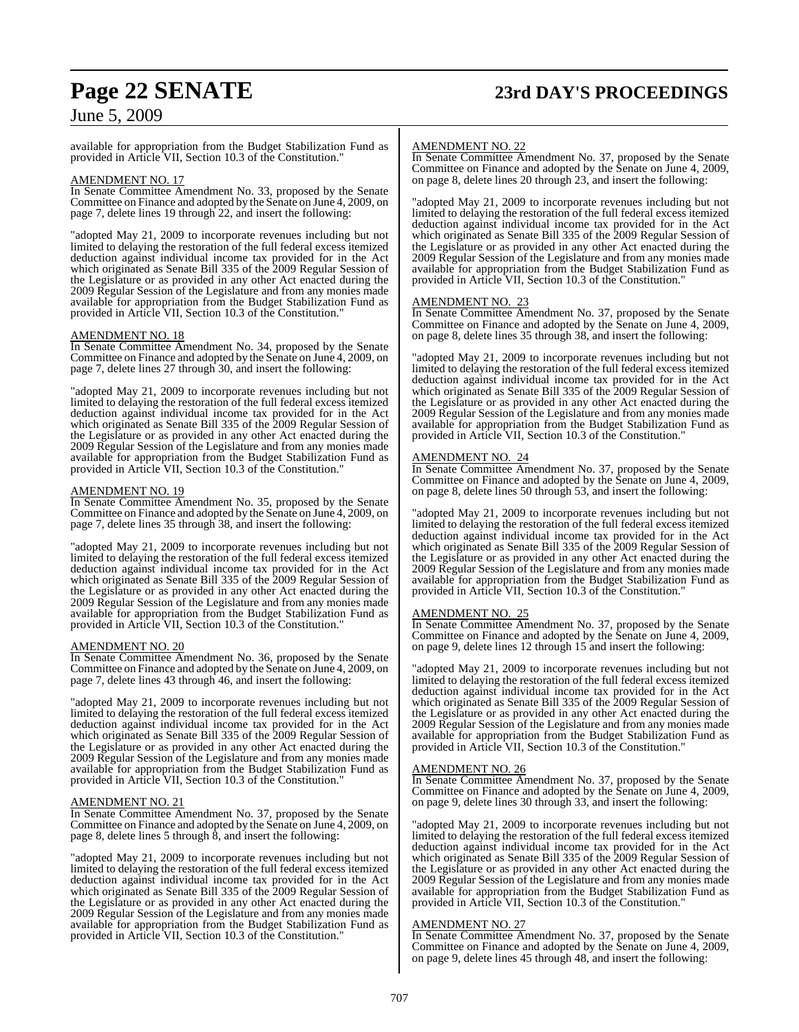available for appropriation from the Budget Stabilization Fund as provided in Article VII, Section 10.3 of the Constitution."

AMENDMENT NO. 17
In Senate Committee Amendment No. 33, proposed by the Senate Committee on Finance and adopted by the Senate on June 4, 2009, on page 7, delete lines 19 through 22, and insert the following:

"adopted May 21, 2009 to incorporate revenues including but not limited to delaying the restoration of the full federal excess itemized deduction against individual income tax provided for in the Act which originated as Senate Bill 335 of the 2009 Regular Session of the Legislature or as provided in any other Act enacted during the 2009 Regular Session of the Legislature and from any monies made available for appropriation from the Budget Stabilization Fund as provided in Article VII, Section 10.3 of the Constitution."

AMENDMENT NO. 18
In Senate Committee Amendment No. 34, proposed by the Senate Committee on Finance and adopted by the Senate on June 4, 2009, on page 7, delete lines 27 through 30, and insert the following:

"adopted May 21, 2009 to incorporate revenues including but not limited to delaying the restoration of the full federal excess itemized deduction against individual income tax provided for in the Act which originated as Senate Bill 335 of the 2009 Regular Session of the Legislature or as provided in any other Act enacted during the 2009 Regular Session of the Legislature and from any monies made available for appropriation from the Budget Stabilization Fund as provided in Article VII, Section 10.3 of the Constitution."

AMENDMENT NO. 19
In Senate Committee Amendment No. 35, proposed by the Senate Committee on Finance and adopted by the Senate on June 4, 2009, on page 7, delete lines 35 through 38, and insert the following:

"adopted May 21, 2009 to incorporate revenues including but not limited to delaying the restoration of the full federal excess itemized deduction against individual income tax provided for in the Act which originated as Senate Bill 335 of the 2009 Regular Session of the Legislature or as provided in any other Act enacted during the 2009 Regular Session of the Legislature and from any monies made available for appropriation from the Budget Stabilization Fund as provided in Article VII, Section 10.3 of the Constitution."

AMENDMENT NO. 20
In Senate Committee Amendment No. 36, proposed by the Senate Committee on Finance and adopted by the Senate on June 4, 2009, on page 7, delete lines 43 through 46, and insert the following:

"adopted May 21, 2009 to incorporate revenues including but not limited to delaying the restoration of the full federal excess itemized deduction against individual income tax provided for in the Act which originated as Senate Bill 335 of the 2009 Regular Session of the Legislature or as provided in any other Act enacted during the 2009 Regular Session of the Legislature and from any monies made available for appropriation from the Budget Stabilization Fund as provided in Article VII, Section 10.3 of the Constitution."

AMENDMENT NO. 21
In Senate Committee Amendment No. 37, proposed by the Senate Committee on Finance and adopted by the Senate on June 4, 2009, on page 8, delete lines 5 through 8, and insert the following:

"adopted May 21, 2009 to incorporate revenues including but not limited to delaying the restoration of the full federal excess itemized deduction against individual income tax provided for in the Act which originated as Senate Bill 335 of the 2009 Regular Session of the Legislature or as provided in any other Act enacted during the 2009 Regular Session of the Legislature and from any monies made available for appropriation from the Budget Stabilization Fund as provided in Article VII, Section 10.3 of the Constitution."

AMENDMENT NO. 22
In Senate Committee Amendment No. 37, proposed by the Senate Committee on Finance and adopted by the Senate on June 4, 2009, on page 8, delete lines 20 through 23, and insert the following:

"adopted May 21, 2009 to incorporate revenues including but not limited to delaying the restoration of the full federal excess itemized deduction against individual income tax provided for in the Act which originated as Senate Bill 335 of the 2009 Regular Session of the Legislature or as provided in any other Act enacted during the 2009 Regular Session of the Legislature and from any monies made available for appropriation from the Budget Stabilization Fund as provided in Article VII, Section 10.3 of the Constitution."

AMENDMENT NO. 23
In Senate Committee Amendment No. 37, proposed by the Senate Committee on Finance and adopted by the Senate on June 4, 2009, on page 8, delete lines 35 through 38, and insert the following:

"adopted May 21, 2009 to incorporate revenues including but not limited to delaying the restoration of the full federal excess itemized deduction against individual income tax provided for in the Act which originated as Senate Bill 335 of the 2009 Regular Session of the Legislature or as provided in any other Act enacted during the 2009 Regular Session of the Legislature and from any monies made available for appropriation from the Budget Stabilization Fund as provided in Article VII, Section 10.3 of the Constitution."

AMENDMENT NO. 24
In Senate Committee Amendment No. 37, proposed by the Senate Committee on Finance and adopted by the Senate on June 4, 2009, on page 8, delete lines 50 through 53, and insert the following:

"adopted May 21, 2009 to incorporate revenues including but not limited to delaying the restoration of the full federal excess itemized deduction against individual income tax provided for in the Act which originated as Senate Bill 335 of the 2009 Regular Session of the Legislature or as provided in any other Act enacted during the 2009 Regular Session of the Legislature and from any monies made available for appropriation from the Budget Stabilization Fund as provided in Article VII, Section 10.3 of the Constitution."

AMENDMENT NO. 25
In Senate Committee Amendment No. 37, proposed by the Senate Committee on Finance and adopted by the Senate on June 4, 2009, on page 9, delete lines 12 through 15 and insert the following:

"adopted May 21, 2009 to incorporate revenues including but not limited to delaying the restoration of the full federal excess itemized deduction against individual income tax provided for in the Act which originated as Senate Bill 335 of the 2009 Regular Session of the Legislature or as provided in any other Act enacted during the 2009 Regular Session of the Legislature and from any monies made available for appropriation from the Budget Stabilization Fund as provided in Article VII, Section 10.3 of the Constitution."

AMENDMENT NO. 26
In Senate Committee Amendment No. 37, proposed by the Senate Committee on Finance and adopted by the Senate on June 4, 2009, on page 9, delete lines 30 through 33, and insert the following:

"adopted May 21, 2009 to incorporate revenues including but not limited to delaying the restoration of the full federal excess itemized deduction against individual income tax provided for in the Act which originated as Senate Bill 335 of the 2009 Regular Session of the Legislature or as provided in any other Act enacted during the 2009 Regular Session of the Legislature and from any monies made available for appropriation from the Budget Stabilization Fund as provided in Article VII, Section 10.3 of the Constitution."

AMENDMENT NO. 27
In Senate Committee Amendment No. 37, proposed by the Senate Committee on Finance and adopted by the Senate on June 4, 2009, on page 9, delete lines 45 through 48, and insert the following: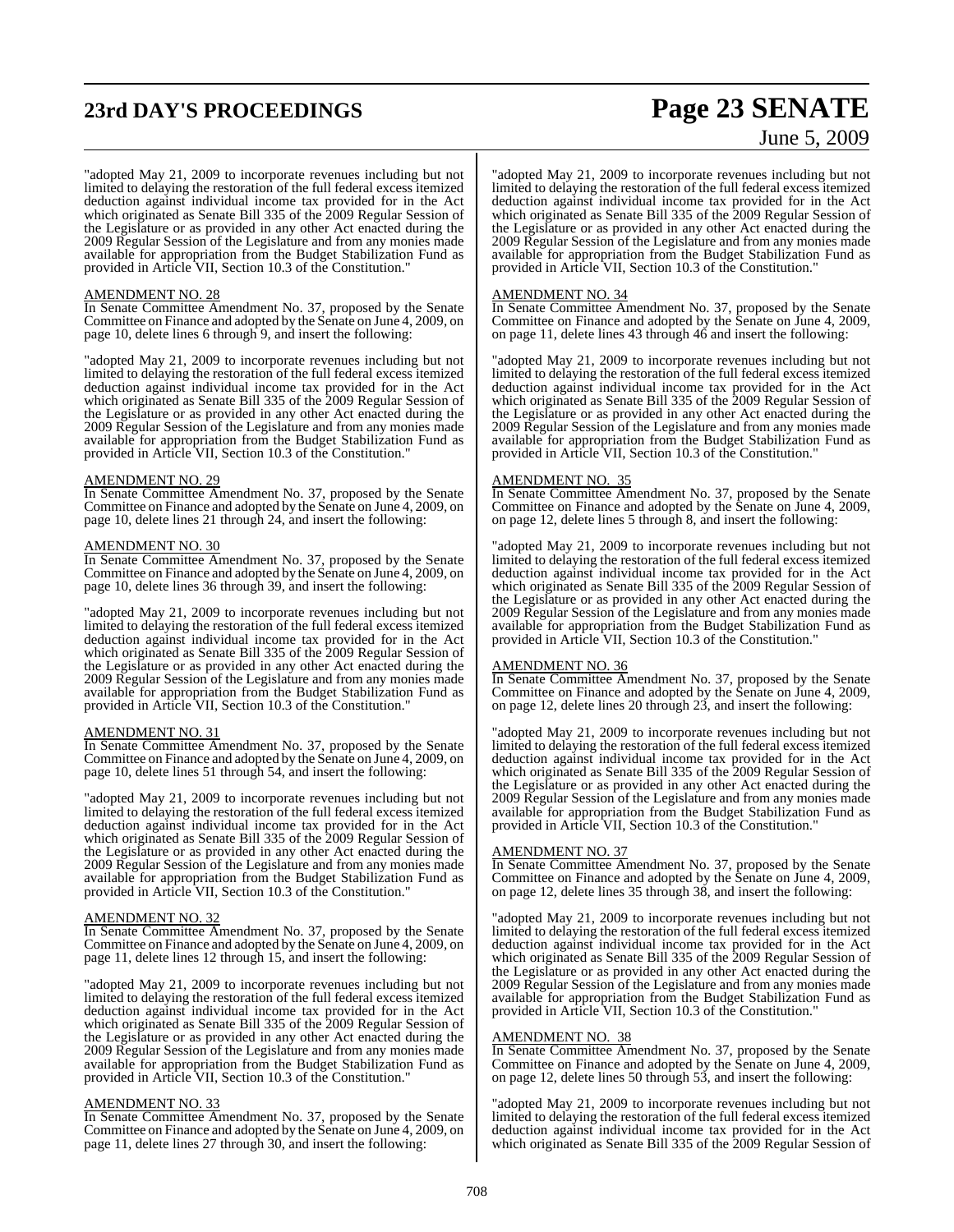"adopted May 21, 2009 to incorporate revenues including but not limited to delaying the restoration of the full federal excess itemized deduction against individual income tax provided for in the Act which originated as Senate Bill 335 of the 2009 Regular Session of the Legislature or as provided in any other Act enacted during the 2009 Regular Session of the Legislature and from any monies made available for appropriation from the Budget Stabilization Fund as provided in Article VII, Section 10.3 of the Constitution."

AMENDMENT NO. 28

In Senate Committee Amendment No. 37, proposed by the Senate Committee on Finance and adopted by the Senate on June 4, 2009, on page 10, delete lines 6 through 9, and insert the following:

"adopted May 21, 2009 to incorporate revenues including but not limited to delaying the restoration of the full federal excess itemized deduction against individual income tax provided for in the Act which originated as Senate Bill 335 of the 2009 Regular Session of the Legislature or as provided in any other Act enacted during the 2009 Regular Session of the Legislature and from any monies made available for appropriation from the Budget Stabilization Fund as provided in Article VII, Section 10.3 of the Constitution."

AMENDMENT NO. 29

In Senate Committee Amendment No. 37, proposed by the Senate Committee on Finance and adopted by the Senate on June 4, 2009, on page 10, delete lines 21 through 24, and insert the following:

AMENDMENT NO. 30

In Senate Committee Amendment No. 37, proposed by the Senate Committee on Finance and adopted by the Senate on June 4, 2009, on page 10, delete lines 36 through 39, and insert the following:

"adopted May 21, 2009 to incorporate revenues including but not limited to delaying the restoration of the full federal excess itemized deduction against individual income tax provided for in the Act which originated as Senate Bill 335 of the 2009 Regular Session of the Legislature or as provided in any other Act enacted during the 2009 Regular Session of the Legislature and from any monies made available for appropriation from the Budget Stabilization Fund as provided in Article VII, Section 10.3 of the Constitution."

AMENDMENT NO. 31

In Senate Committee Amendment No. 37, proposed by the Senate Committee on Finance and adopted by the Senate on June 4, 2009, on page 10, delete lines 51 through 54, and insert the following:

"adopted May 21, 2009 to incorporate revenues including but not limited to delaying the restoration of the full federal excess itemized deduction against individual income tax provided for in the Act which originated as Senate Bill 335 of the 2009 Regular Session of the Legislature or as provided in any other Act enacted during the 2009 Regular Session of the Legislature and from any monies made available for appropriation from the Budget Stabilization Fund as provided in Article VII, Section 10.3 of the Constitution."

AMENDMENT NO. 32

In Senate Committee Amendment No. 37, proposed by the Senate Committee on Finance and adopted by the Senate on June 4, 2009, on page 11, delete lines 12 through 15, and insert the following:

"adopted May 21, 2009 to incorporate revenues including but not limited to delaying the restoration of the full federal excess itemized deduction against individual income tax provided for in the Act which originated as Senate Bill 335 of the 2009 Regular Session of the Legislature or as provided in any other Act enacted during the 2009 Regular Session of the Legislature and from any monies made available for appropriation from the Budget Stabilization Fund as provided in Article VII, Section 10.3 of the Constitution."

AMENDMENT NO. 33

In Senate Committee Amendment No. 37, proposed by the Senate Committee on Finance and adopted by the Senate on June 4, 2009, on page 11, delete lines 27 through 30, and insert the following:

"adopted May 21, 2009 to incorporate revenues including but not limited to delaying the restoration of the full federal excess itemized deduction against individual income tax provided for in the Act which originated as Senate Bill 335 of the 2009 Regular Session of the Legislature or as provided in any other Act enacted during the 2009 Regular Session of the Legislature and from any monies made available for appropriation from the Budget Stabilization Fund as provided in Article VII, Section 10.3 of the Constitution."

AMENDMENT NO. 34

In Senate Committee Amendment No. 37, proposed by the Senate Committee on Finance and adopted by the Senate on June 4, 2009, on page 11, delete lines 43 through 46 and insert the following:

"adopted May 21, 2009 to incorporate revenues including but not limited to delaying the restoration of the full federal excess itemized deduction against individual income tax provided for in the Act which originated as Senate Bill 335 of the 2009 Regular Session of the Legislature or as provided in any other Act enacted during the 2009 Regular Session of the Legislature and from any monies made available for appropriation from the Budget Stabilization Fund as provided in Article VII, Section 10.3 of the Constitution."

AMENDMENT NO. 35

In Senate Committee Amendment No. 37, proposed by the Senate Committee on Finance and adopted by the Senate on June 4, 2009, on page 12, delete lines 5 through 8, and insert the following:

"adopted May 21, 2009 to incorporate revenues including but not limited to delaying the restoration of the full federal excess itemized deduction against individual income tax provided for in the Act which originated as Senate Bill 335 of the 2009 Regular Session of the Legislature or as provided in any other Act enacted during the 2009 Regular Session of the Legislature and from any monies made available for appropriation from the Budget Stabilization Fund as provided in Article VII, Section 10.3 of the Constitution."

AMENDMENT NO. 36

In Senate Committee Amendment No. 37, proposed by the Senate Committee on Finance and adopted by the Senate on June 4, 2009, on page 12, delete lines 20 through 23, and insert the following:

"adopted May 21, 2009 to incorporate revenues including but not limited to delaying the restoration of the full federal excess itemized deduction against individual income tax provided for in the Act which originated as Senate Bill 335 of the 2009 Regular Session of the Legislature or as provided in any other Act enacted during the 2009 Regular Session of the Legislature and from any monies made available for appropriation from the Budget Stabilization Fund as provided in Article VII, Section 10.3 of the Constitution."

AMENDMENT NO. 37

In Senate Committee Amendment No. 37, proposed by the Senate Committee on Finance and adopted by the Senate on June 4, 2009, on page 12, delete lines 35 through 38, and insert the following:

"adopted May 21, 2009 to incorporate revenues including but not limited to delaying the restoration of the full federal excess itemized deduction against individual income tax provided for in the Act which originated as Senate Bill 335 of the 2009 Regular Session of the Legislature or as provided in any other Act enacted during the 2009 Regular Session of the Legislature and from any monies made available for appropriation from the Budget Stabilization Fund as provided in Article VII, Section 10.3 of the Constitution."

AMENDMENT NO. 38

In Senate Committee Amendment No. 37, proposed by the Senate Committee on Finance and adopted by the Senate on June 4, 2009, on page 12, delete lines 50 through 53, and insert the following:

"adopted May 21, 2009 to incorporate revenues including but not limited to delaying the restoration of the full federal excess itemized deduction against individual income tax provided for in the Act which originated as Senate Bill 335 of the 2009 Regular Session of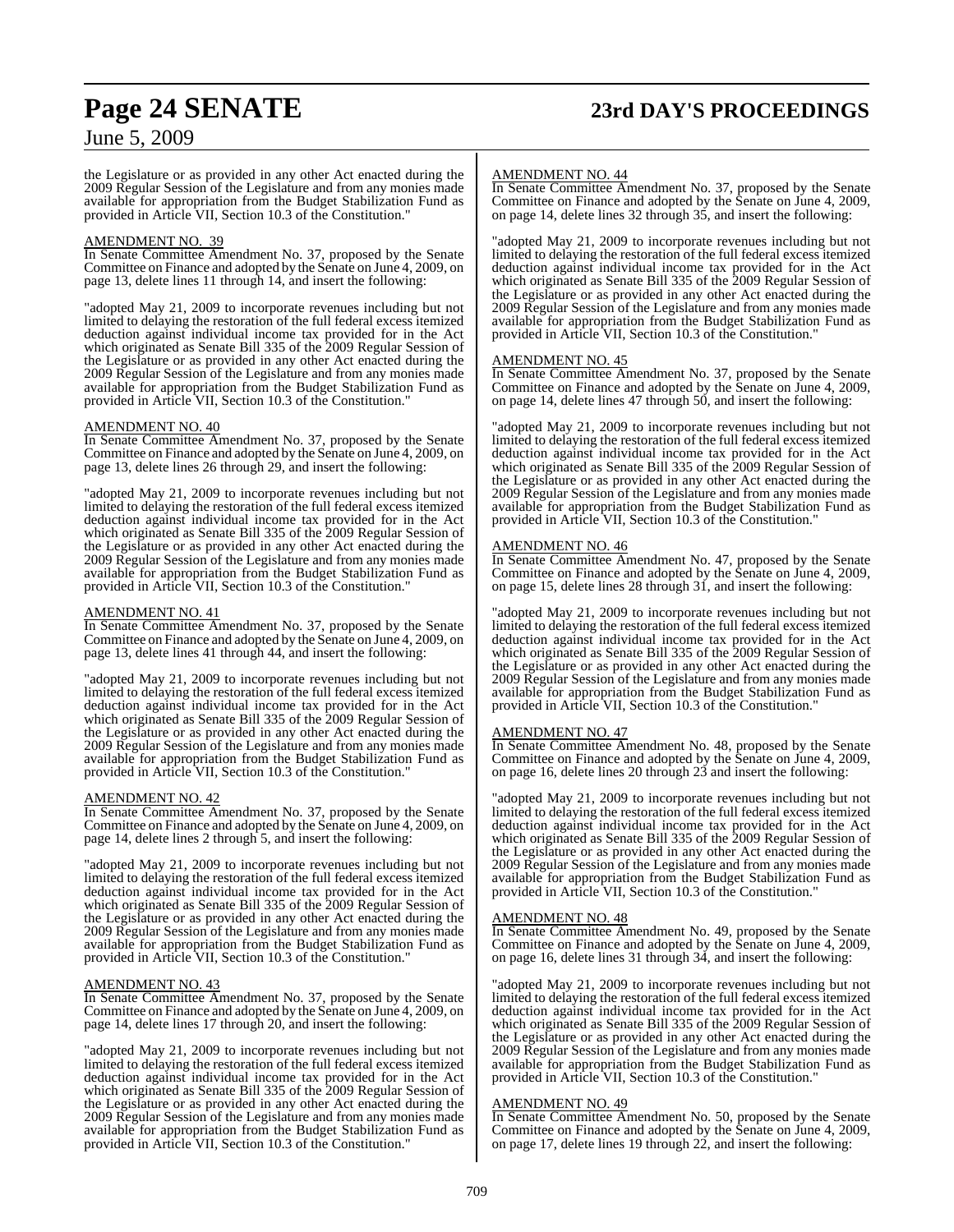the Legislature or as provided in any other Act enacted during the 2009 Regular Session of the Legislature and from any monies made available for appropriation from the Budget Stabilization Fund as provided in Article VII, Section 10.3 of the Constitution."

AMENDMENT NO. 39

In Senate Committee Amendment No. 37, proposed by the Senate Committee on Finance and adopted by the Senate on June 4, 2009, on page 13, delete lines 11 through 14, and insert the following:

"adopted May 21, 2009 to incorporate revenues including but not limited to delaying the restoration of the full federal excess itemized deduction against individual income tax provided for in the Act which originated as Senate Bill 335 of the 2009 Regular Session of the Legislature or as provided in any other Act enacted during the 2009 Regular Session of the Legislature and from any monies made available for appropriation from the Budget Stabilization Fund as provided in Article VII, Section 10.3 of the Constitution."

AMENDMENT NO. 40

In Senate Committee Amendment No. 37, proposed by the Senate Committee on Finance and adopted by the Senate on June 4, 2009, on page 13, delete lines 26 through 29, and insert the following:

"adopted May 21, 2009 to incorporate revenues including but not limited to delaying the restoration of the full federal excess itemized deduction against individual income tax provided for in the Act which originated as Senate Bill 335 of the 2009 Regular Session of the Legislature or as provided in any other Act enacted during the 2009 Regular Session of the Legislature and from any monies made available for appropriation from the Budget Stabilization Fund as provided in Article VII, Section 10.3 of the Constitution."

AMENDMENT NO. 41

In Senate Committee Amendment No. 37, proposed by the Senate Committee on Finance and adopted by the Senate on June 4, 2009, on page 13, delete lines 41 through 44, and insert the following:

"adopted May 21, 2009 to incorporate revenues including but not limited to delaying the restoration of the full federal excess itemized deduction against individual income tax provided for in the Act which originated as Senate Bill 335 of the 2009 Regular Session of the Legislature or as provided in any other Act enacted during the 2009 Regular Session of the Legislature and from any monies made available for appropriation from the Budget Stabilization Fund as provided in Article VII, Section 10.3 of the Constitution."

AMENDMENT NO. 42

In Senate Committee Amendment No. 37, proposed by the Senate Committee on Finance and adopted by the Senate on June 4, 2009, on page 14, delete lines 2 through 5, and insert the following:

"adopted May 21, 2009 to incorporate revenues including but not limited to delaying the restoration of the full federal excess itemized deduction against individual income tax provided for in the Act which originated as Senate Bill 335 of the 2009 Regular Session of the Legislature or as provided in any other Act enacted during the 2009 Regular Session of the Legislature and from any monies made available for appropriation from the Budget Stabilization Fund as provided in Article VII, Section 10.3 of the Constitution."

AMENDMENT NO. 43

In Senate Committee Amendment No. 37, proposed by the Senate Committee on Finance and adopted by the Senate on June 4, 2009, on page 14, delete lines 17 through 20, and insert the following:

"adopted May 21, 2009 to incorporate revenues including but not limited to delaying the restoration of the full federal excess itemized deduction against individual income tax provided for in the Act which originated as Senate Bill 335 of the 2009 Regular Session of the Legislature or as provided in any other Act enacted during the 2009 Regular Session of the Legislature and from any monies made available for appropriation from the Budget Stabilization Fund as provided in Article VII, Section 10.3 of the Constitution."

AMENDMENT NO. 44

In Senate Committee Amendment No. 37, proposed by the Senate Committee on Finance and adopted by the Senate on June 4, 2009, on page 14, delete lines 32 through 35, and insert the following:

"adopted May 21, 2009 to incorporate revenues including but not limited to delaying the restoration of the full federal excess itemized deduction against individual income tax provided for in the Act which originated as Senate Bill 335 of the 2009 Regular Session of the Legislature or as provided in any other Act enacted during the 2009 Regular Session of the Legislature and from any monies made available for appropriation from the Budget Stabilization Fund as provided in Article VII, Section 10.3 of the Constitution."

AMENDMENT NO. 45

In Senate Committee Amendment No. 37, proposed by the Senate Committee on Finance and adopted by the Senate on June 4, 2009, on page 14, delete lines 47 through 50, and insert the following:

"adopted May 21, 2009 to incorporate revenues including but not limited to delaying the restoration of the full federal excess itemized deduction against individual income tax provided for in the Act which originated as Senate Bill 335 of the 2009 Regular Session of the Legislature or as provided in any other Act enacted during the 2009 Regular Session of the Legislature and from any monies made available for appropriation from the Budget Stabilization Fund as provided in Article VII, Section 10.3 of the Constitution."

AMENDMENT NO. 46

In Senate Committee Amendment No. 47, proposed by the Senate Committee on Finance and adopted by the Senate on June 4, 2009, on page 15, delete lines 28 through 31, and insert the following:

"adopted May 21, 2009 to incorporate revenues including but not limited to delaying the restoration of the full federal excess itemized deduction against individual income tax provided for in the Act which originated as Senate Bill 335 of the 2009 Regular Session of the Legislature or as provided in any other Act enacted during the 2009 Regular Session of the Legislature and from any monies made available for appropriation from the Budget Stabilization Fund as provided in Article VII, Section 10.3 of the Constitution."

AMENDMENT NO. 47

In Senate Committee Amendment No. 48, proposed by the Senate Committee on Finance and adopted by the Senate on June 4, 2009, on page 16, delete lines 20 through 23 and insert the following:

"adopted May 21, 2009 to incorporate revenues including but not limited to delaying the restoration of the full federal excess itemized deduction against individual income tax provided for in the Act which originated as Senate Bill 335 of the 2009 Regular Session of the Legislature or as provided in any other Act enacted during the 2009 Regular Session of the Legislature and from any monies made available for appropriation from the Budget Stabilization Fund as provided in Article VII, Section 10.3 of the Constitution."

AMENDMENT NO. 48

In Senate Committee Amendment No. 49, proposed by the Senate Committee on Finance and adopted by the Senate on June 4, 2009, on page 16, delete lines 31 through 34, and insert the following:

"adopted May 21, 2009 to incorporate revenues including but not limited to delaying the restoration of the full federal excess itemized deduction against individual income tax provided for in the Act which originated as Senate Bill 335 of the 2009 Regular Session of the Legislature or as provided in any other Act enacted during the 2009 Regular Session of the Legislature and from any monies made available for appropriation from the Budget Stabilization Fund as provided in Article VII, Section 10.3 of the Constitution."

AMENDMENT NO. 49

In Senate Committee Amendment No. 50, proposed by the Senate Committee on Finance and adopted by the Senate on June 4, 2009, on page 17, delete lines 19 through 22, and insert the following: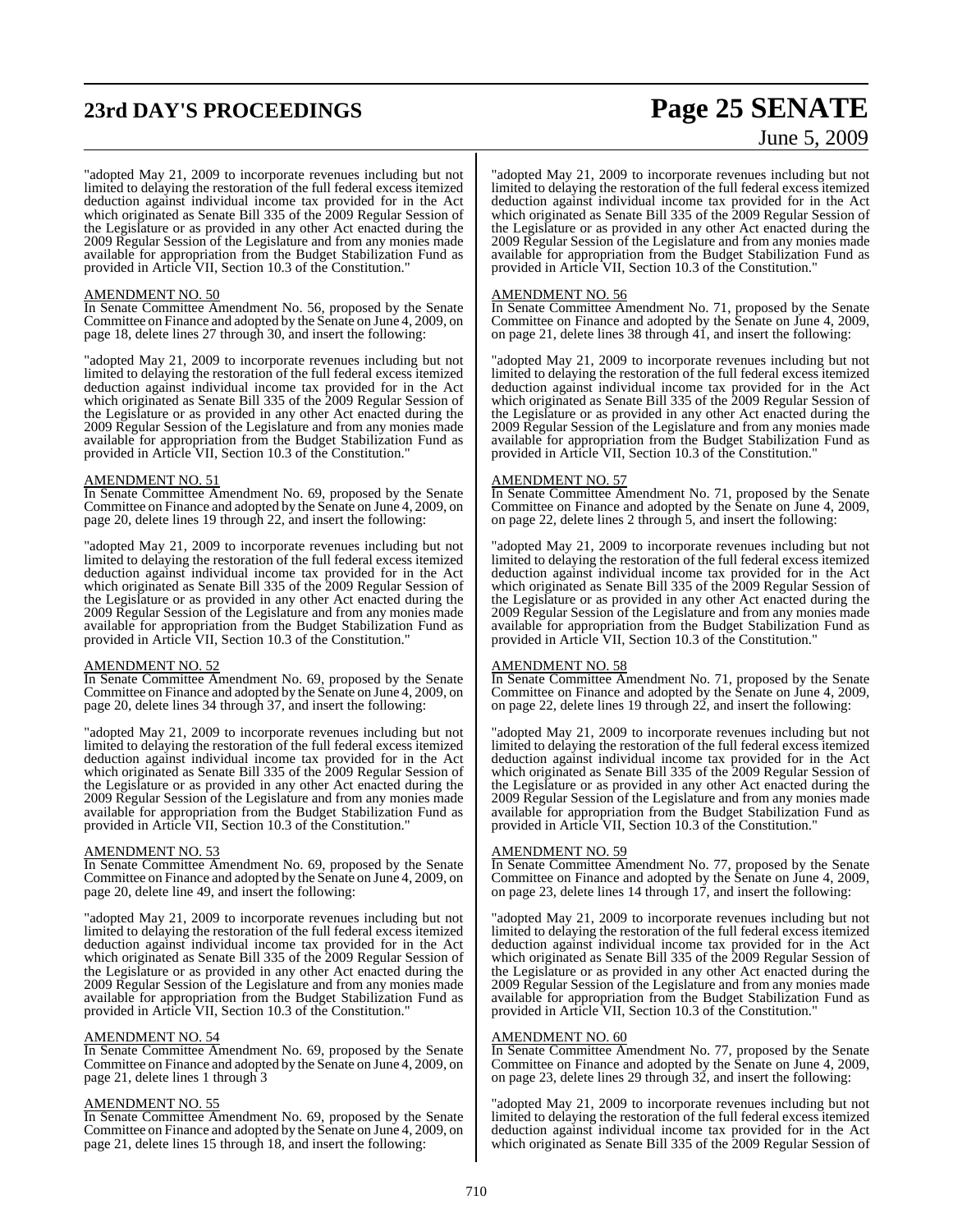"adopted May 21, 2009 to incorporate revenues including but not limited to delaying the restoration of the full federal excess itemized deduction against individual income tax provided for in the Act which originated as Senate Bill 335 of the 2009 Regular Session of the Legislature or as provided in any other Act enacted during the 2009 Regular Session of the Legislature and from any monies made available for appropriation from the Budget Stabilization Fund as provided in Article VII, Section 10.3 of the Constitution."

AMENDMENT NO. 50

In Senate Committee Amendment No. 56, proposed by the Senate Committee on Finance and adopted by the Senate on June 4, 2009, on page 18, delete lines 27 through 30, and insert the following:

"adopted May 21, 2009 to incorporate revenues including but not limited to delaying the restoration of the full federal excess itemized deduction against individual income tax provided for in the Act which originated as Senate Bill 335 of the 2009 Regular Session of the Legislature or as provided in any other Act enacted during the 2009 Regular Session of the Legislature and from any monies made available for appropriation from the Budget Stabilization Fund as provided in Article VII, Section 10.3 of the Constitution."

AMENDMENT NO. 51

In Senate Committee Amendment No. 69, proposed by the Senate Committee on Finance and adopted by the Senate on June 4, 2009, on page 20, delete lines 19 through 22, and insert the following:

"adopted May 21, 2009 to incorporate revenues including but not limited to delaying the restoration of the full federal excess itemized deduction against individual income tax provided for in the Act which originated as Senate Bill 335 of the 2009 Regular Session of the Legislature or as provided in any other Act enacted during the 2009 Regular Session of the Legislature and from any monies made available for appropriation from the Budget Stabilization Fund as provided in Article VII, Section 10.3 of the Constitution."

AMENDMENT NO. 52

In Senate Committee Amendment No. 69, proposed by the Senate Committee on Finance and adopted by the Senate on June 4, 2009, on page 20, delete lines 34 through 37, and insert the following:

"adopted May 21, 2009 to incorporate revenues including but not limited to delaying the restoration of the full federal excess itemized deduction against individual income tax provided for in the Act which originated as Senate Bill 335 of the 2009 Regular Session of the Legislature or as provided in any other Act enacted during the 2009 Regular Session of the Legislature and from any monies made available for appropriation from the Budget Stabilization Fund as provided in Article VII, Section 10.3 of the Constitution."

AMENDMENT NO. 53

In Senate Committee Amendment No. 69, proposed by the Senate Committee on Finance and adopted by the Senate on June 4, 2009, on page 20, delete line 49, and insert the following:

"adopted May 21, 2009 to incorporate revenues including but not limited to delaying the restoration of the full federal excess itemized deduction against individual income tax provided for in the Act which originated as Senate Bill 335 of the 2009 Regular Session of the Legislature or as provided in any other Act enacted during the 2009 Regular Session of the Legislature and from any monies made available for appropriation from the Budget Stabilization Fund as provided in Article VII, Section 10.3 of the Constitution."

AMENDMENT NO. 54

In Senate Committee Amendment No. 69, proposed by the Senate Committee on Finance and adopted by the Senate on June 4, 2009, on page 21, delete lines 1 through 3

AMENDMENT NO. 55

In Senate Committee Amendment No. 69, proposed by the Senate Committee on Finance and adopted by the Senate on June 4, 2009, on page 21, delete lines 15 through 18, and insert the following:

"adopted May 21, 2009 to incorporate revenues including but not limited to delaying the restoration of the full federal excess itemized deduction against individual income tax provided for in the Act which originated as Senate Bill 335 of the 2009 Regular Session of the Legislature or as provided in any other Act enacted during the 2009 Regular Session of the Legislature and from any monies made available for appropriation from the Budget Stabilization Fund as provided in Article VII, Section 10.3 of the Constitution."

AMENDMENT NO. 56

In Senate Committee Amendment No. 71, proposed by the Senate Committee on Finance and adopted by the Senate on June 4, 2009, on page 21, delete lines 38 through 41, and insert the following:

"adopted May 21, 2009 to incorporate revenues including but not limited to delaying the restoration of the full federal excess itemized deduction against individual income tax provided for in the Act which originated as Senate Bill 335 of the 2009 Regular Session of the Legislature or as provided in any other Act enacted during the 2009 Regular Session of the Legislature and from any monies made available for appropriation from the Budget Stabilization Fund as provided in Article VII, Section 10.3 of the Constitution."

AMENDMENT NO. 57

In Senate Committee Amendment No. 71, proposed by the Senate Committee on Finance and adopted by the Senate on June 4, 2009, on page 22, delete lines 2 through 5, and insert the following:

"adopted May 21, 2009 to incorporate revenues including but not limited to delaying the restoration of the full federal excess itemized deduction against individual income tax provided for in the Act which originated as Senate Bill 335 of the 2009 Regular Session of the Legislature or as provided in any other Act enacted during the 2009 Regular Session of the Legislature and from any monies made available for appropriation from the Budget Stabilization Fund as provided in Article VII, Section 10.3 of the Constitution."

AMENDMENT NO. 58

In Senate Committee Amendment No. 71, proposed by the Senate Committee on Finance and adopted by the Senate on June 4, 2009, on page 22, delete lines 19 through 22, and insert the following:

"adopted May 21, 2009 to incorporate revenues including but not limited to delaying the restoration of the full federal excess itemized deduction against individual income tax provided for in the Act which originated as Senate Bill 335 of the 2009 Regular Session of the Legislature or as provided in any other Act enacted during the 2009 Regular Session of the Legislature and from any monies made available for appropriation from the Budget Stabilization Fund as provided in Article VII, Section 10.3 of the Constitution."

AMENDMENT NO. 59

In Senate Committee Amendment No. 77, proposed by the Senate Committee on Finance and adopted by the Senate on June 4, 2009, on page 23, delete lines 14 through 17, and insert the following:

"adopted May 21, 2009 to incorporate revenues including but not limited to delaying the restoration of the full federal excess itemized deduction against individual income tax provided for in the Act which originated as Senate Bill 335 of the 2009 Regular Session of the Legislature or as provided in any other Act enacted during the 2009 Regular Session of the Legislature and from any monies made available for appropriation from the Budget Stabilization Fund as provided in Article VII, Section 10.3 of the Constitution."

AMENDMENT NO. 60

In Senate Committee Amendment No. 77, proposed by the Senate Committee on Finance and adopted by the Senate on June 4, 2009, on page 23, delete lines 29 through 32, and insert the following:

"adopted May 21, 2009 to incorporate revenues including but not limited to delaying the restoration of the full federal excess itemized deduction against individual income tax provided for in the Act which originated as Senate Bill 335 of the 2009 Regular Session of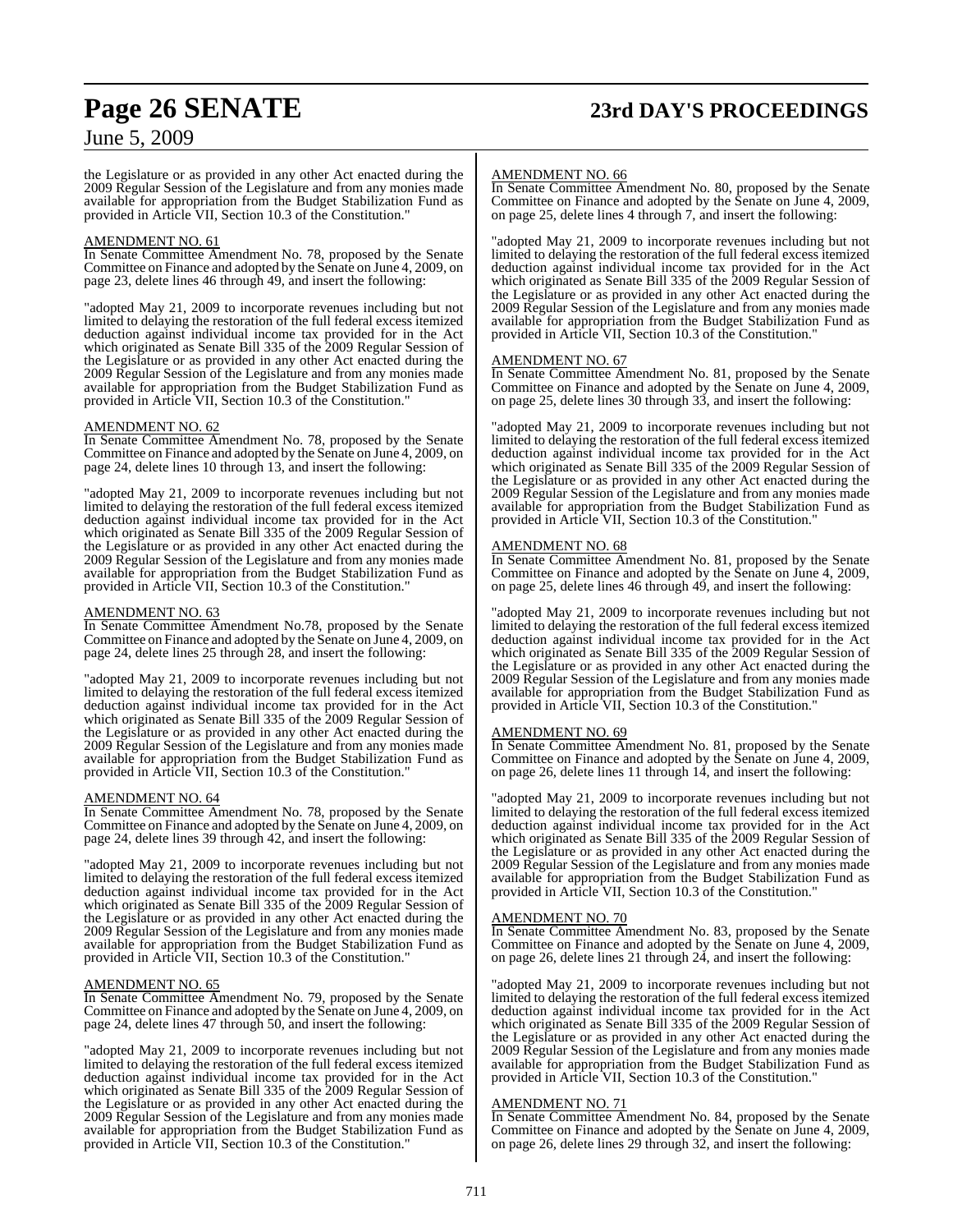the Legislature or as provided in any other Act enacted during the 2009 Regular Session of the Legislature and from any monies made available for appropriation from the Budget Stabilization Fund as provided in Article VII, Section 10.3 of the Constitution."

AMENDMENT NO. 61

In Senate Committee Amendment No. 78, proposed by the Senate Committee on Finance and adopted by the Senate on June 4, 2009, on page 23, delete lines 46 through 49, and insert the following:

"adopted May 21, 2009 to incorporate revenues including but not limited to delaying the restoration of the full federal excess itemized deduction against individual income tax provided for in the Act which originated as Senate Bill 335 of the 2009 Regular Session of the Legislature or as provided in any other Act enacted during the 2009 Regular Session of the Legislature and from any monies made available for appropriation from the Budget Stabilization Fund as provided in Article VII, Section 10.3 of the Constitution."

AMENDMENT NO. 62

In Senate Committee Amendment No. 78, proposed by the Senate Committee on Finance and adopted by the Senate on June 4, 2009, on page 24, delete lines 10 through 13, and insert the following:

"adopted May 21, 2009 to incorporate revenues including but not limited to delaying the restoration of the full federal excess itemized deduction against individual income tax provided for in the Act which originated as Senate Bill 335 of the 2009 Regular Session of the Legislature or as provided in any other Act enacted during the 2009 Regular Session of the Legislature and from any monies made available for appropriation from the Budget Stabilization Fund as provided in Article VII, Section 10.3 of the Constitution."

AMENDMENT NO. 63

In Senate Committee Amendment No.78, proposed by the Senate Committee on Finance and adopted by the Senate on June 4, 2009, on page 24, delete lines 25 through 28, and insert the following:

"adopted May 21, 2009 to incorporate revenues including but not limited to delaying the restoration of the full federal excess itemized deduction against individual income tax provided for in the Act which originated as Senate Bill 335 of the 2009 Regular Session of the Legislature or as provided in any other Act enacted during the 2009 Regular Session of the Legislature and from any monies made available for appropriation from the Budget Stabilization Fund as provided in Article VII, Section 10.3 of the Constitution."

AMENDMENT NO. 64

In Senate Committee Amendment No. 78, proposed by the Senate Committee on Finance and adopted by the Senate on June 4, 2009, on page 24, delete lines 39 through 42, and insert the following:

"adopted May 21, 2009 to incorporate revenues including but not limited to delaying the restoration of the full federal excess itemized deduction against individual income tax provided for in the Act which originated as Senate Bill 335 of the 2009 Regular Session of the Legislature or as provided in any other Act enacted during the 2009 Regular Session of the Legislature and from any monies made available for appropriation from the Budget Stabilization Fund as provided in Article VII, Section 10.3 of the Constitution."

AMENDMENT NO. 65

In Senate Committee Amendment No. 79, proposed by the Senate Committee on Finance and adopted by the Senate on June 4, 2009, on page 24, delete lines 47 through 50, and insert the following:

"adopted May 21, 2009 to incorporate revenues including but not limited to delaying the restoration of the full federal excess itemized deduction against individual income tax provided for in the Act which originated as Senate Bill 335 of the 2009 Regular Session of the Legislature or as provided in any other Act enacted during the 2009 Regular Session of the Legislature and from any monies made available for appropriation from the Budget Stabilization Fund as provided in Article VII, Section 10.3 of the Constitution."

AMENDMENT NO. 66

In Senate Committee Amendment No. 80, proposed by the Senate Committee on Finance and adopted by the Senate on June 4, 2009, on page 25, delete lines 4 through 7, and insert the following:

"adopted May 21, 2009 to incorporate revenues including but not limited to delaying the restoration of the full federal excess itemized deduction against individual income tax provided for in the Act which originated as Senate Bill 335 of the 2009 Regular Session of the Legislature or as provided in any other Act enacted during the 2009 Regular Session of the Legislature and from any monies made available for appropriation from the Budget Stabilization Fund as provided in Article VII, Section 10.3 of the Constitution."

AMENDMENT NO. 67

In Senate Committee Amendment No. 81, proposed by the Senate Committee on Finance and adopted by the Senate on June 4, 2009, on page 25, delete lines 30 through 33, and insert the following:

"adopted May 21, 2009 to incorporate revenues including but not limited to delaying the restoration of the full federal excess itemized deduction against individual income tax provided for in the Act which originated as Senate Bill 335 of the 2009 Regular Session of the Legislature or as provided in any other Act enacted during the 2009 Regular Session of the Legislature and from any monies made available for appropriation from the Budget Stabilization Fund as provided in Article VII, Section 10.3 of the Constitution."

AMENDMENT NO. 68

In Senate Committee Amendment No. 81, proposed by the Senate Committee on Finance and adopted by the Senate on June 4, 2009, on page 25, delete lines 46 through 49, and insert the following:

"adopted May 21, 2009 to incorporate revenues including but not limited to delaying the restoration of the full federal excess itemized deduction against individual income tax provided for in the Act which originated as Senate Bill 335 of the 2009 Regular Session of the Legislature or as provided in any other Act enacted during the 2009 Regular Session of the Legislature and from any monies made available for appropriation from the Budget Stabilization Fund as provided in Article VII, Section 10.3 of the Constitution."

AMENDMENT NO. 69

In Senate Committee Amendment No. 81, proposed by the Senate Committee on Finance and adopted by the Senate on June 4, 2009, on page 26, delete lines 11 through 14, and insert the following:

"adopted May 21, 2009 to incorporate revenues including but not limited to delaying the restoration of the full federal excess itemized deduction against individual income tax provided for in the Act which originated as Senate Bill 335 of the 2009 Regular Session of the Legislature or as provided in any other Act enacted during the 2009 Regular Session of the Legislature and from any monies made available for appropriation from the Budget Stabilization Fund as provided in Article VII, Section 10.3 of the Constitution."

AMENDMENT NO. 70

In Senate Committee Amendment No. 83, proposed by the Senate Committee on Finance and adopted by the Senate on June 4, 2009, on page 26, delete lines 21 through 24, and insert the following:

"adopted May 21, 2009 to incorporate revenues including but not limited to delaying the restoration of the full federal excess itemized deduction against individual income tax provided for in the Act which originated as Senate Bill 335 of the 2009 Regular Session of the Legislature or as provided in any other Act enacted during the 2009 Regular Session of the Legislature and from any monies made available for appropriation from the Budget Stabilization Fund as provided in Article VII, Section 10.3 of the Constitution."

AMENDMENT NO. 71

In Senate Committee Amendment No. 84, proposed by the Senate Committee on Finance and adopted by the Senate on June 4, 2009, on page 26, delete lines 29 through 32, and insert the following: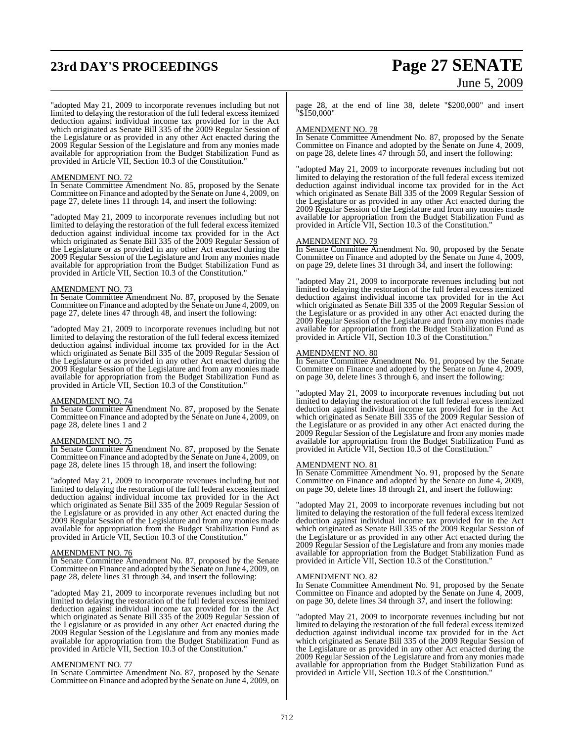"adopted May 21, 2009 to incorporate revenues including but not limited to delaying the restoration of the full federal excess itemized deduction against individual income tax provided for in the Act which originated as Senate Bill 335 of the 2009 Regular Session of the Legislature or as provided in any other Act enacted during the 2009 Regular Session of the Legislature and from any monies made available for appropriation from the Budget Stabilization Fund as provided in Article VII, Section 10.3 of the Constitution."

AMENDMENT NO. 72
In Senate Committee Amendment No. 85, proposed by the Senate Committee on Finance and adopted by the Senate on June 4, 2009, on page 27, delete lines 11 through 14, and insert the following:

"adopted May 21, 2009 to incorporate revenues including but not limited to delaying the restoration of the full federal excess itemized deduction against individual income tax provided for in the Act which originated as Senate Bill 335 of the 2009 Regular Session of the Legislature or as provided in any other Act enacted during the 2009 Regular Session of the Legislature and from any monies made available for appropriation from the Budget Stabilization Fund as provided in Article VII, Section 10.3 of the Constitution."

AMENDMENT NO. 73
In Senate Committee Amendment No. 87, proposed by the Senate Committee on Finance and adopted by the Senate on June 4, 2009, on page 27, delete lines 47 through 48, and insert the following:

"adopted May 21, 2009 to incorporate revenues including but not limited to delaying the restoration of the full federal excess itemized deduction against individual income tax provided for in the Act which originated as Senate Bill 335 of the 2009 Regular Session of the Legislature or as provided in any other Act enacted during the 2009 Regular Session of the Legislature and from any monies made available for appropriation from the Budget Stabilization Fund as provided in Article VII, Section 10.3 of the Constitution."

AMENDMENT NO. 74
In Senate Committee Amendment No. 87, proposed by the Senate Committee on Finance and adopted by the Senate on June 4, 2009, on page 28, delete lines 1 and 2

AMENDMENT NO. 75
In Senate Committee Amendment No. 87, proposed by the Senate Committee on Finance and adopted by the Senate on June 4, 2009, on page 28, delete lines 15 through 18, and insert the following:

"adopted May 21, 2009 to incorporate revenues including but not limited to delaying the restoration of the full federal excess itemized deduction against individual income tax provided for in the Act which originated as Senate Bill 335 of the 2009 Regular Session of the Legislature or as provided in any other Act enacted during the 2009 Regular Session of the Legislature and from any monies made available for appropriation from the Budget Stabilization Fund as provided in Article VII, Section 10.3 of the Constitution."

AMENDMENT NO. 76
In Senate Committee Amendment No. 87, proposed by the Senate Committee on Finance and adopted by the Senate on June 4, 2009, on page 28, delete lines 31 through 34, and insert the following:

"adopted May 21, 2009 to incorporate revenues including but not limited to delaying the restoration of the full federal excess itemized deduction against individual income tax provided for in the Act which originated as Senate Bill 335 of the 2009 Regular Session of the Legislature or as provided in any other Act enacted during the 2009 Regular Session of the Legislature and from any monies made available for appropriation from the Budget Stabilization Fund as provided in Article VII, Section 10.3 of the Constitution."

AMENDMENT NO. 77
In Senate Committee Amendment No. 87, proposed by the Senate Committee on Finance and adopted by the Senate on June 4, 2009, on page 28, at the end of line 38, delete "$200,000" and insert "$150,000"

AMENDMENT NO. 78
In Senate Committee Amendment No. 87, proposed by the Senate Committee on Finance and adopted by the Senate on June 4, 2009, on page 28, delete lines 47 through 50, and insert the following:

"adopted May 21, 2009 to incorporate revenues including but not limited to delaying the restoration of the full federal excess itemized deduction against individual income tax provided for in the Act which originated as Senate Bill 335 of the 2009 Regular Session of the Legislature or as provided in any other Act enacted during the 2009 Regular Session of the Legislature and from any monies made available for appropriation from the Budget Stabilization Fund as provided in Article VII, Section 10.3 of the Constitution."

AMENDMENT NO. 79
In Senate Committee Amendment No. 90, proposed by the Senate Committee on Finance and adopted by the Senate on June 4, 2009, on page 29, delete lines 31 through 34, and insert the following:

"adopted May 21, 2009 to incorporate revenues including but not limited to delaying the restoration of the full federal excess itemized deduction against individual income tax provided for in the Act which originated as Senate Bill 335 of the 2009 Regular Session of the Legislature or as provided in any other Act enacted during the 2009 Regular Session of the Legislature and from any monies made available for appropriation from the Budget Stabilization Fund as provided in Article VII, Section 10.3 of the Constitution."

AMENDMENT NO. 80
In Senate Committee Amendment No. 91, proposed by the Senate Committee on Finance and adopted by the Senate on June 4, 2009, on page 30, delete lines 3 through 6, and insert the following:

"adopted May 21, 2009 to incorporate revenues including but not limited to delaying the restoration of the full federal excess itemized deduction against individual income tax provided for in the Act which originated as Senate Bill 335 of the 2009 Regular Session of the Legislature or as provided in any other Act enacted during the 2009 Regular Session of the Legislature and from any monies made available for appropriation from the Budget Stabilization Fund as provided in Article VII, Section 10.3 of the Constitution."

AMENDMENT NO. 81
In Senate Committee Amendment No. 91, proposed by the Senate Committee on Finance and adopted by the Senate on June 4, 2009, on page 30, delete lines 18 through 21, and insert the following:

"adopted May 21, 2009 to incorporate revenues including but not limited to delaying the restoration of the full federal excess itemized deduction against individual income tax provided for in the Act which originated as Senate Bill 335 of the 2009 Regular Session of the Legislature or as provided in any other Act enacted during the 2009 Regular Session of the Legislature and from any monies made available for appropriation from the Budget Stabilization Fund as provided in Article VII, Section 10.3 of the Constitution."

AMENDMENT NO. 82
In Senate Committee Amendment No. 91, proposed by the Senate Committee on Finance and adopted by the Senate on June 4, 2009, on page 30, delete lines 34 through 37, and insert the following:

"adopted May 21, 2009 to incorporate revenues including but not limited to delaying the restoration of the full federal excess itemized deduction against individual income tax provided for in the Act which originated as Senate Bill 335 of the 2009 Regular Session of the Legislature or as provided in any other Act enacted during the 2009 Regular Session of the Legislature and from any monies made available for appropriation from the Budget Stabilization Fund as provided in Article VII, Section 10.3 of the Constitution."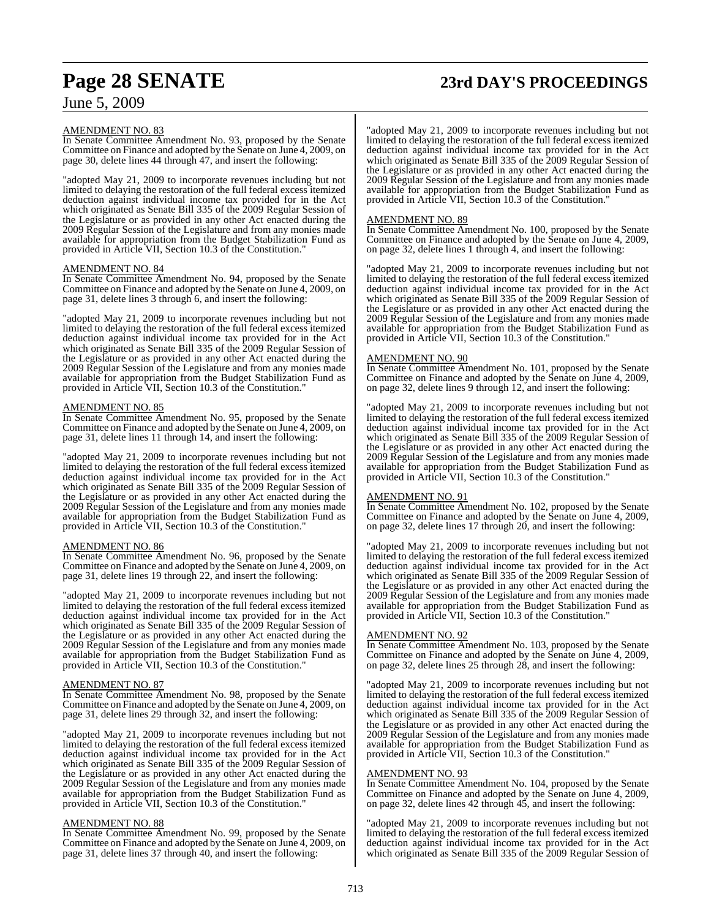#### AMENDMENT NO. 83

In Senate Committee Amendment No. 93, proposed by the Senate Committee on Finance and adopted by the Senate on June 4, 2009, on page 30, delete lines 44 through 47, and insert the following:

"adopted May 21, 2009 to incorporate revenues including but not limited to delaying the restoration of the full federal excess itemized deduction against individual income tax provided for in the Act which originated as Senate Bill 335 of the 2009 Regular Session of the Legislature or as provided in any other Act enacted during the 2009 Regular Session of the Legislature and from any monies made available for appropriation from the Budget Stabilization Fund as provided in Article VII, Section 10.3 of the Constitution."

#### AMENDMENT NO. 84

In Senate Committee Amendment No. 94, proposed by the Senate Committee on Finance and adopted by the Senate on June 4, 2009, on page 31, delete lines 3 through 6, and insert the following:

"adopted May 21, 2009 to incorporate revenues including but not limited to delaying the restoration of the full federal excess itemized deduction against individual income tax provided for in the Act which originated as Senate Bill 335 of the 2009 Regular Session of the Legislature or as provided in any other Act enacted during the 2009 Regular Session of the Legislature and from any monies made available for appropriation from the Budget Stabilization Fund as provided in Article VII, Section 10.3 of the Constitution."

#### AMENDMENT NO. 85

In Senate Committee Amendment No. 95, proposed by the Senate Committee on Finance and adopted by the Senate on June 4, 2009, on page 31, delete lines 11 through 14, and insert the following:

"adopted May 21, 2009 to incorporate revenues including but not limited to delaying the restoration of the full federal excess itemized deduction against individual income tax provided for in the Act which originated as Senate Bill 335 of the 2009 Regular Session of the Legislature or as provided in any other Act enacted during the 2009 Regular Session of the Legislature and from any monies made available for appropriation from the Budget Stabilization Fund as provided in Article VII, Section 10.3 of the Constitution."

#### AMENDMENT NO. 86

In Senate Committee Amendment No. 96, proposed by the Senate Committee on Finance and adopted by the Senate on June 4, 2009, on page 31, delete lines 19 through 22, and insert the following:

"adopted May 21, 2009 to incorporate revenues including but not limited to delaying the restoration of the full federal excess itemized deduction against individual income tax provided for in the Act which originated as Senate Bill 335 of the 2009 Regular Session of the Legislature or as provided in any other Act enacted during the 2009 Regular Session of the Legislature and from any monies made available for appropriation from the Budget Stabilization Fund as provided in Article VII, Section 10.3 of the Constitution."

#### AMENDMENT NO. 87

In Senate Committee Amendment No. 98, proposed by the Senate Committee on Finance and adopted by the Senate on June 4, 2009, on page 31, delete lines 29 through 32, and insert the following:

"adopted May 21, 2009 to incorporate revenues including but not limited to delaying the restoration of the full federal excess itemized deduction against individual income tax provided for in the Act which originated as Senate Bill 335 of the 2009 Regular Session of the Legislature or as provided in any other Act enacted during the 2009 Regular Session of the Legislature and from any monies made available for appropriation from the Budget Stabilization Fund as provided in Article VII, Section 10.3 of the Constitution."

#### AMENDMENT NO. 88

In Senate Committee Amendment No. 99, proposed by the Senate Committee on Finance and adopted by the Senate on June 4, 2009, on page 31, delete lines 37 through 40, and insert the following:

"adopted May 21, 2009 to incorporate revenues including but not limited to delaying the restoration of the full federal excess itemized deduction against individual income tax provided for in the Act which originated as Senate Bill 335 of the 2009 Regular Session of the Legislature or as provided in any other Act enacted during the 2009 Regular Session of the Legislature and from any monies made available for appropriation from the Budget Stabilization Fund as provided in Article VII, Section 10.3 of the Constitution."

#### AMENDMENT NO. 89

In Senate Committee Amendment No. 100, proposed by the Senate Committee on Finance and adopted by the Senate on June 4, 2009, on page 32, delete lines 1 through 4, and insert the following:

"adopted May 21, 2009 to incorporate revenues including but not limited to delaying the restoration of the full federal excess itemized deduction against individual income tax provided for in the Act which originated as Senate Bill 335 of the 2009 Regular Session of the Legislature or as provided in any other Act enacted during the 2009 Regular Session of the Legislature and from any monies made available for appropriation from the Budget Stabilization Fund as provided in Article VII, Section 10.3 of the Constitution."

#### AMENDMENT NO. 90

In Senate Committee Amendment No. 101, proposed by the Senate Committee on Finance and adopted by the Senate on June 4, 2009, on page 32, delete lines 9 through 12, and insert the following:

"adopted May 21, 2009 to incorporate revenues including but not limited to delaying the restoration of the full federal excess itemized deduction against individual income tax provided for in the Act which originated as Senate Bill 335 of the 2009 Regular Session of the Legislature or as provided in any other Act enacted during the 2009 Regular Session of the Legislature and from any monies made available for appropriation from the Budget Stabilization Fund as provided in Article VII, Section 10.3 of the Constitution."

#### AMENDMENT NO. 91

In Senate Committee Amendment No. 102, proposed by the Senate Committee on Finance and adopted by the Senate on June 4, 2009, on page 32, delete lines 17 through 20, and insert the following:

"adopted May 21, 2009 to incorporate revenues including but not limited to delaying the restoration of the full federal excess itemized deduction against individual income tax provided for in the Act which originated as Senate Bill 335 of the 2009 Regular Session of the Legislature or as provided in any other Act enacted during the 2009 Regular Session of the Legislature and from any monies made available for appropriation from the Budget Stabilization Fund as provided in Article VII, Section 10.3 of the Constitution."

#### AMENDMENT NO. 92

In Senate Committee Amendment No. 103, proposed by the Senate Committee on Finance and adopted by the Senate on June 4, 2009, on page 32, delete lines 25 through 28, and insert the following:

"adopted May 21, 2009 to incorporate revenues including but not limited to delaying the restoration of the full federal excess itemized deduction against individual income tax provided for in the Act which originated as Senate Bill 335 of the 2009 Regular Session of the Legislature or as provided in any other Act enacted during the 2009 Regular Session of the Legislature and from any monies made available for appropriation from the Budget Stabilization Fund as provided in Article VII, Section 10.3 of the Constitution."

#### AMENDMENT NO. 93

In Senate Committee Amendment No. 104, proposed by the Senate Committee on Finance and adopted by the Senate on June 4, 2009, on page 32, delete lines 42 through 45, and insert the following:

"adopted May 21, 2009 to incorporate revenues including but not limited to delaying the restoration of the full federal excess itemized deduction against individual income tax provided for in the Act which originated as Senate Bill 335 of the 2009 Regular Session of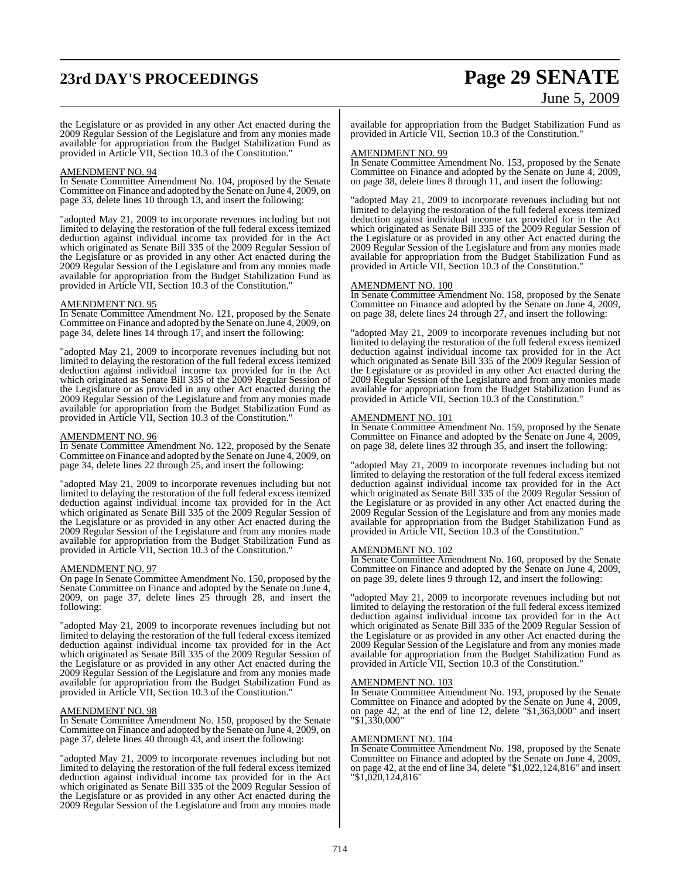the Legislature or as provided in any other Act enacted during the 2009 Regular Session of the Legislature and from any monies made available for appropriation from the Budget Stabilization Fund as provided in Article VII, Section 10.3 of the Constitution."

AMENDMENT NO. 94

In Senate Committee Amendment No. 104, proposed by the Senate Committee on Finance and adopted by the Senate on June 4, 2009, on page 33, delete lines 10 through 13, and insert the following:

"adopted May 21, 2009 to incorporate revenues including but not limited to delaying the restoration of the full federal excess itemized deduction against individual income tax provided for in the Act which originated as Senate Bill 335 of the 2009 Regular Session of the Legislature or as provided in any other Act enacted during the 2009 Regular Session of the Legislature and from any monies made available for appropriation from the Budget Stabilization Fund as provided in Article VII, Section 10.3 of the Constitution."

AMENDMENT NO. 95

In Senate Committee Amendment No. 121, proposed by the Senate Committee on Finance and adopted by the Senate on June 4, 2009, on page 34, delete lines 14 through 17, and insert the following:

"adopted May 21, 2009 to incorporate revenues including but not limited to delaying the restoration of the full federal excess itemized deduction against individual income tax provided for in the Act which originated as Senate Bill 335 of the 2009 Regular Session of the Legislature or as provided in any other Act enacted during the 2009 Regular Session of the Legislature and from any monies made available for appropriation from the Budget Stabilization Fund as provided in Article VII, Section 10.3 of the Constitution."

AMENDMENT NO. 96

In Senate Committee Amendment No. 122, proposed by the Senate Committee on Finance and adopted by the Senate on June 4, 2009, on page 34, delete lines 22 through 25, and insert the following:

"adopted May 21, 2009 to incorporate revenues including but not limited to delaying the restoration of the full federal excess itemized deduction against individual income tax provided for in the Act which originated as Senate Bill 335 of the 2009 Regular Session of the Legislature or as provided in any other Act enacted during the 2009 Regular Session of the Legislature and from any monies made available for appropriation from the Budget Stabilization Fund as provided in Article VII, Section 10.3 of the Constitution."

AMENDMENT NO. 97

On page In Senate Committee Amendment No. 150, proposed by the Senate Committee on Finance and adopted by the Senate on June 4, 2009, on page 37, delete lines 25 through 28, and insert the following:

"adopted May 21, 2009 to incorporate revenues including but not limited to delaying the restoration of the full federal excess itemized deduction against individual income tax provided for in the Act which originated as Senate Bill 335 of the 2009 Regular Session of the Legislature or as provided in any other Act enacted during the 2009 Regular Session of the Legislature and from any monies made available for appropriation from the Budget Stabilization Fund as provided in Article VII, Section 10.3 of the Constitution."

AMENDMENT NO. 98

In Senate Committee Amendment No. 150, proposed by the Senate Committee on Finance and adopted by the Senate on June 4, 2009, on page 37, delete lines 40 through 43, and insert the following:

"adopted May 21, 2009 to incorporate revenues including but not limited to delaying the restoration of the full federal excess itemized deduction against individual income tax provided for in the Act which originated as Senate Bill 335 of the 2009 Regular Session of the Legislature or as provided in any other Act enacted during the 2009 Regular Session of the Legislature and from any monies made available for appropriation from the Budget Stabilization Fund as provided in Article VII, Section 10.3 of the Constitution."

AMENDMENT NO. 99

In Senate Committee Amendment No. 153, proposed by the Senate Committee on Finance and adopted by the Senate on June 4, 2009, on page 38, delete lines 8 through 11, and insert the following:

"adopted May 21, 2009 to incorporate revenues including but not limited to delaying the restoration of the full federal excess itemized deduction against individual income tax provided for in the Act which originated as Senate Bill 335 of the 2009 Regular Session of the Legislature or as provided in any other Act enacted during the 2009 Regular Session of the Legislature and from any monies made available for appropriation from the Budget Stabilization Fund as provided in Article VII, Section 10.3 of the Constitution."

AMENDMENT NO. 100

In Senate Committee Amendment No. 158, proposed by the Senate Committee on Finance and adopted by the Senate on June 4, 2009, on page 38, delete lines 24 through 27, and insert the following:

"adopted May 21, 2009 to incorporate revenues including but not limited to delaying the restoration of the full federal excess itemized deduction against individual income tax provided for in the Act which originated as Senate Bill 335 of the 2009 Regular Session of the Legislature or as provided in any other Act enacted during the 2009 Regular Session of the Legislature and from any monies made available for appropriation from the Budget Stabilization Fund as provided in Article VII, Section 10.3 of the Constitution."

AMENDMENT NO. 101

In Senate Committee Amendment No. 159, proposed by the Senate Committee on Finance and adopted by the Senate on June 4, 2009, on page 38, delete lines 32 through 35, and insert the following:

"adopted May 21, 2009 to incorporate revenues including but not limited to delaying the restoration of the full federal excess itemized deduction against individual income tax provided for in the Act which originated as Senate Bill 335 of the 2009 Regular Session of the Legislature or as provided in any other Act enacted during the 2009 Regular Session of the Legislature and from any monies made available for appropriation from the Budget Stabilization Fund as provided in Article VII, Section 10.3 of the Constitution."

AMENDMENT NO. 102

In Senate Committee Amendment No. 160, proposed by the Senate Committee on Finance and adopted by the Senate on June 4, 2009, on page 39, delete lines 9 through 12, and insert the following:

"adopted May 21, 2009 to incorporate revenues including but not limited to delaying the restoration of the full federal excess itemized deduction against individual income tax provided for in the Act which originated as Senate Bill 335 of the 2009 Regular Session of the Legislature or as provided in any other Act enacted during the 2009 Regular Session of the Legislature and from any monies made available for appropriation from the Budget Stabilization Fund as provided in Article VII, Section 10.3 of the Constitution."

AMENDMENT NO. 103

In Senate Committee Amendment No. 193, proposed by the Senate Committee on Finance and adopted by the Senate on June 4, 2009, on page 42, at the end of line 12, delete "$1,363,000" and insert "$1,330,000"

AMENDMENT NO. 104

In Senate Committee Amendment No. 198, proposed by the Senate Committee on Finance and adopted by the Senate on June 4, 2009, on page 42, at the end of line 34, delete "$1,022,124,816" and insert "$1,020,124,816"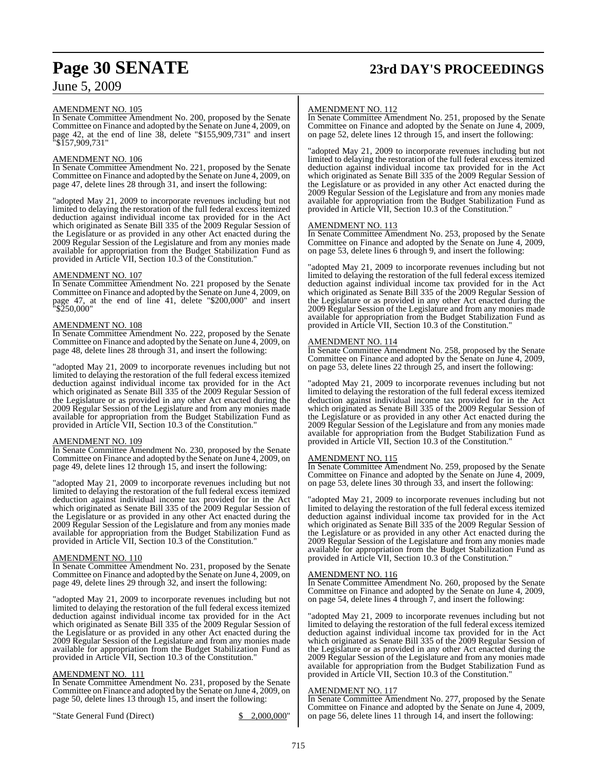AMENDMENT NO. 105

In Senate Committee Amendment No. 200, proposed by the Senate Committee on Finance and adopted by the Senate on June 4, 2009, on page 42, at the end of line 38, delete "$155,909,731" and insert "$157,909,731"

AMENDMENT NO. 106

In Senate Committee Amendment No. 221, proposed by the Senate Committee on Finance and adopted by the Senate on June 4, 2009, on page 47, delete lines 28 through 31, and insert the following:

"adopted May 21, 2009 to incorporate revenues including but not limited to delaying the restoration of the full federal excess itemized deduction against individual income tax provided for in the Act which originated as Senate Bill 335 of the 2009 Regular Session of the Legislature or as provided in any other Act enacted during the 2009 Regular Session of the Legislature and from any monies made available for appropriation from the Budget Stabilization Fund as provided in Article VII, Section 10.3 of the Constitution."

AMENDMENT NO. 107

In Senate Committee Amendment No. 221 proposed by the Senate Committee on Finance and adopted by the Senate on June 4, 2009, on page 47, at the end of line 41, delete "$200,000" and insert "$250,000"

AMENDMENT NO. 108

In Senate Committee Amendment No. 222, proposed by the Senate Committee on Finance and adopted by the Senate on June 4, 2009, on page 48, delete lines 28 through 31, and insert the following:

"adopted May 21, 2009 to incorporate revenues including but not limited to delaying the restoration of the full federal excess itemized deduction against individual income tax provided for in the Act which originated as Senate Bill 335 of the 2009 Regular Session of the Legislature or as provided in any other Act enacted during the 2009 Regular Session of the Legislature and from any monies made available for appropriation from the Budget Stabilization Fund as provided in Article VII, Section 10.3 of the Constitution."

AMENDMENT NO. 109

In Senate Committee Amendment No. 230, proposed by the Senate Committee on Finance and adopted by the Senate on June 4, 2009, on page 49, delete lines 12 through 15, and insert the following:

"adopted May 21, 2009 to incorporate revenues including but not limited to delaying the restoration of the full federal excess itemized deduction against individual income tax provided for in the Act which originated as Senate Bill 335 of the 2009 Regular Session of the Legislature or as provided in any other Act enacted during the 2009 Regular Session of the Legislature and from any monies made available for appropriation from the Budget Stabilization Fund as provided in Article VII, Section 10.3 of the Constitution."

AMENDMENT NO. 110

In Senate Committee Amendment No. 231, proposed by the Senate Committee on Finance and adopted by the Senate on June 4, 2009, on page 49, delete lines 29 through 32, and insert the following:

"adopted May 21, 2009 to incorporate revenues including but not limited to delaying the restoration of the full federal excess itemized deduction against individual income tax provided for in the Act which originated as Senate Bill 335 of the 2009 Regular Session of the Legislature or as provided in any other Act enacted during the 2009 Regular Session of the Legislature and from any monies made available for appropriation from the Budget Stabilization Fund as provided in Article VII, Section 10.3 of the Constitution."

AMENDMENT NO. 111

In Senate Committee Amendment No. 231, proposed by the Senate Committee on Finance and adopted by the Senate on June 4, 2009, on page 50, delete lines 13 through 15, and insert the following:

"State General Fund (Direct) $ 2,000,000"

AMENDMENT NO. 112

In Senate Committee Amendment No. 251, proposed by the Senate Committee on Finance and adopted by the Senate on June 4, 2009, on page 52, delete lines 12 through 15, and insert the following:

"adopted May 21, 2009 to incorporate revenues including but not limited to delaying the restoration of the full federal excess itemized deduction against individual income tax provided for in the Act which originated as Senate Bill 335 of the 2009 Regular Session of the Legislature or as provided in any other Act enacted during the 2009 Regular Session of the Legislature and from any monies made available for appropriation from the Budget Stabilization Fund as provided in Article VII, Section 10.3 of the Constitution."

AMENDMENT NO. 113

In Senate Committee Amendment No. 253, proposed by the Senate Committee on Finance and adopted by the Senate on June 4, 2009, on page 53, delete lines 6 through 9, and insert the following:

"adopted May 21, 2009 to incorporate revenues including but not limited to delaying the restoration of the full federal excess itemized deduction against individual income tax provided for in the Act which originated as Senate Bill 335 of the 2009 Regular Session of the Legislature or as provided in any other Act enacted during the 2009 Regular Session of the Legislature and from any monies made available for appropriation from the Budget Stabilization Fund as provided in Article VII, Section 10.3 of the Constitution."

AMENDMENT NO. 114

In Senate Committee Amendment No. 258, proposed by the Senate Committee on Finance and adopted by the Senate on June 4, 2009, on page 53, delete lines 22 through 25, and insert the following:

"adopted May 21, 2009 to incorporate revenues including but not limited to delaying the restoration of the full federal excess itemized deduction against individual income tax provided for in the Act which originated as Senate Bill 335 of the 2009 Regular Session of the Legislature or as provided in any other Act enacted during the 2009 Regular Session of the Legislature and from any monies made available for appropriation from the Budget Stabilization Fund as provided in Article VII, Section 10.3 of the Constitution."

AMENDMENT NO. 115

In Senate Committee Amendment No. 259, proposed by the Senate Committee on Finance and adopted by the Senate on June 4, 2009, on page 53, delete lines 30 through 33, and insert the following:

"adopted May 21, 2009 to incorporate revenues including but not limited to delaying the restoration of the full federal excess itemized deduction against individual income tax provided for in the Act which originated as Senate Bill 335 of the 2009 Regular Session of the Legislature or as provided in any other Act enacted during the 2009 Regular Session of the Legislature and from any monies made available for appropriation from the Budget Stabilization Fund as provided in Article VII, Section 10.3 of the Constitution."

AMENDMENT NO. 116

In Senate Committee Amendment No. 260, proposed by the Senate Committee on Finance and adopted by the Senate on June 4, 2009, on page 54, delete lines 4 through 7, and insert the following:

"adopted May 21, 2009 to incorporate revenues including but not limited to delaying the restoration of the full federal excess itemized deduction against individual income tax provided for in the Act which originated as Senate Bill 335 of the 2009 Regular Session of the Legislature or as provided in any other Act enacted during the 2009 Regular Session of the Legislature and from any monies made available for appropriation from the Budget Stabilization Fund as provided in Article VII, Section 10.3 of the Constitution."

AMENDMENT NO. 117

In Senate Committee Amendment No. 277, proposed by the Senate Committee on Finance and adopted by the Senate on June 4, 2009, on page 56, delete lines 11 through 14, and insert the following: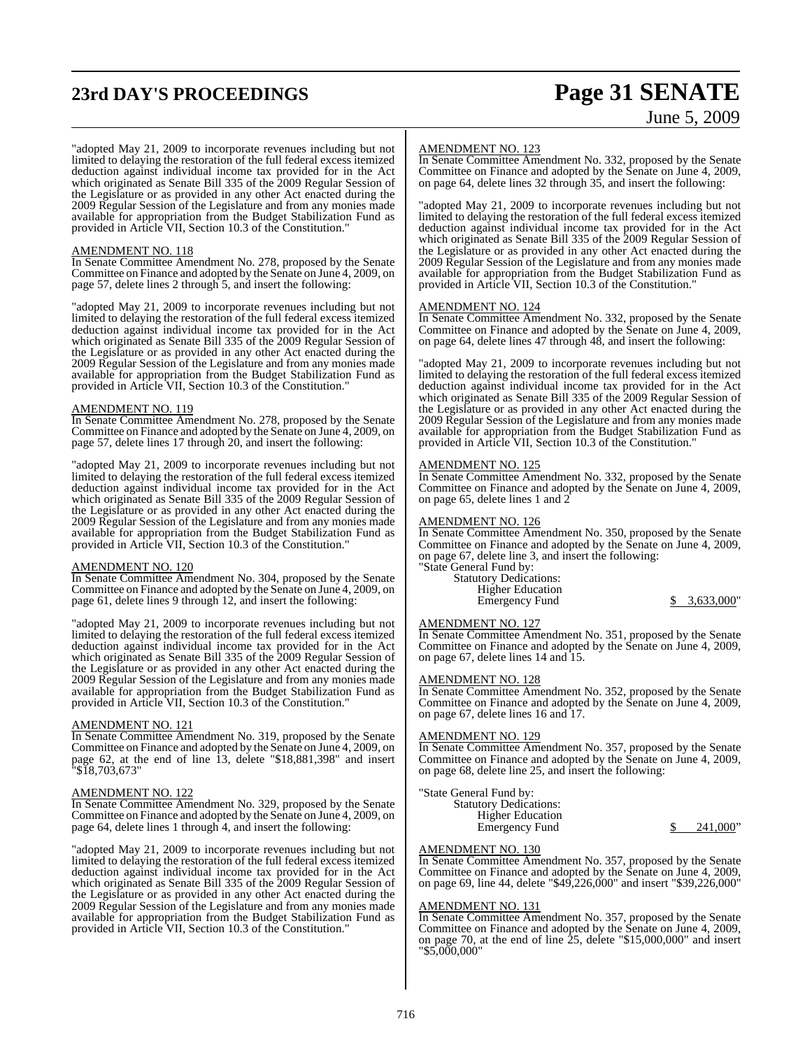"adopted May 21, 2009 to incorporate revenues including but not limited to delaying the restoration of the full federal excess itemized deduction against individual income tax provided for in the Act which originated as Senate Bill 335 of the 2009 Regular Session of the Legislature or as provided in any other Act enacted during the 2009 Regular Session of the Legislature and from any monies made available for appropriation from the Budget Stabilization Fund as provided in Article VII, Section 10.3 of the Constitution."

AMENDMENT NO. 118

In Senate Committee Amendment No. 278, proposed by the Senate Committee on Finance and adopted by the Senate on June 4, 2009, on page 57, delete lines 2 through 5, and insert the following:

"adopted May 21, 2009 to incorporate revenues including but not limited to delaying the restoration of the full federal excess itemized deduction against individual income tax provided for in the Act which originated as Senate Bill 335 of the 2009 Regular Session of the Legislature or as provided in any other Act enacted during the 2009 Regular Session of the Legislature and from any monies made available for appropriation from the Budget Stabilization Fund as provided in Article VII, Section 10.3 of the Constitution."

AMENDMENT NO. 119

In Senate Committee Amendment No. 278, proposed by the Senate Committee on Finance and adopted by the Senate on June 4, 2009, on page 57, delete lines 17 through 20, and insert the following:

"adopted May 21, 2009 to incorporate revenues including but not limited to delaying the restoration of the full federal excess itemized deduction against individual income tax provided for in the Act which originated as Senate Bill 335 of the 2009 Regular Session of the Legislature or as provided in any other Act enacted during the 2009 Regular Session of the Legislature and from any monies made available for appropriation from the Budget Stabilization Fund as provided in Article VII, Section 10.3 of the Constitution."

AMENDMENT NO. 120

In Senate Committee Amendment No. 304, proposed by the Senate Committee on Finance and adopted by the Senate on June 4, 2009, on page 61, delete lines 9 through 12, and insert the following:

"adopted May 21, 2009 to incorporate revenues including but not limited to delaying the restoration of the full federal excess itemized deduction against individual income tax provided for in the Act which originated as Senate Bill 335 of the 2009 Regular Session of the Legislature or as provided in any other Act enacted during the 2009 Regular Session of the Legislature and from any monies made available for appropriation from the Budget Stabilization Fund as provided in Article VII, Section 10.3 of the Constitution."

AMENDMENT NO. 121

In Senate Committee Amendment No. 319, proposed by the Senate Committee on Finance and adopted by the Senate on June 4, 2009, on page 62, at the end of line 13, delete "$18,881,398" and insert "$18,703,673"

AMENDMENT NO. 122

In Senate Committee Amendment No. 329, proposed by the Senate Committee on Finance and adopted by the Senate on June 4, 2009, on page 64, delete lines 1 through 4, and insert the following:

"adopted May 21, 2009 to incorporate revenues including but not limited to delaying the restoration of the full federal excess itemized deduction against individual income tax provided for in the Act which originated as Senate Bill 335 of the 2009 Regular Session of the Legislature or as provided in any other Act enacted during the 2009 Regular Session of the Legislature and from any monies made available for appropriation from the Budget Stabilization Fund as provided in Article VII, Section 10.3 of the Constitution."

AMENDMENT NO. 123

In Senate Committee Amendment No. 332, proposed by the Senate Committee on Finance and adopted by the Senate on June 4, 2009, on page 64, delete lines 32 through 35, and insert the following:

"adopted May 21, 2009 to incorporate revenues including but not limited to delaying the restoration of the full federal excess itemized deduction against individual income tax provided for in the Act which originated as Senate Bill 335 of the 2009 Regular Session of the Legislature or as provided in any other Act enacted during the 2009 Regular Session of the Legislature and from any monies made available for appropriation from the Budget Stabilization Fund as provided in Article VII, Section 10.3 of the Constitution."

AMENDMENT NO. 124

In Senate Committee Amendment No. 332, proposed by the Senate Committee on Finance and adopted by the Senate on June 4, 2009, on page 64, delete lines 47 through 48, and insert the following:

"adopted May 21, 2009 to incorporate revenues including but not limited to delaying the restoration of the full federal excess itemized deduction against individual income tax provided for in the Act which originated as Senate Bill 335 of the 2009 Regular Session of the Legislature or as provided in any other Act enacted during the 2009 Regular Session of the Legislature and from any monies made available for appropriation from the Budget Stabilization Fund as provided in Article VII, Section 10.3 of the Constitution."

AMENDMENT NO. 125

In Senate Committee Amendment No. 332, proposed by the Senate Committee on Finance and adopted by the Senate on June 4, 2009, on page 65, delete lines 1 and 2

AMENDMENT NO. 126

In Senate Committee Amendment No. 350, proposed by the Senate Committee on Finance and adopted by the Senate on June 4, 2009, on page 67, delete line 3, and insert the following:

"State General Fund by:
Statutory Dedications:
Higher Education
Emergency Fund $ 3,633,000"

AMENDMENT NO. 127

In Senate Committee Amendment No. 351, proposed by the Senate Committee on Finance and adopted by the Senate on June 4, 2009, on page 67, delete lines 14 and 15.

AMENDMENT NO. 128

In Senate Committee Amendment No. 352, proposed by the Senate Committee on Finance and adopted by the Senate on June 4, 2009, on page 67, delete lines 16 and 17.

AMENDMENT NO. 129

In Senate Committee Amendment No. 357, proposed by the Senate Committee on Finance and adopted by the Senate on June 4, 2009, on page 68, delete line 25, and insert the following:

"State General Fund by:
Statutory Dedications:
Higher Education
Emergency Fund $ 241,000"

AMENDMENT NO. 130

In Senate Committee Amendment No. 357, proposed by the Senate Committee on Finance and adopted by the Senate on June 4, 2009, on page 69, line 44, delete "$49,226,000" and insert "$39,226,000"

AMENDMENT NO. 131

In Senate Committee Amendment No. 357, proposed by the Senate Committee on Finance and adopted by the Senate on June 4, 2009, on page 70, at the end of line 25, delete "$15,000,000" and insert "$5,000,000"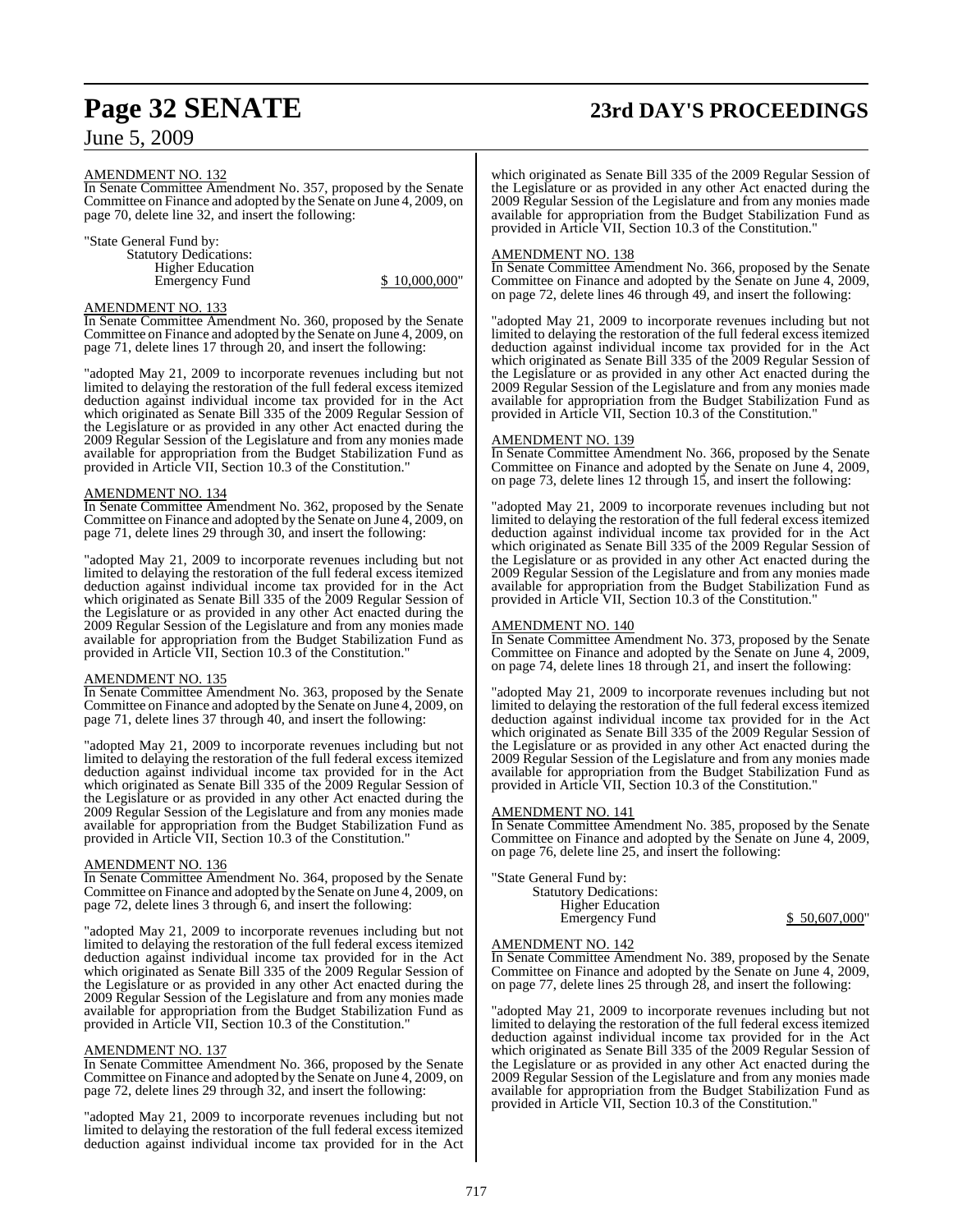AMENDMENT NO. 132

In Senate Committee Amendment No. 357, proposed by the Senate Committee on Finance and adopted by the Senate on June 4, 2009, on page 70, delete line 32, and insert the following:

"State General Fund by:
Statutory Dedications:
Higher Education
Emergency Fund $ 10,000,000"

AMENDMENT NO. 133

In Senate Committee Amendment No. 360, proposed by the Senate Committee on Finance and adopted by the Senate on June 4, 2009, on page 71, delete lines 17 through 20, and insert the following:

"adopted May 21, 2009 to incorporate revenues including but not limited to delaying the restoration of the full federal excess itemized deduction against individual income tax provided for in the Act which originated as Senate Bill 335 of the 2009 Regular Session of the Legislature or as provided in any other Act enacted during the 2009 Regular Session of the Legislature and from any monies made available for appropriation from the Budget Stabilization Fund as provided in Article VII, Section 10.3 of the Constitution."

AMENDMENT NO. 134

In Senate Committee Amendment No. 362, proposed by the Senate Committee on Finance and adopted by the Senate on June 4, 2009, on page 71, delete lines 29 through 30, and insert the following:

"adopted May 21, 2009 to incorporate revenues including but not limited to delaying the restoration of the full federal excess itemized deduction against individual income tax provided for in the Act which originated as Senate Bill 335 of the 2009 Regular Session of the Legislature or as provided in any other Act enacted during the 2009 Regular Session of the Legislature and from any monies made available for appropriation from the Budget Stabilization Fund as provided in Article VII, Section 10.3 of the Constitution."

AMENDMENT NO. 135

In Senate Committee Amendment No. 363, proposed by the Senate Committee on Finance and adopted by the Senate on June 4, 2009, on page 71, delete lines 37 through 40, and insert the following:

"adopted May 21, 2009 to incorporate revenues including but not limited to delaying the restoration of the full federal excess itemized deduction against individual income tax provided for in the Act which originated as Senate Bill 335 of the 2009 Regular Session of the Legislature or as provided in any other Act enacted during the 2009 Regular Session of the Legislature and from any monies made available for appropriation from the Budget Stabilization Fund as provided in Article VII, Section 10.3 of the Constitution."

AMENDMENT NO. 136

In Senate Committee Amendment No. 364, proposed by the Senate Committee on Finance and adopted by the Senate on June 4, 2009, on page 72, delete lines 3 through 6, and insert the following:

"adopted May 21, 2009 to incorporate revenues including but not limited to delaying the restoration of the full federal excess itemized deduction against individual income tax provided for in the Act which originated as Senate Bill 335 of the 2009 Regular Session of the Legislature or as provided in any other Act enacted during the 2009 Regular Session of the Legislature and from any monies made available for appropriation from the Budget Stabilization Fund as provided in Article VII, Section 10.3 of the Constitution."

AMENDMENT NO. 137

In Senate Committee Amendment No. 366, proposed by the Senate Committee on Finance and adopted by the Senate on June 4, 2009, on page 72, delete lines 29 through 32, and insert the following:

"adopted May 21, 2009 to incorporate revenues including but not limited to delaying the restoration of the full federal excess itemized deduction against individual income tax provided for in the Act which originated as Senate Bill 335 of the 2009 Regular Session of the Legislature or as provided in any other Act enacted during the 2009 Regular Session of the Legislature and from any monies made available for appropriation from the Budget Stabilization Fund as provided in Article VII, Section 10.3 of the Constitution."

AMENDMENT NO. 138

In Senate Committee Amendment No. 366, proposed by the Senate Committee on Finance and adopted by the Senate on June 4, 2009, on page 72, delete lines 46 through 49, and insert the following:

"adopted May 21, 2009 to incorporate revenues including but not limited to delaying the restoration of the full federal excess itemized deduction against individual income tax provided for in the Act which originated as Senate Bill 335 of the 2009 Regular Session of the Legislature or as provided in any other Act enacted during the 2009 Regular Session of the Legislature and from any monies made available for appropriation from the Budget Stabilization Fund as provided in Article VII, Section 10.3 of the Constitution."

AMENDMENT NO. 139

In Senate Committee Amendment No. 366, proposed by the Senate Committee on Finance and adopted by the Senate on June 4, 2009, on page 73, delete lines 12 through 15, and insert the following:

"adopted May 21, 2009 to incorporate revenues including but not limited to delaying the restoration of the full federal excess itemized deduction against individual income tax provided for in the Act which originated as Senate Bill 335 of the 2009 Regular Session of the Legislature or as provided in any other Act enacted during the 2009 Regular Session of the Legislature and from any monies made available for appropriation from the Budget Stabilization Fund as provided in Article VII, Section 10.3 of the Constitution."

AMENDMENT NO. 140

In Senate Committee Amendment No. 373, proposed by the Senate Committee on Finance and adopted by the Senate on June 4, 2009, on page 74, delete lines 18 through 21, and insert the following:

"adopted May 21, 2009 to incorporate revenues including but not limited to delaying the restoration of the full federal excess itemized deduction against individual income tax provided for in the Act which originated as Senate Bill 335 of the 2009 Regular Session of the Legislature or as provided in any other Act enacted during the 2009 Regular Session of the Legislature and from any monies made available for appropriation from the Budget Stabilization Fund as provided in Article VII, Section 10.3 of the Constitution."

AMENDMENT NO. 141

In Senate Committee Amendment No. 385, proposed by the Senate Committee on Finance and adopted by the Senate on June 4, 2009, on page 76, delete line 25, and insert the following:

"State General Fund by:
Statutory Dedications:
Higher Education
Emergency Fund $ 50,607,000"

AMENDMENT NO. 142

In Senate Committee Amendment No. 389, proposed by the Senate Committee on Finance and adopted by the Senate on June 4, 2009, on page 77, delete lines 25 through 28, and insert the following:

"adopted May 21, 2009 to incorporate revenues including but not limited to delaying the restoration of the full federal excess itemized deduction against individual income tax provided for in the Act which originated as Senate Bill 335 of the 2009 Regular Session of the Legislature or as provided in any other Act enacted during the 2009 Regular Session of the Legislature and from any monies made available for appropriation from the Budget Stabilization Fund as provided in Article VII, Section 10.3 of the Constitution."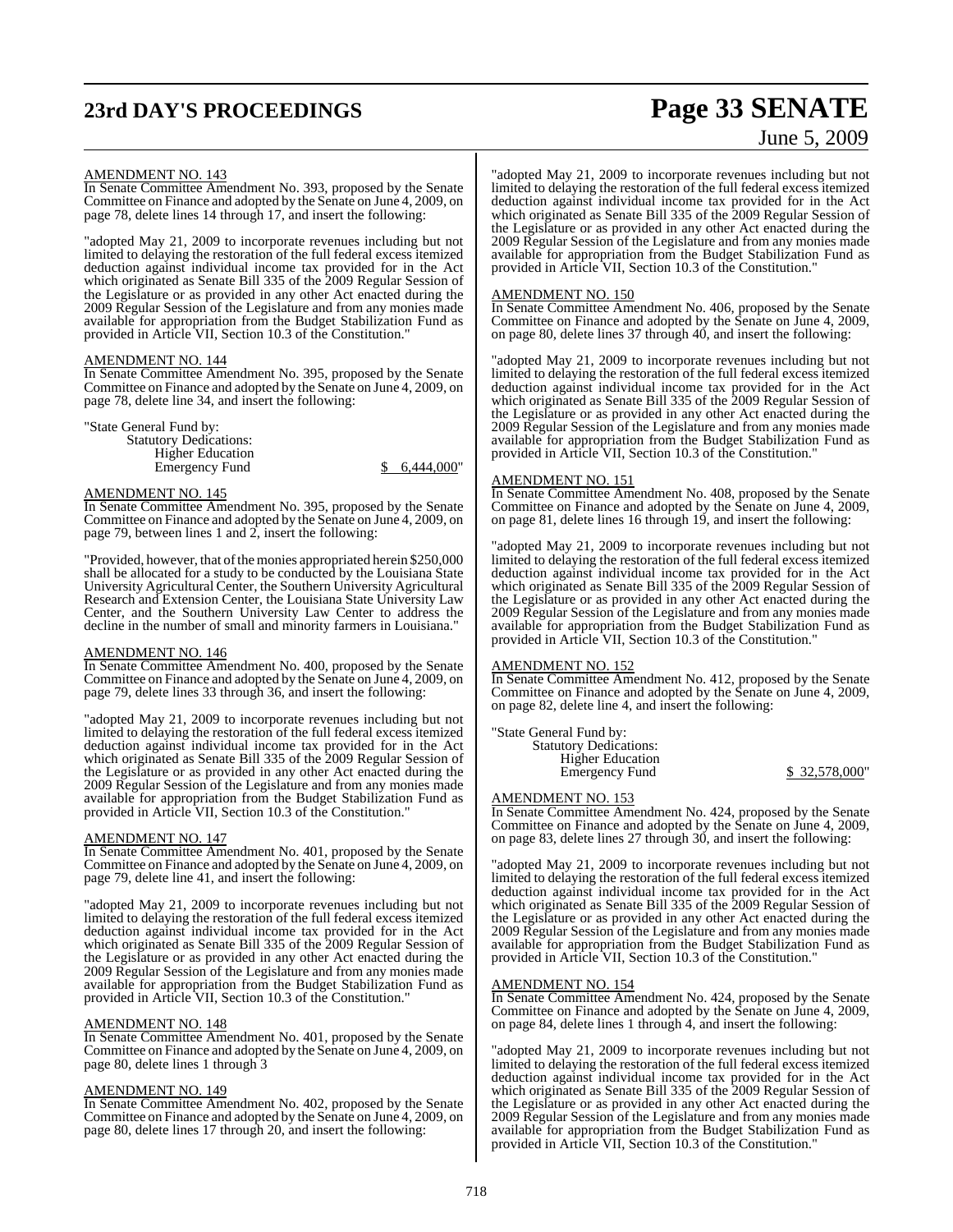AMENDMENT NO. 143

In Senate Committee Amendment No. 393, proposed by the Senate Committee on Finance and adopted by the Senate on June 4, 2009, on page 78, delete lines 14 through 17, and insert the following:

"adopted May 21, 2009 to incorporate revenues including but not limited to delaying the restoration of the full federal excess itemized deduction against individual income tax provided for in the Act which originated as Senate Bill 335 of the 2009 Regular Session of the Legislature or as provided in any other Act enacted during the 2009 Regular Session of the Legislature and from any monies made available for appropriation from the Budget Stabilization Fund as provided in Article VII, Section 10.3 of the Constitution."

AMENDMENT NO. 144

In Senate Committee Amendment No. 395, proposed by the Senate Committee on Finance and adopted by the Senate on June 4, 2009, on page 78, delete line 34, and insert the following:

"State General Fund by:
Statutory Dedications:
Higher Education
Emergency Fund $ 6,444,000"

AMENDMENT NO. 145

In Senate Committee Amendment No. 395, proposed by the Senate Committee on Finance and adopted by the Senate on June 4, 2009, on page 79, between lines 1 and 2, insert the following:

"Provided, however, that of the monies appropriated herein $250,000 shall be allocated for a study to be conducted by the Louisiana State University Agricultural Center, the Southern University Agricultural Research and Extension Center, the Louisiana State University Law Center, and the Southern University Law Center to address the decline in the number of small and minority farmers in Louisiana."

AMENDMENT NO. 146

In Senate Committee Amendment No. 400, proposed by the Senate Committee on Finance and adopted by the Senate on June 4, 2009, on page 79, delete lines 33 through 36, and insert the following:

"adopted May 21, 2009 to incorporate revenues including but not limited to delaying the restoration of the full federal excess itemized deduction against individual income tax provided for in the Act which originated as Senate Bill 335 of the 2009 Regular Session of the Legislature or as provided in any other Act enacted during the 2009 Regular Session of the Legislature and from any monies made available for appropriation from the Budget Stabilization Fund as provided in Article VII, Section 10.3 of the Constitution."

AMENDMENT NO. 147

In Senate Committee Amendment No. 401, proposed by the Senate Committee on Finance and adopted by the Senate on June 4, 2009, on page 79, delete line 41, and insert the following:

"adopted May 21, 2009 to incorporate revenues including but not limited to delaying the restoration of the full federal excess itemized deduction against individual income tax provided for in the Act which originated as Senate Bill 335 of the 2009 Regular Session of the Legislature or as provided in any other Act enacted during the 2009 Regular Session of the Legislature and from any monies made available for appropriation from the Budget Stabilization Fund as provided in Article VII, Section 10.3 of the Constitution."

AMENDMENT NO. 148

In Senate Committee Amendment No. 401, proposed by the Senate Committee on Finance and adopted by the Senate on June 4, 2009, on page 80, delete lines 1 through 3

AMENDMENT NO. 149

In Senate Committee Amendment No. 402, proposed by the Senate Committee on Finance and adopted by the Senate on June 4, 2009, on page 80, delete lines 17 through 20, and insert the following:

"adopted May 21, 2009 to incorporate revenues including but not limited to delaying the restoration of the full federal excess itemized deduction against individual income tax provided for in the Act which originated as Senate Bill 335 of the 2009 Regular Session of the Legislature or as provided in any other Act enacted during the 2009 Regular Session of the Legislature and from any monies made available for appropriation from the Budget Stabilization Fund as provided in Article VII, Section 10.3 of the Constitution."

AMENDMENT NO. 150

In Senate Committee Amendment No. 406, proposed by the Senate Committee on Finance and adopted by the Senate on June 4, 2009, on page 80, delete lines 37 through 40, and insert the following:

"adopted May 21, 2009 to incorporate revenues including but not limited to delaying the restoration of the full federal excess itemized deduction against individual income tax provided for in the Act which originated as Senate Bill 335 of the 2009 Regular Session of the Legislature or as provided in any other Act enacted during the 2009 Regular Session of the Legislature and from any monies made available for appropriation from the Budget Stabilization Fund as provided in Article VII, Section 10.3 of the Constitution."

AMENDMENT NO. 151

In Senate Committee Amendment No. 408, proposed by the Senate Committee on Finance and adopted by the Senate on June 4, 2009, on page 81, delete lines 16 through 19, and insert the following:

"adopted May 21, 2009 to incorporate revenues including but not limited to delaying the restoration of the full federal excess itemized deduction against individual income tax provided for in the Act which originated as Senate Bill 335 of the 2009 Regular Session of the Legislature or as provided in any other Act enacted during the 2009 Regular Session of the Legislature and from any monies made available for appropriation from the Budget Stabilization Fund as provided in Article VII, Section 10.3 of the Constitution."

AMENDMENT NO. 152

In Senate Committee Amendment No. 412, proposed by the Senate Committee on Finance and adopted by the Senate on June 4, 2009, on page 82, delete line 4, and insert the following:

"State General Fund by:
Statutory Dedications:
Higher Education
Emergency Fund $ 32,578,000"

AMENDMENT NO. 153

In Senate Committee Amendment No. 424, proposed by the Senate Committee on Finance and adopted by the Senate on June 4, 2009, on page 83, delete lines 27 through 30, and insert the following:

"adopted May 21, 2009 to incorporate revenues including but not limited to delaying the restoration of the full federal excess itemized deduction against individual income tax provided for in the Act which originated as Senate Bill 335 of the 2009 Regular Session of the Legislature or as provided in any other Act enacted during the 2009 Regular Session of the Legislature and from any monies made available for appropriation from the Budget Stabilization Fund as provided in Article VII, Section 10.3 of the Constitution."

AMENDMENT NO. 154

In Senate Committee Amendment No. 424, proposed by the Senate Committee on Finance and adopted by the Senate on June 4, 2009, on page 84, delete lines 1 through 4, and insert the following:

"adopted May 21, 2009 to incorporate revenues including but not limited to delaying the restoration of the full federal excess itemized deduction against individual income tax provided for in the Act which originated as Senate Bill 335 of the 2009 Regular Session of the Legislature or as provided in any other Act enacted during the 2009 Regular Session of the Legislature and from any monies made available for appropriation from the Budget Stabilization Fund as provided in Article VII, Section 10.3 of the Constitution."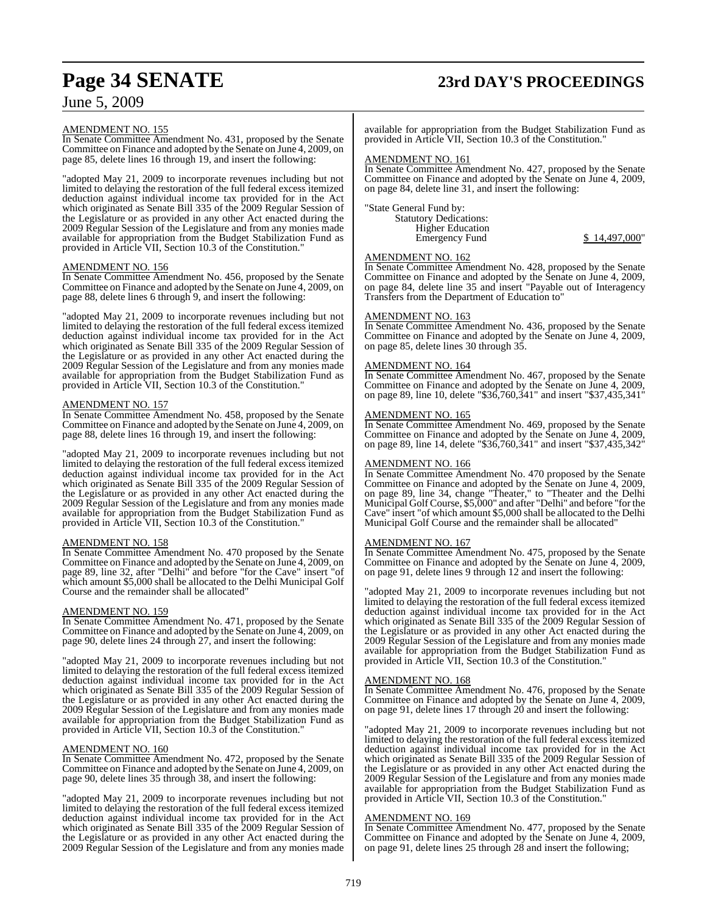AMENDMENT NO. 155

In Senate Committee Amendment No. 431, proposed by the Senate Committee on Finance and adopted by the Senate on June 4, 2009, on page 85, delete lines 16 through 19, and insert the following:

"adopted May 21, 2009 to incorporate revenues including but not limited to delaying the restoration of the full federal excess itemized deduction against individual income tax provided for in the Act which originated as Senate Bill 335 of the 2009 Regular Session of the Legislature or as provided in any other Act enacted during the 2009 Regular Session of the Legislature and from any monies made available for appropriation from the Budget Stabilization Fund as provided in Article VII, Section 10.3 of the Constitution."

AMENDMENT NO. 156

In Senate Committee Amendment No. 456, proposed by the Senate Committee on Finance and adopted by the Senate on June 4, 2009, on page 88, delete lines 6 through 9, and insert the following:

"adopted May 21, 2009 to incorporate revenues including but not limited to delaying the restoration of the full federal excess itemized deduction against individual income tax provided for in the Act which originated as Senate Bill 335 of the 2009 Regular Session of the Legislature or as provided in any other Act enacted during the 2009 Regular Session of the Legislature and from any monies made available for appropriation from the Budget Stabilization Fund as provided in Article VII, Section 10.3 of the Constitution."

AMENDMENT NO. 157

In Senate Committee Amendment No. 458, proposed by the Senate Committee on Finance and adopted by the Senate on June 4, 2009, on page 88, delete lines 16 through 19, and insert the following:

"adopted May 21, 2009 to incorporate revenues including but not limited to delaying the restoration of the full federal excess itemized deduction against individual income tax provided for in the Act which originated as Senate Bill 335 of the 2009 Regular Session of the Legislature or as provided in any other Act enacted during the 2009 Regular Session of the Legislature and from any monies made available for appropriation from the Budget Stabilization Fund as provided in Article VII, Section 10.3 of the Constitution."

AMENDMENT NO. 158

In Senate Committee Amendment No. 470 proposed by the Senate Committee on Finance and adopted by the Senate on June 4, 2009, on page 89, line 32, after "Delhi" and before "for the Cave" insert "of which amount $5,000 shall be allocated to the Delhi Municipal Golf Course and the remainder shall be allocated"

AMENDMENT NO. 159

In Senate Committee Amendment No. 471, proposed by the Senate Committee on Finance and adopted by the Senate on June 4, 2009, on page 90, delete lines 24 through 27, and insert the following:

"adopted May 21, 2009 to incorporate revenues including but not limited to delaying the restoration of the full federal excess itemized deduction against individual income tax provided for in the Act which originated as Senate Bill 335 of the 2009 Regular Session of the Legislature or as provided in any other Act enacted during the 2009 Regular Session of the Legislature and from any monies made available for appropriation from the Budget Stabilization Fund as provided in Article VII, Section 10.3 of the Constitution."

AMENDMENT NO. 160

In Senate Committee Amendment No. 472, proposed by the Senate Committee on Finance and adopted by the Senate on June 4, 2009, on page 90, delete lines 35 through 38, and insert the following:

"adopted May 21, 2009 to incorporate revenues including but not limited to delaying the restoration of the full federal excess itemized deduction against individual income tax provided for in the Act which originated as Senate Bill 335 of the 2009 Regular Session of the Legislature or as provided in any other Act enacted during the 2009 Regular Session of the Legislature and from any monies made available for appropriation from the Budget Stabilization Fund as provided in Article VII, Section 10.3 of the Constitution."

AMENDMENT NO. 161

In Senate Committee Amendment No. 427, proposed by the Senate Committee on Finance and adopted by the Senate on June 4, 2009, on page 84, delete line 31, and insert the following:

"State General Fund by:
Statutory Dedications:
Higher Education
Emergency Fund $ 14,497,000"

AMENDMENT NO. 162

In Senate Committee Amendment No. 428, proposed by the Senate Committee on Finance and adopted by the Senate on June 4, 2009, on page 84, delete line 35 and insert "Payable out of Interagency Transfers from the Department of Education to"

AMENDMENT NO. 163

In Senate Committee Amendment No. 436, proposed by the Senate Committee on Finance and adopted by the Senate on June 4, 2009, on page 85, delete lines 30 through 35.

AMENDMENT NO. 164

In Senate Committee Amendment No. 467, proposed by the Senate Committee on Finance and adopted by the Senate on June 4, 2009, on page 89, line 10, delete "$36,760,341" and insert "$37,435,341"

AMENDMENT NO. 165

In Senate Committee Amendment No. 469, proposed by the Senate Committee on Finance and adopted by the Senate on June 4, 2009, on page 89, line 14, delete "$36,760,341" and insert "$37,435,342"

AMENDMENT NO. 166

In Senate Committee Amendment No. 470 proposed by the Senate Committee on Finance and adopted by the Senate on June 4, 2009, on page 89, line 34, change "Theater," to "Theater and the Delhi Municipal Golf Course, $5,000" and after "Delhi" and before "for the Cave" insert "of which amount $5,000 shall be allocated to the Delhi Municipal Golf Course and the remainder shall be allocated"

AMENDMENT NO. 167

In Senate Committee Amendment No. 475, proposed by the Senate Committee on Finance and adopted by the Senate on June 4, 2009, on page 91, delete lines 9 through 12 and insert the following:

"adopted May 21, 2009 to incorporate revenues including but not limited to delaying the restoration of the full federal excess itemized deduction against individual income tax provided for in the Act which originated as Senate Bill 335 of the 2009 Regular Session of the Legislature or as provided in any other Act enacted during the 2009 Regular Session of the Legislature and from any monies made available for appropriation from the Budget Stabilization Fund as provided in Article VII, Section 10.3 of the Constitution."

AMENDMENT NO. 168

In Senate Committee Amendment No. 476, proposed by the Senate Committee on Finance and adopted by the Senate on June 4, 2009, on page 91, delete lines 17 through 20 and insert the following:

"adopted May 21, 2009 to incorporate revenues including but not limited to delaying the restoration of the full federal excess itemized deduction against individual income tax provided for in the Act which originated as Senate Bill 335 of the 2009 Regular Session of the Legislature or as provided in any other Act enacted during the 2009 Regular Session of the Legislature and from any monies made available for appropriation from the Budget Stabilization Fund as provided in Article VII, Section 10.3 of the Constitution."

AMENDMENT NO. 169

In Senate Committee Amendment No. 477, proposed by the Senate Committee on Finance and adopted by the Senate on June 4, 2009, on page 91, delete lines 25 through 28 and insert the following;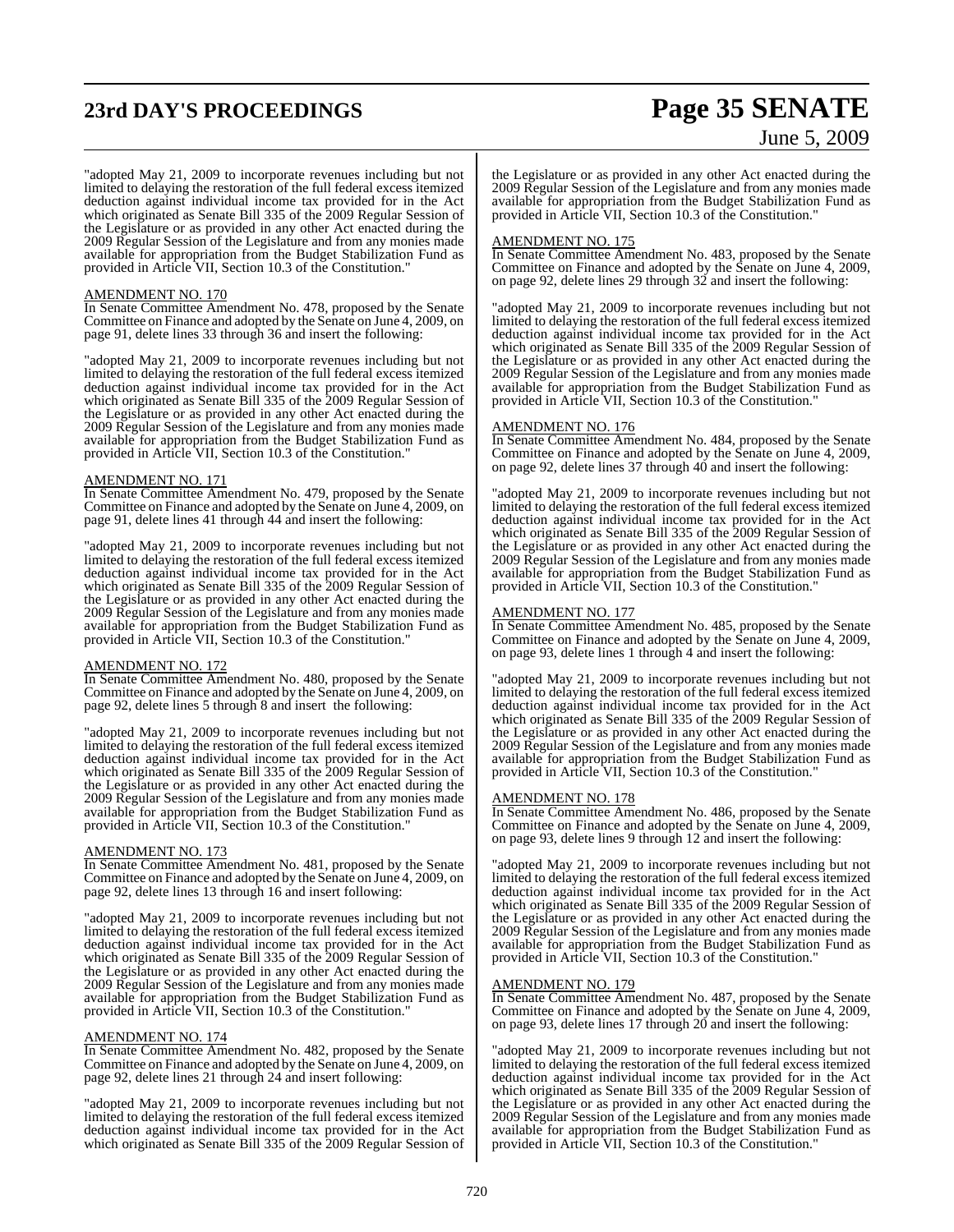"adopted May 21, 2009 to incorporate revenues including but not limited to delaying the restoration of the full federal excess itemized deduction against individual income tax provided for in the Act which originated as Senate Bill 335 of the 2009 Regular Session of the Legislature or as provided in any other Act enacted during the 2009 Regular Session of the Legislature and from any monies made available for appropriation from the Budget Stabilization Fund as provided in Article VII, Section 10.3 of the Constitution."

AMENDMENT NO. 170

In Senate Committee Amendment No. 478, proposed by the Senate Committee on Finance and adopted by the Senate on June 4, 2009, on page 91, delete lines 33 through 36 and insert the following:

"adopted May 21, 2009 to incorporate revenues including but not limited to delaying the restoration of the full federal excess itemized deduction against individual income tax provided for in the Act which originated as Senate Bill 335 of the 2009 Regular Session of the Legislature or as provided in any other Act enacted during the 2009 Regular Session of the Legislature and from any monies made available for appropriation from the Budget Stabilization Fund as provided in Article VII, Section 10.3 of the Constitution."

AMENDMENT NO. 171

In Senate Committee Amendment No. 479, proposed by the Senate Committee on Finance and adopted by the Senate on June 4, 2009, on page 91, delete lines 41 through 44 and insert the following:

"adopted May 21, 2009 to incorporate revenues including but not limited to delaying the restoration of the full federal excess itemized deduction against individual income tax provided for in the Act which originated as Senate Bill 335 of the 2009 Regular Session of the Legislature or as provided in any other Act enacted during the 2009 Regular Session of the Legislature and from any monies made available for appropriation from the Budget Stabilization Fund as provided in Article VII, Section 10.3 of the Constitution."

AMENDMENT NO. 172

In Senate Committee Amendment No. 480, proposed by the Senate Committee on Finance and adopted by the Senate on June 4, 2009, on page 92, delete lines 5 through 8 and insert the following:

"adopted May 21, 2009 to incorporate revenues including but not limited to delaying the restoration of the full federal excess itemized deduction against individual income tax provided for in the Act which originated as Senate Bill 335 of the 2009 Regular Session of the Legislature or as provided in any other Act enacted during the 2009 Regular Session of the Legislature and from any monies made available for appropriation from the Budget Stabilization Fund as provided in Article VII, Section 10.3 of the Constitution."

AMENDMENT NO. 173

In Senate Committee Amendment No. 481, proposed by the Senate Committee on Finance and adopted by the Senate on June 4, 2009, on page 92, delete lines 13 through 16 and insert following:

"adopted May 21, 2009 to incorporate revenues including but not limited to delaying the restoration of the full federal excess itemized deduction against individual income tax provided for in the Act which originated as Senate Bill 335 of the 2009 Regular Session of the Legislature or as provided in any other Act enacted during the 2009 Regular Session of the Legislature and from any monies made available for appropriation from the Budget Stabilization Fund as provided in Article VII, Section 10.3 of the Constitution."

AMENDMENT NO. 174

In Senate Committee Amendment No. 482, proposed by the Senate Committee on Finance and adopted by the Senate on June 4, 2009, on page 92, delete lines 21 through 24 and insert following:

"adopted May 21, 2009 to incorporate revenues including but not limited to delaying the restoration of the full federal excess itemized deduction against individual income tax provided for in the Act which originated as Senate Bill 335 of the 2009 Regular Session of the Legislature or as provided in any other Act enacted during the 2009 Regular Session of the Legislature and from any monies made available for appropriation from the Budget Stabilization Fund as provided in Article VII, Section 10.3 of the Constitution."

AMENDMENT NO. 175

In Senate Committee Amendment No. 483, proposed by the Senate Committee on Finance and adopted by the Senate on June 4, 2009, on page 92, delete lines 29 through 32 and insert the following:

"adopted May 21, 2009 to incorporate revenues including but not limited to delaying the restoration of the full federal excess itemized deduction against individual income tax provided for in the Act which originated as Senate Bill 335 of the 2009 Regular Session of the Legislature or as provided in any other Act enacted during the 2009 Regular Session of the Legislature and from any monies made available for appropriation from the Budget Stabilization Fund as provided in Article VII, Section 10.3 of the Constitution."

AMENDMENT NO. 176

In Senate Committee Amendment No. 484, proposed by the Senate Committee on Finance and adopted by the Senate on June 4, 2009, on page 92, delete lines 37 through 40 and insert the following:

"adopted May 21, 2009 to incorporate revenues including but not limited to delaying the restoration of the full federal excess itemized deduction against individual income tax provided for in the Act which originated as Senate Bill 335 of the 2009 Regular Session of the Legislature or as provided in any other Act enacted during the 2009 Regular Session of the Legislature and from any monies made available for appropriation from the Budget Stabilization Fund as provided in Article VII, Section 10.3 of the Constitution."

AMENDMENT NO. 177

In Senate Committee Amendment No. 485, proposed by the Senate Committee on Finance and adopted by the Senate on June 4, 2009, on page 93, delete lines 1 through 4 and insert the following:

"adopted May 21, 2009 to incorporate revenues including but not limited to delaying the restoration of the full federal excess itemized deduction against individual income tax provided for in the Act which originated as Senate Bill 335 of the 2009 Regular Session of the Legislature or as provided in any other Act enacted during the 2009 Regular Session of the Legislature and from any monies made available for appropriation from the Budget Stabilization Fund as provided in Article VII, Section 10.3 of the Constitution."

AMENDMENT NO. 178

In Senate Committee Amendment No. 486, proposed by the Senate Committee on Finance and adopted by the Senate on June 4, 2009, on page 93, delete lines 9 through 12 and insert the following:

"adopted May 21, 2009 to incorporate revenues including but not limited to delaying the restoration of the full federal excess itemized deduction against individual income tax provided for in the Act which originated as Senate Bill 335 of the 2009 Regular Session of the Legislature or as provided in any other Act enacted during the 2009 Regular Session of the Legislature and from any monies made available for appropriation from the Budget Stabilization Fund as provided in Article VII, Section 10.3 of the Constitution."

AMENDMENT NO. 179

In Senate Committee Amendment No. 487, proposed by the Senate Committee on Finance and adopted by the Senate on June 4, 2009, on page 93, delete lines 17 through 20 and insert the following:

"adopted May 21, 2009 to incorporate revenues including but not limited to delaying the restoration of the full federal excess itemized deduction against individual income tax provided for in the Act which originated as Senate Bill 335 of the 2009 Regular Session of the Legislature or as provided in any other Act enacted during the 2009 Regular Session of the Legislature and from any monies made available for appropriation from the Budget Stabilization Fund as provided in Article VII, Section 10.3 of the Constitution."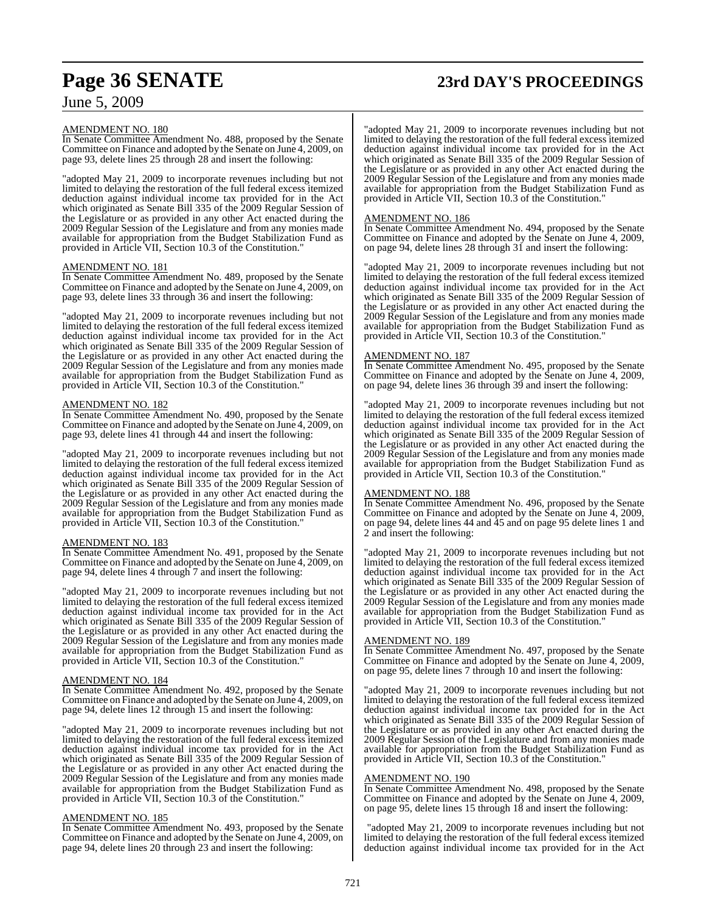AMENDMENT NO. 180

In Senate Committee Amendment No. 488, proposed by the Senate Committee on Finance and adopted by the Senate on June 4, 2009, on page 93, delete lines 25 through 28 and insert the following:

"adopted May 21, 2009 to incorporate revenues including but not limited to delaying the restoration of the full federal excess itemized deduction against individual income tax provided for in the Act which originated as Senate Bill 335 of the 2009 Regular Session of the Legislature or as provided in any other Act enacted during the 2009 Regular Session of the Legislature and from any monies made available for appropriation from the Budget Stabilization Fund as provided in Article VII, Section 10.3 of the Constitution."

AMENDMENT NO. 181

In Senate Committee Amendment No. 489, proposed by the Senate Committee on Finance and adopted by the Senate on June 4, 2009, on page 93, delete lines 33 through 36 and insert the following:

"adopted May 21, 2009 to incorporate revenues including but not limited to delaying the restoration of the full federal excess itemized deduction against individual income tax provided for in the Act which originated as Senate Bill 335 of the 2009 Regular Session of the Legislature or as provided in any other Act enacted during the 2009 Regular Session of the Legislature and from any monies made available for appropriation from the Budget Stabilization Fund as provided in Article VII, Section 10.3 of the Constitution."

AMENDMENT NO. 182

In Senate Committee Amendment No. 490, proposed by the Senate Committee on Finance and adopted by the Senate on June 4, 2009, on page 93, delete lines 41 through 44 and insert the following:

"adopted May 21, 2009 to incorporate revenues including but not limited to delaying the restoration of the full federal excess itemized deduction against individual income tax provided for in the Act which originated as Senate Bill 335 of the 2009 Regular Session of the Legislature or as provided in any other Act enacted during the 2009 Regular Session of the Legislature and from any monies made available for appropriation from the Budget Stabilization Fund as provided in Article VII, Section 10.3 of the Constitution."

AMENDMENT NO. 183

In Senate Committee Amendment No. 491, proposed by the Senate Committee on Finance and adopted by the Senate on June 4, 2009, on page 94, delete lines 4 through 7 and insert the following:

"adopted May 21, 2009 to incorporate revenues including but not limited to delaying the restoration of the full federal excess itemized deduction against individual income tax provided for in the Act which originated as Senate Bill 335 of the 2009 Regular Session of the Legislature or as provided in any other Act enacted during the 2009 Regular Session of the Legislature and from any monies made available for appropriation from the Budget Stabilization Fund as provided in Article VII, Section 10.3 of the Constitution."

AMENDMENT NO. 184

In Senate Committee Amendment No. 492, proposed by the Senate Committee on Finance and adopted by the Senate on June 4, 2009, on page 94, delete lines 12 through 15 and insert the following:

"adopted May 21, 2009 to incorporate revenues including but not limited to delaying the restoration of the full federal excess itemized deduction against individual income tax provided for in the Act which originated as Senate Bill 335 of the 2009 Regular Session of the Legislature or as provided in any other Act enacted during the 2009 Regular Session of the Legislature and from any monies made available for appropriation from the Budget Stabilization Fund as provided in Article VII, Section 10.3 of the Constitution."

AMENDMENT NO. 185

In Senate Committee Amendment No. 493, proposed by the Senate Committee on Finance and adopted by the Senate on June 4, 2009, on page 94, delete lines 20 through 23 and insert the following:

"adopted May 21, 2009 to incorporate revenues including but not limited to delaying the restoration of the full federal excess itemized deduction against individual income tax provided for in the Act which originated as Senate Bill 335 of the 2009 Regular Session of the Legislature or as provided in any other Act enacted during the 2009 Regular Session of the Legislature and from any monies made available for appropriation from the Budget Stabilization Fund as provided in Article VII, Section 10.3 of the Constitution."

AMENDMENT NO. 186

In Senate Committee Amendment No. 494, proposed by the Senate Committee on Finance and adopted by the Senate on June 4, 2009, on page 94, delete lines 28 through 31 and insert the following:

"adopted May 21, 2009 to incorporate revenues including but not limited to delaying the restoration of the full federal excess itemized deduction against individual income tax provided for in the Act which originated as Senate Bill 335 of the 2009 Regular Session of the Legislature or as provided in any other Act enacted during the 2009 Regular Session of the Legislature and from any monies made available for appropriation from the Budget Stabilization Fund as provided in Article VII, Section 10.3 of the Constitution."

AMENDMENT NO. 187

In Senate Committee Amendment No. 495, proposed by the Senate Committee on Finance and adopted by the Senate on June 4, 2009, on page 94, delete lines 36 through 39 and insert the following:

"adopted May 21, 2009 to incorporate revenues including but not limited to delaying the restoration of the full federal excess itemized deduction against individual income tax provided for in the Act which originated as Senate Bill 335 of the 2009 Regular Session of the Legislature or as provided in any other Act enacted during the 2009 Regular Session of the Legislature and from any monies made available for appropriation from the Budget Stabilization Fund as provided in Article VII, Section 10.3 of the Constitution."

AMENDMENT NO. 188

In Senate Committee Amendment No. 496, proposed by the Senate Committee on Finance and adopted by the Senate on June 4, 2009, on page 94, delete lines 44 and 45 and on page 95 delete lines 1 and 2 and insert the following:

"adopted May 21, 2009 to incorporate revenues including but not limited to delaying the restoration of the full federal excess itemized deduction against individual income tax provided for in the Act which originated as Senate Bill 335 of the 2009 Regular Session of the Legislature or as provided in any other Act enacted during the 2009 Regular Session of the Legislature and from any monies made available for appropriation from the Budget Stabilization Fund as provided in Article VII, Section 10.3 of the Constitution."

AMENDMENT NO. 189

In Senate Committee Amendment No. 497, proposed by the Senate Committee on Finance and adopted by the Senate on June 4, 2009, on page 95, delete lines 7 through 10 and insert the following:

"adopted May 21, 2009 to incorporate revenues including but not limited to delaying the restoration of the full federal excess itemized deduction against individual income tax provided for in the Act which originated as Senate Bill 335 of the 2009 Regular Session of the Legislature or as provided in any other Act enacted during the 2009 Regular Session of the Legislature and from any monies made available for appropriation from the Budget Stabilization Fund as provided in Article VII, Section 10.3 of the Constitution."

AMENDMENT NO. 190

In Senate Committee Amendment No. 498, proposed by the Senate Committee on Finance and adopted by the Senate on June 4, 2009, on page 95, delete lines 15 through 18 and insert the following:

"adopted May 21, 2009 to incorporate revenues including but not limited to delaying the restoration of the full federal excess itemized deduction against individual income tax provided for in the Act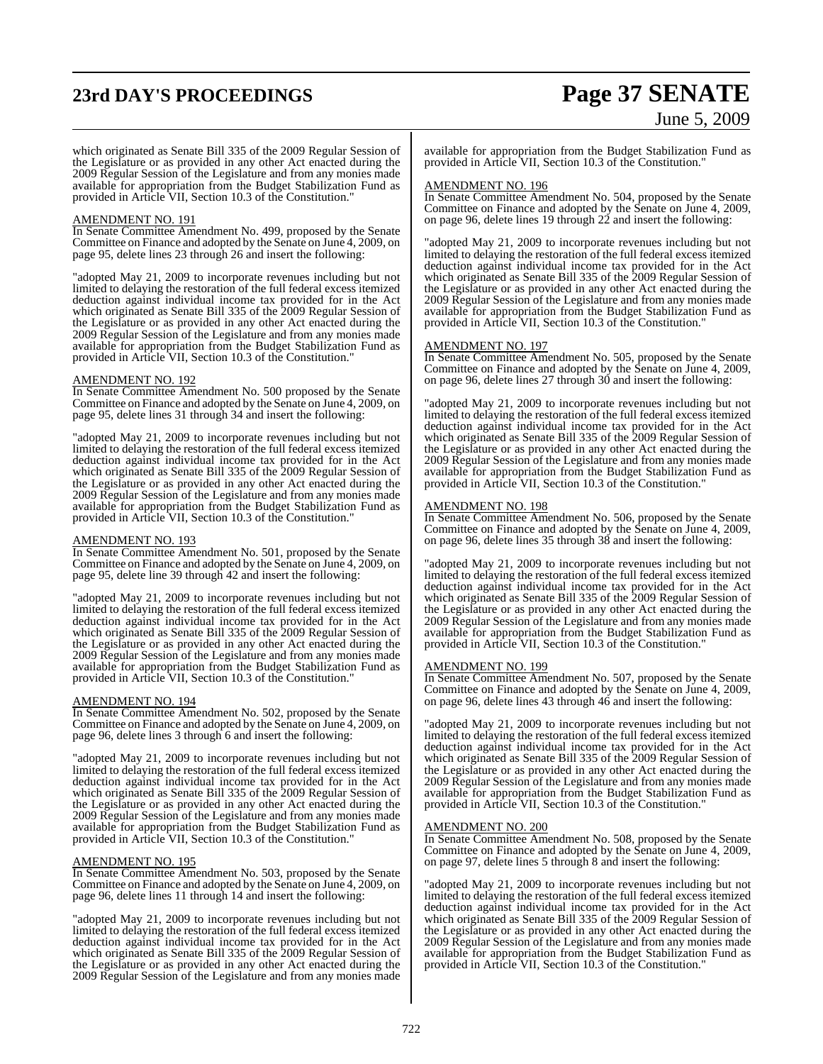which originated as Senate Bill 335 of the 2009 Regular Session of the Legislature or as provided in any other Act enacted during the 2009 Regular Session of the Legislature and from any monies made available for appropriation from the Budget Stabilization Fund as provided in Article VII, Section 10.3 of the Constitution."

AMENDMENT NO. 191

In Senate Committee Amendment No. 499, proposed by the Senate Committee on Finance and adopted by the Senate on June 4, 2009, on page 95, delete lines 23 through 26 and insert the following:

"adopted May 21, 2009 to incorporate revenues including but not limited to delaying the restoration of the full federal excess itemized deduction against individual income tax provided for in the Act which originated as Senate Bill 335 of the 2009 Regular Session of the Legislature or as provided in any other Act enacted during the 2009 Regular Session of the Legislature and from any monies made available for appropriation from the Budget Stabilization Fund as provided in Article VII, Section 10.3 of the Constitution."

AMENDMENT NO. 192

In Senate Committee Amendment No. 500 proposed by the Senate Committee on Finance and adopted by the Senate on June 4, 2009, on page 95, delete lines 31 through 34 and insert the following:

"adopted May 21, 2009 to incorporate revenues including but not limited to delaying the restoration of the full federal excess itemized deduction against individual income tax provided for in the Act which originated as Senate Bill 335 of the 2009 Regular Session of the Legislature or as provided in any other Act enacted during the 2009 Regular Session of the Legislature and from any monies made available for appropriation from the Budget Stabilization Fund as provided in Article VII, Section 10.3 of the Constitution."

AMENDMENT NO. 193

In Senate Committee Amendment No. 501, proposed by the Senate Committee on Finance and adopted by the Senate on June 4, 2009, on page 95, delete line 39 through 42 and insert the following:

"adopted May 21, 2009 to incorporate revenues including but not limited to delaying the restoration of the full federal excess itemized deduction against individual income tax provided for in the Act which originated as Senate Bill 335 of the 2009 Regular Session of the Legislature or as provided in any other Act enacted during the 2009 Regular Session of the Legislature and from any monies made available for appropriation from the Budget Stabilization Fund as provided in Article VII, Section 10.3 of the Constitution."

AMENDMENT NO. 194

In Senate Committee Amendment No. 502, proposed by the Senate Committee on Finance and adopted by the Senate on June 4, 2009, on page 96, delete lines 3 through 6 and insert the following:

"adopted May 21, 2009 to incorporate revenues including but not limited to delaying the restoration of the full federal excess itemized deduction against individual income tax provided for in the Act which originated as Senate Bill 335 of the 2009 Regular Session of the Legislature or as provided in any other Act enacted during the 2009 Regular Session of the Legislature and from any monies made available for appropriation from the Budget Stabilization Fund as provided in Article VII, Section 10.3 of the Constitution."

AMENDMENT NO. 195

In Senate Committee Amendment No. 503, proposed by the Senate Committee on Finance and adopted by the Senate on June 4, 2009, on page 96, delete lines 11 through 14 and insert the following:

"adopted May 21, 2009 to incorporate revenues including but not limited to delaying the restoration of the full federal excess itemized deduction against individual income tax provided for in the Act which originated as Senate Bill 335 of the 2009 Regular Session of the Legislature or as provided in any other Act enacted during the 2009 Regular Session of the Legislature and from any monies made available for appropriation from the Budget Stabilization Fund as provided in Article VII, Section 10.3 of the Constitution."

AMENDMENT NO. 196

In Senate Committee Amendment No. 504, proposed by the Senate Committee on Finance and adopted by the Senate on June 4, 2009, on page 96, delete lines 19 through 22 and insert the following:

"adopted May 21, 2009 to incorporate revenues including but not limited to delaying the restoration of the full federal excess itemized deduction against individual income tax provided for in the Act which originated as Senate Bill 335 of the 2009 Regular Session of the Legislature or as provided in any other Act enacted during the 2009 Regular Session of the Legislature and from any monies made available for appropriation from the Budget Stabilization Fund as provided in Article VII, Section 10.3 of the Constitution."

AMENDMENT NO. 197

In Senate Committee Amendment No. 505, proposed by the Senate Committee on Finance and adopted by the Senate on June 4, 2009, on page 96, delete lines 27 through 30 and insert the following:

"adopted May 21, 2009 to incorporate revenues including but not limited to delaying the restoration of the full federal excess itemized deduction against individual income tax provided for in the Act which originated as Senate Bill 335 of the 2009 Regular Session of the Legislature or as provided in any other Act enacted during the 2009 Regular Session of the Legislature and from any monies made available for appropriation from the Budget Stabilization Fund as provided in Article VII, Section 10.3 of the Constitution."

AMENDMENT NO. 198

In Senate Committee Amendment No. 506, proposed by the Senate Committee on Finance and adopted by the Senate on June 4, 2009, on page 96, delete lines 35 through 38 and insert the following:

"adopted May 21, 2009 to incorporate revenues including but not limited to delaying the restoration of the full federal excess itemized deduction against individual income tax provided for in the Act which originated as Senate Bill 335 of the 2009 Regular Session of the Legislature or as provided in any other Act enacted during the 2009 Regular Session of the Legislature and from any monies made available for appropriation from the Budget Stabilization Fund as provided in Article VII, Section 10.3 of the Constitution."

AMENDMENT NO. 199

In Senate Committee Amendment No. 507, proposed by the Senate Committee on Finance and adopted by the Senate on June 4, 2009, on page 96, delete lines 43 through 46 and insert the following:

"adopted May 21, 2009 to incorporate revenues including but not limited to delaying the restoration of the full federal excess itemized deduction against individual income tax provided for in the Act which originated as Senate Bill 335 of the 2009 Regular Session of the Legislature or as provided in any other Act enacted during the 2009 Regular Session of the Legislature and from any monies made available for appropriation from the Budget Stabilization Fund as provided in Article VII, Section 10.3 of the Constitution."

AMENDMENT NO. 200

In Senate Committee Amendment No. 508, proposed by the Senate Committee on Finance and adopted by the Senate on June 4, 2009, on page 97, delete lines 5 through 8 and insert the following:

"adopted May 21, 2009 to incorporate revenues including but not limited to delaying the restoration of the full federal excess itemized deduction against individual income tax provided for in the Act which originated as Senate Bill 335 of the 2009 Regular Session of the Legislature or as provided in any other Act enacted during the 2009 Regular Session of the Legislature and from any monies made available for appropriation from the Budget Stabilization Fund as provided in Article VII, Section 10.3 of the Constitution."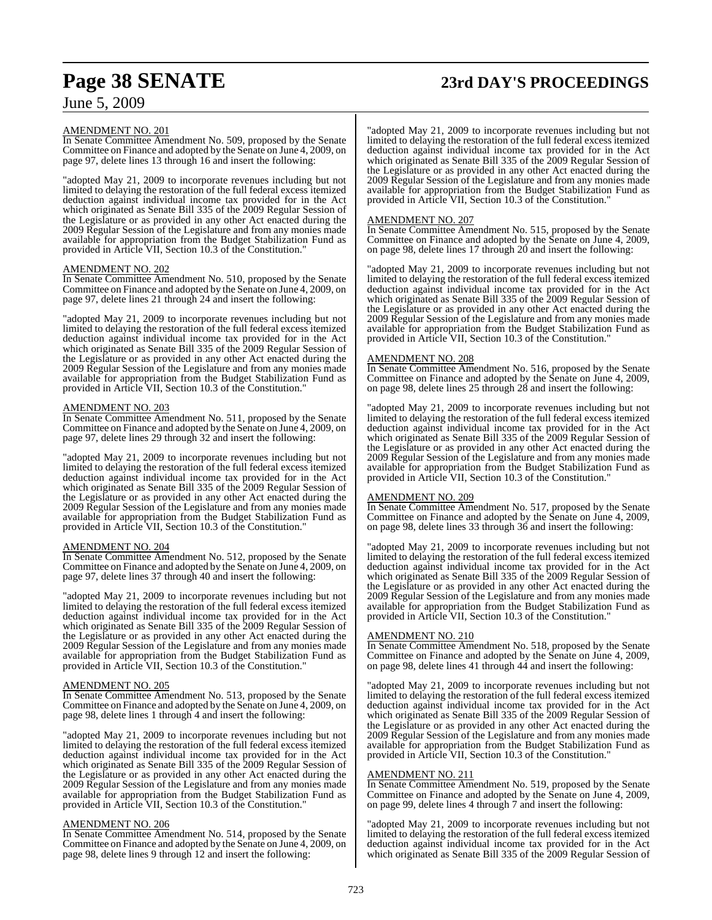AMENDMENT NO. 201

In Senate Committee Amendment No. 509, proposed by the Senate Committee on Finance and adopted by the Senate on June 4, 2009, on page 97, delete lines 13 through 16 and insert the following:

"adopted May 21, 2009 to incorporate revenues including but not limited to delaying the restoration of the full federal excess itemized deduction against individual income tax provided for in the Act which originated as Senate Bill 335 of the 2009 Regular Session of the Legislature or as provided in any other Act enacted during the 2009 Regular Session of the Legislature and from any monies made available for appropriation from the Budget Stabilization Fund as provided in Article VII, Section 10.3 of the Constitution."

AMENDMENT NO. 202

In Senate Committee Amendment No. 510, proposed by the Senate Committee on Finance and adopted by the Senate on June 4, 2009, on page 97, delete lines 21 through 24 and insert the following:

"adopted May 21, 2009 to incorporate revenues including but not limited to delaying the restoration of the full federal excess itemized deduction against individual income tax provided for in the Act which originated as Senate Bill 335 of the 2009 Regular Session of the Legislature or as provided in any other Act enacted during the 2009 Regular Session of the Legislature and from any monies made available for appropriation from the Budget Stabilization Fund as provided in Article VII, Section 10.3 of the Constitution."

AMENDMENT NO. 203

In Senate Committee Amendment No. 511, proposed by the Senate Committee on Finance and adopted by the Senate on June 4, 2009, on page 97, delete lines 29 through 32 and insert the following:

"adopted May 21, 2009 to incorporate revenues including but not limited to delaying the restoration of the full federal excess itemized deduction against individual income tax provided for in the Act which originated as Senate Bill 335 of the 2009 Regular Session of the Legislature or as provided in any other Act enacted during the 2009 Regular Session of the Legislature and from any monies made available for appropriation from the Budget Stabilization Fund as provided in Article VII, Section 10.3 of the Constitution."

AMENDMENT NO. 204

In Senate Committee Amendment No. 512, proposed by the Senate Committee on Finance and adopted by the Senate on June 4, 2009, on page 97, delete lines 37 through 40 and insert the following:

"adopted May 21, 2009 to incorporate revenues including but not limited to delaying the restoration of the full federal excess itemized deduction against individual income tax provided for in the Act which originated as Senate Bill 335 of the 2009 Regular Session of the Legislature or as provided in any other Act enacted during the 2009 Regular Session of the Legislature and from any monies made available for appropriation from the Budget Stabilization Fund as provided in Article VII, Section 10.3 of the Constitution."

AMENDMENT NO. 205

In Senate Committee Amendment No. 513, proposed by the Senate Committee on Finance and adopted by the Senate on June 4, 2009, on page 98, delete lines 1 through 4 and insert the following:

"adopted May 21, 2009 to incorporate revenues including but not limited to delaying the restoration of the full federal excess itemized deduction against individual income tax provided for in the Act which originated as Senate Bill 335 of the 2009 Regular Session of the Legislature or as provided in any other Act enacted during the 2009 Regular Session of the Legislature and from any monies made available for appropriation from the Budget Stabilization Fund as provided in Article VII, Section 10.3 of the Constitution."

AMENDMENT NO. 206

In Senate Committee Amendment No. 514, proposed by the Senate Committee on Finance and adopted by the Senate on June 4, 2009, on page 98, delete lines 9 through 12 and insert the following:

"adopted May 21, 2009 to incorporate revenues including but not limited to delaying the restoration of the full federal excess itemized deduction against individual income tax provided for in the Act which originated as Senate Bill 335 of the 2009 Regular Session of the Legislature or as provided in any other Act enacted during the 2009 Regular Session of the Legislature and from any monies made available for appropriation from the Budget Stabilization Fund as provided in Article VII, Section 10.3 of the Constitution."

AMENDMENT NO. 207

In Senate Committee Amendment No. 515, proposed by the Senate Committee on Finance and adopted by the Senate on June 4, 2009, on page 98, delete lines 17 through 20 and insert the following:

"adopted May 21, 2009 to incorporate revenues including but not limited to delaying the restoration of the full federal excess itemized deduction against individual income tax provided for in the Act which originated as Senate Bill 335 of the 2009 Regular Session of the Legislature or as provided in any other Act enacted during the 2009 Regular Session of the Legislature and from any monies made available for appropriation from the Budget Stabilization Fund as provided in Article VII, Section 10.3 of the Constitution."

AMENDMENT NO. 208

In Senate Committee Amendment No. 516, proposed by the Senate Committee on Finance and adopted by the Senate on June 4, 2009, on page 98, delete lines 25 through 28 and insert the following:

"adopted May 21, 2009 to incorporate revenues including but not limited to delaying the restoration of the full federal excess itemized deduction against individual income tax provided for in the Act which originated as Senate Bill 335 of the 2009 Regular Session of the Legislature or as provided in any other Act enacted during the 2009 Regular Session of the Legislature and from any monies made available for appropriation from the Budget Stabilization Fund as provided in Article VII, Section 10.3 of the Constitution."

AMENDMENT NO. 209

In Senate Committee Amendment No. 517, proposed by the Senate Committee on Finance and adopted by the Senate on June 4, 2009, on page 98, delete lines 33 through 36 and insert the following:

"adopted May 21, 2009 to incorporate revenues including but not limited to delaying the restoration of the full federal excess itemized deduction against individual income tax provided for in the Act which originated as Senate Bill 335 of the 2009 Regular Session of the Legislature or as provided in any other Act enacted during the 2009 Regular Session of the Legislature and from any monies made available for appropriation from the Budget Stabilization Fund as provided in Article VII, Section 10.3 of the Constitution."

AMENDMENT NO. 210

In Senate Committee Amendment No. 518, proposed by the Senate Committee on Finance and adopted by the Senate on June 4, 2009, on page 98, delete lines 41 through 44 and insert the following:

"adopted May 21, 2009 to incorporate revenues including but not limited to delaying the restoration of the full federal excess itemized deduction against individual income tax provided for in the Act which originated as Senate Bill 335 of the 2009 Regular Session of the Legislature or as provided in any other Act enacted during the 2009 Regular Session of the Legislature and from any monies made available for appropriation from the Budget Stabilization Fund as provided in Article VII, Section 10.3 of the Constitution."

AMENDMENT NO. 211

In Senate Committee Amendment No. 519, proposed by the Senate Committee on Finance and adopted by the Senate on June 4, 2009, on page 99, delete lines 4 through 7 and insert the following:

"adopted May 21, 2009 to incorporate revenues including but not limited to delaying the restoration of the full federal excess itemized deduction against individual income tax provided for in the Act which originated as Senate Bill 335 of the 2009 Regular Session of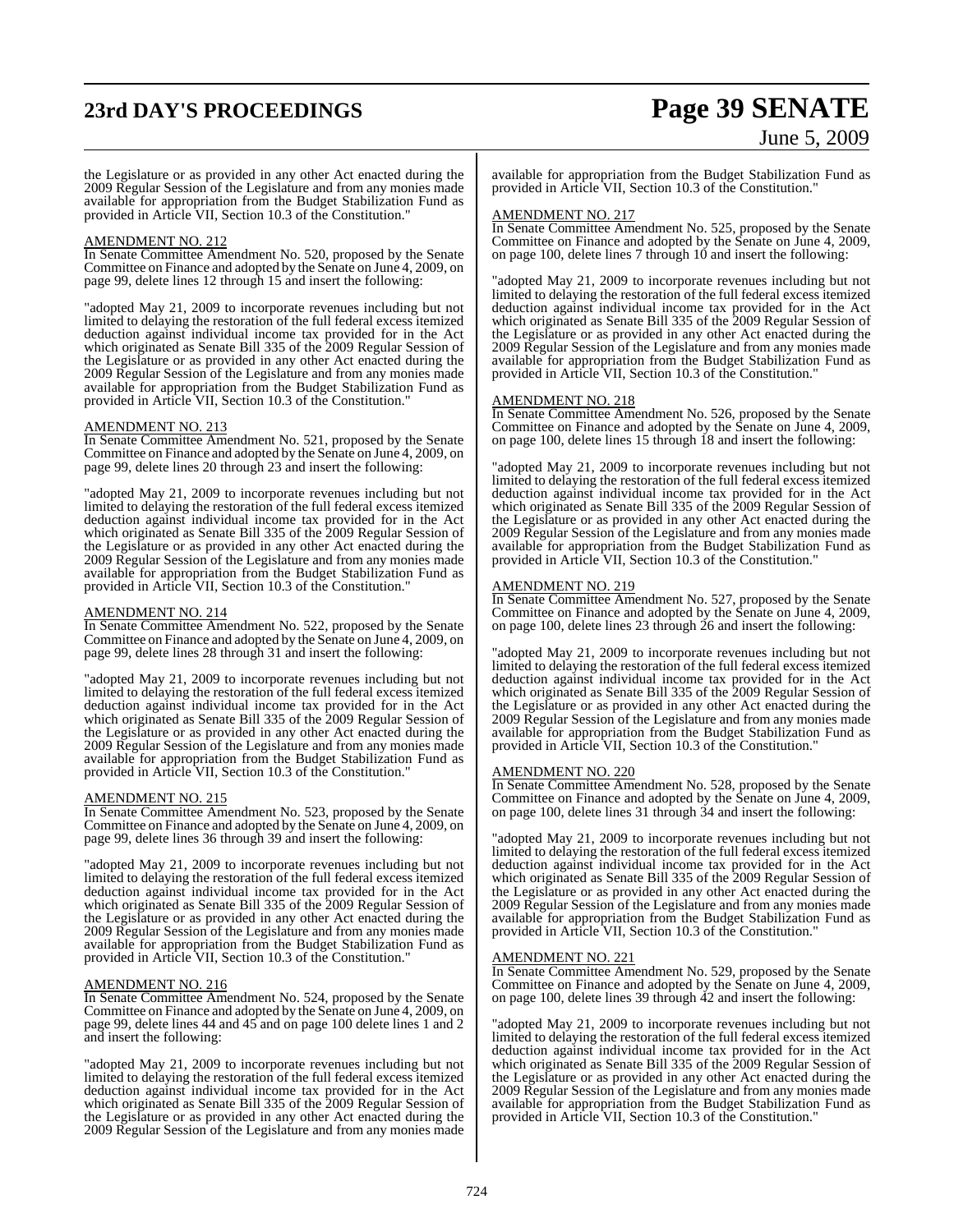the Legislature or as provided in any other Act enacted during the 2009 Regular Session of the Legislature and from any monies made available for appropriation from the Budget Stabilization Fund as provided in Article VII, Section 10.3 of the Constitution."

AMENDMENT NO. 212

In Senate Committee Amendment No. 520, proposed by the Senate Committee on Finance and adopted by the Senate on June 4, 2009, on page 99, delete lines 12 through 15 and insert the following:

"adopted May 21, 2009 to incorporate revenues including but not limited to delaying the restoration of the full federal excess itemized deduction against individual income tax provided for in the Act which originated as Senate Bill 335 of the 2009 Regular Session of the Legislature or as provided in any other Act enacted during the 2009 Regular Session of the Legislature and from any monies made available for appropriation from the Budget Stabilization Fund as provided in Article VII, Section 10.3 of the Constitution."

AMENDMENT NO. 213

In Senate Committee Amendment No. 521, proposed by the Senate Committee on Finance and adopted by the Senate on June 4, 2009, on page 99, delete lines 20 through 23 and insert the following:

"adopted May 21, 2009 to incorporate revenues including but not limited to delaying the restoration of the full federal excess itemized deduction against individual income tax provided for in the Act which originated as Senate Bill 335 of the 2009 Regular Session of the Legislature or as provided in any other Act enacted during the 2009 Regular Session of the Legislature and from any monies made available for appropriation from the Budget Stabilization Fund as provided in Article VII, Section 10.3 of the Constitution."

AMENDMENT NO. 214

In Senate Committee Amendment No. 522, proposed by the Senate Committee on Finance and adopted by the Senate on June 4, 2009, on page 99, delete lines 28 through 31 and insert the following:

"adopted May 21, 2009 to incorporate revenues including but not limited to delaying the restoration of the full federal excess itemized deduction against individual income tax provided for in the Act which originated as Senate Bill 335 of the 2009 Regular Session of the Legislature or as provided in any other Act enacted during the 2009 Regular Session of the Legislature and from any monies made available for appropriation from the Budget Stabilization Fund as provided in Article VII, Section 10.3 of the Constitution."

AMENDMENT NO. 215

In Senate Committee Amendment No. 523, proposed by the Senate Committee on Finance and adopted by the Senate on June 4, 2009, on page 99, delete lines 36 through 39 and insert the following:

"adopted May 21, 2009 to incorporate revenues including but not limited to delaying the restoration of the full federal excess itemized deduction against individual income tax provided for in the Act which originated as Senate Bill 335 of the 2009 Regular Session of the Legislature or as provided in any other Act enacted during the 2009 Regular Session of the Legislature and from any monies made available for appropriation from the Budget Stabilization Fund as provided in Article VII, Section 10.3 of the Constitution."

AMENDMENT NO. 216

In Senate Committee Amendment No. 524, proposed by the Senate Committee on Finance and adopted by the Senate on June 4, 2009, on page 99, delete lines 44 and 45 and on page 100 delete lines 1 and 2 and insert the following:

"adopted May 21, 2009 to incorporate revenues including but not limited to delaying the restoration of the full federal excess itemized deduction against individual income tax provided for in the Act which originated as Senate Bill 335 of the 2009 Regular Session of the Legislature or as provided in any other Act enacted during the 2009 Regular Session of the Legislature and from any monies made available for appropriation from the Budget Stabilization Fund as provided in Article VII, Section 10.3 of the Constitution."

AMENDMENT NO. 217

In Senate Committee Amendment No. 525, proposed by the Senate Committee on Finance and adopted by the Senate on June 4, 2009, on page 100, delete lines 7 through 10 and insert the following:

"adopted May 21, 2009 to incorporate revenues including but not limited to delaying the restoration of the full federal excess itemized deduction against individual income tax provided for in the Act which originated as Senate Bill 335 of the 2009 Regular Session of the Legislature or as provided in any other Act enacted during the 2009 Regular Session of the Legislature and from any monies made available for appropriation from the Budget Stabilization Fund as provided in Article VII, Section 10.3 of the Constitution."

AMENDMENT NO. 218

In Senate Committee Amendment No. 526, proposed by the Senate Committee on Finance and adopted by the Senate on June 4, 2009, on page 100, delete lines 15 through 18 and insert the following:

"adopted May 21, 2009 to incorporate revenues including but not limited to delaying the restoration of the full federal excess itemized deduction against individual income tax provided for in the Act which originated as Senate Bill 335 of the 2009 Regular Session of the Legislature or as provided in any other Act enacted during the 2009 Regular Session of the Legislature and from any monies made available for appropriation from the Budget Stabilization Fund as provided in Article VII, Section 10.3 of the Constitution."

AMENDMENT NO. 219

In Senate Committee Amendment No. 527, proposed by the Senate Committee on Finance and adopted by the Senate on June 4, 2009, on page 100, delete lines 23 through 26 and insert the following:

"adopted May 21, 2009 to incorporate revenues including but not limited to delaying the restoration of the full federal excess itemized deduction against individual income tax provided for in the Act which originated as Senate Bill 335 of the 2009 Regular Session of the Legislature or as provided in any other Act enacted during the 2009 Regular Session of the Legislature and from any monies made available for appropriation from the Budget Stabilization Fund as provided in Article VII, Section 10.3 of the Constitution."

AMENDMENT NO. 220

In Senate Committee Amendment No. 528, proposed by the Senate Committee on Finance and adopted by the Senate on June 4, 2009, on page 100, delete lines 31 through 34 and insert the following:

"adopted May 21, 2009 to incorporate revenues including but not limited to delaying the restoration of the full federal excess itemized deduction against individual income tax provided for in the Act which originated as Senate Bill 335 of the 2009 Regular Session of the Legislature or as provided in any other Act enacted during the 2009 Regular Session of the Legislature and from any monies made available for appropriation from the Budget Stabilization Fund as provided in Article VII, Section 10.3 of the Constitution."

AMENDMENT NO. 221

In Senate Committee Amendment No. 529, proposed by the Senate Committee on Finance and adopted by the Senate on June 4, 2009, on page 100, delete lines 39 through 42 and insert the following:

"adopted May 21, 2009 to incorporate revenues including but not limited to delaying the restoration of the full federal excess itemized deduction against individual income tax provided for in the Act which originated as Senate Bill 335 of the 2009 Regular Session of the Legislature or as provided in any other Act enacted during the 2009 Regular Session of the Legislature and from any monies made available for appropriation from the Budget Stabilization Fund as provided in Article VII, Section 10.3 of the Constitution."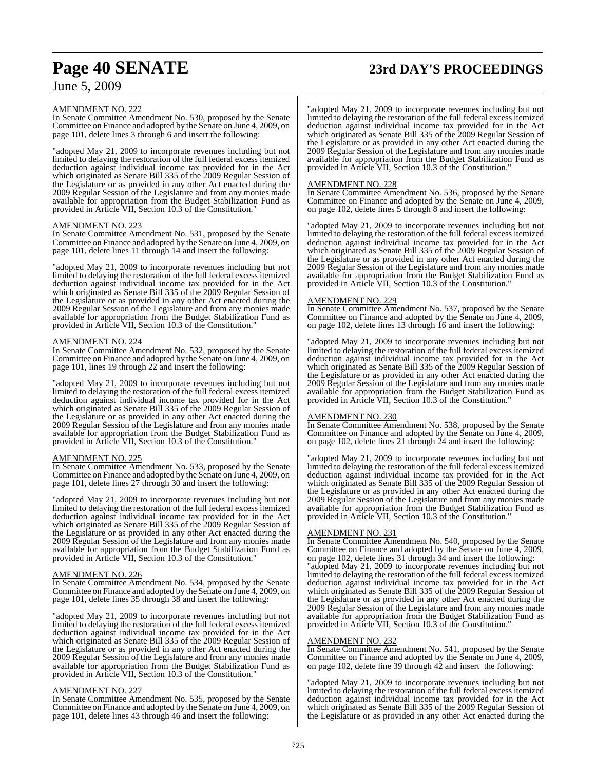#### AMENDMENT NO. 222

In Senate Committee Amendment No. 530, proposed by the Senate Committee on Finance and adopted by the Senate on June 4, 2009, on page 101, delete lines 3 through 6 and insert the following:

"adopted May 21, 2009 to incorporate revenues including but not limited to delaying the restoration of the full federal excess itemized deduction against individual income tax provided for in the Act which originated as Senate Bill 335 of the 2009 Regular Session of the Legislature or as provided in any other Act enacted during the 2009 Regular Session of the Legislature and from any monies made available for appropriation from the Budget Stabilization Fund as provided in Article VII, Section 10.3 of the Constitution."

#### AMENDMENT NO. 223

In Senate Committee Amendment No. 531, proposed by the Senate Committee on Finance and adopted by the Senate on June 4, 2009, on page 101, delete lines 11 through 14 and insert the following:

"adopted May 21, 2009 to incorporate revenues including but not limited to delaying the restoration of the full federal excess itemized deduction against individual income tax provided for in the Act which originated as Senate Bill 335 of the 2009 Regular Session of the Legislature or as provided in any other Act enacted during the 2009 Regular Session of the Legislature and from any monies made available for appropriation from the Budget Stabilization Fund as provided in Article VII, Section 10.3 of the Constitution."

#### AMENDMENT NO. 224

In Senate Committee Amendment No. 532, proposed by the Senate Committee on Finance and adopted by the Senate on June 4, 2009, on page 101, lines 19 through 22 and insert the following:

"adopted May 21, 2009 to incorporate revenues including but not limited to delaying the restoration of the full federal excess itemized deduction against individual income tax provided for in the Act which originated as Senate Bill 335 of the 2009 Regular Session of the Legislature or as provided in any other Act enacted during the 2009 Regular Session of the Legislature and from any monies made available for appropriation from the Budget Stabilization Fund as provided in Article VII, Section 10.3 of the Constitution."

#### AMENDMENT NO. 225

In Senate Committee Amendment No. 533, proposed by the Senate Committee on Finance and adopted by the Senate on June 4, 2009, on page 101, delete lines 27 through 30 and insert the following:

"adopted May 21, 2009 to incorporate revenues including but not limited to delaying the restoration of the full federal excess itemized deduction against individual income tax provided for in the Act which originated as Senate Bill 335 of the 2009 Regular Session of the Legislature or as provided in any other Act enacted during the 2009 Regular Session of the Legislature and from any monies made available for appropriation from the Budget Stabilization Fund as provided in Article VII, Section 10.3 of the Constitution."

#### AMENDMENT NO. 226

In Senate Committee Amendment No. 534, proposed by the Senate Committee on Finance and adopted by the Senate on June 4, 2009, on page 101, delete lines 35 through 38 and insert the following:

"adopted May 21, 2009 to incorporate revenues including but not limited to delaying the restoration of the full federal excess itemized deduction against individual income tax provided for in the Act which originated as Senate Bill 335 of the 2009 Regular Session of the Legislature or as provided in any other Act enacted during the 2009 Regular Session of the Legislature and from any monies made available for appropriation from the Budget Stabilization Fund as provided in Article VII, Section 10.3 of the Constitution."

#### AMENDMENT NO. 227

In Senate Committee Amendment No. 535, proposed by the Senate Committee on Finance and adopted by the Senate on June 4, 2009, on page 101, delete lines 43 through 46 and insert the following:

"adopted May 21, 2009 to incorporate revenues including but not limited to delaying the restoration of the full federal excess itemized deduction against individual income tax provided for in the Act which originated as Senate Bill 335 of the 2009 Regular Session of the Legislature or as provided in any other Act enacted during the 2009 Regular Session of the Legislature and from any monies made available for appropriation from the Budget Stabilization Fund as provided in Article VII, Section 10.3 of the Constitution."

#### AMENDMENT NO. 228

In Senate Committee Amendment No. 536, proposed by the Senate Committee on Finance and adopted by the Senate on June 4, 2009, on page 102, delete lines 5 through 8 and insert the following:

"adopted May 21, 2009 to incorporate revenues including but not limited to delaying the restoration of the full federal excess itemized deduction against individual income tax provided for in the Act which originated as Senate Bill 335 of the 2009 Regular Session of the Legislature or as provided in any other Act enacted during the 2009 Regular Session of the Legislature and from any monies made available for appropriation from the Budget Stabilization Fund as provided in Article VII, Section 10.3 of the Constitution."

#### AMENDMENT NO. 229

In Senate Committee Amendment No. 537, proposed by the Senate Committee on Finance and adopted by the Senate on June 4, 2009, on page 102, delete lines 13 through 16 and insert the following:

"adopted May 21, 2009 to incorporate revenues including but not limited to delaying the restoration of the full federal excess itemized deduction against individual income tax provided for in the Act which originated as Senate Bill 335 of the 2009 Regular Session of the Legislature or as provided in any other Act enacted during the 2009 Regular Session of the Legislature and from any monies made available for appropriation from the Budget Stabilization Fund as provided in Article VII, Section 10.3 of the Constitution."

#### AMENDMENT NO. 230

In Senate Committee Amendment No. 538, proposed by the Senate Committee on Finance and adopted by the Senate on June 4, 2009, on page 102, delete lines 21 through 24 and insert the following:

"adopted May 21, 2009 to incorporate revenues including but not limited to delaying the restoration of the full federal excess itemized deduction against individual income tax provided for in the Act which originated as Senate Bill 335 of the 2009 Regular Session of the Legislature or as provided in any other Act enacted during the 2009 Regular Session of the Legislature and from any monies made available for appropriation from the Budget Stabilization Fund as provided in Article VII, Section 10.3 of the Constitution."

#### AMENDMENT NO. 231

In Senate Committee Amendment No. 540, proposed by the Senate Committee on Finance and adopted by the Senate on June 4, 2009, on page 102, delete lines 31 through 34 and insert the following:
"adopted May 21, 2009 to incorporate revenues including but not limited to delaying the restoration of the full federal excess itemized deduction against individual income tax provided for in the Act which originated as Senate Bill 335 of the 2009 Regular Session of the Legislature or as provided in any other Act enacted during the 2009 Regular Session of the Legislature and from any monies made available for appropriation from the Budget Stabilization Fund as provided in Article VII, Section 10.3 of the Constitution."

#### AMENDMENT NO. 232

In Senate Committee Amendment No. 541, proposed by the Senate Committee on Finance and adopted by the Senate on June 4, 2009, on page 102, delete line 39 through 42 and insert the following:

"adopted May 21, 2009 to incorporate revenues including but not limited to delaying the restoration of the full federal excess itemized deduction against individual income tax provided for in the Act which originated as Senate Bill 335 of the 2009 Regular Session of the Legislature or as provided in any other Act enacted during the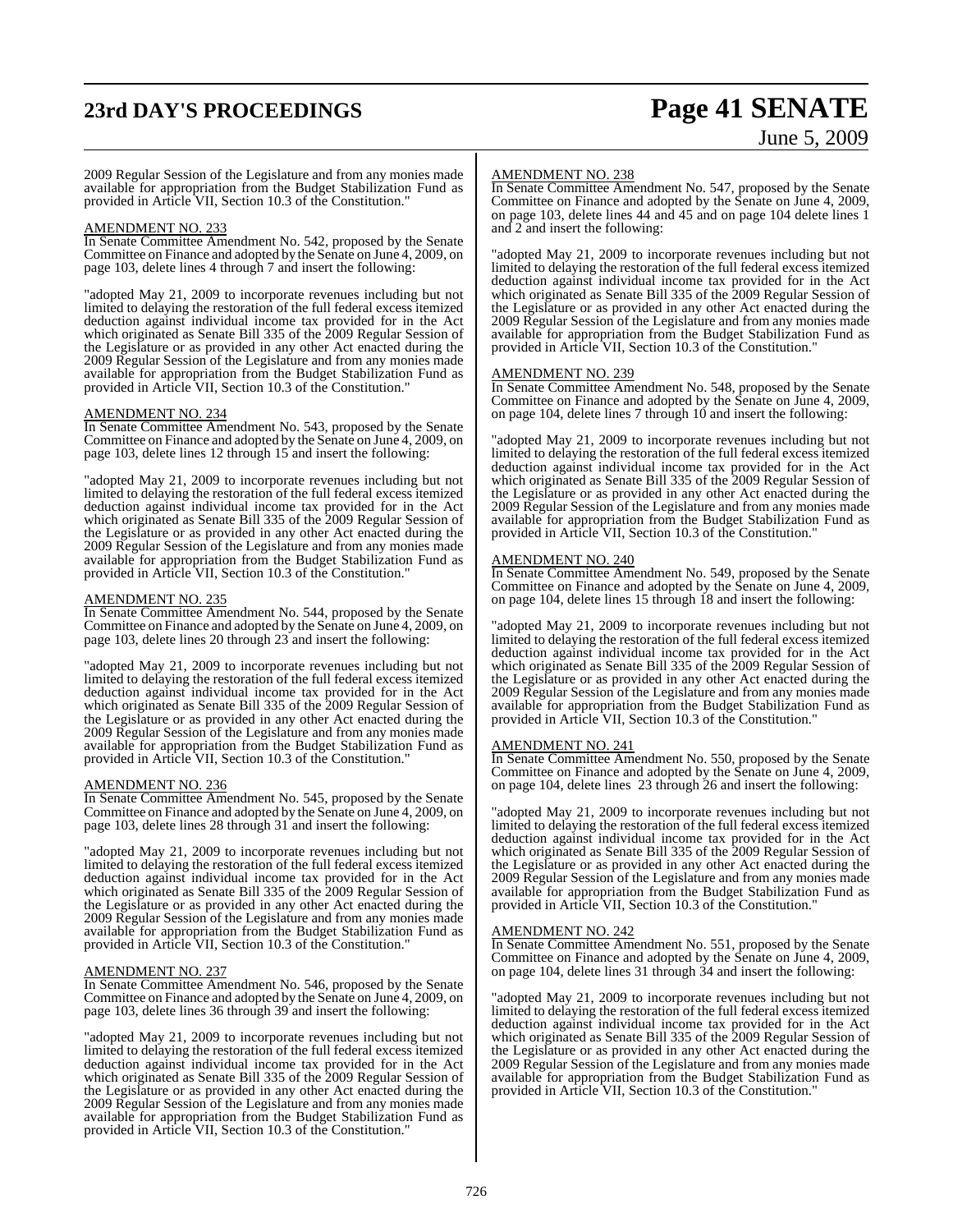2009 Regular Session of the Legislature and from any monies made available for appropriation from the Budget Stabilization Fund as provided in Article VII, Section 10.3 of the Constitution."

AMENDMENT NO. 233

In Senate Committee Amendment No. 542, proposed by the Senate Committee on Finance and adopted by the Senate on June 4, 2009, on page 103, delete lines 4 through 7 and insert the following:

"adopted May 21, 2009 to incorporate revenues including but not limited to delaying the restoration of the full federal excess itemized deduction against individual income tax provided for in the Act which originated as Senate Bill 335 of the 2009 Regular Session of the Legislature or as provided in any other Act enacted during the 2009 Regular Session of the Legislature and from any monies made available for appropriation from the Budget Stabilization Fund as provided in Article VII, Section 10.3 of the Constitution."

AMENDMENT NO. 234

In Senate Committee Amendment No. 543, proposed by the Senate Committee on Finance and adopted by the Senate on June 4, 2009, on page 103, delete lines 12 through 15 and insert the following:

"adopted May 21, 2009 to incorporate revenues including but not limited to delaying the restoration of the full federal excess itemized deduction against individual income tax provided for in the Act which originated as Senate Bill 335 of the 2009 Regular Session of the Legislature or as provided in any other Act enacted during the 2009 Regular Session of the Legislature and from any monies made available for appropriation from the Budget Stabilization Fund as provided in Article VII, Section 10.3 of the Constitution."

AMENDMENT NO. 235

In Senate Committee Amendment No. 544, proposed by the Senate Committee on Finance and adopted by the Senate on June 4, 2009, on page 103, delete lines 20 through 23 and insert the following:

"adopted May 21, 2009 to incorporate revenues including but not limited to delaying the restoration of the full federal excess itemized deduction against individual income tax provided for in the Act which originated as Senate Bill 335 of the 2009 Regular Session of the Legislature or as provided in any other Act enacted during the 2009 Regular Session of the Legislature and from any monies made available for appropriation from the Budget Stabilization Fund as provided in Article VII, Section 10.3 of the Constitution."

AMENDMENT NO. 236

In Senate Committee Amendment No. 545, proposed by the Senate Committee on Finance and adopted by the Senate on June 4, 2009, on page 103, delete lines 28 through 31 and insert the following:

"adopted May 21, 2009 to incorporate revenues including but not limited to delaying the restoration of the full federal excess itemized deduction against individual income tax provided for in the Act which originated as Senate Bill 335 of the 2009 Regular Session of the Legislature or as provided in any other Act enacted during the 2009 Regular Session of the Legislature and from any monies made available for appropriation from the Budget Stabilization Fund as provided in Article VII, Section 10.3 of the Constitution."

AMENDMENT NO. 237

In Senate Committee Amendment No. 546, proposed by the Senate Committee on Finance and adopted by the Senate on June 4, 2009, on page 103, delete lines 36 through 39 and insert the following:

"adopted May 21, 2009 to incorporate revenues including but not limited to delaying the restoration of the full federal excess itemized deduction against individual income tax provided for in the Act which originated as Senate Bill 335 of the 2009 Regular Session of the Legislature or as provided in any other Act enacted during the 2009 Regular Session of the Legislature and from any monies made available for appropriation from the Budget Stabilization Fund as provided in Article VII, Section 10.3 of the Constitution."

AMENDMENT NO. 238

In Senate Committee Amendment No. 547, proposed by the Senate Committee on Finance and adopted by the Senate on June 4, 2009, on page 103, delete lines 44 and 45 and on page 104 delete lines 1 and 2 and insert the following:

"adopted May 21, 2009 to incorporate revenues including but not limited to delaying the restoration of the full federal excess itemized deduction against individual income tax provided for in the Act which originated as Senate Bill 335 of the 2009 Regular Session of the Legislature or as provided in any other Act enacted during the 2009 Regular Session of the Legislature and from any monies made available for appropriation from the Budget Stabilization Fund as provided in Article VII, Section 10.3 of the Constitution."

AMENDMENT NO. 239

In Senate Committee Amendment No. 548, proposed by the Senate Committee on Finance and adopted by the Senate on June 4, 2009, on page 104, delete lines 7 through 10 and insert the following:

"adopted May 21, 2009 to incorporate revenues including but not limited to delaying the restoration of the full federal excess itemized deduction against individual income tax provided for in the Act which originated as Senate Bill 335 of the 2009 Regular Session of the Legislature or as provided in any other Act enacted during the 2009 Regular Session of the Legislature and from any monies made available for appropriation from the Budget Stabilization Fund as provided in Article VII, Section 10.3 of the Constitution."

AMENDMENT NO. 240

In Senate Committee Amendment No. 549, proposed by the Senate Committee on Finance and adopted by the Senate on June 4, 2009, on page 104, delete lines 15 through 18 and insert the following:

"adopted May 21, 2009 to incorporate revenues including but not limited to delaying the restoration of the full federal excess itemized deduction against individual income tax provided for in the Act which originated as Senate Bill 335 of the 2009 Regular Session of the Legislature or as provided in any other Act enacted during the 2009 Regular Session of the Legislature and from any monies made available for appropriation from the Budget Stabilization Fund as provided in Article VII, Section 10.3 of the Constitution."

AMENDMENT NO. 241

In Senate Committee Amendment No. 550, proposed by the Senate Committee on Finance and adopted by the Senate on June 4, 2009, on page 104, delete lines 23 through 26 and insert the following:

"adopted May 21, 2009 to incorporate revenues including but not limited to delaying the restoration of the full federal excess itemized deduction against individual income tax provided for in the Act which originated as Senate Bill 335 of the 2009 Regular Session of the Legislature or as provided in any other Act enacted during the 2009 Regular Session of the Legislature and from any monies made available for appropriation from the Budget Stabilization Fund as provided in Article VII, Section 10.3 of the Constitution."

AMENDMENT NO. 242

In Senate Committee Amendment No. 551, proposed by the Senate Committee on Finance and adopted by the Senate on June 4, 2009, on page 104, delete lines 31 through 34 and insert the following:

"adopted May 21, 2009 to incorporate revenues including but not limited to delaying the restoration of the full federal excess itemized deduction against individual income tax provided for in the Act which originated as Senate Bill 335 of the 2009 Regular Session of the Legislature or as provided in any other Act enacted during the 2009 Regular Session of the Legislature and from any monies made available for appropriation from the Budget Stabilization Fund as provided in Article VII, Section 10.3 of the Constitution."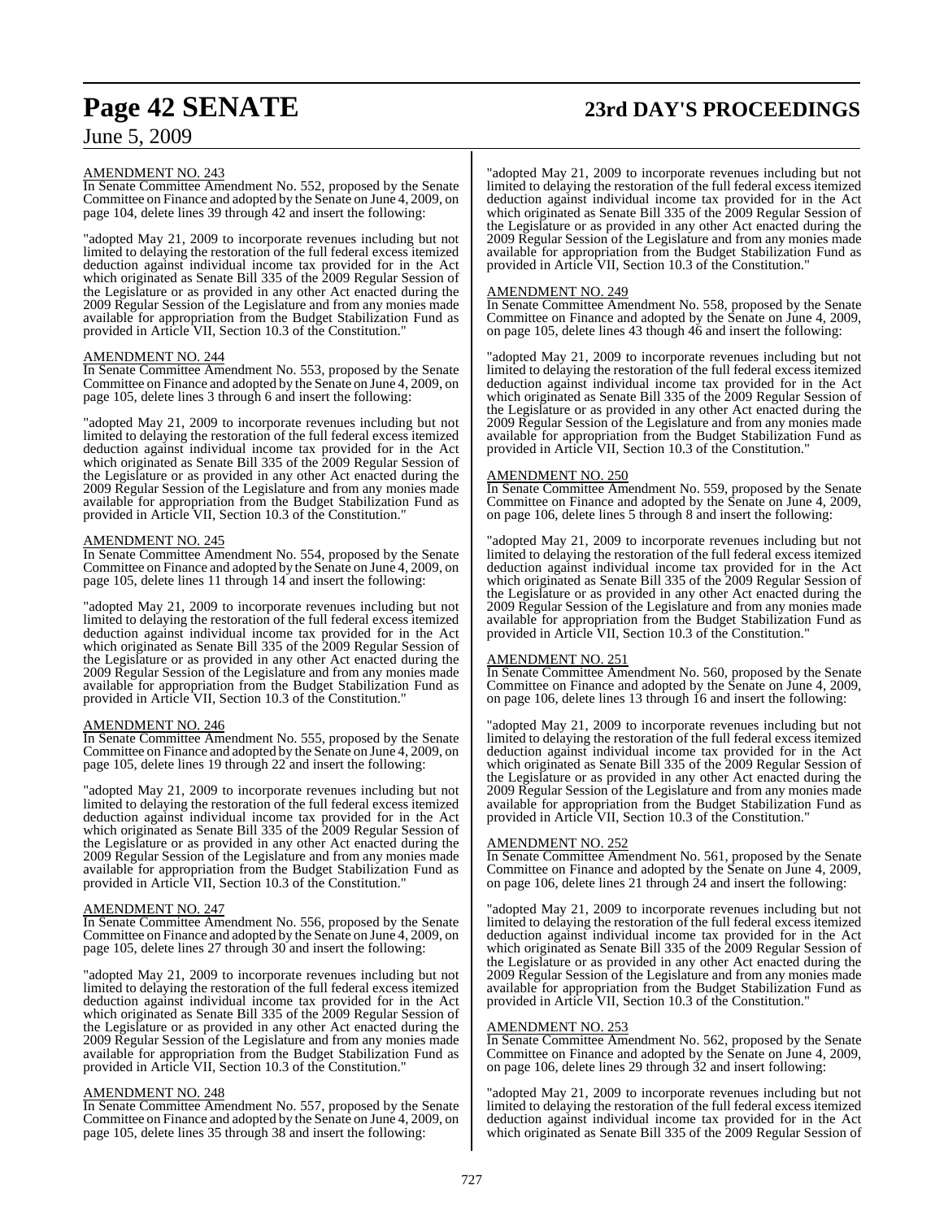AMENDMENT NO. 243

In Senate Committee Amendment No. 552, proposed by the Senate Committee on Finance and adopted by the Senate on June 4, 2009, on page 104, delete lines 39 through 42 and insert the following:

"adopted May 21, 2009 to incorporate revenues including but not limited to delaying the restoration of the full federal excess itemized deduction against individual income tax provided for in the Act which originated as Senate Bill 335 of the 2009 Regular Session of the Legislature or as provided in any other Act enacted during the 2009 Regular Session of the Legislature and from any monies made available for appropriation from the Budget Stabilization Fund as provided in Article VII, Section 10.3 of the Constitution."

AMENDMENT NO. 244

In Senate Committee Amendment No. 553, proposed by the Senate Committee on Finance and adopted by the Senate on June 4, 2009, on page 105, delete lines 3 through 6 and insert the following:

"adopted May 21, 2009 to incorporate revenues including but not limited to delaying the restoration of the full federal excess itemized deduction against individual income tax provided for in the Act which originated as Senate Bill 335 of the 2009 Regular Session of the Legislature or as provided in any other Act enacted during the 2009 Regular Session of the Legislature and from any monies made available for appropriation from the Budget Stabilization Fund as provided in Article VII, Section 10.3 of the Constitution."

AMENDMENT NO. 245

In Senate Committee Amendment No. 554, proposed by the Senate Committee on Finance and adopted by the Senate on June 4, 2009, on page 105, delete lines 11 through 14 and insert the following:

"adopted May 21, 2009 to incorporate revenues including but not limited to delaying the restoration of the full federal excess itemized deduction against individual income tax provided for in the Act which originated as Senate Bill 335 of the 2009 Regular Session of the Legislature or as provided in any other Act enacted during the 2009 Regular Session of the Legislature and from any monies made available for appropriation from the Budget Stabilization Fund as provided in Article VII, Section 10.3 of the Constitution."

AMENDMENT NO. 246

In Senate Committee Amendment No. 555, proposed by the Senate Committee on Finance and adopted by the Senate on June 4, 2009, on page 105, delete lines 19 through 22 and insert the following:

"adopted May 21, 2009 to incorporate revenues including but not limited to delaying the restoration of the full federal excess itemized deduction against individual income tax provided for in the Act which originated as Senate Bill 335 of the 2009 Regular Session of the Legislature or as provided in any other Act enacted during the 2009 Regular Session of the Legislature and from any monies made available for appropriation from the Budget Stabilization Fund as provided in Article VII, Section 10.3 of the Constitution."

AMENDMENT NO. 247

In Senate Committee Amendment No. 556, proposed by the Senate Committee on Finance and adopted by the Senate on June 4, 2009, on page 105, delete lines 27 through 30 and insert the following:

"adopted May 21, 2009 to incorporate revenues including but not limited to delaying the restoration of the full federal excess itemized deduction against individual income tax provided for in the Act which originated as Senate Bill 335 of the 2009 Regular Session of the Legislature or as provided in any other Act enacted during the 2009 Regular Session of the Legislature and from any monies made available for appropriation from the Budget Stabilization Fund as provided in Article VII, Section 10.3 of the Constitution."

AMENDMENT NO. 248

In Senate Committee Amendment No. 557, proposed by the Senate Committee on Finance and adopted by the Senate on June 4, 2009, on page 105, delete lines 35 through 38 and insert the following:

"adopted May 21, 2009 to incorporate revenues including but not limited to delaying the restoration of the full federal excess itemized deduction against individual income tax provided for in the Act which originated as Senate Bill 335 of the 2009 Regular Session of the Legislature or as provided in any other Act enacted during the 2009 Regular Session of the Legislature and from any monies made available for appropriation from the Budget Stabilization Fund as provided in Article VII, Section 10.3 of the Constitution."

AMENDMENT NO. 249

In Senate Committee Amendment No. 558, proposed by the Senate Committee on Finance and adopted by the Senate on June 4, 2009, on page 105, delete lines 43 though 46 and insert the following:

"adopted May 21, 2009 to incorporate revenues including but not limited to delaying the restoration of the full federal excess itemized deduction against individual income tax provided for in the Act which originated as Senate Bill 335 of the 2009 Regular Session of the Legislature or as provided in any other Act enacted during the 2009 Regular Session of the Legislature and from any monies made available for appropriation from the Budget Stabilization Fund as provided in Article VII, Section 10.3 of the Constitution."

AMENDMENT NO. 250

In Senate Committee Amendment No. 559, proposed by the Senate Committee on Finance and adopted by the Senate on June 4, 2009, on page 106, delete lines 5 through 8 and insert the following:

"adopted May 21, 2009 to incorporate revenues including but not limited to delaying the restoration of the full federal excess itemized deduction against individual income tax provided for in the Act which originated as Senate Bill 335 of the 2009 Regular Session of the Legislature or as provided in any other Act enacted during the 2009 Regular Session of the Legislature and from any monies made available for appropriation from the Budget Stabilization Fund as provided in Article VII, Section 10.3 of the Constitution."

AMENDMENT NO. 251

In Senate Committee Amendment No. 560, proposed by the Senate Committee on Finance and adopted by the Senate on June 4, 2009, on page 106, delete lines 13 through 16 and insert the following:

"adopted May 21, 2009 to incorporate revenues including but not limited to delaying the restoration of the full federal excess itemized deduction against individual income tax provided for in the Act which originated as Senate Bill 335 of the 2009 Regular Session of the Legislature or as provided in any other Act enacted during the 2009 Regular Session of the Legislature and from any monies made available for appropriation from the Budget Stabilization Fund as provided in Article VII, Section 10.3 of the Constitution."

AMENDMENT NO. 252

In Senate Committee Amendment No. 561, proposed by the Senate Committee on Finance and adopted by the Senate on June 4, 2009, on page 106, delete lines 21 through 24 and insert the following:

"adopted May 21, 2009 to incorporate revenues including but not limited to delaying the restoration of the full federal excess itemized deduction against individual income tax provided for in the Act which originated as Senate Bill 335 of the 2009 Regular Session of the Legislature or as provided in any other Act enacted during the 2009 Regular Session of the Legislature and from any monies made available for appropriation from the Budget Stabilization Fund as provided in Article VII, Section 10.3 of the Constitution."

AMENDMENT NO. 253

In Senate Committee Amendment No. 562, proposed by the Senate Committee on Finance and adopted by the Senate on June 4, 2009, on page 106, delete lines 29 through 32 and insert following:

"adopted May 21, 2009 to incorporate revenues including but not limited to delaying the restoration of the full federal excess itemized deduction against individual income tax provided for in the Act which originated as Senate Bill 335 of the 2009 Regular Session of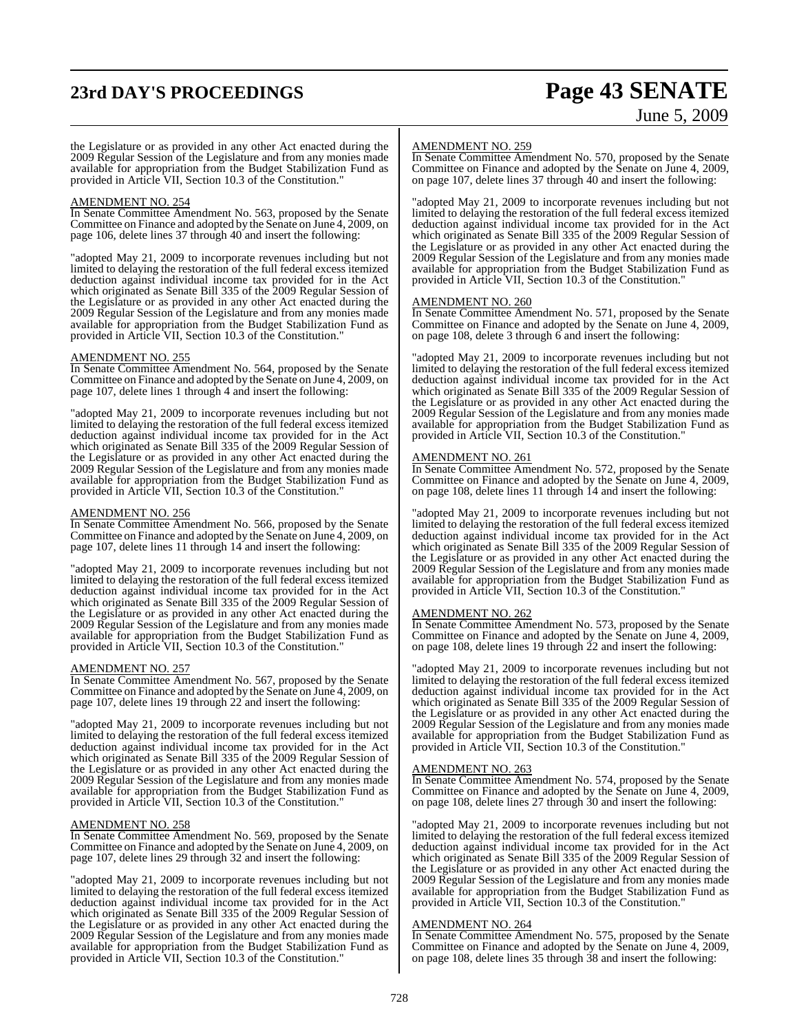the Legislature or as provided in any other Act enacted during the 2009 Regular Session of the Legislature and from any monies made available for appropriation from the Budget Stabilization Fund as provided in Article VII, Section 10.3 of the Constitution."

AMENDMENT NO. 254

In Senate Committee Amendment No. 563, proposed by the Senate Committee on Finance and adopted by the Senate on June 4, 2009, on page 106, delete lines 37 through 40 and insert the following:

"adopted May 21, 2009 to incorporate revenues including but not limited to delaying the restoration of the full federal excess itemized deduction against individual income tax provided for in the Act which originated as Senate Bill 335 of the 2009 Regular Session of the Legislature or as provided in any other Act enacted during the 2009 Regular Session of the Legislature and from any monies made available for appropriation from the Budget Stabilization Fund as provided in Article VII, Section 10.3 of the Constitution."

AMENDMENT NO. 255

In Senate Committee Amendment No. 564, proposed by the Senate Committee on Finance and adopted by the Senate on June 4, 2009, on page 107, delete lines 1 through 4 and insert the following:

"adopted May 21, 2009 to incorporate revenues including but not limited to delaying the restoration of the full federal excess itemized deduction against individual income tax provided for in the Act which originated as Senate Bill 335 of the 2009 Regular Session of the Legislature or as provided in any other Act enacted during the 2009 Regular Session of the Legislature and from any monies made available for appropriation from the Budget Stabilization Fund as provided in Article VII, Section 10.3 of the Constitution."

AMENDMENT NO. 256

In Senate Committee Amendment No. 566, proposed by the Senate Committee on Finance and adopted by the Senate on June 4, 2009, on page 107, delete lines 11 through 14 and insert the following:

"adopted May 21, 2009 to incorporate revenues including but not limited to delaying the restoration of the full federal excess itemized deduction against individual income tax provided for in the Act which originated as Senate Bill 335 of the 2009 Regular Session of the Legislature or as provided in any other Act enacted during the 2009 Regular Session of the Legislature and from any monies made available for appropriation from the Budget Stabilization Fund as provided in Article VII, Section 10.3 of the Constitution."

AMENDMENT NO. 257

In Senate Committee Amendment No. 567, proposed by the Senate Committee on Finance and adopted by the Senate on June 4, 2009, on page 107, delete lines 19 through 22 and insert the following:

"adopted May 21, 2009 to incorporate revenues including but not limited to delaying the restoration of the full federal excess itemized deduction against individual income tax provided for in the Act which originated as Senate Bill 335 of the 2009 Regular Session of the Legislature or as provided in any other Act enacted during the 2009 Regular Session of the Legislature and from any monies made available for appropriation from the Budget Stabilization Fund as provided in Article VII, Section 10.3 of the Constitution."

AMENDMENT NO. 258

In Senate Committee Amendment No. 569, proposed by the Senate Committee on Finance and adopted by the Senate on June 4, 2009, on page 107, delete lines 29 through 32 and insert the following:

"adopted May 21, 2009 to incorporate revenues including but not limited to delaying the restoration of the full federal excess itemized deduction against individual income tax provided for in the Act which originated as Senate Bill 335 of the 2009 Regular Session of the Legislature or as provided in any other Act enacted during the 2009 Regular Session of the Legislature and from any monies made available for appropriation from the Budget Stabilization Fund as provided in Article VII, Section 10.3 of the Constitution."

AMENDMENT NO. 259

In Senate Committee Amendment No. 570, proposed by the Senate Committee on Finance and adopted by the Senate on June 4, 2009, on page 107, delete lines 37 through 40 and insert the following:

"adopted May 21, 2009 to incorporate revenues including but not limited to delaying the restoration of the full federal excess itemized deduction against individual income tax provided for in the Act which originated as Senate Bill 335 of the 2009 Regular Session of the Legislature or as provided in any other Act enacted during the 2009 Regular Session of the Legislature and from any monies made available for appropriation from the Budget Stabilization Fund as provided in Article VII, Section 10.3 of the Constitution."

AMENDMENT NO. 260

In Senate Committee Amendment No. 571, proposed by the Senate Committee on Finance and adopted by the Senate on June 4, 2009, on page 108, delete 3 through 6 and insert the following:

"adopted May 21, 2009 to incorporate revenues including but not limited to delaying the restoration of the full federal excess itemized deduction against individual income tax provided for in the Act which originated as Senate Bill 335 of the 2009 Regular Session of the Legislature or as provided in any other Act enacted during the 2009 Regular Session of the Legislature and from any monies made available for appropriation from the Budget Stabilization Fund as provided in Article VII, Section 10.3 of the Constitution."

AMENDMENT NO. 261

In Senate Committee Amendment No. 572, proposed by the Senate Committee on Finance and adopted by the Senate on June 4, 2009, on page 108, delete lines 11 through 14 and insert the following:

"adopted May 21, 2009 to incorporate revenues including but not limited to delaying the restoration of the full federal excess itemized deduction against individual income tax provided for in the Act which originated as Senate Bill 335 of the 2009 Regular Session of the Legislature or as provided in any other Act enacted during the 2009 Regular Session of the Legislature and from any monies made available for appropriation from the Budget Stabilization Fund as provided in Article VII, Section 10.3 of the Constitution."

AMENDMENT NO. 262

In Senate Committee Amendment No. 573, proposed by the Senate Committee on Finance and adopted by the Senate on June 4, 2009, on page 108, delete lines 19 through 22 and insert the following:

"adopted May 21, 2009 to incorporate revenues including but not limited to delaying the restoration of the full federal excess itemized deduction against individual income tax provided for in the Act which originated as Senate Bill 335 of the 2009 Regular Session of the Legislature or as provided in any other Act enacted during the 2009 Regular Session of the Legislature and from any monies made available for appropriation from the Budget Stabilization Fund as provided in Article VII, Section 10.3 of the Constitution."

AMENDMENT NO. 263

In Senate Committee Amendment No. 574, proposed by the Senate Committee on Finance and adopted by the Senate on June 4, 2009, on page 108, delete lines 27 through 30 and insert the following:

"adopted May 21, 2009 to incorporate revenues including but not limited to delaying the restoration of the full federal excess itemized deduction against individual income tax provided for in the Act which originated as Senate Bill 335 of the 2009 Regular Session of the Legislature or as provided in any other Act enacted during the 2009 Regular Session of the Legislature and from any monies made available for appropriation from the Budget Stabilization Fund as provided in Article VII, Section 10.3 of the Constitution."

AMENDMENT NO. 264

In Senate Committee Amendment No. 575, proposed by the Senate Committee on Finance and adopted by the Senate on June 4, 2009, on page 108, delete lines 35 through 38 and insert the following: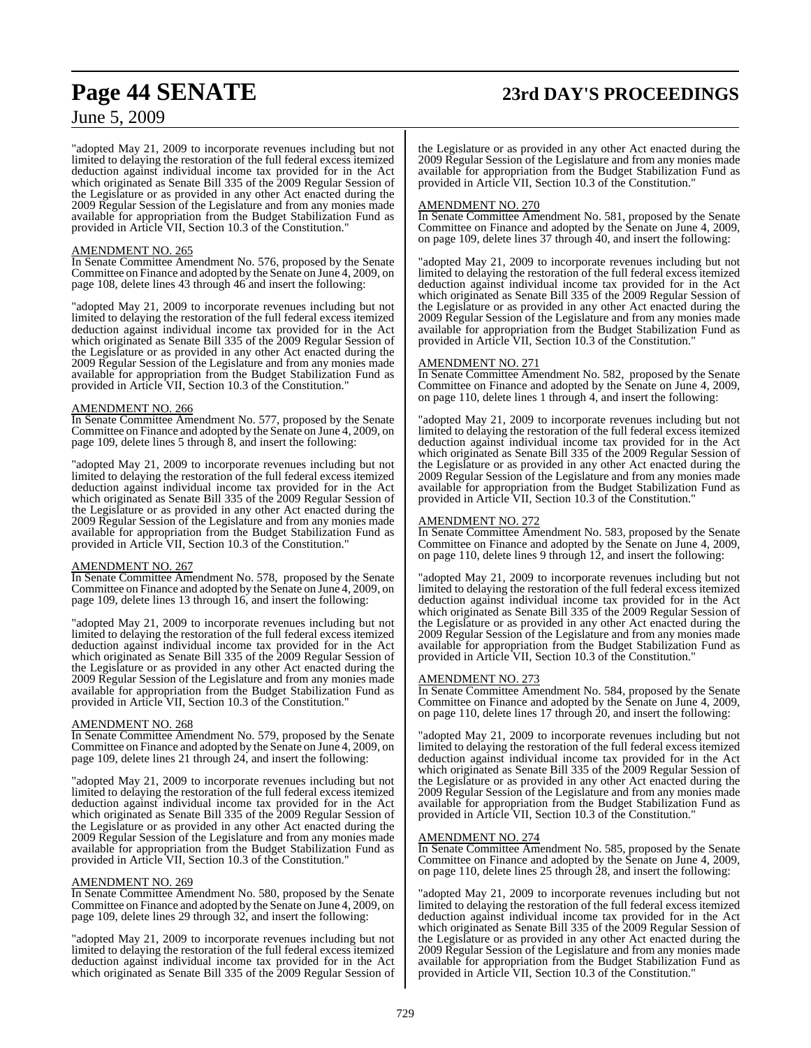"adopted May 21, 2009 to incorporate revenues including but not limited to delaying the restoration of the full federal excess itemized deduction against individual income tax provided for in the Act which originated as Senate Bill 335 of the 2009 Regular Session of the Legislature or as provided in any other Act enacted during the 2009 Regular Session of the Legislature and from any monies made available for appropriation from the Budget Stabilization Fund as provided in Article VII, Section 10.3 of the Constitution."

AMENDMENT NO. 265

In Senate Committee Amendment No. 576, proposed by the Senate Committee on Finance and adopted by the Senate on June 4, 2009, on page 108, delete lines 43 through 46 and insert the following:

"adopted May 21, 2009 to incorporate revenues including but not limited to delaying the restoration of the full federal excess itemized deduction against individual income tax provided for in the Act which originated as Senate Bill 335 of the 2009 Regular Session of the Legislature or as provided in any other Act enacted during the 2009 Regular Session of the Legislature and from any monies made available for appropriation from the Budget Stabilization Fund as provided in Article VII, Section 10.3 of the Constitution."

AMENDMENT NO. 266

In Senate Committee Amendment No. 577, proposed by the Senate Committee on Finance and adopted by the Senate on June 4, 2009, on page 109, delete lines 5 through 8, and insert the following:

"adopted May 21, 2009 to incorporate revenues including but not limited to delaying the restoration of the full federal excess itemized deduction against individual income tax provided for in the Act which originated as Senate Bill 335 of the 2009 Regular Session of the Legislature or as provided in any other Act enacted during the 2009 Regular Session of the Legislature and from any monies made available for appropriation from the Budget Stabilization Fund as provided in Article VII, Section 10.3 of the Constitution."

AMENDMENT NO. 267

In Senate Committee Amendment No. 578, proposed by the Senate Committee on Finance and adopted by the Senate on June 4, 2009, on page 109, delete lines 13 through 16, and insert the following:

"adopted May 21, 2009 to incorporate revenues including but not limited to delaying the restoration of the full federal excess itemized deduction against individual income tax provided for in the Act which originated as Senate Bill 335 of the 2009 Regular Session of the Legislature or as provided in any other Act enacted during the 2009 Regular Session of the Legislature and from any monies made available for appropriation from the Budget Stabilization Fund as provided in Article VII, Section 10.3 of the Constitution."

AMENDMENT NO. 268

In Senate Committee Amendment No. 579, proposed by the Senate Committee on Finance and adopted by the Senate on June 4, 2009, on page 109, delete lines 21 through 24, and insert the following:

"adopted May 21, 2009 to incorporate revenues including but not limited to delaying the restoration of the full federal excess itemized deduction against individual income tax provided for in the Act which originated as Senate Bill 335 of the 2009 Regular Session of the Legislature or as provided in any other Act enacted during the 2009 Regular Session of the Legislature and from any monies made available for appropriation from the Budget Stabilization Fund as provided in Article VII, Section 10.3 of the Constitution."

AMENDMENT NO. 269

In Senate Committee Amendment No. 580, proposed by the Senate Committee on Finance and adopted by the Senate on June 4, 2009, on page 109, delete lines 29 through 32, and insert the following:

"adopted May 21, 2009 to incorporate revenues including but not limited to delaying the restoration of the full federal excess itemized deduction against individual income tax provided for in the Act which originated as Senate Bill 335 of the 2009 Regular Session of the Legislature or as provided in any other Act enacted during the 2009 Regular Session of the Legislature and from any monies made available for appropriation from the Budget Stabilization Fund as provided in Article VII, Section 10.3 of the Constitution."

AMENDMENT NO. 270

In Senate Committee Amendment No. 581, proposed by the Senate Committee on Finance and adopted by the Senate on June 4, 2009, on page 109, delete lines 37 through 40, and insert the following:

"adopted May 21, 2009 to incorporate revenues including but not limited to delaying the restoration of the full federal excess itemized deduction against individual income tax provided for in the Act which originated as Senate Bill 335 of the 2009 Regular Session of the Legislature or as provided in any other Act enacted during the 2009 Regular Session of the Legislature and from any monies made available for appropriation from the Budget Stabilization Fund as provided in Article VII, Section 10.3 of the Constitution."

AMENDMENT NO. 271

In Senate Committee Amendment No. 582, proposed by the Senate Committee on Finance and adopted by the Senate on June 4, 2009, on page 110, delete lines 1 through 4, and insert the following:

"adopted May 21, 2009 to incorporate revenues including but not limited to delaying the restoration of the full federal excess itemized deduction against individual income tax provided for in the Act which originated as Senate Bill 335 of the 2009 Regular Session of the Legislature or as provided in any other Act enacted during the 2009 Regular Session of the Legislature and from any monies made available for appropriation from the Budget Stabilization Fund as provided in Article VII, Section 10.3 of the Constitution."

AMENDMENT NO. 272

In Senate Committee Amendment No. 583, proposed by the Senate Committee on Finance and adopted by the Senate on June 4, 2009, on page 110, delete lines 9 through 12, and insert the following:

"adopted May 21, 2009 to incorporate revenues including but not limited to delaying the restoration of the full federal excess itemized deduction against individual income tax provided for in the Act which originated as Senate Bill 335 of the 2009 Regular Session of the Legislature or as provided in any other Act enacted during the 2009 Regular Session of the Legislature and from any monies made available for appropriation from the Budget Stabilization Fund as provided in Article VII, Section 10.3 of the Constitution."

AMENDMENT NO. 273

In Senate Committee Amendment No. 584, proposed by the Senate Committee on Finance and adopted by the Senate on June 4, 2009, on page 110, delete lines 17 through 20, and insert the following:

"adopted May 21, 2009 to incorporate revenues including but not limited to delaying the restoration of the full federal excess itemized deduction against individual income tax provided for in the Act which originated as Senate Bill 335 of the 2009 Regular Session of the Legislature or as provided in any other Act enacted during the 2009 Regular Session of the Legislature and from any monies made available for appropriation from the Budget Stabilization Fund as provided in Article VII, Section 10.3 of the Constitution."

AMENDMENT NO. 274

In Senate Committee Amendment No. 585, proposed by the Senate Committee on Finance and adopted by the Senate on June 4, 2009, on page 110, delete lines 25 through 28, and insert the following:

"adopted May 21, 2009 to incorporate revenues including but not limited to delaying the restoration of the full federal excess itemized deduction against individual income tax provided for in the Act which originated as Senate Bill 335 of the 2009 Regular Session of the Legislature or as provided in any other Act enacted during the 2009 Regular Session of the Legislature and from any monies made available for appropriation from the Budget Stabilization Fund as provided in Article VII, Section 10.3 of the Constitution."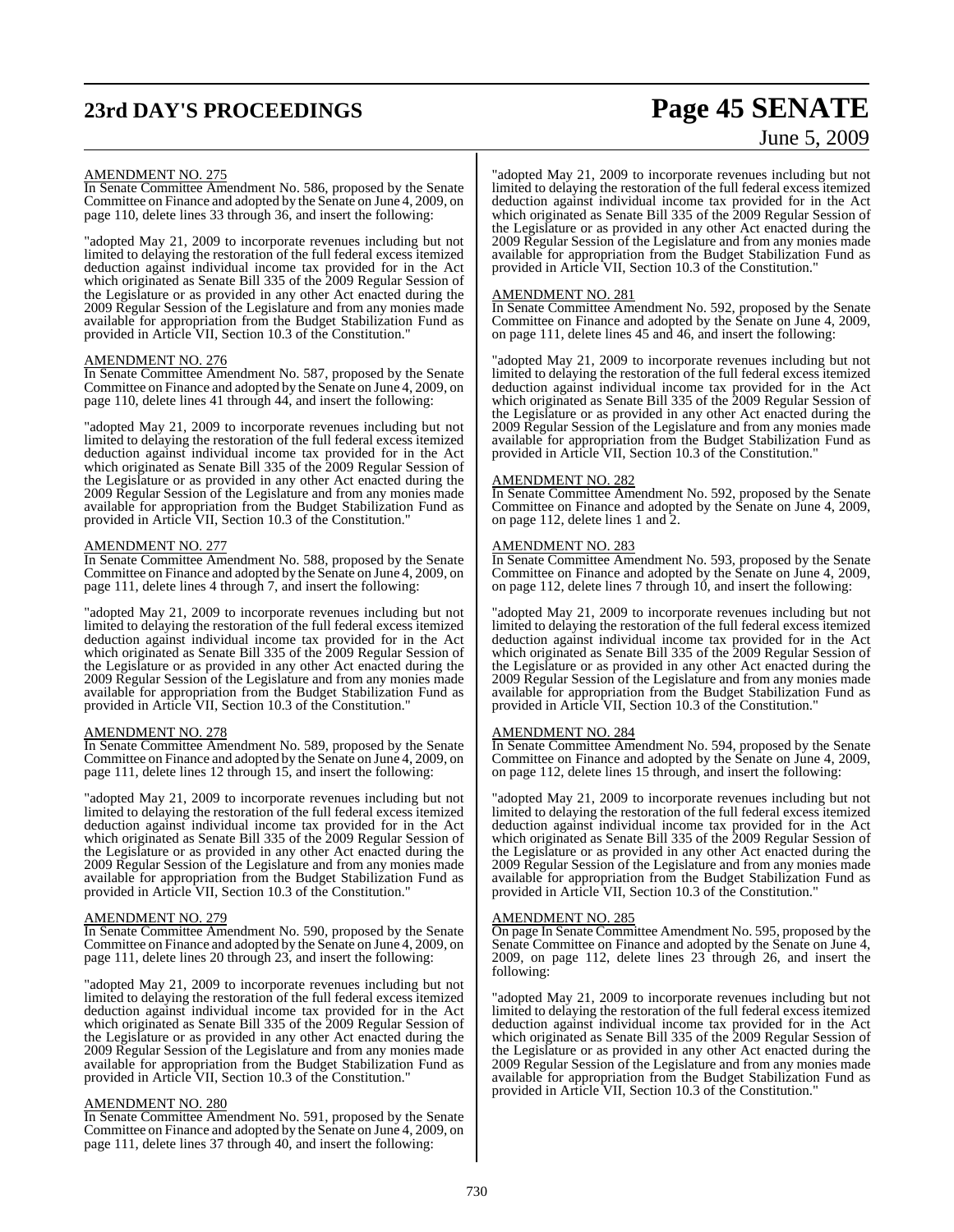AMENDMENT NO. 275

In Senate Committee Amendment No. 586, proposed by the Senate Committee on Finance and adopted by the Senate on June 4, 2009, on page 110, delete lines 33 through 36, and insert the following:

"adopted May 21, 2009 to incorporate revenues including but not limited to delaying the restoration of the full federal excess itemized deduction against individual income tax provided for in the Act which originated as Senate Bill 335 of the 2009 Regular Session of the Legislature or as provided in any other Act enacted during the 2009 Regular Session of the Legislature and from any monies made available for appropriation from the Budget Stabilization Fund as provided in Article VII, Section 10.3 of the Constitution."

AMENDMENT NO. 276

In Senate Committee Amendment No. 587, proposed by the Senate Committee on Finance and adopted by the Senate on June 4, 2009, on page 110, delete lines 41 through 44, and insert the following:

"adopted May 21, 2009 to incorporate revenues including but not limited to delaying the restoration of the full federal excess itemized deduction against individual income tax provided for in the Act which originated as Senate Bill 335 of the 2009 Regular Session of the Legislature or as provided in any other Act enacted during the 2009 Regular Session of the Legislature and from any monies made available for appropriation from the Budget Stabilization Fund as provided in Article VII, Section 10.3 of the Constitution."

AMENDMENT NO. 277

In Senate Committee Amendment No. 588, proposed by the Senate Committee on Finance and adopted by the Senate on June 4, 2009, on page 111, delete lines 4 through 7, and insert the following:

"adopted May 21, 2009 to incorporate revenues including but not limited to delaying the restoration of the full federal excess itemized deduction against individual income tax provided for in the Act which originated as Senate Bill 335 of the 2009 Regular Session of the Legislature or as provided in any other Act enacted during the 2009 Regular Session of the Legislature and from any monies made available for appropriation from the Budget Stabilization Fund as provided in Article VII, Section 10.3 of the Constitution."

AMENDMENT NO. 278

In Senate Committee Amendment No. 589, proposed by the Senate Committee on Finance and adopted by the Senate on June 4, 2009, on page 111, delete lines 12 through 15, and insert the following:

"adopted May 21, 2009 to incorporate revenues including but not limited to delaying the restoration of the full federal excess itemized deduction against individual income tax provided for in the Act which originated as Senate Bill 335 of the 2009 Regular Session of the Legislature or as provided in any other Act enacted during the 2009 Regular Session of the Legislature and from any monies made available for appropriation from the Budget Stabilization Fund as provided in Article VII, Section 10.3 of the Constitution."

AMENDMENT NO. 279

In Senate Committee Amendment No. 590, proposed by the Senate Committee on Finance and adopted by the Senate on June 4, 2009, on page 111, delete lines 20 through 23, and insert the following:

"adopted May 21, 2009 to incorporate revenues including but not limited to delaying the restoration of the full federal excess itemized deduction against individual income tax provided for in the Act which originated as Senate Bill 335 of the 2009 Regular Session of the Legislature or as provided in any other Act enacted during the 2009 Regular Session of the Legislature and from any monies made available for appropriation from the Budget Stabilization Fund as provided in Article VII, Section 10.3 of the Constitution."

AMENDMENT NO. 280

In Senate Committee Amendment No. 591, proposed by the Senate Committee on Finance and adopted by the Senate on June 4, 2009, on page 111, delete lines 37 through 40, and insert the following:

"adopted May 21, 2009 to incorporate revenues including but not limited to delaying the restoration of the full federal excess itemized deduction against individual income tax provided for in the Act which originated as Senate Bill 335 of the 2009 Regular Session of the Legislature or as provided in any other Act enacted during the 2009 Regular Session of the Legislature and from any monies made available for appropriation from the Budget Stabilization Fund as provided in Article VII, Section 10.3 of the Constitution."

AMENDMENT NO. 281

In Senate Committee Amendment No. 592, proposed by the Senate Committee on Finance and adopted by the Senate on June 4, 2009, on page 111, delete lines 45 and 46, and insert the following:

"adopted May 21, 2009 to incorporate revenues including but not limited to delaying the restoration of the full federal excess itemized deduction against individual income tax provided for in the Act which originated as Senate Bill 335 of the 2009 Regular Session of the Legislature or as provided in any other Act enacted during the 2009 Regular Session of the Legislature and from any monies made available for appropriation from the Budget Stabilization Fund as provided in Article VII, Section 10.3 of the Constitution."

AMENDMENT NO. 282

In Senate Committee Amendment No. 592, proposed by the Senate Committee on Finance and adopted by the Senate on June 4, 2009, on page 112, delete lines 1 and 2.

AMENDMENT NO. 283

In Senate Committee Amendment No. 593, proposed by the Senate Committee on Finance and adopted by the Senate on June 4, 2009, on page 112, delete lines 7 through 10, and insert the following:

"adopted May 21, 2009 to incorporate revenues including but not limited to delaying the restoration of the full federal excess itemized deduction against individual income tax provided for in the Act which originated as Senate Bill 335 of the 2009 Regular Session of the Legislature or as provided in any other Act enacted during the 2009 Regular Session of the Legislature and from any monies made available for appropriation from the Budget Stabilization Fund as provided in Article VII, Section 10.3 of the Constitution."

AMENDMENT NO. 284

In Senate Committee Amendment No. 594, proposed by the Senate Committee on Finance and adopted by the Senate on June 4, 2009, on page 112, delete lines 15 through, and insert the following:

"adopted May 21, 2009 to incorporate revenues including but not limited to delaying the restoration of the full federal excess itemized deduction against individual income tax provided for in the Act which originated as Senate Bill 335 of the 2009 Regular Session of the Legislature or as provided in any other Act enacted during the 2009 Regular Session of the Legislature and from any monies made available for appropriation from the Budget Stabilization Fund as provided in Article VII, Section 10.3 of the Constitution."

AMENDMENT NO. 285

On page In Senate Committee Amendment No. 595, proposed by the Senate Committee on Finance and adopted by the Senate on June 4, 2009, on page 112, delete lines 23 through 26, and insert the following:

"adopted May 21, 2009 to incorporate revenues including but not limited to delaying the restoration of the full federal excess itemized deduction against individual income tax provided for in the Act which originated as Senate Bill 335 of the 2009 Regular Session of the Legislature or as provided in any other Act enacted during the 2009 Regular Session of the Legislature and from any monies made available for appropriation from the Budget Stabilization Fund as provided in Article VII, Section 10.3 of the Constitution."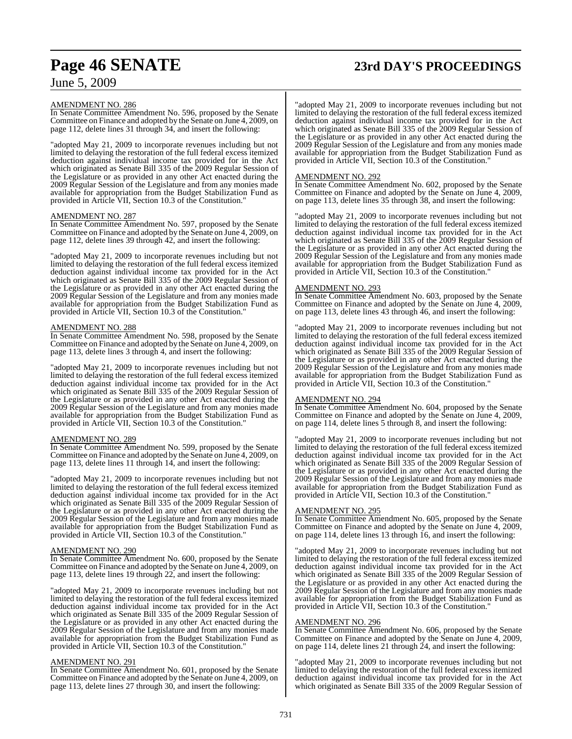AMENDMENT NO. 286

In Senate Committee Amendment No. 596, proposed by the Senate Committee on Finance and adopted by the Senate on June 4, 2009, on page 112, delete lines 31 through 34, and insert the following:

"adopted May 21, 2009 to incorporate revenues including but not limited to delaying the restoration of the full federal excess itemized deduction against individual income tax provided for in the Act which originated as Senate Bill 335 of the 2009 Regular Session of the Legislature or as provided in any other Act enacted during the 2009 Regular Session of the Legislature and from any monies made available for appropriation from the Budget Stabilization Fund as provided in Article VII, Section 10.3 of the Constitution."

AMENDMENT NO. 287

In Senate Committee Amendment No. 597, proposed by the Senate Committee on Finance and adopted by the Senate on June 4, 2009, on page 112, delete lines 39 through 42, and insert the following:

"adopted May 21, 2009 to incorporate revenues including but not limited to delaying the restoration of the full federal excess itemized deduction against individual income tax provided for in the Act which originated as Senate Bill 335 of the 2009 Regular Session of the Legislature or as provided in any other Act enacted during the 2009 Regular Session of the Legislature and from any monies made available for appropriation from the Budget Stabilization Fund as provided in Article VII, Section 10.3 of the Constitution."

AMENDMENT NO. 288

In Senate Committee Amendment No. 598, proposed by the Senate Committee on Finance and adopted by the Senate on June 4, 2009, on page 113, delete lines 3 through 4, and insert the following:

"adopted May 21, 2009 to incorporate revenues including but not limited to delaying the restoration of the full federal excess itemized deduction against individual income tax provided for in the Act which originated as Senate Bill 335 of the 2009 Regular Session of the Legislature or as provided in any other Act enacted during the 2009 Regular Session of the Legislature and from any monies made available for appropriation from the Budget Stabilization Fund as provided in Article VII, Section 10.3 of the Constitution."

AMENDMENT NO. 289

In Senate Committee Amendment No. 599, proposed by the Senate Committee on Finance and adopted by the Senate on June 4, 2009, on page 113, delete lines 11 through 14, and insert the following:

"adopted May 21, 2009 to incorporate revenues including but not limited to delaying the restoration of the full federal excess itemized deduction against individual income tax provided for in the Act which originated as Senate Bill 335 of the 2009 Regular Session of the Legislature or as provided in any other Act enacted during the 2009 Regular Session of the Legislature and from any monies made available for appropriation from the Budget Stabilization Fund as provided in Article VII, Section 10.3 of the Constitution."

AMENDMENT NO. 290

In Senate Committee Amendment No. 600, proposed by the Senate Committee on Finance and adopted by the Senate on June 4, 2009, on page 113, delete lines 19 through 22, and insert the following:

"adopted May 21, 2009 to incorporate revenues including but not limited to delaying the restoration of the full federal excess itemized deduction against individual income tax provided for in the Act which originated as Senate Bill 335 of the 2009 Regular Session of the Legislature or as provided in any other Act enacted during the 2009 Regular Session of the Legislature and from any monies made available for appropriation from the Budget Stabilization Fund as provided in Article VII, Section 10.3 of the Constitution."

AMENDMENT NO. 291

In Senate Committee Amendment No. 601, proposed by the Senate Committee on Finance and adopted by the Senate on June 4, 2009, on page 113, delete lines 27 through 30, and insert the following:

"adopted May 21, 2009 to incorporate revenues including but not limited to delaying the restoration of the full federal excess itemized deduction against individual income tax provided for in the Act which originated as Senate Bill 335 of the 2009 Regular Session of the Legislature or as provided in any other Act enacted during the 2009 Regular Session of the Legislature and from any monies made available for appropriation from the Budget Stabilization Fund as provided in Article VII, Section 10.3 of the Constitution."

AMENDMENT NO. 292

In Senate Committee Amendment No. 602, proposed by the Senate Committee on Finance and adopted by the Senate on June 4, 2009, on page 113, delete lines 35 through 38, and insert the following:

"adopted May 21, 2009 to incorporate revenues including but not limited to delaying the restoration of the full federal excess itemized deduction against individual income tax provided for in the Act which originated as Senate Bill 335 of the 2009 Regular Session of the Legislature or as provided in any other Act enacted during the 2009 Regular Session of the Legislature and from any monies made available for appropriation from the Budget Stabilization Fund as provided in Article VII, Section 10.3 of the Constitution."

AMENDMENT NO. 293

In Senate Committee Amendment No. 603, proposed by the Senate Committee on Finance and adopted by the Senate on June 4, 2009, on page 113, delete lines 43 through 46, and insert the following:

"adopted May 21, 2009 to incorporate revenues including but not limited to delaying the restoration of the full federal excess itemized deduction against individual income tax provided for in the Act which originated as Senate Bill 335 of the 2009 Regular Session of the Legislature or as provided in any other Act enacted during the 2009 Regular Session of the Legislature and from any monies made available for appropriation from the Budget Stabilization Fund as provided in Article VII, Section 10.3 of the Constitution."

AMENDMENT NO. 294

In Senate Committee Amendment No. 604, proposed by the Senate Committee on Finance and adopted by the Senate on June 4, 2009, on page 114, delete lines 5 through 8, and insert the following:

"adopted May 21, 2009 to incorporate revenues including but not limited to delaying the restoration of the full federal excess itemized deduction against individual income tax provided for in the Act which originated as Senate Bill 335 of the 2009 Regular Session of the Legislature or as provided in any other Act enacted during the 2009 Regular Session of the Legislature and from any monies made available for appropriation from the Budget Stabilization Fund as provided in Article VII, Section 10.3 of the Constitution."

AMENDMENT NO. 295

In Senate Committee Amendment No. 605, proposed by the Senate Committee on Finance and adopted by the Senate on June 4, 2009, on page 114, delete lines 13 through 16, and insert the following:

"adopted May 21, 2009 to incorporate revenues including but not limited to delaying the restoration of the full federal excess itemized deduction against individual income tax provided for in the Act which originated as Senate Bill 335 of the 2009 Regular Session of the Legislature or as provided in any other Act enacted during the 2009 Regular Session of the Legislature and from any monies made available for appropriation from the Budget Stabilization Fund as provided in Article VII, Section 10.3 of the Constitution."

AMENDMENT NO. 296

In Senate Committee Amendment No. 606, proposed by the Senate Committee on Finance and adopted by the Senate on June 4, 2009, on page 114, delete lines 21 through 24, and insert the following:

"adopted May 21, 2009 to incorporate revenues including but not limited to delaying the restoration of the full federal excess itemized deduction against individual income tax provided for in the Act which originated as Senate Bill 335 of the 2009 Regular Session of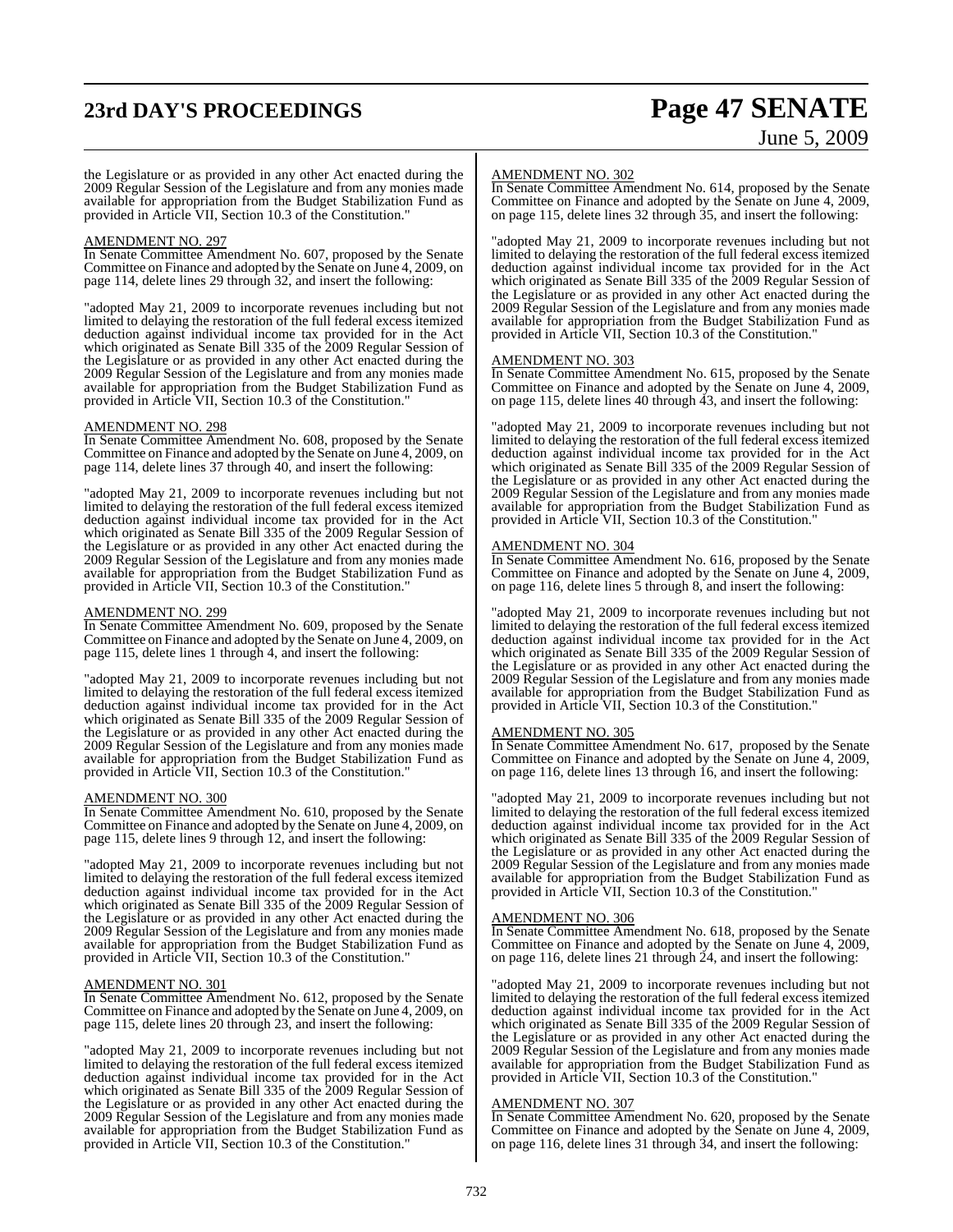the Legislature or as provided in any other Act enacted during the 2009 Regular Session of the Legislature and from any monies made available for appropriation from the Budget Stabilization Fund as provided in Article VII, Section 10.3 of the Constitution."

AMENDMENT NO. 297

In Senate Committee Amendment No. 607, proposed by the Senate Committee on Finance and adopted by the Senate on June 4, 2009, on page 114, delete lines 29 through 32, and insert the following:

"adopted May 21, 2009 to incorporate revenues including but not limited to delaying the restoration of the full federal excess itemized deduction against individual income tax provided for in the Act which originated as Senate Bill 335 of the 2009 Regular Session of the Legislature or as provided in any other Act enacted during the 2009 Regular Session of the Legislature and from any monies made available for appropriation from the Budget Stabilization Fund as provided in Article VII, Section 10.3 of the Constitution."

AMENDMENT NO. 298

In Senate Committee Amendment No. 608, proposed by the Senate Committee on Finance and adopted by the Senate on June 4, 2009, on page 114, delete lines 37 through 40, and insert the following:

"adopted May 21, 2009 to incorporate revenues including but not limited to delaying the restoration of the full federal excess itemized deduction against individual income tax provided for in the Act which originated as Senate Bill 335 of the 2009 Regular Session of the Legislature or as provided in any other Act enacted during the 2009 Regular Session of the Legislature and from any monies made available for appropriation from the Budget Stabilization Fund as provided in Article VII, Section 10.3 of the Constitution."

AMENDMENT NO. 299

In Senate Committee Amendment No. 609, proposed by the Senate Committee on Finance and adopted by the Senate on June 4, 2009, on page 115, delete lines 1 through 4, and insert the following:

"adopted May 21, 2009 to incorporate revenues including but not limited to delaying the restoration of the full federal excess itemized deduction against individual income tax provided for in the Act which originated as Senate Bill 335 of the 2009 Regular Session of the Legislature or as provided in any other Act enacted during the 2009 Regular Session of the Legislature and from any monies made available for appropriation from the Budget Stabilization Fund as provided in Article VII, Section 10.3 of the Constitution."

AMENDMENT NO. 300

In Senate Committee Amendment No. 610, proposed by the Senate Committee on Finance and adopted by the Senate on June 4, 2009, on page 115, delete lines 9 through 12, and insert the following:

"adopted May 21, 2009 to incorporate revenues including but not limited to delaying the restoration of the full federal excess itemized deduction against individual income tax provided for in the Act which originated as Senate Bill 335 of the 2009 Regular Session of the Legislature or as provided in any other Act enacted during the 2009 Regular Session of the Legislature and from any monies made available for appropriation from the Budget Stabilization Fund as provided in Article VII, Section 10.3 of the Constitution."

AMENDMENT NO. 301

In Senate Committee Amendment No. 612, proposed by the Senate Committee on Finance and adopted by the Senate on June 4, 2009, on page 115, delete lines 20 through 23, and insert the following:

"adopted May 21, 2009 to incorporate revenues including but not limited to delaying the restoration of the full federal excess itemized deduction against individual income tax provided for in the Act which originated as Senate Bill 335 of the 2009 Regular Session of the Legislature or as provided in any other Act enacted during the 2009 Regular Session of the Legislature and from any monies made available for appropriation from the Budget Stabilization Fund as provided in Article VII, Section 10.3 of the Constitution."

AMENDMENT NO. 302

In Senate Committee Amendment No. 614, proposed by the Senate Committee on Finance and adopted by the Senate on June 4, 2009, on page 115, delete lines 32 through 35, and insert the following:

"adopted May 21, 2009 to incorporate revenues including but not limited to delaying the restoration of the full federal excess itemized deduction against individual income tax provided for in the Act which originated as Senate Bill 335 of the 2009 Regular Session of the Legislature or as provided in any other Act enacted during the 2009 Regular Session of the Legislature and from any monies made available for appropriation from the Budget Stabilization Fund as provided in Article VII, Section 10.3 of the Constitution."

AMENDMENT NO. 303

In Senate Committee Amendment No. 615, proposed by the Senate Committee on Finance and adopted by the Senate on June 4, 2009, on page 115, delete lines 40 through 43, and insert the following:

"adopted May 21, 2009 to incorporate revenues including but not limited to delaying the restoration of the full federal excess itemized deduction against individual income tax provided for in the Act which originated as Senate Bill 335 of the 2009 Regular Session of the Legislature or as provided in any other Act enacted during the 2009 Regular Session of the Legislature and from any monies made available for appropriation from the Budget Stabilization Fund as provided in Article VII, Section 10.3 of the Constitution."

AMENDMENT NO. 304

In Senate Committee Amendment No. 616, proposed by the Senate Committee on Finance and adopted by the Senate on June 4, 2009, on page 116, delete lines 5 through 8, and insert the following:

"adopted May 21, 2009 to incorporate revenues including but not limited to delaying the restoration of the full federal excess itemized deduction against individual income tax provided for in the Act which originated as Senate Bill 335 of the 2009 Regular Session of the Legislature or as provided in any other Act enacted during the 2009 Regular Session of the Legislature and from any monies made available for appropriation from the Budget Stabilization Fund as provided in Article VII, Section 10.3 of the Constitution."

AMENDMENT NO. 305

In Senate Committee Amendment No. 617, proposed by the Senate Committee on Finance and adopted by the Senate on June 4, 2009, on page 116, delete lines 13 through 16, and insert the following:

"adopted May 21, 2009 to incorporate revenues including but not limited to delaying the restoration of the full federal excess itemized deduction against individual income tax provided for in the Act which originated as Senate Bill 335 of the 2009 Regular Session of the Legislature or as provided in any other Act enacted during the 2009 Regular Session of the Legislature and from any monies made available for appropriation from the Budget Stabilization Fund as provided in Article VII, Section 10.3 of the Constitution."

AMENDMENT NO. 306

In Senate Committee Amendment No. 618, proposed by the Senate Committee on Finance and adopted by the Senate on June 4, 2009, on page 116, delete lines 21 through 24, and insert the following:

"adopted May 21, 2009 to incorporate revenues including but not limited to delaying the restoration of the full federal excess itemized deduction against individual income tax provided for in the Act which originated as Senate Bill 335 of the 2009 Regular Session of the Legislature or as provided in any other Act enacted during the 2009 Regular Session of the Legislature and from any monies made available for appropriation from the Budget Stabilization Fund as provided in Article VII, Section 10.3 of the Constitution."

AMENDMENT NO. 307

In Senate Committee Amendment No. 620, proposed by the Senate Committee on Finance and adopted by the Senate on June 4, 2009, on page 116, delete lines 31 through 34, and insert the following: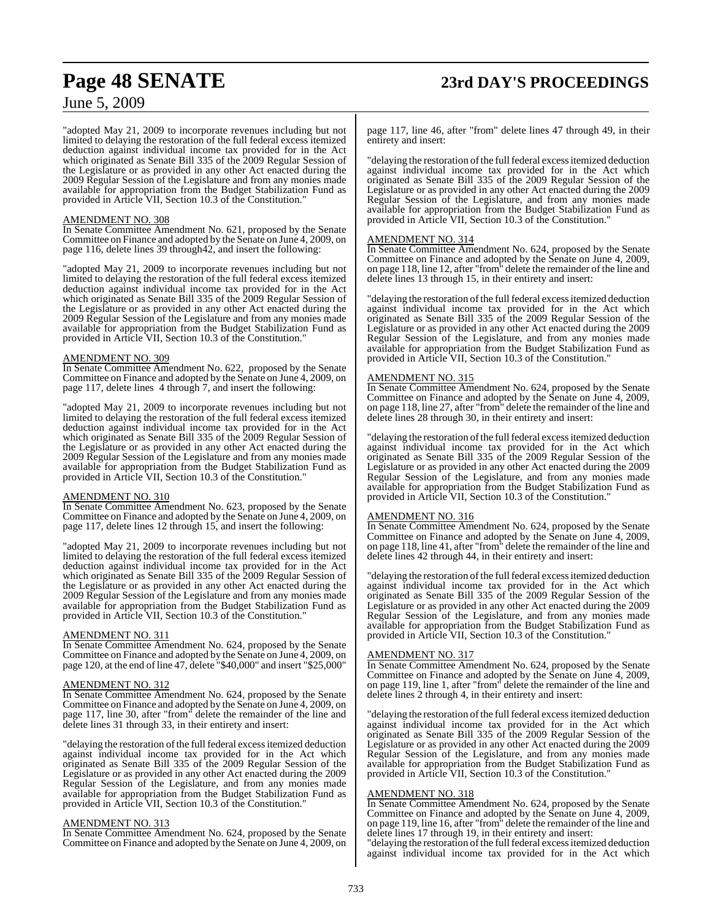"adopted May 21, 2009 to incorporate revenues including but not limited to delaying the restoration of the full federal excess itemized deduction against individual income tax provided for in the Act which originated as Senate Bill 335 of the 2009 Regular Session of the Legislature or as provided in any other Act enacted during the 2009 Regular Session of the Legislature and from any monies made available for appropriation from the Budget Stabilization Fund as provided in Article VII, Section 10.3 of the Constitution."

AMENDMENT NO. 308

In Senate Committee Amendment No. 621, proposed by the Senate Committee on Finance and adopted by the Senate on June 4, 2009, on page 116, delete lines 39 through42, and insert the following:

"adopted May 21, 2009 to incorporate revenues including but not limited to delaying the restoration of the full federal excess itemized deduction against individual income tax provided for in the Act which originated as Senate Bill 335 of the 2009 Regular Session of the Legislature or as provided in any other Act enacted during the 2009 Regular Session of the Legislature and from any monies made available for appropriation from the Budget Stabilization Fund as provided in Article VII, Section 10.3 of the Constitution."

AMENDMENT NO. 309

In Senate Committee Amendment No. 622, proposed by the Senate Committee on Finance and adopted by the Senate on June 4, 2009, on page 117, delete lines 4 through 7, and insert the following:

"adopted May 21, 2009 to incorporate revenues including but not limited to delaying the restoration of the full federal excess itemized deduction against individual income tax provided for in the Act which originated as Senate Bill 335 of the 2009 Regular Session of the Legislature or as provided in any other Act enacted during the 2009 Regular Session of the Legislature and from any monies made available for appropriation from the Budget Stabilization Fund as provided in Article VII, Section 10.3 of the Constitution."

AMENDMENT NO. 310

In Senate Committee Amendment No. 623, proposed by the Senate Committee on Finance and adopted by the Senate on June 4, 2009, on page 117, delete lines 12 through 15, and insert the following:

"adopted May 21, 2009 to incorporate revenues including but not limited to delaying the restoration of the full federal excess itemized deduction against individual income tax provided for in the Act which originated as Senate Bill 335 of the 2009 Regular Session of the Legislature or as provided in any other Act enacted during the 2009 Regular Session of the Legislature and from any monies made available for appropriation from the Budget Stabilization Fund as provided in Article VII, Section 10.3 of the Constitution."

AMENDMENT NO. 311

In Senate Committee Amendment No. 624, proposed by the Senate Committee on Finance and adopted by the Senate on June 4, 2009, on page 120, at the end of line 47, delete "$40,000" and insert "$25,000"

AMENDMENT NO. 312

In Senate Committee Amendment No. 624, proposed by the Senate Committee on Finance and adopted by the Senate on June 4, 2009, on page 117, line 30, after "from" delete the remainder of the line and delete lines 31 through 33, in their entirety and insert:

"delaying the restoration of the full federal excess itemized deduction against individual income tax provided for in the Act which originated as Senate Bill 335 of the 2009 Regular Session of the Legislature or as provided in any other Act enacted during the 2009 Regular Session of the Legislature, and from any monies made available for appropriation from the Budget Stabilization Fund as provided in Article VII, Section 10.3 of the Constitution."

AMENDMENT NO. 313

In Senate Committee Amendment No. 624, proposed by the Senate Committee on Finance and adopted by the Senate on June 4, 2009, on page 117, line 46, after "from" delete lines 47 through 49, in their entirety and insert:

"delaying the restoration of the full federal excess itemized deduction against individual income tax provided for in the Act which originated as Senate Bill 335 of the 2009 Regular Session of the Legislature or as provided in any other Act enacted during the 2009 Regular Session of the Legislature, and from any monies made available for appropriation from the Budget Stabilization Fund as provided in Article VII, Section 10.3 of the Constitution."

AMENDMENT NO. 314

In Senate Committee Amendment No. 624, proposed by the Senate Committee on Finance and adopted by the Senate on June 4, 2009, on page 118, line 12, after "from" delete the remainder of the line and delete lines 13 through 15, in their entirety and insert:

"delaying the restoration of the full federal excess itemized deduction against individual income tax provided for in the Act which originated as Senate Bill 335 of the 2009 Regular Session of the Legislature or as provided in any other Act enacted during the 2009 Regular Session of the Legislature, and from any monies made available for appropriation from the Budget Stabilization Fund as provided in Article VII, Section 10.3 of the Constitution."

AMENDMENT NO. 315

In Senate Committee Amendment No. 624, proposed by the Senate Committee on Finance and adopted by the Senate on June 4, 2009, on page 118, line 27, after "from" delete the remainder of the line and delete lines 28 through 30, in their entirety and insert:

"delaying the restoration of the full federal excess itemized deduction against individual income tax provided for in the Act which originated as Senate Bill 335 of the 2009 Regular Session of the Legislature or as provided in any other Act enacted during the 2009 Regular Session of the Legislature, and from any monies made available for appropriation from the Budget Stabilization Fund as provided in Article VII, Section 10.3 of the Constitution."

AMENDMENT NO. 316

In Senate Committee Amendment No. 624, proposed by the Senate Committee on Finance and adopted by the Senate on June 4, 2009, on page 118, line 41, after "from" delete the remainder of the line and delete lines 42 through 44, in their entirety and insert:

"delaying the restoration of the full federal excess itemized deduction against individual income tax provided for in the Act which originated as Senate Bill 335 of the 2009 Regular Session of the Legislature or as provided in any other Act enacted during the 2009 Regular Session of the Legislature, and from any monies made available for appropriation from the Budget Stabilization Fund as provided in Article VII, Section 10.3 of the Constitution."

AMENDMENT NO. 317

In Senate Committee Amendment No. 624, proposed by the Senate Committee on Finance and adopted by the Senate on June 4, 2009, on page 119, line 1, after "from" delete the remainder of the line and delete lines 2 through 4, in their entirety and insert:

"delaying the restoration of the full federal excess itemized deduction against individual income tax provided for in the Act which originated as Senate Bill 335 of the 2009 Regular Session of the Legislature or as provided in any other Act enacted during the 2009 Regular Session of the Legislature, and from any monies made available for appropriation from the Budget Stabilization Fund as provided in Article VII, Section 10.3 of the Constitution."

AMENDMENT NO. 318

In Senate Committee Amendment No. 624, proposed by the Senate Committee on Finance and adopted by the Senate on June 4, 2009, on page 119, line 16, after "from" delete the remainder of the line and delete lines 17 through 19, in their entirety and insert:

"delaying the restoration of the full federal excess itemized deduction against individual income tax provided for in the Act which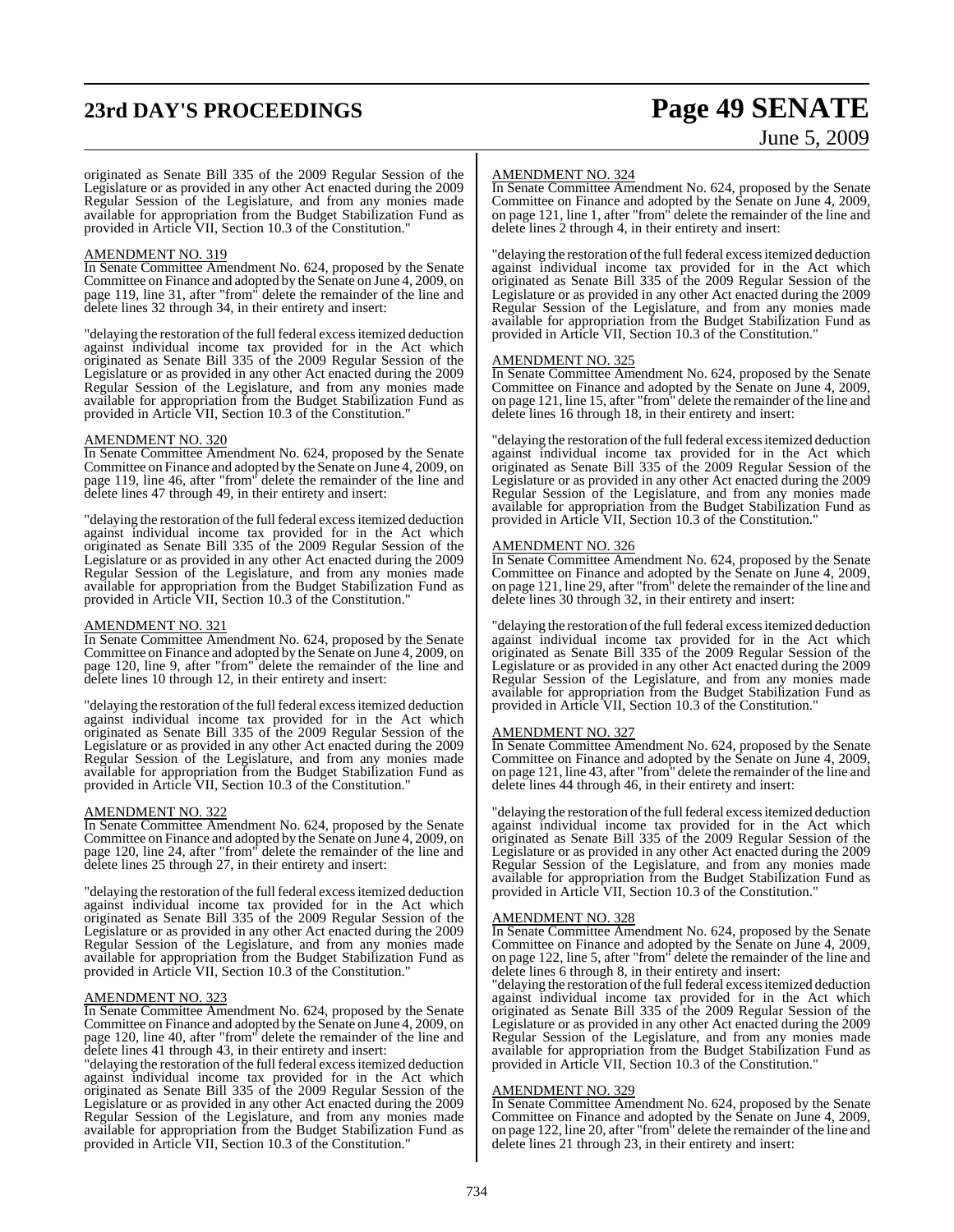originated as Senate Bill 335 of the 2009 Regular Session of the Legislature or as provided in any other Act enacted during the 2009 Regular Session of the Legislature, and from any monies made available for appropriation from the Budget Stabilization Fund as provided in Article VII, Section 10.3 of the Constitution."

AMENDMENT NO. 319

In Senate Committee Amendment No. 624, proposed by the Senate Committee on Finance and adopted by the Senate on June 4, 2009, on page 119, line 31, after "from" delete the remainder of the line and delete lines 32 through 34, in their entirety and insert:

"delaying the restoration of the full federal excess itemized deduction against individual income tax provided for in the Act which originated as Senate Bill 335 of the 2009 Regular Session of the Legislature or as provided in any other Act enacted during the 2009 Regular Session of the Legislature, and from any monies made available for appropriation from the Budget Stabilization Fund as provided in Article VII, Section 10.3 of the Constitution."

AMENDMENT NO. 320

In Senate Committee Amendment No. 624, proposed by the Senate Committee on Finance and adopted by the Senate on June 4, 2009, on page 119, line 46, after "from" delete the remainder of the line and delete lines 47 through 49, in their entirety and insert:

"delaying the restoration of the full federal excess itemized deduction against individual income tax provided for in the Act which originated as Senate Bill 335 of the 2009 Regular Session of the Legislature or as provided in any other Act enacted during the 2009 Regular Session of the Legislature, and from any monies made available for appropriation from the Budget Stabilization Fund as provided in Article VII, Section 10.3 of the Constitution."

AMENDMENT NO. 321

In Senate Committee Amendment No. 624, proposed by the Senate Committee on Finance and adopted by the Senate on June 4, 2009, on page 120, line 9, after "from" delete the remainder of the line and delete lines 10 through 12, in their entirety and insert:

"delaying the restoration of the full federal excess itemized deduction against individual income tax provided for in the Act which originated as Senate Bill 335 of the 2009 Regular Session of the Legislature or as provided in any other Act enacted during the 2009 Regular Session of the Legislature, and from any monies made available for appropriation from the Budget Stabilization Fund as provided in Article VII, Section 10.3 of the Constitution."

AMENDMENT NO. 322

In Senate Committee Amendment No. 624, proposed by the Senate Committee on Finance and adopted by the Senate on June 4, 2009, on page 120, line 24, after "from" delete the remainder of the line and delete lines 25 through 27, in their entirety and insert:

"delaying the restoration of the full federal excess itemized deduction against individual income tax provided for in the Act which originated as Senate Bill 335 of the 2009 Regular Session of the Legislature or as provided in any other Act enacted during the 2009 Regular Session of the Legislature, and from any monies made available for appropriation from the Budget Stabilization Fund as provided in Article VII, Section 10.3 of the Constitution."

AMENDMENT NO. 323

In Senate Committee Amendment No. 624, proposed by the Senate Committee on Finance and adopted by the Senate on June 4, 2009, on page 120, line 40, after "from" delete the remainder of the line and delete lines 41 through 43, in their entirety and insert:

"delaying the restoration of the full federal excess itemized deduction against individual income tax provided for in the Act which originated as Senate Bill 335 of the 2009 Regular Session of the Legislature or as provided in any other Act enacted during the 2009 Regular Session of the Legislature, and from any monies made available for appropriation from the Budget Stabilization Fund as provided in Article VII, Section 10.3 of the Constitution."

AMENDMENT NO. 324

In Senate Committee Amendment No. 624, proposed by the Senate Committee on Finance and adopted by the Senate on June 4, 2009, on page 121, line 1, after "from" delete the remainder of the line and delete lines 2 through 4, in their entirety and insert:

"delaying the restoration of the full federal excess itemized deduction against individual income tax provided for in the Act which originated as Senate Bill 335 of the 2009 Regular Session of the Legislature or as provided in any other Act enacted during the 2009 Regular Session of the Legislature, and from any monies made available for appropriation from the Budget Stabilization Fund as provided in Article VII, Section 10.3 of the Constitution."

AMENDMENT NO. 325

In Senate Committee Amendment No. 624, proposed by the Senate Committee on Finance and adopted by the Senate on June 4, 2009, on page 121, line 15, after "from" delete the remainder of the line and delete lines 16 through 18, in their entirety and insert:

"delaying the restoration of the full federal excess itemized deduction against individual income tax provided for in the Act which originated as Senate Bill 335 of the 2009 Regular Session of the Legislature or as provided in any other Act enacted during the 2009 Regular Session of the Legislature, and from any monies made available for appropriation from the Budget Stabilization Fund as provided in Article VII, Section 10.3 of the Constitution."

AMENDMENT NO. 326

In Senate Committee Amendment No. 624, proposed by the Senate Committee on Finance and adopted by the Senate on June 4, 2009, on page 121, line 29, after "from" delete the remainder of the line and delete lines 30 through 32, in their entirety and insert:

"delaying the restoration of the full federal excess itemized deduction against individual income tax provided for in the Act which originated as Senate Bill 335 of the 2009 Regular Session of the Legislature or as provided in any other Act enacted during the 2009 Regular Session of the Legislature, and from any monies made available for appropriation from the Budget Stabilization Fund as provided in Article VII, Section 10.3 of the Constitution."

AMENDMENT NO. 327

In Senate Committee Amendment No. 624, proposed by the Senate Committee on Finance and adopted by the Senate on June 4, 2009, on page 121, line 43, after "from" delete the remainder of the line and delete lines 44 through 46, in their entirety and insert:

"delaying the restoration of the full federal excess itemized deduction against individual income tax provided for in the Act which originated as Senate Bill 335 of the 2009 Regular Session of the Legislature or as provided in any other Act enacted during the 2009 Regular Session of the Legislature, and from any monies made available for appropriation from the Budget Stabilization Fund as provided in Article VII, Section 10.3 of the Constitution."

AMENDMENT NO. 328

In Senate Committee Amendment No. 624, proposed by the Senate Committee on Finance and adopted by the Senate on June 4, 2009, on page 122, line 5, after "from" delete the remainder of the line and delete lines 6 through 8, in their entirety and insert:

"delaying the restoration of the full federal excess itemized deduction against individual income tax provided for in the Act which originated as Senate Bill 335 of the 2009 Regular Session of the Legislature or as provided in any other Act enacted during the 2009 Regular Session of the Legislature, and from any monies made available for appropriation from the Budget Stabilization Fund as provided in Article VII, Section 10.3 of the Constitution."

AMENDMENT NO. 329

In Senate Committee Amendment No. 624, proposed by the Senate Committee on Finance and adopted by the Senate on June 4, 2009, on page 122, line 20, after "from" delete the remainder of the line and delete lines 21 through 23, in their entirety and insert: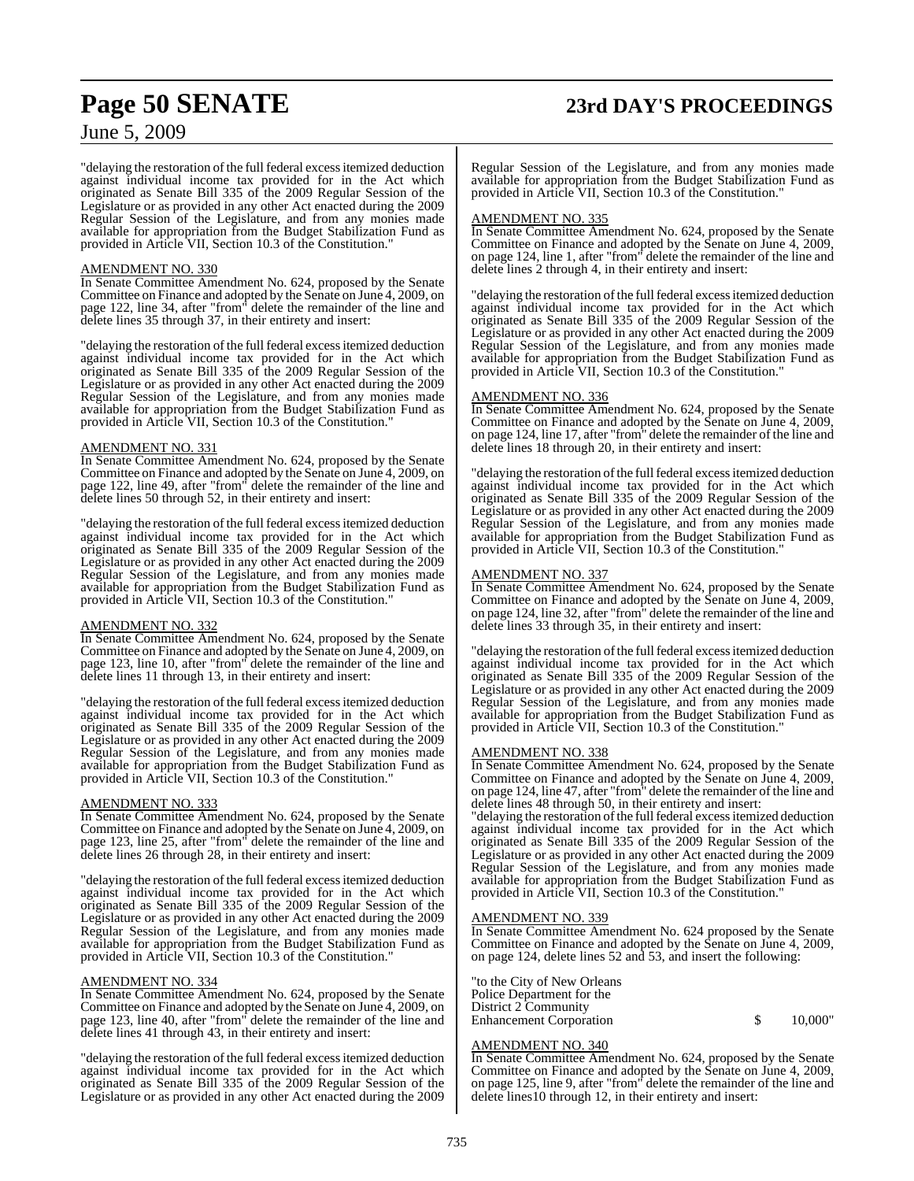"delaying the restoration of the full federal excess itemized deduction against individual income tax provided for in the Act which originated as Senate Bill 335 of the 2009 Regular Session of the Legislature or as provided in any other Act enacted during the 2009 Regular Session of the Legislature, and from any monies made available for appropriation from the Budget Stabilization Fund as provided in Article VII, Section 10.3 of the Constitution."

AMENDMENT NO. 330

In Senate Committee Amendment No. 624, proposed by the Senate Committee on Finance and adopted by the Senate on June 4, 2009, on page 122, line 34, after "from" delete the remainder of the line and delete lines 35 through 37, in their entirety and insert:

"delaying the restoration of the full federal excess itemized deduction against individual income tax provided for in the Act which originated as Senate Bill 335 of the 2009 Regular Session of the Legislature or as provided in any other Act enacted during the 2009 Regular Session of the Legislature, and from any monies made available for appropriation from the Budget Stabilization Fund as provided in Article VII, Section 10.3 of the Constitution."

AMENDMENT NO. 331

In Senate Committee Amendment No. 624, proposed by the Senate Committee on Finance and adopted by the Senate on June 4, 2009, on page 122, line 49, after "from" delete the remainder of the line and delete lines 50 through 52, in their entirety and insert:

"delaying the restoration of the full federal excess itemized deduction against individual income tax provided for in the Act which originated as Senate Bill 335 of the 2009 Regular Session of the Legislature or as provided in any other Act enacted during the 2009 Regular Session of the Legislature, and from any monies made available for appropriation from the Budget Stabilization Fund as provided in Article VII, Section 10.3 of the Constitution."

AMENDMENT NO. 332

In Senate Committee Amendment No. 624, proposed by the Senate Committee on Finance and adopted by the Senate on June 4, 2009, on page 123, line 10, after "from" delete the remainder of the line and delete lines 11 through 13, in their entirety and insert:

"delaying the restoration of the full federal excess itemized deduction against individual income tax provided for in the Act which originated as Senate Bill 335 of the 2009 Regular Session of the Legislature or as provided in any other Act enacted during the 2009 Regular Session of the Legislature, and from any monies made available for appropriation from the Budget Stabilization Fund as provided in Article VII, Section 10.3 of the Constitution."

AMENDMENT NO. 333

In Senate Committee Amendment No. 624, proposed by the Senate Committee on Finance and adopted by the Senate on June 4, 2009, on page 123, line 25, after "from" delete the remainder of the line and delete lines 26 through 28, in their entirety and insert:

"delaying the restoration of the full federal excess itemized deduction against individual income tax provided for in the Act which originated as Senate Bill 335 of the 2009 Regular Session of the Legislature or as provided in any other Act enacted during the 2009 Regular Session of the Legislature, and from any monies made available for appropriation from the Budget Stabilization Fund as provided in Article VII, Section 10.3 of the Constitution."

AMENDMENT NO. 334

In Senate Committee Amendment No. 624, proposed by the Senate Committee on Finance and adopted by the Senate on June 4, 2009, on page 123, line 40, after "from" delete the remainder of the line and delete lines 41 through 43, in their entirety and insert:

"delaying the restoration of the full federal excess itemized deduction against individual income tax provided for in the Act which originated as Senate Bill 335 of the 2009 Regular Session of the Legislature or as provided in any other Act enacted during the 2009 Regular Session of the Legislature, and from any monies made available for appropriation from the Budget Stabilization Fund as provided in Article VII, Section 10.3 of the Constitution."

AMENDMENT NO. 335

In Senate Committee Amendment No. 624, proposed by the Senate Committee on Finance and adopted by the Senate on June 4, 2009, on page 124, line 1, after "from" delete the remainder of the line and delete lines 2 through 4, in their entirety and insert:

"delaying the restoration of the full federal excess itemized deduction against individual income tax provided for in the Act which originated as Senate Bill 335 of the 2009 Regular Session of the Legislature or as provided in any other Act enacted during the 2009 Regular Session of the Legislature, and from any monies made available for appropriation from the Budget Stabilization Fund as provided in Article VII, Section 10.3 of the Constitution."

AMENDMENT NO. 336

In Senate Committee Amendment No. 624, proposed by the Senate Committee on Finance and adopted by the Senate on June 4, 2009, on page 124, line 17, after "from" delete the remainder of the line and delete lines 18 through 20, in their entirety and insert:

"delaying the restoration of the full federal excess itemized deduction against individual income tax provided for in the Act which originated as Senate Bill 335 of the 2009 Regular Session of the Legislature or as provided in any other Act enacted during the 2009 Regular Session of the Legislature, and from any monies made available for appropriation from the Budget Stabilization Fund as provided in Article VII, Section 10.3 of the Constitution."

AMENDMENT NO. 337

In Senate Committee Amendment No. 624, proposed by the Senate Committee on Finance and adopted by the Senate on June 4, 2009, on page 124, line 32, after "from" delete the remainder of the line and delete lines 33 through 35, in their entirety and insert:

"delaying the restoration of the full federal excess itemized deduction against individual income tax provided for in the Act which originated as Senate Bill 335 of the 2009 Regular Session of the Legislature or as provided in any other Act enacted during the 2009 Regular Session of the Legislature, and from any monies made available for appropriation from the Budget Stabilization Fund as provided in Article VII, Section 10.3 of the Constitution."

AMENDMENT NO. 338

In Senate Committee Amendment No. 624, proposed by the Senate Committee on Finance and adopted by the Senate on June 4, 2009, on page 124, line 47, after "from" delete the remainder of the line and delete lines 48 through 50, in their entirety and insert:

"delaying the restoration of the full federal excess itemized deduction against individual income tax provided for in the Act which originated as Senate Bill 335 of the 2009 Regular Session of the Legislature or as provided in any other Act enacted during the 2009 Regular Session of the Legislature, and from any monies made available for appropriation from the Budget Stabilization Fund as provided in Article VII, Section 10.3 of the Constitution."

AMENDMENT NO. 339

In Senate Committee Amendment No. 624 proposed by the Senate Committee on Finance and adopted by the Senate on June 4, 2009, on page 124, delete lines 52 and 53, and insert the following:

"to the City of New Orleans
Police Department for the
District 2 Community
Enhancement Corporation $ 10,000"

AMENDMENT NO. 340

In Senate Committee Amendment No. 624, proposed by the Senate Committee on Finance and adopted by the Senate on June 4, 2009, on page 125, line 9, after "from" delete the remainder of the line and delete lines10 through 12, in their entirety and insert: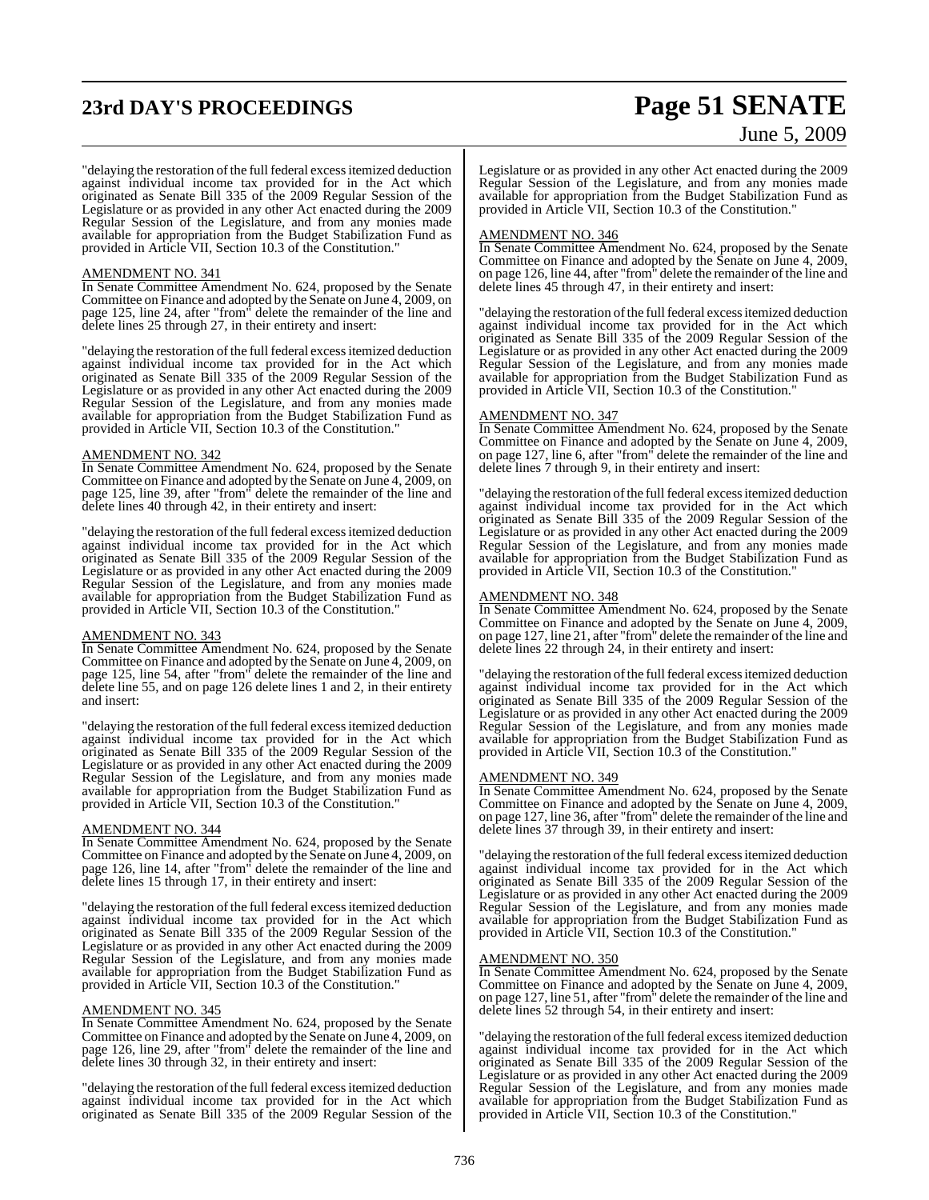"delaying the restoration of the full federal excess itemized deduction against individual income tax provided for in the Act which originated as Senate Bill 335 of the 2009 Regular Session of the Legislature or as provided in any other Act enacted during the 2009 Regular Session of the Legislature, and from any monies made available for appropriation from the Budget Stabilization Fund as provided in Article VII, Section 10.3 of the Constitution."

AMENDMENT NO. 341

In Senate Committee Amendment No. 624, proposed by the Senate Committee on Finance and adopted by the Senate on June 4, 2009, on page 125, line 24, after "from" delete the remainder of the line and delete lines 25 through 27, in their entirety and insert:

"delaying the restoration of the full federal excess itemized deduction against individual income tax provided for in the Act which originated as Senate Bill 335 of the 2009 Regular Session of the Legislature or as provided in any other Act enacted during the 2009 Regular Session of the Legislature, and from any monies made available for appropriation from the Budget Stabilization Fund as provided in Article VII, Section 10.3 of the Constitution."

AMENDMENT NO. 342

In Senate Committee Amendment No. 624, proposed by the Senate Committee on Finance and adopted by the Senate on June 4, 2009, on page 125, line 39, after "from" delete the remainder of the line and delete lines 40 through 42, in their entirety and insert:

"delaying the restoration of the full federal excess itemized deduction against individual income tax provided for in the Act which originated as Senate Bill 335 of the 2009 Regular Session of the Legislature or as provided in any other Act enacted during the 2009 Regular Session of the Legislature, and from any monies made available for appropriation from the Budget Stabilization Fund as provided in Article VII, Section 10.3 of the Constitution."

AMENDMENT NO. 343

In Senate Committee Amendment No. 624, proposed by the Senate Committee on Finance and adopted by the Senate on June 4, 2009, on page 125, line 54, after "from" delete the remainder of the line and delete line 55, and on page 126 delete lines 1 and 2, in their entirety and insert:

"delaying the restoration of the full federal excess itemized deduction against individual income tax provided for in the Act which originated as Senate Bill 335 of the 2009 Regular Session of the Legislature or as provided in any other Act enacted during the 2009 Regular Session of the Legislature, and from any monies made available for appropriation from the Budget Stabilization Fund as provided in Article VII, Section 10.3 of the Constitution."

AMENDMENT NO. 344

In Senate Committee Amendment No. 624, proposed by the Senate Committee on Finance and adopted by the Senate on June 4, 2009, on page 126, line 14, after "from" delete the remainder of the line and delete lines 15 through 17, in their entirety and insert:

"delaying the restoration of the full federal excess itemized deduction against individual income tax provided for in the Act which originated as Senate Bill 335 of the 2009 Regular Session of the Legislature or as provided in any other Act enacted during the 2009 Regular Session of the Legislature, and from any monies made available for appropriation from the Budget Stabilization Fund as provided in Article VII, Section 10.3 of the Constitution."

AMENDMENT NO. 345

In Senate Committee Amendment No. 624, proposed by the Senate Committee on Finance and adopted by the Senate on June 4, 2009, on page 126, line 29, after "from" delete the remainder of the line and delete lines 30 through 32, in their entirety and insert:

"delaying the restoration of the full federal excess itemized deduction against individual income tax provided for in the Act which originated as Senate Bill 335 of the 2009 Regular Session of the Legislature or as provided in any other Act enacted during the 2009 Regular Session of the Legislature, and from any monies made available for appropriation from the Budget Stabilization Fund as provided in Article VII, Section 10.3 of the Constitution."

AMENDMENT NO. 346

In Senate Committee Amendment No. 624, proposed by the Senate Committee on Finance and adopted by the Senate on June 4, 2009, on page 126, line 44, after "from" delete the remainder of the line and delete lines 45 through 47, in their entirety and insert:

"delaying the restoration of the full federal excess itemized deduction against individual income tax provided for in the Act which originated as Senate Bill 335 of the 2009 Regular Session of the Legislature or as provided in any other Act enacted during the 2009 Regular Session of the Legislature, and from any monies made available for appropriation from the Budget Stabilization Fund as provided in Article VII, Section 10.3 of the Constitution."

AMENDMENT NO. 347

In Senate Committee Amendment No. 624, proposed by the Senate Committee on Finance and adopted by the Senate on June 4, 2009, on page 127, line 6, after "from" delete the remainder of the line and delete lines 7 through 9, in their entirety and insert:

"delaying the restoration of the full federal excess itemized deduction against individual income tax provided for in the Act which originated as Senate Bill 335 of the 2009 Regular Session of the Legislature or as provided in any other Act enacted during the 2009 Regular Session of the Legislature, and from any monies made available for appropriation from the Budget Stabilization Fund as provided in Article VII, Section 10.3 of the Constitution."

AMENDMENT NO. 348

In Senate Committee Amendment No. 624, proposed by the Senate Committee on Finance and adopted by the Senate on June 4, 2009, on page 127, line 21, after "from" delete the remainder of the line and delete lines 22 through 24, in their entirety and insert:

"delaying the restoration of the full federal excess itemized deduction against individual income tax provided for in the Act which originated as Senate Bill 335 of the 2009 Regular Session of the Legislature or as provided in any other Act enacted during the 2009 Regular Session of the Legislature, and from any monies made available for appropriation from the Budget Stabilization Fund as provided in Article VII, Section 10.3 of the Constitution."

AMENDMENT NO. 349

In Senate Committee Amendment No. 624, proposed by the Senate Committee on Finance and adopted by the Senate on June 4, 2009, on page 127, line 36, after "from" delete the remainder of the line and delete lines 37 through 39, in their entirety and insert:

"delaying the restoration of the full federal excess itemized deduction against individual income tax provided for in the Act which originated as Senate Bill 335 of the 2009 Regular Session of the Legislature or as provided in any other Act enacted during the 2009 Regular Session of the Legislature, and from any monies made available for appropriation from the Budget Stabilization Fund as provided in Article VII, Section 10.3 of the Constitution."

AMENDMENT NO. 350

In Senate Committee Amendment No. 624, proposed by the Senate Committee on Finance and adopted by the Senate on June 4, 2009, on page 127, line 51, after "from" delete the remainder of the line and delete lines 52 through 54, in their entirety and insert:

"delaying the restoration of the full federal excess itemized deduction against individual income tax provided for in the Act which originated as Senate Bill 335 of the 2009 Regular Session of the Legislature or as provided in any other Act enacted during the 2009 Regular Session of the Legislature, and from any monies made available for appropriation from the Budget Stabilization Fund as provided in Article VII, Section 10.3 of the Constitution."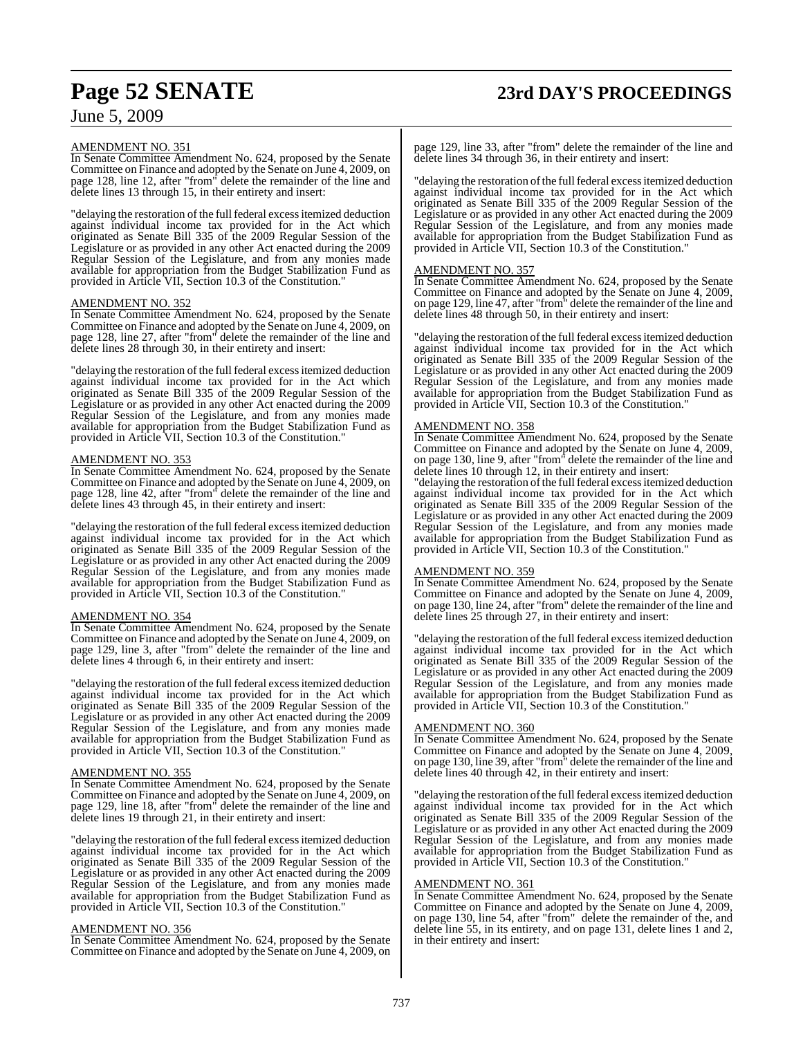AMENDMENT NO. 351

In Senate Committee Amendment No. 624, proposed by the Senate Committee on Finance and adopted by the Senate on June 4, 2009, on page 128, line 12, after "from" delete the remainder of the line and delete lines 13 through 15, in their entirety and insert:

"delaying the restoration of the full federal excess itemized deduction against individual income tax provided for in the Act which originated as Senate Bill 335 of the 2009 Regular Session of the Legislature or as provided in any other Act enacted during the 2009 Regular Session of the Legislature, and from any monies made available for appropriation from the Budget Stabilization Fund as provided in Article VII, Section 10.3 of the Constitution."

AMENDMENT NO. 352

In Senate Committee Amendment No. 624, proposed by the Senate Committee on Finance and adopted by the Senate on June 4, 2009, on page 128, line 27, after "from" delete the remainder of the line and delete lines 28 through 30, in their entirety and insert:

"delaying the restoration of the full federal excess itemized deduction against individual income tax provided for in the Act which originated as Senate Bill 335 of the 2009 Regular Session of the Legislature or as provided in any other Act enacted during the 2009 Regular Session of the Legislature, and from any monies made available for appropriation from the Budget Stabilization Fund as provided in Article VII, Section 10.3 of the Constitution."

AMENDMENT NO. 353

In Senate Committee Amendment No. 624, proposed by the Senate Committee on Finance and adopted by the Senate on June 4, 2009, on page 128, line 42, after "from" delete the remainder of the line and delete lines 43 through 45, in their entirety and insert:

"delaying the restoration of the full federal excess itemized deduction against individual income tax provided for in the Act which originated as Senate Bill 335 of the 2009 Regular Session of the Legislature or as provided in any other Act enacted during the 2009 Regular Session of the Legislature, and from any monies made available for appropriation from the Budget Stabilization Fund as provided in Article VII, Section 10.3 of the Constitution."

AMENDMENT NO. 354

In Senate Committee Amendment No. 624, proposed by the Senate Committee on Finance and adopted by the Senate on June 4, 2009, on page 129, line 3, after "from" delete the remainder of the line and delete lines 4 through 6, in their entirety and insert:

"delaying the restoration of the full federal excess itemized deduction against individual income tax provided for in the Act which originated as Senate Bill 335 of the 2009 Regular Session of the Legislature or as provided in any other Act enacted during the 2009 Regular Session of the Legislature, and from any monies made available for appropriation from the Budget Stabilization Fund as provided in Article VII, Section 10.3 of the Constitution."

AMENDMENT NO. 355

In Senate Committee Amendment No. 624, proposed by the Senate Committee on Finance and adopted by the Senate on June 4, 2009, on page 129, line 18, after "from" delete the remainder of the line and delete lines 19 through 21, in their entirety and insert:

"delaying the restoration of the full federal excess itemized deduction against individual income tax provided for in the Act which originated as Senate Bill 335 of the 2009 Regular Session of the Legislature or as provided in any other Act enacted during the 2009 Regular Session of the Legislature, and from any monies made available for appropriation from the Budget Stabilization Fund as provided in Article VII, Section 10.3 of the Constitution."

AMENDMENT NO. 356

In Senate Committee Amendment No. 624, proposed by the Senate Committee on Finance and adopted by the Senate on June 4, 2009, on page 129, line 33, after "from" delete the remainder of the line and delete lines 34 through 36, in their entirety and insert:

"delaying the restoration of the full federal excess itemized deduction against individual income tax provided for in the Act which originated as Senate Bill 335 of the 2009 Regular Session of the Legislature or as provided in any other Act enacted during the 2009 Regular Session of the Legislature, and from any monies made available for appropriation from the Budget Stabilization Fund as provided in Article VII, Section 10.3 of the Constitution."

AMENDMENT NO. 357

In Senate Committee Amendment No. 624, proposed by the Senate Committee on Finance and adopted by the Senate on June 4, 2009, on page 129, line 47, after "from" delete the remainder of the line and delete lines 48 through 50, in their entirety and insert:

"delaying the restoration of the full federal excess itemized deduction against individual income tax provided for in the Act which originated as Senate Bill 335 of the 2009 Regular Session of the Legislature or as provided in any other Act enacted during the 2009 Regular Session of the Legislature, and from any monies made available for appropriation from the Budget Stabilization Fund as provided in Article VII, Section 10.3 of the Constitution."

AMENDMENT NO. 358

In Senate Committee Amendment No. 624, proposed by the Senate Committee on Finance and adopted by the Senate on June 4, 2009, on page 130, line 9, after "from" delete the remainder of the line and delete lines 10 through 12, in their entirety and insert:

"delaying the restoration of the full federal excess itemized deduction against individual income tax provided for in the Act which originated as Senate Bill 335 of the 2009 Regular Session of the Legislature or as provided in any other Act enacted during the 2009 Regular Session of the Legislature, and from any monies made available for appropriation from the Budget Stabilization Fund as provided in Article VII, Section 10.3 of the Constitution."

AMENDMENT NO. 359

In Senate Committee Amendment No. 624, proposed by the Senate Committee on Finance and adopted by the Senate on June 4, 2009, on page 130, line 24, after "from" delete the remainder of the line and delete lines 25 through 27, in their entirety and insert:

"delaying the restoration of the full federal excess itemized deduction against individual income tax provided for in the Act which originated as Senate Bill 335 of the 2009 Regular Session of the Legislature or as provided in any other Act enacted during the 2009 Regular Session of the Legislature, and from any monies made available for appropriation from the Budget Stabilization Fund as provided in Article VII, Section 10.3 of the Constitution."

AMENDMENT NO. 360

In Senate Committee Amendment No. 624, proposed by the Senate Committee on Finance and adopted by the Senate on June 4, 2009, on page 130, line 39, after "from" delete the remainder of the line and delete lines 40 through 42, in their entirety and insert:

"delaying the restoration of the full federal excess itemized deduction against individual income tax provided for in the Act which originated as Senate Bill 335 of the 2009 Regular Session of the Legislature or as provided in any other Act enacted during the 2009 Regular Session of the Legislature, and from any monies made available for appropriation from the Budget Stabilization Fund as provided in Article VII, Section 10.3 of the Constitution."

AMENDMENT NO. 361

In Senate Committee Amendment No. 624, proposed by the Senate Committee on Finance and adopted by the Senate on June 4, 2009, on page 130, line 54, after "from" delete the remainder of the, and delete line 55, in its entirety, and on page 131, delete lines 1 and 2, in their entirety and insert: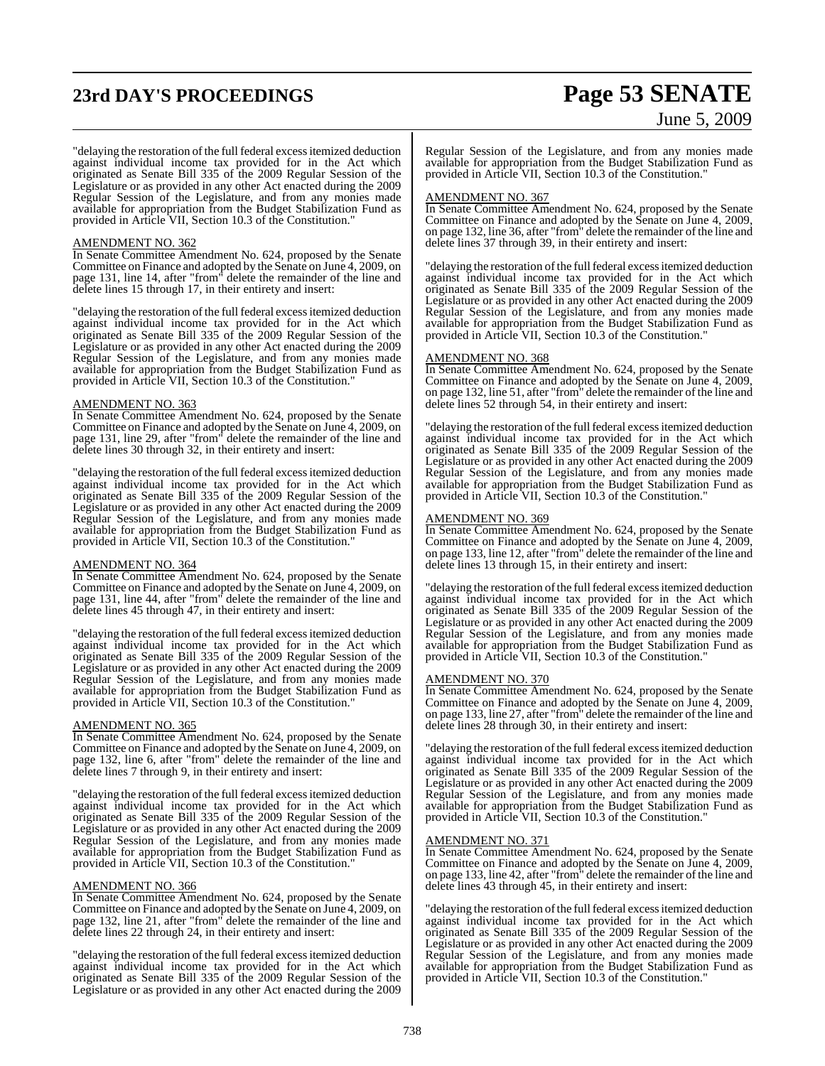"delaying the restoration of the full federal excess itemized deduction against individual income tax provided for in the Act which originated as Senate Bill 335 of the 2009 Regular Session of the Legislature or as provided in any other Act enacted during the 2009 Regular Session of the Legislature, and from any monies made available for appropriation from the Budget Stabilization Fund as provided in Article VII, Section 10.3 of the Constitution."

AMENDMENT NO. 362

In Senate Committee Amendment No. 624, proposed by the Senate Committee on Finance and adopted by the Senate on June 4, 2009, on page 131, line 14, after "from" delete the remainder of the line and delete lines 15 through 17, in their entirety and insert:

"delaying the restoration of the full federal excess itemized deduction against individual income tax provided for in the Act which originated as Senate Bill 335 of the 2009 Regular Session of the Legislature or as provided in any other Act enacted during the 2009 Regular Session of the Legislature, and from any monies made available for appropriation from the Budget Stabilization Fund as provided in Article VII, Section 10.3 of the Constitution."

AMENDMENT NO. 363

In Senate Committee Amendment No. 624, proposed by the Senate Committee on Finance and adopted by the Senate on June 4, 2009, on page 131, line 29, after "from" delete the remainder of the line and delete lines 30 through 32, in their entirety and insert:

"delaying the restoration of the full federal excess itemized deduction against individual income tax provided for in the Act which originated as Senate Bill 335 of the 2009 Regular Session of the Legislature or as provided in any other Act enacted during the 2009 Regular Session of the Legislature, and from any monies made available for appropriation from the Budget Stabilization Fund as provided in Article VII, Section 10.3 of the Constitution."

AMENDMENT NO. 364

In Senate Committee Amendment No. 624, proposed by the Senate Committee on Finance and adopted by the Senate on June 4, 2009, on page 131, line 44, after "from" delete the remainder of the line and delete lines 45 through 47, in their entirety and insert:

"delaying the restoration of the full federal excess itemized deduction against individual income tax provided for in the Act which originated as Senate Bill 335 of the 2009 Regular Session of the Legislature or as provided in any other Act enacted during the 2009 Regular Session of the Legislature, and from any monies made available for appropriation from the Budget Stabilization Fund as provided in Article VII, Section 10.3 of the Constitution."

AMENDMENT NO. 365

In Senate Committee Amendment No. 624, proposed by the Senate Committee on Finance and adopted by the Senate on June 4, 2009, on page 132, line 6, after "from" delete the remainder of the line and delete lines 7 through 9, in their entirety and insert:

"delaying the restoration of the full federal excess itemized deduction against individual income tax provided for in the Act which originated as Senate Bill 335 of the 2009 Regular Session of the Legislature or as provided in any other Act enacted during the 2009 Regular Session of the Legislature, and from any monies made available for appropriation from the Budget Stabilization Fund as provided in Article VII, Section 10.3 of the Constitution."

AMENDMENT NO. 366

In Senate Committee Amendment No. 624, proposed by the Senate Committee on Finance and adopted by the Senate on June 4, 2009, on page 132, line 21, after "from" delete the remainder of the line and delete lines 22 through 24, in their entirety and insert:

"delaying the restoration of the full federal excess itemized deduction against individual income tax provided for in the Act which originated as Senate Bill 335 of the 2009 Regular Session of the Legislature or as provided in any other Act enacted during the 2009 Regular Session of the Legislature, and from any monies made available for appropriation from the Budget Stabilization Fund as provided in Article VII, Section 10.3 of the Constitution."

AMENDMENT NO. 367

In Senate Committee Amendment No. 624, proposed by the Senate Committee on Finance and adopted by the Senate on June 4, 2009, on page 132, line 36, after "from" delete the remainder of the line and delete lines 37 through 39, in their entirety and insert:

"delaying the restoration of the full federal excess itemized deduction against individual income tax provided for in the Act which originated as Senate Bill 335 of the 2009 Regular Session of the Legislature or as provided in any other Act enacted during the 2009 Regular Session of the Legislature, and from any monies made available for appropriation from the Budget Stabilization Fund as provided in Article VII, Section 10.3 of the Constitution."

AMENDMENT NO. 368

In Senate Committee Amendment No. 624, proposed by the Senate Committee on Finance and adopted by the Senate on June 4, 2009, on page 132, line 51, after "from" delete the remainder of the line and delete lines 52 through 54, in their entirety and insert:

"delaying the restoration of the full federal excess itemized deduction against individual income tax provided for in the Act which originated as Senate Bill 335 of the 2009 Regular Session of the Legislature or as provided in any other Act enacted during the 2009 Regular Session of the Legislature, and from any monies made available for appropriation from the Budget Stabilization Fund as provided in Article VII, Section 10.3 of the Constitution."

AMENDMENT NO. 369

In Senate Committee Amendment No. 624, proposed by the Senate Committee on Finance and adopted by the Senate on June 4, 2009, on page 133, line 12, after "from" delete the remainder of the line and delete lines 13 through 15, in their entirety and insert:

"delaying the restoration of the full federal excess itemized deduction against individual income tax provided for in the Act which originated as Senate Bill 335 of the 2009 Regular Session of the Legislature or as provided in any other Act enacted during the 2009 Regular Session of the Legislature, and from any monies made available for appropriation from the Budget Stabilization Fund as provided in Article VII, Section 10.3 of the Constitution."

AMENDMENT NO. 370

In Senate Committee Amendment No. 624, proposed by the Senate Committee on Finance and adopted by the Senate on June 4, 2009, on page 133, line 27, after "from" delete the remainder of the line and delete lines 28 through 30, in their entirety and insert:

"delaying the restoration of the full federal excess itemized deduction against individual income tax provided for in the Act which originated as Senate Bill 335 of the 2009 Regular Session of the Legislature or as provided in any other Act enacted during the 2009 Regular Session of the Legislature, and from any monies made available for appropriation from the Budget Stabilization Fund as provided in Article VII, Section 10.3 of the Constitution."

AMENDMENT NO. 371

In Senate Committee Amendment No. 624, proposed by the Senate Committee on Finance and adopted by the Senate on June 4, 2009, on page 133, line 42, after "from" delete the remainder of the line and delete lines 43 through 45, in their entirety and insert:

"delaying the restoration of the full federal excess itemized deduction against individual income tax provided for in the Act which originated as Senate Bill 335 of the 2009 Regular Session of the Legislature or as provided in any other Act enacted during the 2009 Regular Session of the Legislature, and from any monies made available for appropriation from the Budget Stabilization Fund as provided in Article VII, Section 10.3 of the Constitution."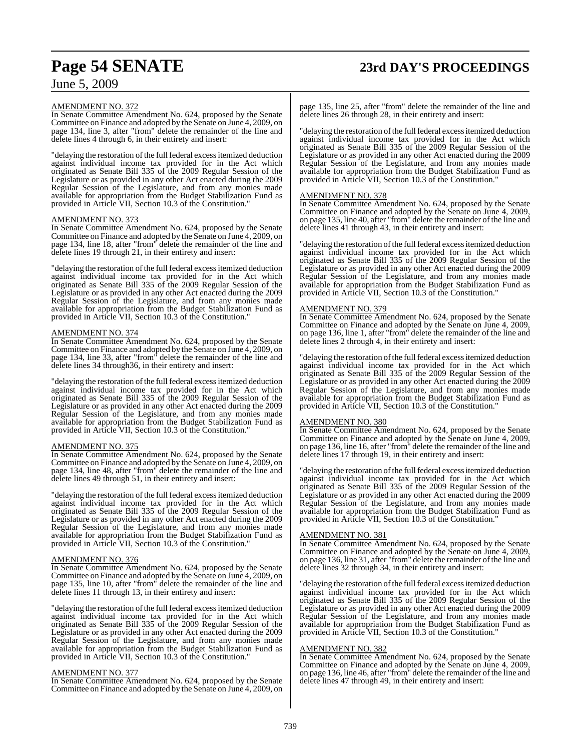#### AMENDMENT NO. 372

In Senate Committee Amendment No. 624, proposed by the Senate Committee on Finance and adopted by the Senate on June 4, 2009, on page 134, line 3, after "from" delete the remainder of the line and delete lines 4 through 6, in their entirety and insert:

"delaying the restoration of the full federal excess itemized deduction against individual income tax provided for in the Act which originated as Senate Bill 335 of the 2009 Regular Session of the Legislature or as provided in any other Act enacted during the 2009 Regular Session of the Legislature, and from any monies made available for appropriation from the Budget Stabilization Fund as provided in Article VII, Section 10.3 of the Constitution."

#### AMENDMENT NO. 373

In Senate Committee Amendment No. 624, proposed by the Senate Committee on Finance and adopted by the Senate on June 4, 2009, on page 134, line 18, after "from" delete the remainder of the line and delete lines 19 through 21, in their entirety and insert:

"delaying the restoration of the full federal excess itemized deduction against individual income tax provided for in the Act which originated as Senate Bill 335 of the 2009 Regular Session of the Legislature or as provided in any other Act enacted during the 2009 Regular Session of the Legislature, and from any monies made available for appropriation from the Budget Stabilization Fund as provided in Article VII, Section 10.3 of the Constitution."

#### AMENDMENT NO. 374

In Senate Committee Amendment No. 624, proposed by the Senate Committee on Finance and adopted by the Senate on June 4, 2009, on page 134, line 33, after "from" delete the remainder of the line and delete lines 34 through36, in their entirety and insert:

"delaying the restoration of the full federal excess itemized deduction against individual income tax provided for in the Act which originated as Senate Bill 335 of the 2009 Regular Session of the Legislature or as provided in any other Act enacted during the 2009 Regular Session of the Legislature, and from any monies made available for appropriation from the Budget Stabilization Fund as provided in Article VII, Section 10.3 of the Constitution."

#### AMENDMENT NO. 375

In Senate Committee Amendment No. 624, proposed by the Senate Committee on Finance and adopted by the Senate on June 4, 2009, on page 134, line 48, after "from" delete the remainder of the line and delete lines 49 through 51, in their entirety and insert:

"delaying the restoration of the full federal excess itemized deduction against individual income tax provided for in the Act which originated as Senate Bill 335 of the 2009 Regular Session of the Legislature or as provided in any other Act enacted during the 2009 Regular Session of the Legislature, and from any monies made available for appropriation from the Budget Stabilization Fund as provided in Article VII, Section 10.3 of the Constitution."

#### AMENDMENT NO. 376

In Senate Committee Amendment No. 624, proposed by the Senate Committee on Finance and adopted by the Senate on June 4, 2009, on page 135, line 10, after "from" delete the remainder of the line and delete lines 11 through 13, in their entirety and insert:

"delaying the restoration of the full federal excess itemized deduction against individual income tax provided for in the Act which originated as Senate Bill 335 of the 2009 Regular Session of the Legislature or as provided in any other Act enacted during the 2009 Regular Session of the Legislature, and from any monies made available for appropriation from the Budget Stabilization Fund as provided in Article VII, Section 10.3 of the Constitution."

#### AMENDMENT NO. 377

In Senate Committee Amendment No. 624, proposed by the Senate Committee on Finance and adopted by the Senate on June 4, 2009, on page 135, line 25, after "from" delete the remainder of the line and delete lines 26 through 28, in their entirety and insert:

"delaying the restoration of the full federal excess itemized deduction against individual income tax provided for in the Act which originated as Senate Bill 335 of the 2009 Regular Session of the Legislature or as provided in any other Act enacted during the 2009 Regular Session of the Legislature, and from any monies made available for appropriation from the Budget Stabilization Fund as provided in Article VII, Section 10.3 of the Constitution."

#### AMENDMENT NO. 378

In Senate Committee Amendment No. 624, proposed by the Senate Committee on Finance and adopted by the Senate on June 4, 2009, on page 135, line 40, after "from" delete the remainder of the line and delete lines 41 through 43, in their entirety and insert:

"delaying the restoration of the full federal excess itemized deduction against individual income tax provided for in the Act which originated as Senate Bill 335 of the 2009 Regular Session of the Legislature or as provided in any other Act enacted during the 2009 Regular Session of the Legislature, and from any monies made available for appropriation from the Budget Stabilization Fund as provided in Article VII, Section 10.3 of the Constitution."

#### AMENDMENT NO. 379

In Senate Committee Amendment No. 624, proposed by the Senate Committee on Finance and adopted by the Senate on June 4, 2009, on page 136, line 1, after "from" delete the remainder of the line and delete lines 2 through 4, in their entirety and insert:

"delaying the restoration of the full federal excess itemized deduction against individual income tax provided for in the Act which originated as Senate Bill 335 of the 2009 Regular Session of the Legislature or as provided in any other Act enacted during the 2009 Regular Session of the Legislature, and from any monies made available for appropriation from the Budget Stabilization Fund as provided in Article VII, Section 10.3 of the Constitution."

#### AMENDMENT NO. 380

In Senate Committee Amendment No. 624, proposed by the Senate Committee on Finance and adopted by the Senate on June 4, 2009, on page 136, line 16, after "from" delete the remainder of the line and delete lines 17 through 19, in their entirety and insert:

"delaying the restoration of the full federal excess itemized deduction against individual income tax provided for in the Act which originated as Senate Bill 335 of the 2009 Regular Session of the Legislature or as provided in any other Act enacted during the 2009 Regular Session of the Legislature, and from any monies made available for appropriation from the Budget Stabilization Fund as provided in Article VII, Section 10.3 of the Constitution."

#### AMENDMENT NO. 381

In Senate Committee Amendment No. 624, proposed by the Senate Committee on Finance and adopted by the Senate on June 4, 2009, on page 136, line 31, after "from" delete the remainder of the line and delete lines 32 through 34, in their entirety and insert:

"delaying the restoration of the full federal excess itemized deduction against individual income tax provided for in the Act which originated as Senate Bill 335 of the 2009 Regular Session of the Legislature or as provided in any other Act enacted during the 2009 Regular Session of the Legislature, and from any monies made available for appropriation from the Budget Stabilization Fund as provided in Article VII, Section 10.3 of the Constitution."

#### AMENDMENT NO. 382

In Senate Committee Amendment No. 624, proposed by the Senate Committee on Finance and adopted by the Senate on June 4, 2009, on page 136, line 46, after "from" delete the remainder of the line and delete lines 47 through 49, in their entirety and insert: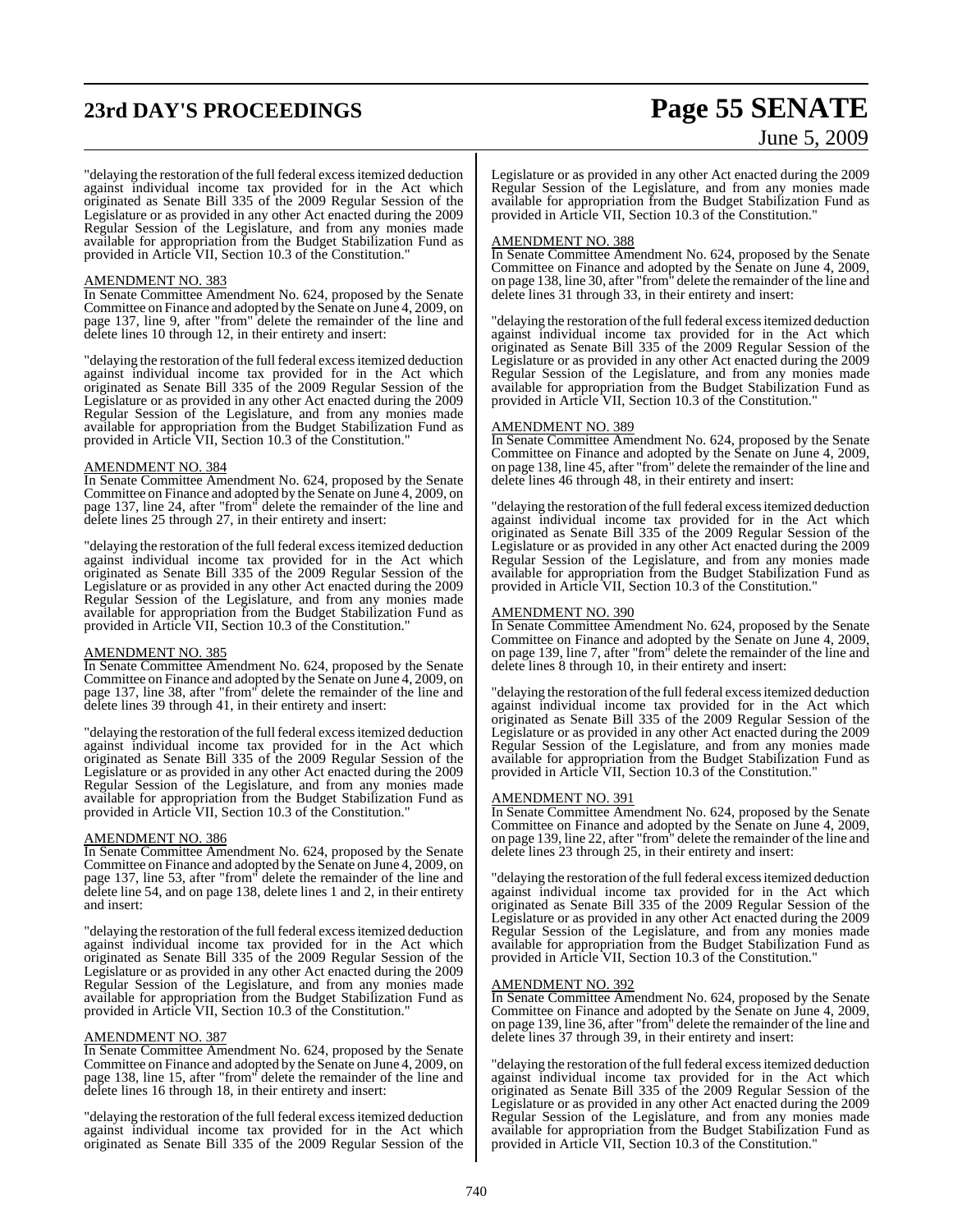"delaying the restoration of the full federal excess itemized deduction against individual income tax provided for in the Act which originated as Senate Bill 335 of the 2009 Regular Session of the Legislature or as provided in any other Act enacted during the 2009 Regular Session of the Legislature, and from any monies made available for appropriation from the Budget Stabilization Fund as provided in Article VII, Section 10.3 of the Constitution."

AMENDMENT NO. 383

In Senate Committee Amendment No. 624, proposed by the Senate Committee on Finance and adopted by the Senate on June 4, 2009, on page 137, line 9, after "from" delete the remainder of the line and delete lines 10 through 12, in their entirety and insert:

"delaying the restoration of the full federal excess itemized deduction against individual income tax provided for in the Act which originated as Senate Bill 335 of the 2009 Regular Session of the Legislature or as provided in any other Act enacted during the 2009 Regular Session of the Legislature, and from any monies made available for appropriation from the Budget Stabilization Fund as provided in Article VII, Section 10.3 of the Constitution."

AMENDMENT NO. 384

In Senate Committee Amendment No. 624, proposed by the Senate Committee on Finance and adopted by the Senate on June 4, 2009, on page 137, line 24, after "from" delete the remainder of the line and delete lines 25 through 27, in their entirety and insert:

"delaying the restoration of the full federal excess itemized deduction against individual income tax provided for in the Act which originated as Senate Bill 335 of the 2009 Regular Session of the Legislature or as provided in any other Act enacted during the 2009 Regular Session of the Legislature, and from any monies made available for appropriation from the Budget Stabilization Fund as provided in Article VII, Section 10.3 of the Constitution."

AMENDMENT NO. 385

In Senate Committee Amendment No. 624, proposed by the Senate Committee on Finance and adopted by the Senate on June 4, 2009, on page 137, line 38, after "from" delete the remainder of the line and delete lines 39 through 41, in their entirety and insert:

"delaying the restoration of the full federal excess itemized deduction against individual income tax provided for in the Act which originated as Senate Bill 335 of the 2009 Regular Session of the Legislature or as provided in any other Act enacted during the 2009 Regular Session of the Legislature, and from any monies made available for appropriation from the Budget Stabilization Fund as provided in Article VII, Section 10.3 of the Constitution."

AMENDMENT NO. 386

In Senate Committee Amendment No. 624, proposed by the Senate Committee on Finance and adopted by the Senate on June 4, 2009, on page 137, line 53, after "from" delete the remainder of the line and delete line 54, and on page 138, delete lines 1 and 2, in their entirety and insert:

"delaying the restoration of the full federal excess itemized deduction against individual income tax provided for in the Act which originated as Senate Bill 335 of the 2009 Regular Session of the Legislature or as provided in any other Act enacted during the 2009 Regular Session of the Legislature, and from any monies made available for appropriation from the Budget Stabilization Fund as provided in Article VII, Section 10.3 of the Constitution."

AMENDMENT NO. 387

In Senate Committee Amendment No. 624, proposed by the Senate Committee on Finance and adopted by the Senate on June 4, 2009, on page 138, line 15, after "from" delete the remainder of the line and delete lines 16 through 18, in their entirety and insert:

"delaying the restoration of the full federal excess itemized deduction against individual income tax provided for in the Act which originated as Senate Bill 335 of the 2009 Regular Session of the Legislature or as provided in any other Act enacted during the 2009 Regular Session of the Legislature, and from any monies made available for appropriation from the Budget Stabilization Fund as provided in Article VII, Section 10.3 of the Constitution."

AMENDMENT NO. 388

In Senate Committee Amendment No. 624, proposed by the Senate Committee on Finance and adopted by the Senate on June 4, 2009, on page 138, line 30, after "from" delete the remainder of the line and delete lines 31 through 33, in their entirety and insert:

"delaying the restoration of the full federal excess itemized deduction against individual income tax provided for in the Act which originated as Senate Bill 335 of the 2009 Regular Session of the Legislature or as provided in any other Act enacted during the 2009 Regular Session of the Legislature, and from any monies made available for appropriation from the Budget Stabilization Fund as provided in Article VII, Section 10.3 of the Constitution."

AMENDMENT NO. 389

In Senate Committee Amendment No. 624, proposed by the Senate Committee on Finance and adopted by the Senate on June 4, 2009, on page 138, line 45, after "from" delete the remainder of the line and delete lines 46 through 48, in their entirety and insert:

"delaying the restoration of the full federal excess itemized deduction against individual income tax provided for in the Act which originated as Senate Bill 335 of the 2009 Regular Session of the Legislature or as provided in any other Act enacted during the 2009 Regular Session of the Legislature, and from any monies made available for appropriation from the Budget Stabilization Fund as provided in Article VII, Section 10.3 of the Constitution."

AMENDMENT NO. 390

In Senate Committee Amendment No. 624, proposed by the Senate Committee on Finance and adopted by the Senate on June 4, 2009, on page 139, line 7, after "from" delete the remainder of the line and delete lines 8 through 10, in their entirety and insert:

"delaying the restoration of the full federal excess itemized deduction against individual income tax provided for in the Act which originated as Senate Bill 335 of the 2009 Regular Session of the Legislature or as provided in any other Act enacted during the 2009 Regular Session of the Legislature, and from any monies made available for appropriation from the Budget Stabilization Fund as provided in Article VII, Section 10.3 of the Constitution."

AMENDMENT NO. 391

In Senate Committee Amendment No. 624, proposed by the Senate Committee on Finance and adopted by the Senate on June 4, 2009, on page 139, line 22, after "from" delete the remainder of the line and delete lines 23 through 25, in their entirety and insert:

"delaying the restoration of the full federal excess itemized deduction against individual income tax provided for in the Act which originated as Senate Bill 335 of the 2009 Regular Session of the Legislature or as provided in any other Act enacted during the 2009 Regular Session of the Legislature, and from any monies made available for appropriation from the Budget Stabilization Fund as provided in Article VII, Section 10.3 of the Constitution."

AMENDMENT NO. 392

In Senate Committee Amendment No. 624, proposed by the Senate Committee on Finance and adopted by the Senate on June 4, 2009, on page 139, line 36, after "from" delete the remainder of the line and delete lines 37 through 39, in their entirety and insert:

"delaying the restoration of the full federal excess itemized deduction against individual income tax provided for in the Act which originated as Senate Bill 335 of the 2009 Regular Session of the Legislature or as provided in any other Act enacted during the 2009 Regular Session of the Legislature, and from any monies made available for appropriation from the Budget Stabilization Fund as provided in Article VII, Section 10.3 of the Constitution."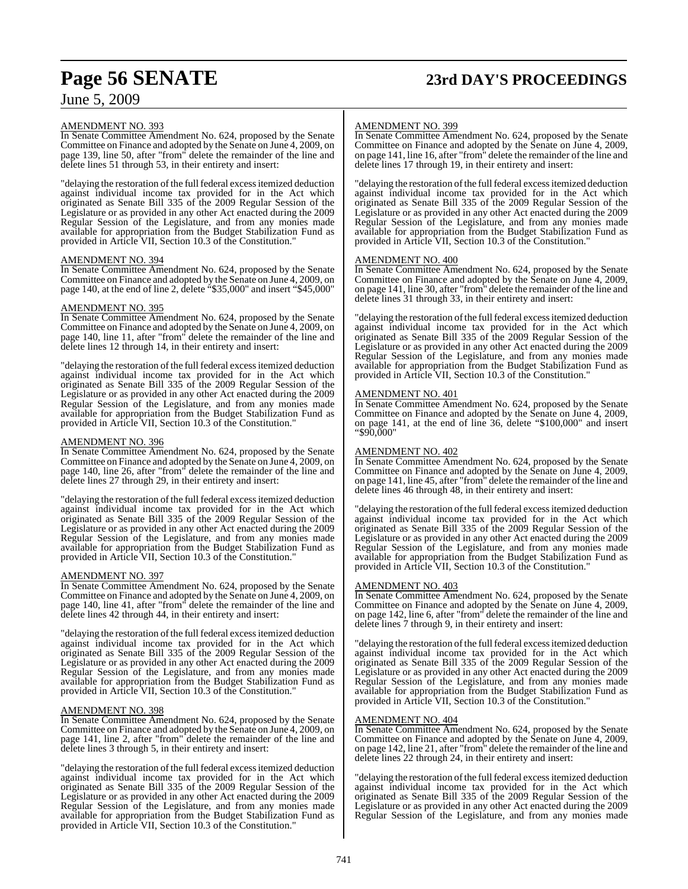AMENDMENT NO. 393

In Senate Committee Amendment No. 624, proposed by the Senate Committee on Finance and adopted by the Senate on June 4, 2009, on page 139, line 50, after "from" delete the remainder of the line and delete lines 51 through 53, in their entirety and insert:

"delaying the restoration of the full federal excess itemized deduction against individual income tax provided for in the Act which originated as Senate Bill 335 of the 2009 Regular Session of the Legislature or as provided in any other Act enacted during the 2009 Regular Session of the Legislature, and from any monies made available for appropriation from the Budget Stabilization Fund as provided in Article VII, Section 10.3 of the Constitution."

AMENDMENT NO. 394

In Senate Committee Amendment No. 624, proposed by the Senate Committee on Finance and adopted by the Senate on June 4, 2009, on page 140, at the end of line 2, delete "$35,000" and insert "$45,000"

AMENDMENT NO. 395

In Senate Committee Amendment No. 624, proposed by the Senate Committee on Finance and adopted by the Senate on June 4, 2009, on page 140, line 11, after "from" delete the remainder of the line and delete lines 12 through 14, in their entirety and insert:

"delaying the restoration of the full federal excess itemized deduction against individual income tax provided for in the Act which originated as Senate Bill 335 of the 2009 Regular Session of the Legislature or as provided in any other Act enacted during the 2009 Regular Session of the Legislature, and from any monies made available for appropriation from the Budget Stabilization Fund as provided in Article VII, Section 10.3 of the Constitution."

AMENDMENT NO. 396

In Senate Committee Amendment No. 624, proposed by the Senate Committee on Finance and adopted by the Senate on June 4, 2009, on page 140, line 26, after "from" delete the remainder of the line and delete lines 27 through 29, in their entirety and insert:

"delaying the restoration of the full federal excess itemized deduction against individual income tax provided for in the Act which originated as Senate Bill 335 of the 2009 Regular Session of the Legislature or as provided in any other Act enacted during the 2009 Regular Session of the Legislature, and from any monies made available for appropriation from the Budget Stabilization Fund as provided in Article VII, Section 10.3 of the Constitution."

AMENDMENT NO. 397

In Senate Committee Amendment No. 624, proposed by the Senate Committee on Finance and adopted by the Senate on June 4, 2009, on page 140, line 41, after "from" delete the remainder of the line and delete lines 42 through 44, in their entirety and insert:

"delaying the restoration of the full federal excess itemized deduction against individual income tax provided for in the Act which originated as Senate Bill 335 of the 2009 Regular Session of the Legislature or as provided in any other Act enacted during the 2009 Regular Session of the Legislature, and from any monies made available for appropriation from the Budget Stabilization Fund as provided in Article VII, Section 10.3 of the Constitution."

AMENDMENT NO. 398

In Senate Committee Amendment No. 624, proposed by the Senate Committee on Finance and adopted by the Senate on June 4, 2009, on page 141, line 2, after "from" delete the remainder of the line and delete lines 3 through 5, in their entirety and insert:

"delaying the restoration of the full federal excess itemized deduction against individual income tax provided for in the Act which originated as Senate Bill 335 of the 2009 Regular Session of the Legislature or as provided in any other Act enacted during the 2009 Regular Session of the Legislature, and from any monies made available for appropriation from the Budget Stabilization Fund as provided in Article VII, Section 10.3 of the Constitution."

AMENDMENT NO. 399

In Senate Committee Amendment No. 624, proposed by the Senate Committee on Finance and adopted by the Senate on June 4, 2009, on page 141, line 16, after "from" delete the remainder of the line and delete lines 17 through 19, in their entirety and insert:

"delaying the restoration of the full federal excess itemized deduction against individual income tax provided for in the Act which originated as Senate Bill 335 of the 2009 Regular Session of the Legislature or as provided in any other Act enacted during the 2009 Regular Session of the Legislature, and from any monies made available for appropriation from the Budget Stabilization Fund as provided in Article VII, Section 10.3 of the Constitution."

AMENDMENT NO. 400

In Senate Committee Amendment No. 624, proposed by the Senate Committee on Finance and adopted by the Senate on June 4, 2009, on page 141, line 30, after "from" delete the remainder of the line and delete lines 31 through 33, in their entirety and insert:

"delaying the restoration of the full federal excess itemized deduction against individual income tax provided for in the Act which originated as Senate Bill 335 of the 2009 Regular Session of the Legislature or as provided in any other Act enacted during the 2009 Regular Session of the Legislature, and from any monies made available for appropriation from the Budget Stabilization Fund as provided in Article VII, Section 10.3 of the Constitution."

AMENDMENT NO. 401

In Senate Committee Amendment No. 624, proposed by the Senate Committee on Finance and adopted by the Senate on June 4, 2009, on page 141, at the end of line 36, delete "$100,000" and insert "$90,000"

AMENDMENT NO. 402

In Senate Committee Amendment No. 624, proposed by the Senate Committee on Finance and adopted by the Senate on June 4, 2009, on page 141, line 45, after "from" delete the remainder of the line and delete lines 46 through 48, in their entirety and insert:

"delaying the restoration of the full federal excess itemized deduction against individual income tax provided for in the Act which originated as Senate Bill 335 of the 2009 Regular Session of the Legislature or as provided in any other Act enacted during the 2009 Regular Session of the Legislature, and from any monies made available for appropriation from the Budget Stabilization Fund as provided in Article VII, Section 10.3 of the Constitution."

AMENDMENT NO. 403

In Senate Committee Amendment No. 624, proposed by the Senate Committee on Finance and adopted by the Senate on June 4, 2009, on page 142, line 6, after "from" delete the remainder of the line and delete lines 7 through 9, in their entirety and insert:

"delaying the restoration of the full federal excess itemized deduction against individual income tax provided for in the Act which originated as Senate Bill 335 of the 2009 Regular Session of the Legislature or as provided in any other Act enacted during the 2009 Regular Session of the Legislature, and from any monies made available for appropriation from the Budget Stabilization Fund as provided in Article VII, Section 10.3 of the Constitution."

AMENDMENT NO. 404

In Senate Committee Amendment No. 624, proposed by the Senate Committee on Finance and adopted by the Senate on June 4, 2009, on page 142, line 21, after "from" delete the remainder of the line and delete lines 22 through 24, in their entirety and insert:

"delaying the restoration of the full federal excess itemized deduction against individual income tax provided for in the Act which originated as Senate Bill 335 of the 2009 Regular Session of the Legislature or as provided in any other Act enacted during the 2009 Regular Session of the Legislature, and from any monies made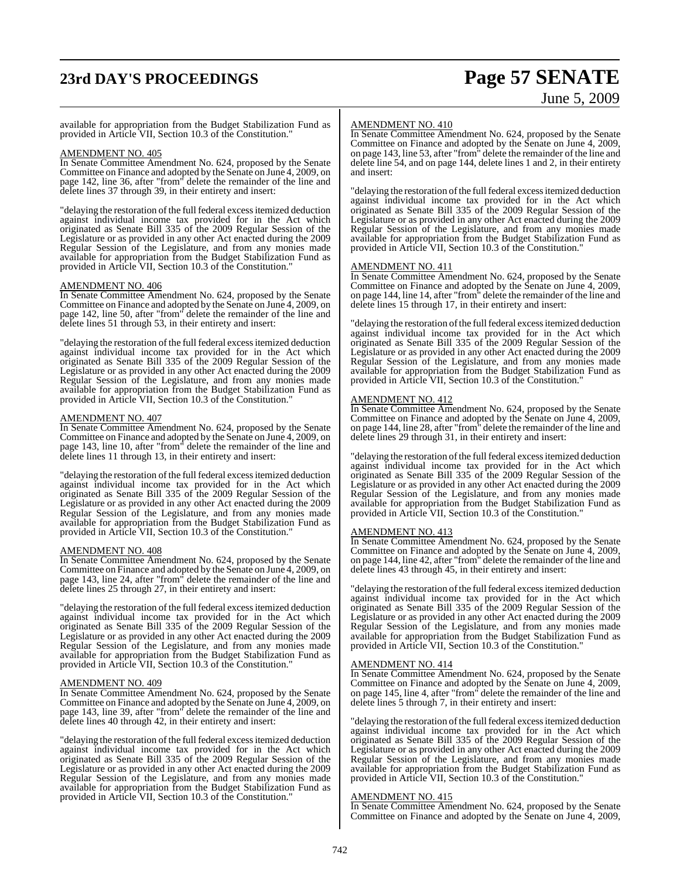available for appropriation from the Budget Stabilization Fund as provided in Article VII, Section 10.3 of the Constitution."

AMENDMENT NO. 405

In Senate Committee Amendment No. 624, proposed by the Senate Committee on Finance and adopted by the Senate on June 4, 2009, on page 142, line 36, after "from" delete the remainder of the line and delete lines 37 through 39, in their entirety and insert:

"delaying the restoration of the full federal excess itemized deduction against individual income tax provided for in the Act which originated as Senate Bill 335 of the 2009 Regular Session of the Legislature or as provided in any other Act enacted during the 2009 Regular Session of the Legislature, and from any monies made available for appropriation from the Budget Stabilization Fund as provided in Article VII, Section 10.3 of the Constitution."

AMENDMENT NO. 406

In Senate Committee Amendment No. 624, proposed by the Senate Committee on Finance and adopted by the Senate on June 4, 2009, on page 142, line 50, after "from" delete the remainder of the line and delete lines 51 through 53, in their entirety and insert:

"delaying the restoration of the full federal excess itemized deduction against individual income tax provided for in the Act which originated as Senate Bill 335 of the 2009 Regular Session of the Legislature or as provided in any other Act enacted during the 2009 Regular Session of the Legislature, and from any monies made available for appropriation from the Budget Stabilization Fund as provided in Article VII, Section 10.3 of the Constitution."

AMENDMENT NO. 407

In Senate Committee Amendment No. 624, proposed by the Senate Committee on Finance and adopted by the Senate on June 4, 2009, on page 143, line 10, after "from" delete the remainder of the line and delete lines 11 through 13, in their entirety and insert:

"delaying the restoration of the full federal excess itemized deduction against individual income tax provided for in the Act which originated as Senate Bill 335 of the 2009 Regular Session of the Legislature or as provided in any other Act enacted during the 2009 Regular Session of the Legislature, and from any monies made available for appropriation from the Budget Stabilization Fund as provided in Article VII, Section 10.3 of the Constitution."

AMENDMENT NO. 408

In Senate Committee Amendment No. 624, proposed by the Senate Committee on Finance and adopted by the Senate on June 4, 2009, on page 143, line 24, after "from" delete the remainder of the line and delete lines 25 through 27, in their entirety and insert:

"delaying the restoration of the full federal excess itemized deduction against individual income tax provided for in the Act which originated as Senate Bill 335 of the 2009 Regular Session of the Legislature or as provided in any other Act enacted during the 2009 Regular Session of the Legislature, and from any monies made available for appropriation from the Budget Stabilization Fund as provided in Article VII, Section 10.3 of the Constitution."

AMENDMENT NO. 409

In Senate Committee Amendment No. 624, proposed by the Senate Committee on Finance and adopted by the Senate on June 4, 2009, on page 143, line 39, after "from" delete the remainder of the line and delete lines 40 through 42, in their entirety and insert:

"delaying the restoration of the full federal excess itemized deduction against individual income tax provided for in the Act which originated as Senate Bill 335 of the 2009 Regular Session of the Legislature or as provided in any other Act enacted during the 2009 Regular Session of the Legislature, and from any monies made available for appropriation from the Budget Stabilization Fund as provided in Article VII, Section 10.3 of the Constitution."

AMENDMENT NO. 410

In Senate Committee Amendment No. 624, proposed by the Senate Committee on Finance and adopted by the Senate on June 4, 2009, on page 143, line 53, after "from" delete the remainder of the line and delete line 54, and on page 144, delete lines 1 and 2, in their entirety and insert:

"delaying the restoration of the full federal excess itemized deduction against individual income tax provided for in the Act which originated as Senate Bill 335 of the 2009 Regular Session of the Legislature or as provided in any other Act enacted during the 2009 Regular Session of the Legislature, and from any monies made available for appropriation from the Budget Stabilization Fund as provided in Article VII, Section 10.3 of the Constitution."

AMENDMENT NO. 411

In Senate Committee Amendment No. 624, proposed by the Senate Committee on Finance and adopted by the Senate on June 4, 2009, on page 144, line 14, after "from" delete the remainder of the line and delete lines 15 through 17, in their entirety and insert:

"delaying the restoration of the full federal excess itemized deduction against individual income tax provided for in the Act which originated as Senate Bill 335 of the 2009 Regular Session of the Legislature or as provided in any other Act enacted during the 2009 Regular Session of the Legislature, and from any monies made available for appropriation from the Budget Stabilization Fund as provided in Article VII, Section 10.3 of the Constitution."

AMENDMENT NO. 412

In Senate Committee Amendment No. 624, proposed by the Senate Committee on Finance and adopted by the Senate on June 4, 2009, on page 144, line 28, after "from" delete the remainder of the line and delete lines 29 through 31, in their entirety and insert:

"delaying the restoration of the full federal excess itemized deduction against individual income tax provided for in the Act which originated as Senate Bill 335 of the 2009 Regular Session of the Legislature or as provided in any other Act enacted during the 2009 Regular Session of the Legislature, and from any monies made available for appropriation from the Budget Stabilization Fund as provided in Article VII, Section 10.3 of the Constitution."

AMENDMENT NO. 413

In Senate Committee Amendment No. 624, proposed by the Senate Committee on Finance and adopted by the Senate on June 4, 2009, on page 144, line 42, after "from" delete the remainder of the line and delete lines 43 through 45, in their entirety and insert:

"delaying the restoration of the full federal excess itemized deduction against individual income tax provided for in the Act which originated as Senate Bill 335 of the 2009 Regular Session of the Legislature or as provided in any other Act enacted during the 2009 Regular Session of the Legislature, and from any monies made available for appropriation from the Budget Stabilization Fund as provided in Article VII, Section 10.3 of the Constitution."

AMENDMENT NO. 414

In Senate Committee Amendment No. 624, proposed by the Senate Committee on Finance and adopted by the Senate on June 4, 2009, on page 145, line 4, after "from" delete the remainder of the line and delete lines 5 through 7, in their entirety and insert:

"delaying the restoration of the full federal excess itemized deduction against individual income tax provided for in the Act which originated as Senate Bill 335 of the 2009 Regular Session of the Legislature or as provided in any other Act enacted during the 2009 Regular Session of the Legislature, and from any monies made available for appropriation from the Budget Stabilization Fund as provided in Article VII, Section 10.3 of the Constitution."

AMENDMENT NO. 415

In Senate Committee Amendment No. 624, proposed by the Senate Committee on Finance and adopted by the Senate on June 4, 2009,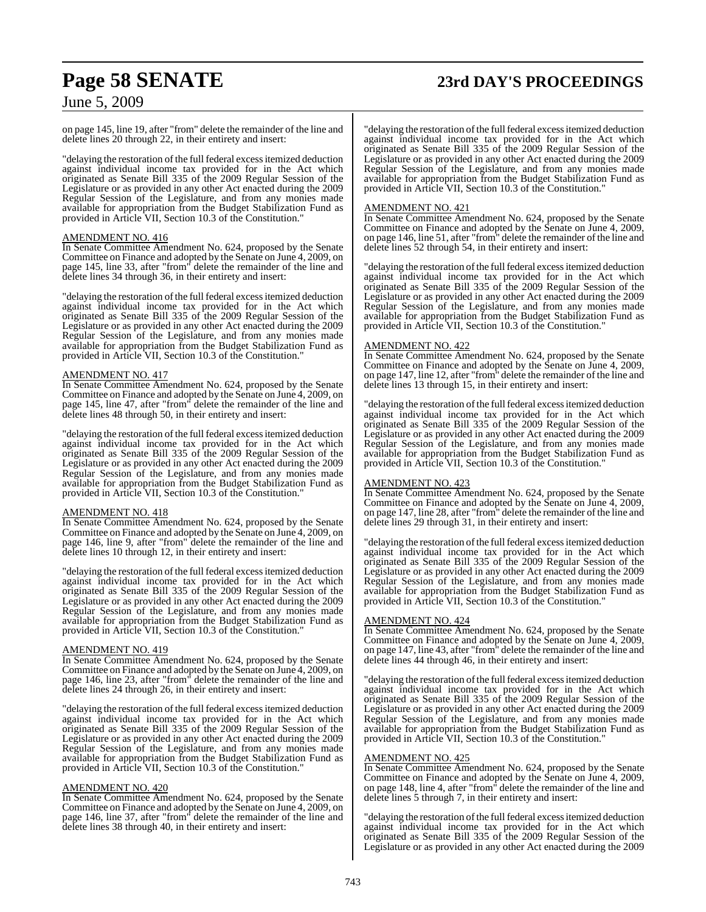on page 145, line 19, after "from" delete the remainder of the line and delete lines 20 through 22, in their entirety and insert:

"delaying the restoration of the full federal excess itemized deduction against individual income tax provided for in the Act which originated as Senate Bill 335 of the 2009 Regular Session of the Legislature or as provided in any other Act enacted during the 2009 Regular Session of the Legislature, and from any monies made available for appropriation from the Budget Stabilization Fund as provided in Article VII, Section 10.3 of the Constitution."

AMENDMENT NO. 416
In Senate Committee Amendment No. 624, proposed by the Senate Committee on Finance and adopted by the Senate on June 4, 2009, on page 145, line 33, after "from" delete the remainder of the line and delete lines 34 through 36, in their entirety and insert:

"delaying the restoration of the full federal excess itemized deduction against individual income tax provided for in the Act which originated as Senate Bill 335 of the 2009 Regular Session of the Legislature or as provided in any other Act enacted during the 2009 Regular Session of the Legislature, and from any monies made available for appropriation from the Budget Stabilization Fund as provided in Article VII, Section 10.3 of the Constitution."

AMENDMENT NO. 417
In Senate Committee Amendment No. 624, proposed by the Senate Committee on Finance and adopted by the Senate on June 4, 2009, on page 145, line 47, after "from" delete the remainder of the line and delete lines 48 through 50, in their entirety and insert:

"delaying the restoration of the full federal excess itemized deduction against individual income tax provided for in the Act which originated as Senate Bill 335 of the 2009 Regular Session of the Legislature or as provided in any other Act enacted during the 2009 Regular Session of the Legislature, and from any monies made available for appropriation from the Budget Stabilization Fund as provided in Article VII, Section 10.3 of the Constitution."

AMENDMENT NO. 418
In Senate Committee Amendment No. 624, proposed by the Senate Committee on Finance and adopted by the Senate on June 4, 2009, on page 146, line 9, after "from" delete the remainder of the line and delete lines 10 through 12, in their entirety and insert:

"delaying the restoration of the full federal excess itemized deduction against individual income tax provided for in the Act which originated as Senate Bill 335 of the 2009 Regular Session of the Legislature or as provided in any other Act enacted during the 2009 Regular Session of the Legislature, and from any monies made available for appropriation from the Budget Stabilization Fund as provided in Article VII, Section 10.3 of the Constitution."

AMENDMENT NO. 419
In Senate Committee Amendment No. 624, proposed by the Senate Committee on Finance and adopted by the Senate on June 4, 2009, on page 146, line 23, after "from" delete the remainder of the line and delete lines 24 through 26, in their entirety and insert:

"delaying the restoration of the full federal excess itemized deduction against individual income tax provided for in the Act which originated as Senate Bill 335 of the 2009 Regular Session of the Legislature or as provided in any other Act enacted during the 2009 Regular Session of the Legislature, and from any monies made available for appropriation from the Budget Stabilization Fund as provided in Article VII, Section 10.3 of the Constitution."

AMENDMENT NO. 420
In Senate Committee Amendment No. 624, proposed by the Senate Committee on Finance and adopted by the Senate on June 4, 2009, on page 146, line 37, after "from" delete the remainder of the line and delete lines 38 through 40, in their entirety and insert:

"delaying the restoration of the full federal excess itemized deduction against individual income tax provided for in the Act which originated as Senate Bill 335 of the 2009 Regular Session of the Legislature or as provided in any other Act enacted during the 2009 Regular Session of the Legislature, and from any monies made available for appropriation from the Budget Stabilization Fund as provided in Article VII, Section 10.3 of the Constitution."

AMENDMENT NO. 421
In Senate Committee Amendment No. 624, proposed by the Senate Committee on Finance and adopted by the Senate on June 4, 2009, on page 146, line 51, after "from" delete the remainder of the line and delete lines 52 through 54, in their entirety and insert:

"delaying the restoration of the full federal excess itemized deduction against individual income tax provided for in the Act which originated as Senate Bill 335 of the 2009 Regular Session of the Legislature or as provided in any other Act enacted during the 2009 Regular Session of the Legislature, and from any monies made available for appropriation from the Budget Stabilization Fund as provided in Article VII, Section 10.3 of the Constitution."

AMENDMENT NO. 422
In Senate Committee Amendment No. 624, proposed by the Senate Committee on Finance and adopted by the Senate on June 4, 2009, on page 147, line 12, after "from" delete the remainder of the line and delete lines 13 through 15, in their entirety and insert:

"delaying the restoration of the full federal excess itemized deduction against individual income tax provided for in the Act which originated as Senate Bill 335 of the 2009 Regular Session of the Legislature or as provided in any other Act enacted during the 2009 Regular Session of the Legislature, and from any monies made available for appropriation from the Budget Stabilization Fund as provided in Article VII, Section 10.3 of the Constitution."

AMENDMENT NO. 423
In Senate Committee Amendment No. 624, proposed by the Senate Committee on Finance and adopted by the Senate on June 4, 2009, on page 147, line 28, after "from" delete the remainder of the line and delete lines 29 through 31, in their entirety and insert:

"delaying the restoration of the full federal excess itemized deduction against individual income tax provided for in the Act which originated as Senate Bill 335 of the 2009 Regular Session of the Legislature or as provided in any other Act enacted during the 2009 Regular Session of the Legislature, and from any monies made available for appropriation from the Budget Stabilization Fund as provided in Article VII, Section 10.3 of the Constitution."

AMENDMENT NO. 424
In Senate Committee Amendment No. 624, proposed by the Senate Committee on Finance and adopted by the Senate on June 4, 2009, on page 147, line 43, after "from" delete the remainder of the line and delete lines 44 through 46, in their entirety and insert:

"delaying the restoration of the full federal excess itemized deduction against individual income tax provided for in the Act which originated as Senate Bill 335 of the 2009 Regular Session of the Legislature or as provided in any other Act enacted during the 2009 Regular Session of the Legislature, and from any monies made available for appropriation from the Budget Stabilization Fund as provided in Article VII, Section 10.3 of the Constitution."

AMENDMENT NO. 425
In Senate Committee Amendment No. 624, proposed by the Senate Committee on Finance and adopted by the Senate on June 4, 2009, on page 148, line 4, after "from" delete the remainder of the line and delete lines 5 through 7, in their entirety and insert:

"delaying the restoration of the full federal excess itemized deduction against individual income tax provided for in the Act which originated as Senate Bill 335 of the 2009 Regular Session of the Legislature or as provided in any other Act enacted during the 2009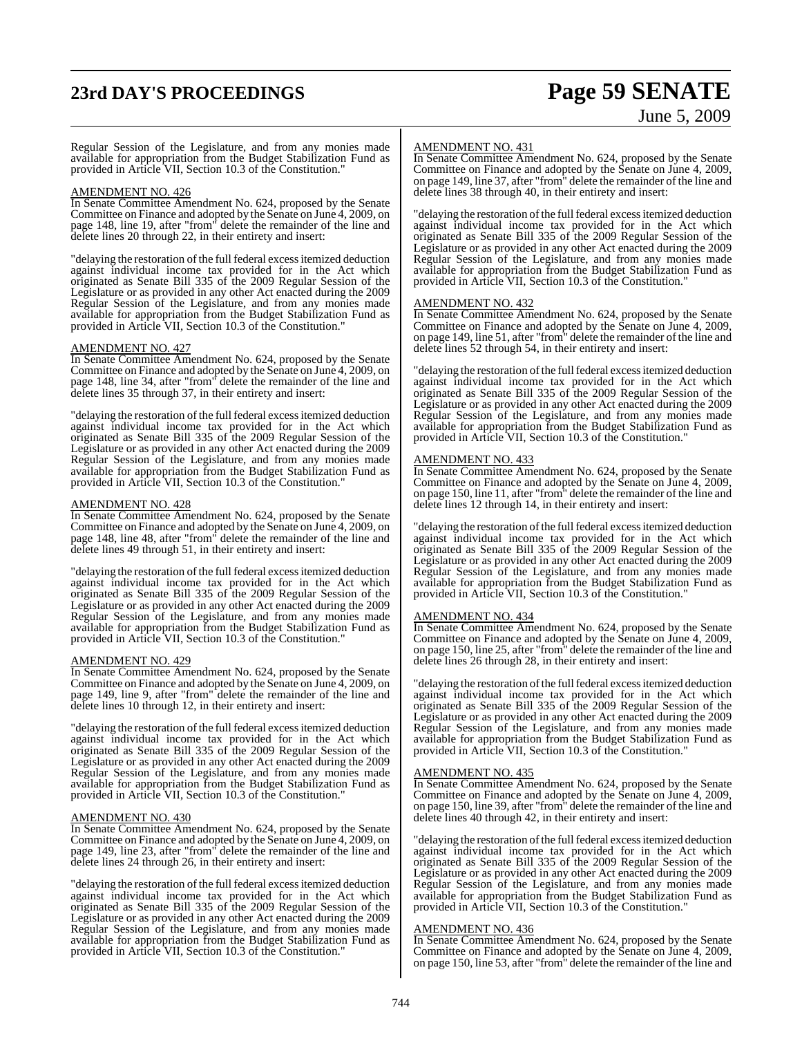Regular Session of the Legislature, and from any monies made available for appropriation from the Budget Stabilization Fund as provided in Article VII, Section 10.3 of the Constitution."

AMENDMENT NO. 426

In Senate Committee Amendment No. 624, proposed by the Senate Committee on Finance and adopted by the Senate on June 4, 2009, on page 148, line 19, after "from" delete the remainder of the line and delete lines 20 through 22, in their entirety and insert:

"delaying the restoration of the full federal excess itemized deduction against individual income tax provided for in the Act which originated as Senate Bill 335 of the 2009 Regular Session of the Legislature or as provided in any other Act enacted during the 2009 Regular Session of the Legislature, and from any monies made available for appropriation from the Budget Stabilization Fund as provided in Article VII, Section 10.3 of the Constitution."

AMENDMENT NO. 427

In Senate Committee Amendment No. 624, proposed by the Senate Committee on Finance and adopted by the Senate on June 4, 2009, on page 148, line 34, after "from" delete the remainder of the line and delete lines 35 through 37, in their entirety and insert:

"delaying the restoration of the full federal excess itemized deduction against individual income tax provided for in the Act which originated as Senate Bill 335 of the 2009 Regular Session of the Legislature or as provided in any other Act enacted during the 2009 Regular Session of the Legislature, and from any monies made available for appropriation from the Budget Stabilization Fund as provided in Article VII, Section 10.3 of the Constitution."

AMENDMENT NO. 428

In Senate Committee Amendment No. 624, proposed by the Senate Committee on Finance and adopted by the Senate on June 4, 2009, on page 148, line 48, after "from" delete the remainder of the line and delete lines 49 through 51, in their entirety and insert:

"delaying the restoration of the full federal excess itemized deduction against individual income tax provided for in the Act which originated as Senate Bill 335 of the 2009 Regular Session of the Legislature or as provided in any other Act enacted during the 2009 Regular Session of the Legislature, and from any monies made available for appropriation from the Budget Stabilization Fund as provided in Article VII, Section 10.3 of the Constitution."

AMENDMENT NO. 429

In Senate Committee Amendment No. 624, proposed by the Senate Committee on Finance and adopted by the Senate on June 4, 2009, on page 149, line 9, after "from" delete the remainder of the line and delete lines 10 through 12, in their entirety and insert:

"delaying the restoration of the full federal excess itemized deduction against individual income tax provided for in the Act which originated as Senate Bill 335 of the 2009 Regular Session of the Legislature or as provided in any other Act enacted during the 2009 Regular Session of the Legislature, and from any monies made available for appropriation from the Budget Stabilization Fund as provided in Article VII, Section 10.3 of the Constitution."

AMENDMENT NO. 430

In Senate Committee Amendment No. 624, proposed by the Senate Committee on Finance and adopted by the Senate on June 4, 2009, on page 149, line 23, after "from" delete the remainder of the line and delete lines 24 through 26, in their entirety and insert:

"delaying the restoration of the full federal excess itemized deduction against individual income tax provided for in the Act which originated as Senate Bill 335 of the 2009 Regular Session of the Legislature or as provided in any other Act enacted during the 2009 Regular Session of the Legislature, and from any monies made available for appropriation from the Budget Stabilization Fund as provided in Article VII, Section 10.3 of the Constitution."

AMENDMENT NO. 431

In Senate Committee Amendment No. 624, proposed by the Senate Committee on Finance and adopted by the Senate on June 4, 2009, on page 149, line 37, after "from" delete the remainder of the line and delete lines 38 through 40, in their entirety and insert:

"delaying the restoration of the full federal excess itemized deduction against individual income tax provided for in the Act which originated as Senate Bill 335 of the 2009 Regular Session of the Legislature or as provided in any other Act enacted during the 2009 Regular Session of the Legislature, and from any monies made available for appropriation from the Budget Stabilization Fund as provided in Article VII, Section 10.3 of the Constitution."

AMENDMENT NO. 432

In Senate Committee Amendment No. 624, proposed by the Senate Committee on Finance and adopted by the Senate on June 4, 2009, on page 149, line 51, after "from" delete the remainder of the line and delete lines 52 through 54, in their entirety and insert:

"delaying the restoration of the full federal excess itemized deduction against individual income tax provided for in the Act which originated as Senate Bill 335 of the 2009 Regular Session of the Legislature or as provided in any other Act enacted during the 2009 Regular Session of the Legislature, and from any monies made available for appropriation from the Budget Stabilization Fund as provided in Article VII, Section 10.3 of the Constitution."

AMENDMENT NO. 433

In Senate Committee Amendment No. 624, proposed by the Senate Committee on Finance and adopted by the Senate on June 4, 2009, on page 150, line 11, after "from" delete the remainder of the line and delete lines 12 through 14, in their entirety and insert:

"delaying the restoration of the full federal excess itemized deduction against individual income tax provided for in the Act which originated as Senate Bill 335 of the 2009 Regular Session of the Legislature or as provided in any other Act enacted during the 2009 Regular Session of the Legislature, and from any monies made available for appropriation from the Budget Stabilization Fund as provided in Article VII, Section 10.3 of the Constitution."

AMENDMENT NO. 434

In Senate Committee Amendment No. 624, proposed by the Senate Committee on Finance and adopted by the Senate on June 4, 2009, on page 150, line 25, after "from" delete the remainder of the line and delete lines 26 through 28, in their entirety and insert:

"delaying the restoration of the full federal excess itemized deduction against individual income tax provided for in the Act which originated as Senate Bill 335 of the 2009 Regular Session of the Legislature or as provided in any other Act enacted during the 2009 Regular Session of the Legislature, and from any monies made available for appropriation from the Budget Stabilization Fund as provided in Article VII, Section 10.3 of the Constitution."

AMENDMENT NO. 435

In Senate Committee Amendment No. 624, proposed by the Senate Committee on Finance and adopted by the Senate on June 4, 2009, on page 150, line 39, after "from" delete the remainder of the line and delete lines 40 through 42, in their entirety and insert:

"delaying the restoration of the full federal excess itemized deduction against individual income tax provided for in the Act which originated as Senate Bill 335 of the 2009 Regular Session of the Legislature or as provided in any other Act enacted during the 2009 Regular Session of the Legislature, and from any monies made available for appropriation from the Budget Stabilization Fund as provided in Article VII, Section 10.3 of the Constitution."

AMENDMENT NO. 436

In Senate Committee Amendment No. 624, proposed by the Senate Committee on Finance and adopted by the Senate on June 4, 2009, on page 150, line 53, after "from" delete the remainder of the line and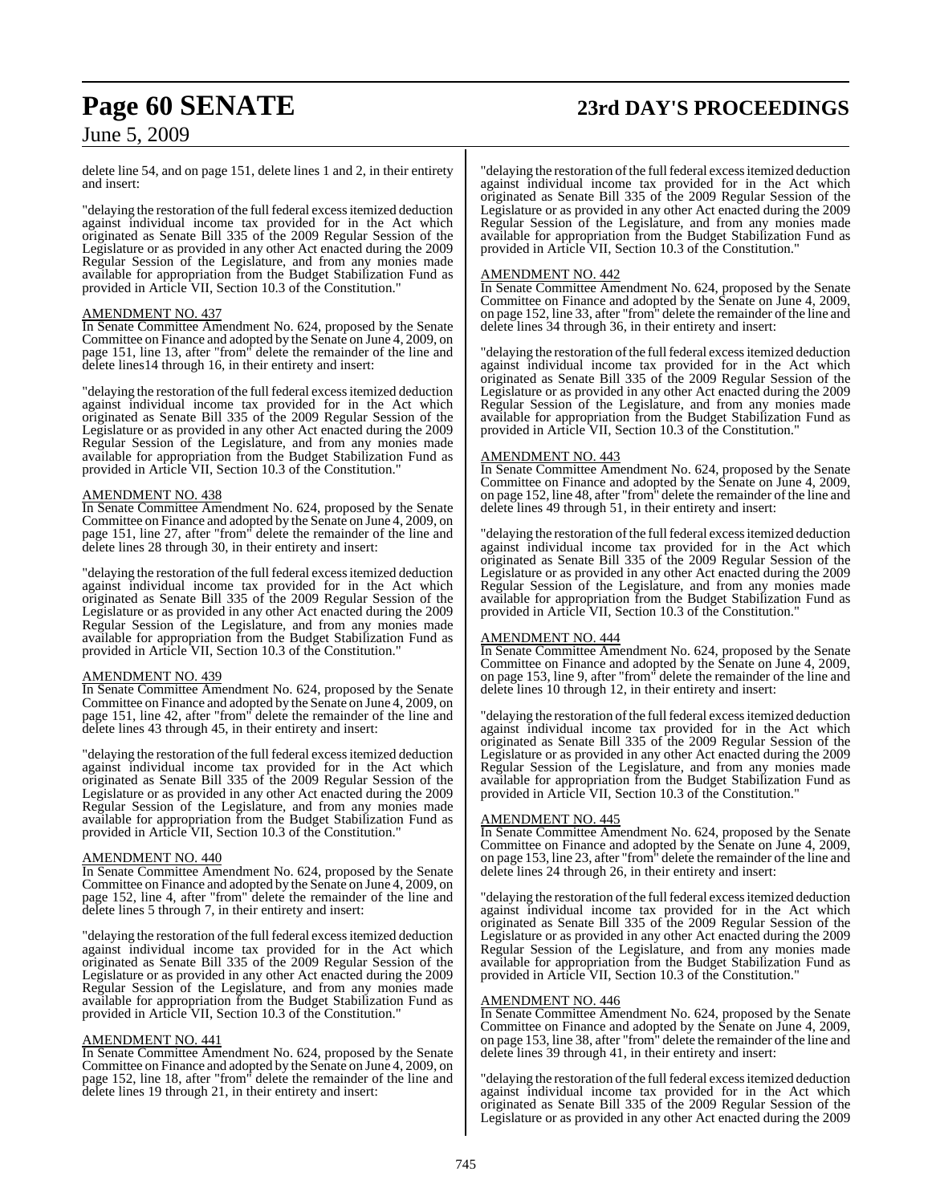delete line 54, and on page 151, delete lines 1 and 2, in their entirety and insert:

"delaying the restoration of the full federal excess itemized deduction against individual income tax provided for in the Act which originated as Senate Bill 335 of the 2009 Regular Session of the Legislature or as provided in any other Act enacted during the 2009 Regular Session of the Legislature, and from any monies made available for appropriation from the Budget Stabilization Fund as provided in Article VII, Section 10.3 of the Constitution."

AMENDMENT NO. 437

In Senate Committee Amendment No. 624, proposed by the Senate Committee on Finance and adopted by the Senate on June 4, 2009, on page 151, line 13, after "from" delete the remainder of the line and delete lines14 through 16, in their entirety and insert:

"delaying the restoration of the full federal excess itemized deduction against individual income tax provided for in the Act which originated as Senate Bill 335 of the 2009 Regular Session of the Legislature or as provided in any other Act enacted during the 2009 Regular Session of the Legislature, and from any monies made available for appropriation from the Budget Stabilization Fund as provided in Article VII, Section 10.3 of the Constitution."

AMENDMENT NO. 438

In Senate Committee Amendment No. 624, proposed by the Senate Committee on Finance and adopted by the Senate on June 4, 2009, on page 151, line 27, after "from" delete the remainder of the line and delete lines 28 through 30, in their entirety and insert:

"delaying the restoration of the full federal excess itemized deduction against individual income tax provided for in the Act which originated as Senate Bill 335 of the 2009 Regular Session of the Legislature or as provided in any other Act enacted during the 2009 Regular Session of the Legislature, and from any monies made available for appropriation from the Budget Stabilization Fund as provided in Article VII, Section 10.3 of the Constitution."

AMENDMENT NO. 439

In Senate Committee Amendment No. 624, proposed by the Senate Committee on Finance and adopted by the Senate on June 4, 2009, on page 151, line 42, after "from" delete the remainder of the line and delete lines 43 through 45, in their entirety and insert:

"delaying the restoration of the full federal excess itemized deduction against individual income tax provided for in the Act which originated as Senate Bill 335 of the 2009 Regular Session of the Legislature or as provided in any other Act enacted during the 2009 Regular Session of the Legislature, and from any monies made available for appropriation from the Budget Stabilization Fund as provided in Article VII, Section 10.3 of the Constitution."

AMENDMENT NO. 440

In Senate Committee Amendment No. 624, proposed by the Senate Committee on Finance and adopted by the Senate on June 4, 2009, on page 152, line 4, after "from" delete the remainder of the line and delete lines 5 through 7, in their entirety and insert:

"delaying the restoration of the full federal excess itemized deduction against individual income tax provided for in the Act which originated as Senate Bill 335 of the 2009 Regular Session of the Legislature or as provided in any other Act enacted during the 2009 Regular Session of the Legislature, and from any monies made available for appropriation from the Budget Stabilization Fund as provided in Article VII, Section 10.3 of the Constitution."

AMENDMENT NO. 441

In Senate Committee Amendment No. 624, proposed by the Senate Committee on Finance and adopted by the Senate on June 4, 2009, on page 152, line 18, after "from" delete the remainder of the line and delete lines 19 through 21, in their entirety and insert:

"delaying the restoration of the full federal excess itemized deduction against individual income tax provided for in the Act which originated as Senate Bill 335 of the 2009 Regular Session of the Legislature or as provided in any other Act enacted during the 2009 Regular Session of the Legislature, and from any monies made available for appropriation from the Budget Stabilization Fund as provided in Article VII, Section 10.3 of the Constitution."

AMENDMENT NO. 442

In Senate Committee Amendment No. 624, proposed by the Senate Committee on Finance and adopted by the Senate on June 4, 2009, on page 152, line 33, after "from" delete the remainder of the line and delete lines 34 through 36, in their entirety and insert:

"delaying the restoration of the full federal excess itemized deduction against individual income tax provided for in the Act which originated as Senate Bill 335 of the 2009 Regular Session of the Legislature or as provided in any other Act enacted during the 2009 Regular Session of the Legislature, and from any monies made available for appropriation from the Budget Stabilization Fund as provided in Article VII, Section 10.3 of the Constitution."

AMENDMENT NO. 443

In Senate Committee Amendment No. 624, proposed by the Senate Committee on Finance and adopted by the Senate on June 4, 2009, on page 152, line 48, after "from" delete the remainder of the line and delete lines 49 through 51, in their entirety and insert:

"delaying the restoration of the full federal excess itemized deduction against individual income tax provided for in the Act which originated as Senate Bill 335 of the 2009 Regular Session of the Legislature or as provided in any other Act enacted during the 2009 Regular Session of the Legislature, and from any monies made available for appropriation from the Budget Stabilization Fund as provided in Article VII, Section 10.3 of the Constitution."

AMENDMENT NO. 444

In Senate Committee Amendment No. 624, proposed by the Senate Committee on Finance and adopted by the Senate on June 4, 2009, on page 153, line 9, after "from" delete the remainder of the line and delete lines 10 through 12, in their entirety and insert:

"delaying the restoration of the full federal excess itemized deduction against individual income tax provided for in the Act which originated as Senate Bill 335 of the 2009 Regular Session of the Legislature or as provided in any other Act enacted during the 2009 Regular Session of the Legislature, and from any monies made available for appropriation from the Budget Stabilization Fund as provided in Article VII, Section 10.3 of the Constitution."

AMENDMENT NO. 445

In Senate Committee Amendment No. 624, proposed by the Senate Committee on Finance and adopted by the Senate on June 4, 2009, on page 153, line 23, after "from" delete the remainder of the line and delete lines 24 through 26, in their entirety and insert:

"delaying the restoration of the full federal excess itemized deduction against individual income tax provided for in the Act which originated as Senate Bill 335 of the 2009 Regular Session of the Legislature or as provided in any other Act enacted during the 2009 Regular Session of the Legislature, and from any monies made available for appropriation from the Budget Stabilization Fund as provided in Article VII, Section 10.3 of the Constitution."

AMENDMENT NO. 446

In Senate Committee Amendment No. 624, proposed by the Senate Committee on Finance and adopted by the Senate on June 4, 2009, on page 153, line 38, after "from" delete the remainder of the line and delete lines 39 through 41, in their entirety and insert:

"delaying the restoration of the full federal excess itemized deduction against individual income tax provided for in the Act which originated as Senate Bill 335 of the 2009 Regular Session of the Legislature or as provided in any other Act enacted during the 2009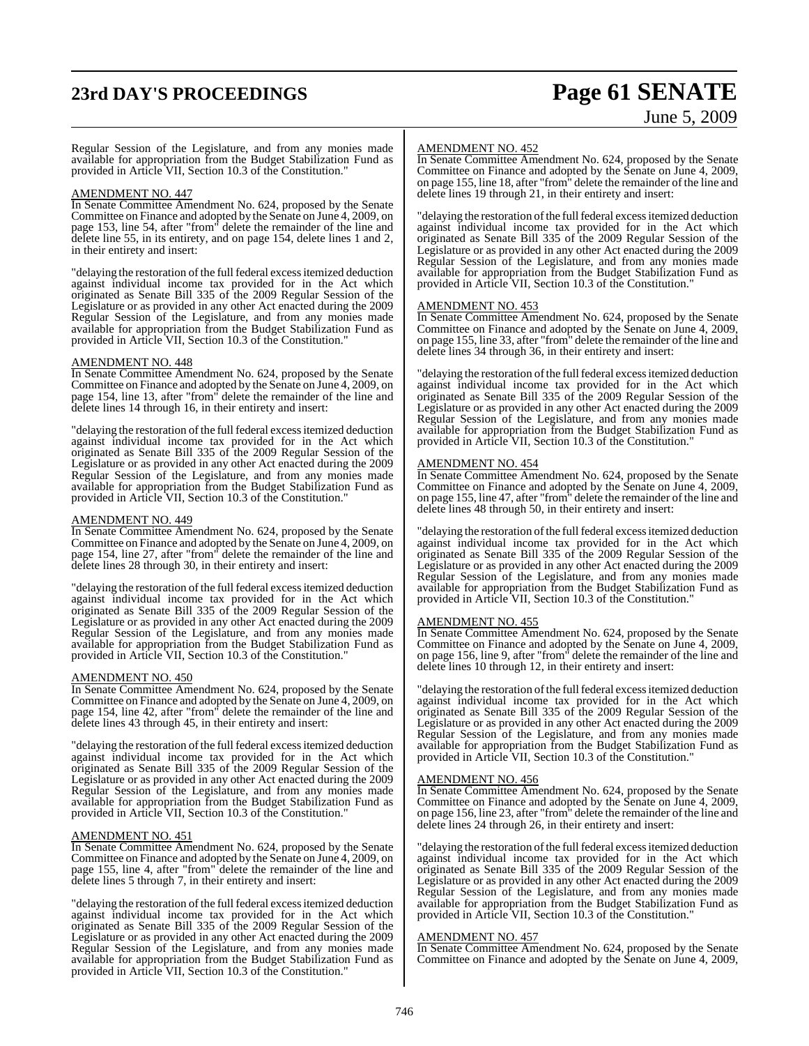Regular Session of the Legislature, and from any monies made available for appropriation from the Budget Stabilization Fund as provided in Article VII, Section 10.3 of the Constitution."

AMENDMENT NO. 447

In Senate Committee Amendment No. 624, proposed by the Senate Committee on Finance and adopted by the Senate on June 4, 2009, on page 153, line 54, after "from" delete the remainder of the line and delete line 55, in its entirety, and on page 154, delete lines 1 and 2, in their entirety and insert:

"delaying the restoration of the full federal excess itemized deduction against individual income tax provided for in the Act which originated as Senate Bill 335 of the 2009 Regular Session of the Legislature or as provided in any other Act enacted during the 2009 Regular Session of the Legislature, and from any monies made available for appropriation from the Budget Stabilization Fund as provided in Article VII, Section 10.3 of the Constitution."

AMENDMENT NO. 448

In Senate Committee Amendment No. 624, proposed by the Senate Committee on Finance and adopted by the Senate on June 4, 2009, on page 154, line 13, after "from" delete the remainder of the line and delete lines 14 through 16, in their entirety and insert:

"delaying the restoration of the full federal excess itemized deduction against individual income tax provided for in the Act which originated as Senate Bill 335 of the 2009 Regular Session of the Legislature or as provided in any other Act enacted during the 2009 Regular Session of the Legislature, and from any monies made available for appropriation from the Budget Stabilization Fund as provided in Article VII, Section 10.3 of the Constitution."

AMENDMENT NO. 449

In Senate Committee Amendment No. 624, proposed by the Senate Committee on Finance and adopted by the Senate on June 4, 2009, on page 154, line 27, after "from" delete the remainder of the line and delete lines 28 through 30, in their entirety and insert:

"delaying the restoration of the full federal excess itemized deduction against individual income tax provided for in the Act which originated as Senate Bill 335 of the 2009 Regular Session of the Legislature or as provided in any other Act enacted during the 2009 Regular Session of the Legislature, and from any monies made available for appropriation from the Budget Stabilization Fund as provided in Article VII, Section 10.3 of the Constitution."

AMENDMENT NO. 450

In Senate Committee Amendment No. 624, proposed by the Senate Committee on Finance and adopted by the Senate on June 4, 2009, on page 154, line 42, after "from" delete the remainder of the line and delete lines 43 through 45, in their entirety and insert:

"delaying the restoration of the full federal excess itemized deduction against individual income tax provided for in the Act which originated as Senate Bill 335 of the 2009 Regular Session of the Legislature or as provided in any other Act enacted during the 2009 Regular Session of the Legislature, and from any monies made available for appropriation from the Budget Stabilization Fund as provided in Article VII, Section 10.3 of the Constitution."

AMENDMENT NO. 451

In Senate Committee Amendment No. 624, proposed by the Senate Committee on Finance and adopted by the Senate on June 4, 2009, on page 155, line 4, after "from" delete the remainder of the line and delete lines 5 through 7, in their entirety and insert:

"delaying the restoration of the full federal excess itemized deduction against individual income tax provided for in the Act which originated as Senate Bill 335 of the 2009 Regular Session of the Legislature or as provided in any other Act enacted during the 2009 Regular Session of the Legislature, and from any monies made available for appropriation from the Budget Stabilization Fund as provided in Article VII, Section 10.3 of the Constitution."

AMENDMENT NO. 452

In Senate Committee Amendment No. 624, proposed by the Senate Committee on Finance and adopted by the Senate on June 4, 2009, on page 155, line 18, after "from" delete the remainder of the line and delete lines 19 through 21, in their entirety and insert:

"delaying the restoration of the full federal excess itemized deduction against individual income tax provided for in the Act which originated as Senate Bill 335 of the 2009 Regular Session of the Legislature or as provided in any other Act enacted during the 2009 Regular Session of the Legislature, and from any monies made available for appropriation from the Budget Stabilization Fund as provided in Article VII, Section 10.3 of the Constitution."

AMENDMENT NO. 453

In Senate Committee Amendment No. 624, proposed by the Senate Committee on Finance and adopted by the Senate on June 4, 2009, on page 155, line 33, after "from" delete the remainder of the line and delete lines 34 through 36, in their entirety and insert:

"delaying the restoration of the full federal excess itemized deduction against individual income tax provided for in the Act which originated as Senate Bill 335 of the 2009 Regular Session of the Legislature or as provided in any other Act enacted during the 2009 Regular Session of the Legislature, and from any monies made available for appropriation from the Budget Stabilization Fund as provided in Article VII, Section 10.3 of the Constitution."

AMENDMENT NO. 454

In Senate Committee Amendment No. 624, proposed by the Senate Committee on Finance and adopted by the Senate on June 4, 2009, on page 155, line 47, after "from" delete the remainder of the line and delete lines 48 through 50, in their entirety and insert:

"delaying the restoration of the full federal excess itemized deduction against individual income tax provided for in the Act which originated as Senate Bill 335 of the 2009 Regular Session of the Legislature or as provided in any other Act enacted during the 2009 Regular Session of the Legislature, and from any monies made available for appropriation from the Budget Stabilization Fund as provided in Article VII, Section 10.3 of the Constitution."

AMENDMENT NO. 455

In Senate Committee Amendment No. 624, proposed by the Senate Committee on Finance and adopted by the Senate on June 4, 2009, on page 156, line 9, after "from" delete the remainder of the line and delete lines 10 through 12, in their entirety and insert:

"delaying the restoration of the full federal excess itemized deduction against individual income tax provided for in the Act which originated as Senate Bill 335 of the 2009 Regular Session of the Legislature or as provided in any other Act enacted during the 2009 Regular Session of the Legislature, and from any monies made available for appropriation from the Budget Stabilization Fund as provided in Article VII, Section 10.3 of the Constitution."

AMENDMENT NO. 456

In Senate Committee Amendment No. 624, proposed by the Senate Committee on Finance and adopted by the Senate on June 4, 2009, on page 156, line 23, after "from" delete the remainder of the line and delete lines 24 through 26, in their entirety and insert:

"delaying the restoration of the full federal excess itemized deduction against individual income tax provided for in the Act which originated as Senate Bill 335 of the 2009 Regular Session of the Legislature or as provided in any other Act enacted during the 2009 Regular Session of the Legislature, and from any monies made available for appropriation from the Budget Stabilization Fund as provided in Article VII, Section 10.3 of the Constitution."

AMENDMENT NO. 457

In Senate Committee Amendment No. 624, proposed by the Senate Committee on Finance and adopted by the Senate on June 4, 2009,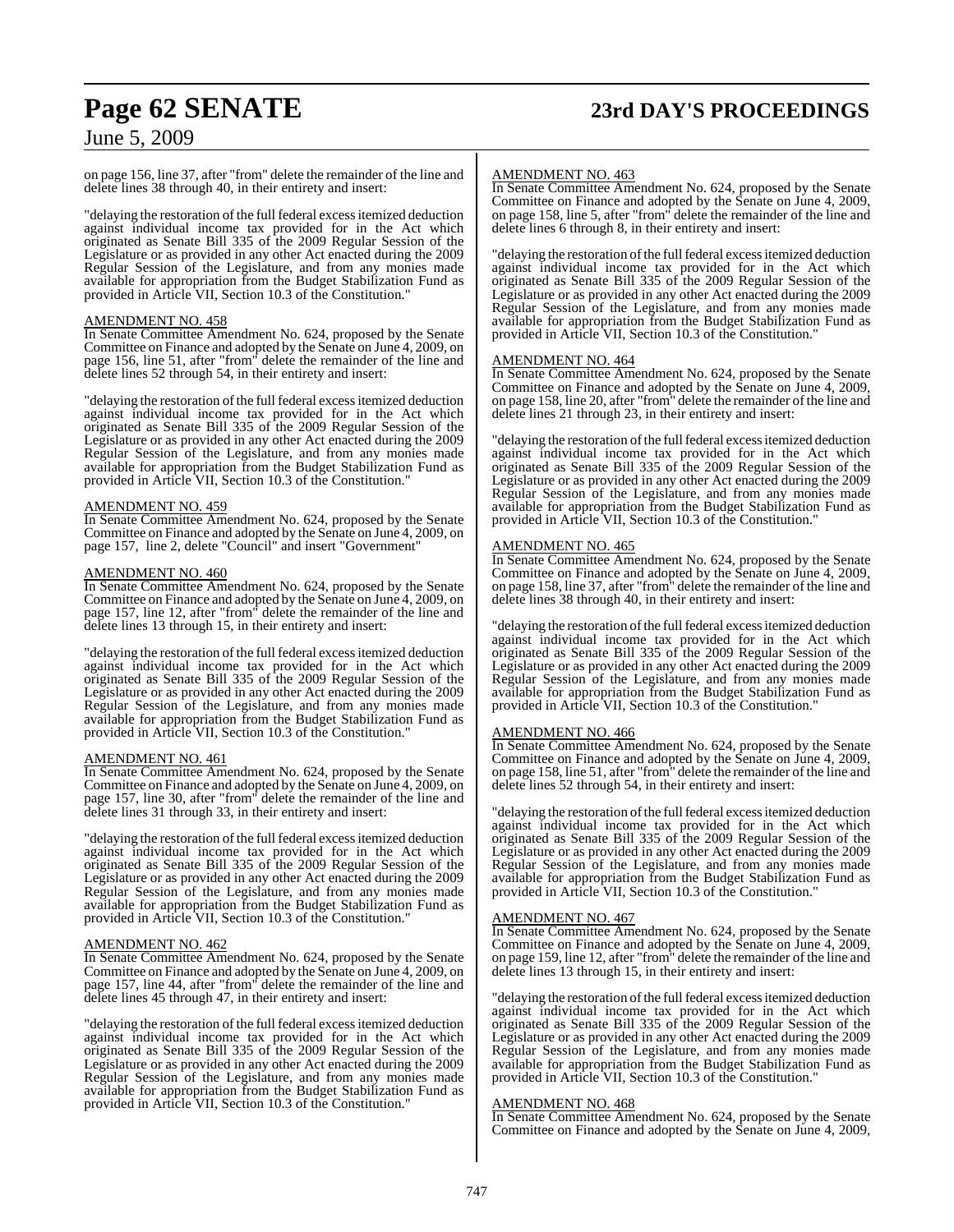on page 156, line 37, after "from" delete the remainder of the line and delete lines 38 through 40, in their entirety and insert:

"delaying the restoration of the full federal excess itemized deduction against individual income tax provided for in the Act which originated as Senate Bill 335 of the 2009 Regular Session of the Legislature or as provided in any other Act enacted during the 2009 Regular Session of the Legislature, and from any monies made available for appropriation from the Budget Stabilization Fund as provided in Article VII, Section 10.3 of the Constitution."

AMENDMENT NO. 458

In Senate Committee Amendment No. 624, proposed by the Senate Committee on Finance and adopted by the Senate on June 4, 2009, on page 156, line 51, after "from" delete the remainder of the line and delete lines 52 through 54, in their entirety and insert:

"delaying the restoration of the full federal excess itemized deduction against individual income tax provided for in the Act which originated as Senate Bill 335 of the 2009 Regular Session of the Legislature or as provided in any other Act enacted during the 2009 Regular Session of the Legislature, and from any monies made available for appropriation from the Budget Stabilization Fund as provided in Article VII, Section 10.3 of the Constitution."

AMENDMENT NO. 459

In Senate Committee Amendment No. 624, proposed by the Senate Committee on Finance and adopted by the Senate on June 4, 2009, on page 157, line 2, delete "Council" and insert "Government"

AMENDMENT NO. 460

In Senate Committee Amendment No. 624, proposed by the Senate Committee on Finance and adopted by the Senate on June 4, 2009, on page 157, line 12, after "from" delete the remainder of the line and delete lines 13 through 15, in their entirety and insert:

"delaying the restoration of the full federal excess itemized deduction against individual income tax provided for in the Act which originated as Senate Bill 335 of the 2009 Regular Session of the Legislature or as provided in any other Act enacted during the 2009 Regular Session of the Legislature, and from any monies made available for appropriation from the Budget Stabilization Fund as provided in Article VII, Section 10.3 of the Constitution."

AMENDMENT NO. 461

In Senate Committee Amendment No. 624, proposed by the Senate Committee on Finance and adopted by the Senate on June 4, 2009, on page 157, line 30, after "from" delete the remainder of the line and delete lines 31 through 33, in their entirety and insert:

"delaying the restoration of the full federal excess itemized deduction against individual income tax provided for in the Act which originated as Senate Bill 335 of the 2009 Regular Session of the Legislature or as provided in any other Act enacted during the 2009 Regular Session of the Legislature, and from any monies made available for appropriation from the Budget Stabilization Fund as provided in Article VII, Section 10.3 of the Constitution."

AMENDMENT NO. 462

In Senate Committee Amendment No. 624, proposed by the Senate Committee on Finance and adopted by the Senate on June 4, 2009, on page 157, line 44, after "from" delete the remainder of the line and delete lines 45 through 47, in their entirety and insert:

"delaying the restoration of the full federal excess itemized deduction against individual income tax provided for in the Act which originated as Senate Bill 335 of the 2009 Regular Session of the Legislature or as provided in any other Act enacted during the 2009 Regular Session of the Legislature, and from any monies made available for appropriation from the Budget Stabilization Fund as provided in Article VII, Section 10.3 of the Constitution."

AMENDMENT NO. 463

In Senate Committee Amendment No. 624, proposed by the Senate Committee on Finance and adopted by the Senate on June 4, 2009, on page 158, line 5, after "from" delete the remainder of the line and delete lines 6 through 8, in their entirety and insert:

"delaying the restoration of the full federal excess itemized deduction against individual income tax provided for in the Act which originated as Senate Bill 335 of the 2009 Regular Session of the Legislature or as provided in any other Act enacted during the 2009 Regular Session of the Legislature, and from any monies made available for appropriation from the Budget Stabilization Fund as provided in Article VII, Section 10.3 of the Constitution."

AMENDMENT NO. 464

In Senate Committee Amendment No. 624, proposed by the Senate Committee on Finance and adopted by the Senate on June 4, 2009, on page 158, line 20, after "from" delete the remainder of the line and delete lines 21 through 23, in their entirety and insert:

"delaying the restoration of the full federal excess itemized deduction against individual income tax provided for in the Act which originated as Senate Bill 335 of the 2009 Regular Session of the Legislature or as provided in any other Act enacted during the 2009 Regular Session of the Legislature, and from any monies made available for appropriation from the Budget Stabilization Fund as provided in Article VII, Section 10.3 of the Constitution."

AMENDMENT NO. 465

In Senate Committee Amendment No. 624, proposed by the Senate Committee on Finance and adopted by the Senate on June 4, 2009, on page 158, line 37, after "from" delete the remainder of the line and delete lines 38 through 40, in their entirety and insert:

"delaying the restoration of the full federal excess itemized deduction against individual income tax provided for in the Act which originated as Senate Bill 335 of the 2009 Regular Session of the Legislature or as provided in any other Act enacted during the 2009 Regular Session of the Legislature, and from any monies made available for appropriation from the Budget Stabilization Fund as provided in Article VII, Section 10.3 of the Constitution."

AMENDMENT NO. 466

In Senate Committee Amendment No. 624, proposed by the Senate Committee on Finance and adopted by the Senate on June 4, 2009, on page 158, line 51, after "from" delete the remainder of the line and delete lines 52 through 54, in their entirety and insert:

"delaying the restoration of the full federal excess itemized deduction against individual income tax provided for in the Act which originated as Senate Bill 335 of the 2009 Regular Session of the Legislature or as provided in any other Act enacted during the 2009 Regular Session of the Legislature, and from any monies made available for appropriation from the Budget Stabilization Fund as provided in Article VII, Section 10.3 of the Constitution."

AMENDMENT NO. 467

In Senate Committee Amendment No. 624, proposed by the Senate Committee on Finance and adopted by the Senate on June 4, 2009, on page 159, line 12, after "from" delete the remainder of the line and delete lines 13 through 15, in their entirety and insert:

"delaying the restoration of the full federal excess itemized deduction against individual income tax provided for in the Act which originated as Senate Bill 335 of the 2009 Regular Session of the Legislature or as provided in any other Act enacted during the 2009 Regular Session of the Legislature, and from any monies made available for appropriation from the Budget Stabilization Fund as provided in Article VII, Section 10.3 of the Constitution."

AMENDMENT NO. 468

In Senate Committee Amendment No. 624, proposed by the Senate Committee on Finance and adopted by the Senate on June 4, 2009,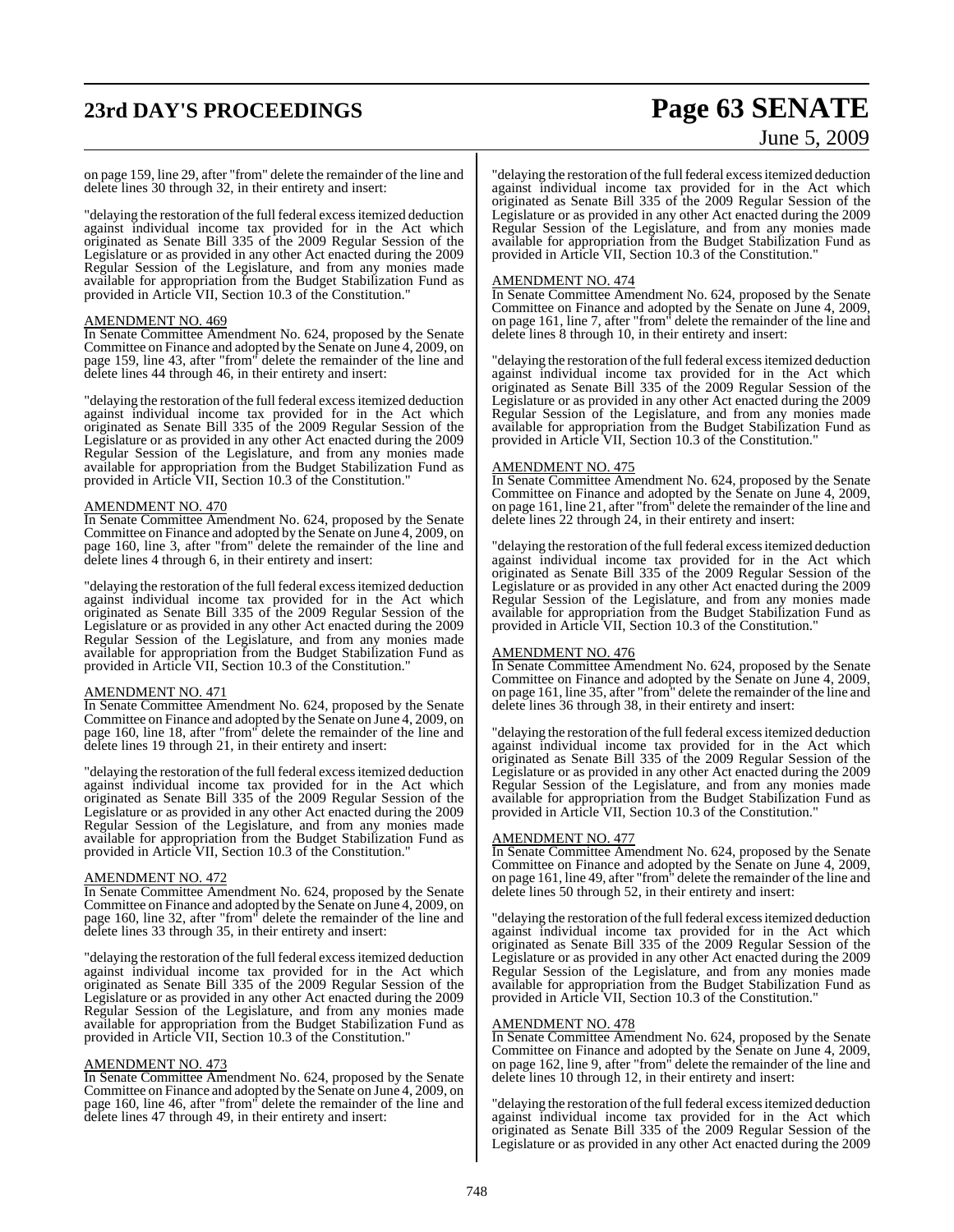on page 159, line 29, after "from" delete the remainder of the line and delete lines 30 through 32, in their entirety and insert:

"delaying the restoration of the full federal excess itemized deduction against individual income tax provided for in the Act which originated as Senate Bill 335 of the 2009 Regular Session of the Legislature or as provided in any other Act enacted during the 2009 Regular Session of the Legislature, and from any monies made available for appropriation from the Budget Stabilization Fund as provided in Article VII, Section 10.3 of the Constitution."

AMENDMENT NO. 469

In Senate Committee Amendment No. 624, proposed by the Senate Committee on Finance and adopted by the Senate on June 4, 2009, on page 159, line 43, after "from" delete the remainder of the line and delete lines 44 through 46, in their entirety and insert:

"delaying the restoration of the full federal excess itemized deduction against individual income tax provided for in the Act which originated as Senate Bill 335 of the 2009 Regular Session of the Legislature or as provided in any other Act enacted during the 2009 Regular Session of the Legislature, and from any monies made available for appropriation from the Budget Stabilization Fund as provided in Article VII, Section 10.3 of the Constitution."

AMENDMENT NO. 470

In Senate Committee Amendment No. 624, proposed by the Senate Committee on Finance and adopted by the Senate on June 4, 2009, on page 160, line 3, after "from" delete the remainder of the line and delete lines 4 through 6, in their entirety and insert:

"delaying the restoration of the full federal excess itemized deduction against individual income tax provided for in the Act which originated as Senate Bill 335 of the 2009 Regular Session of the Legislature or as provided in any other Act enacted during the 2009 Regular Session of the Legislature, and from any monies made available for appropriation from the Budget Stabilization Fund as provided in Article VII, Section 10.3 of the Constitution."

AMENDMENT NO. 471

In Senate Committee Amendment No. 624, proposed by the Senate Committee on Finance and adopted by the Senate on June 4, 2009, on page 160, line 18, after "from" delete the remainder of the line and delete lines 19 through 21, in their entirety and insert:

"delaying the restoration of the full federal excess itemized deduction against individual income tax provided for in the Act which originated as Senate Bill 335 of the 2009 Regular Session of the Legislature or as provided in any other Act enacted during the 2009 Regular Session of the Legislature, and from any monies made available for appropriation from the Budget Stabilization Fund as provided in Article VII, Section 10.3 of the Constitution."

AMENDMENT NO. 472

In Senate Committee Amendment No. 624, proposed by the Senate Committee on Finance and adopted by the Senate on June 4, 2009, on page 160, line 32, after "from" delete the remainder of the line and delete lines 33 through 35, in their entirety and insert:

"delaying the restoration of the full federal excess itemized deduction against individual income tax provided for in the Act which originated as Senate Bill 335 of the 2009 Regular Session of the Legislature or as provided in any other Act enacted during the 2009 Regular Session of the Legislature, and from any monies made available for appropriation from the Budget Stabilization Fund as provided in Article VII, Section 10.3 of the Constitution."

AMENDMENT NO. 473

In Senate Committee Amendment No. 624, proposed by the Senate Committee on Finance and adopted by the Senate on June 4, 2009, on page 160, line 46, after "from" delete the remainder of the line and delete lines 47 through 49, in their entirety and insert:

"delaying the restoration of the full federal excess itemized deduction against individual income tax provided for in the Act which originated as Senate Bill 335 of the 2009 Regular Session of the Legislature or as provided in any other Act enacted during the 2009 Regular Session of the Legislature, and from any monies made available for appropriation from the Budget Stabilization Fund as provided in Article VII, Section 10.3 of the Constitution."

AMENDMENT NO. 474

In Senate Committee Amendment No. 624, proposed by the Senate Committee on Finance and adopted by the Senate on June 4, 2009, on page 161, line 7, after "from" delete the remainder of the line and delete lines 8 through 10, in their entirety and insert:

"delaying the restoration of the full federal excess itemized deduction against individual income tax provided for in the Act which originated as Senate Bill 335 of the 2009 Regular Session of the Legislature or as provided in any other Act enacted during the 2009 Regular Session of the Legislature, and from any monies made available for appropriation from the Budget Stabilization Fund as provided in Article VII, Section 10.3 of the Constitution."

AMENDMENT NO. 475

In Senate Committee Amendment No. 624, proposed by the Senate Committee on Finance and adopted by the Senate on June 4, 2009, on page 161, line 21, after "from" delete the remainder of the line and delete lines 22 through 24, in their entirety and insert:

"delaying the restoration of the full federal excess itemized deduction against individual income tax provided for in the Act which originated as Senate Bill 335 of the 2009 Regular Session of the Legislature or as provided in any other Act enacted during the 2009 Regular Session of the Legislature, and from any monies made available for appropriation from the Budget Stabilization Fund as provided in Article VII, Section 10.3 of the Constitution."

AMENDMENT NO. 476

In Senate Committee Amendment No. 624, proposed by the Senate Committee on Finance and adopted by the Senate on June 4, 2009, on page 161, line 35, after "from" delete the remainder of the line and delete lines 36 through 38, in their entirety and insert:

"delaying the restoration of the full federal excess itemized deduction against individual income tax provided for in the Act which originated as Senate Bill 335 of the 2009 Regular Session of the Legislature or as provided in any other Act enacted during the 2009 Regular Session of the Legislature, and from any monies made available for appropriation from the Budget Stabilization Fund as provided in Article VII, Section 10.3 of the Constitution."

AMENDMENT NO. 477

In Senate Committee Amendment No. 624, proposed by the Senate Committee on Finance and adopted by the Senate on June 4, 2009, on page 161, line 49, after "from" delete the remainder of the line and delete lines 50 through 52, in their entirety and insert:

"delaying the restoration of the full federal excess itemized deduction against individual income tax provided for in the Act which originated as Senate Bill 335 of the 2009 Regular Session of the Legislature or as provided in any other Act enacted during the 2009 Regular Session of the Legislature, and from any monies made available for appropriation from the Budget Stabilization Fund as provided in Article VII, Section 10.3 of the Constitution."

AMENDMENT NO. 478

In Senate Committee Amendment No. 624, proposed by the Senate Committee on Finance and adopted by the Senate on June 4, 2009, on page 162, line 9, after "from" delete the remainder of the line and delete lines 10 through 12, in their entirety and insert:

"delaying the restoration of the full federal excess itemized deduction against individual income tax provided for in the Act which originated as Senate Bill 335 of the 2009 Regular Session of the Legislature or as provided in any other Act enacted during the 2009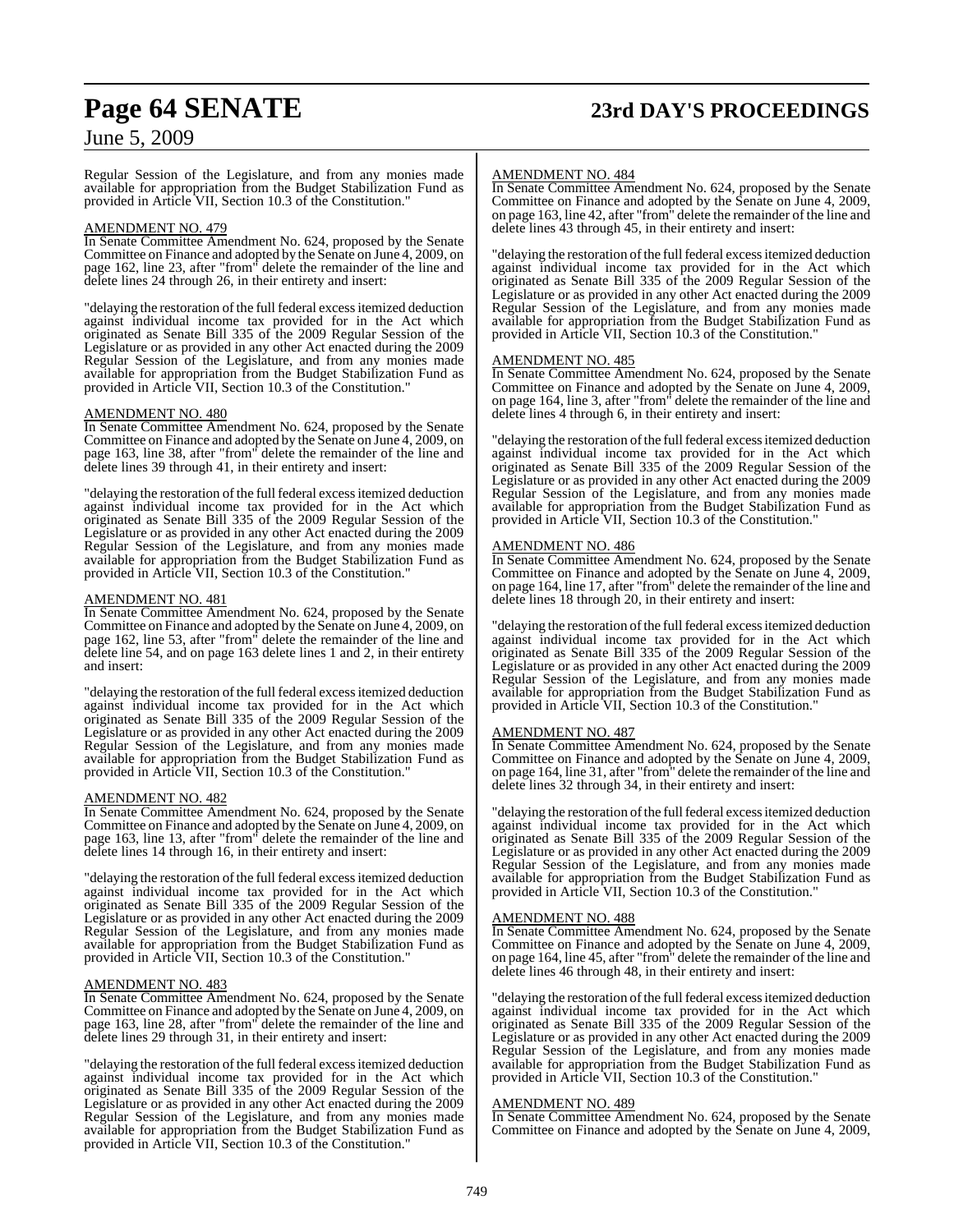Regular Session of the Legislature, and from any monies made available for appropriation from the Budget Stabilization Fund as provided in Article VII, Section 10.3 of the Constitution."

AMENDMENT NO. 479

In Senate Committee Amendment No. 624, proposed by the Senate Committee on Finance and adopted by the Senate on June 4, 2009, on page 162, line 23, after "from" delete the remainder of the line and delete lines 24 through 26, in their entirety and insert:

"delaying the restoration of the full federal excess itemized deduction against individual income tax provided for in the Act which originated as Senate Bill 335 of the 2009 Regular Session of the Legislature or as provided in any other Act enacted during the 2009 Regular Session of the Legislature, and from any monies made available for appropriation from the Budget Stabilization Fund as provided in Article VII, Section 10.3 of the Constitution."

AMENDMENT NO. 480

In Senate Committee Amendment No. 624, proposed by the Senate Committee on Finance and adopted by the Senate on June 4, 2009, on page 163, line 38, after "from" delete the remainder of the line and delete lines 39 through 41, in their entirety and insert:

"delaying the restoration of the full federal excess itemized deduction against individual income tax provided for in the Act which originated as Senate Bill 335 of the 2009 Regular Session of the Legislature or as provided in any other Act enacted during the 2009 Regular Session of the Legislature, and from any monies made available for appropriation from the Budget Stabilization Fund as provided in Article VII, Section 10.3 of the Constitution."

AMENDMENT NO. 481

In Senate Committee Amendment No. 624, proposed by the Senate Committee on Finance and adopted by the Senate on June 4, 2009, on page 162, line 53, after "from" delete the remainder of the line and delete line 54, and on page 163 delete lines 1 and 2, in their entirety and insert:

"delaying the restoration of the full federal excess itemized deduction against individual income tax provided for in the Act which originated as Senate Bill 335 of the 2009 Regular Session of the Legislature or as provided in any other Act enacted during the 2009 Regular Session of the Legislature, and from any monies made available for appropriation from the Budget Stabilization Fund as provided in Article VII, Section 10.3 of the Constitution."

AMENDMENT NO. 482

In Senate Committee Amendment No. 624, proposed by the Senate Committee on Finance and adopted by the Senate on June 4, 2009, on page 163, line 13, after "from" delete the remainder of the line and delete lines 14 through 16, in their entirety and insert:

"delaying the restoration of the full federal excess itemized deduction against individual income tax provided for in the Act which originated as Senate Bill 335 of the 2009 Regular Session of the Legislature or as provided in any other Act enacted during the 2009 Regular Session of the Legislature, and from any monies made available for appropriation from the Budget Stabilization Fund as provided in Article VII, Section 10.3 of the Constitution."

AMENDMENT NO. 483

In Senate Committee Amendment No. 624, proposed by the Senate Committee on Finance and adopted by the Senate on June 4, 2009, on page 163, line 28, after "from" delete the remainder of the line and delete lines 29 through 31, in their entirety and insert:

"delaying the restoration of the full federal excess itemized deduction against individual income tax provided for in the Act which originated as Senate Bill 335 of the 2009 Regular Session of the Legislature or as provided in any other Act enacted during the 2009 Regular Session of the Legislature, and from any monies made available for appropriation from the Budget Stabilization Fund as provided in Article VII, Section 10.3 of the Constitution."

AMENDMENT NO. 484

In Senate Committee Amendment No. 624, proposed by the Senate Committee on Finance and adopted by the Senate on June 4, 2009, on page 163, line 42, after "from" delete the remainder of the line and delete lines 43 through 45, in their entirety and insert:

"delaying the restoration of the full federal excess itemized deduction against individual income tax provided for in the Act which originated as Senate Bill 335 of the 2009 Regular Session of the Legislature or as provided in any other Act enacted during the 2009 Regular Session of the Legislature, and from any monies made available for appropriation from the Budget Stabilization Fund as provided in Article VII, Section 10.3 of the Constitution."

AMENDMENT NO. 485

In Senate Committee Amendment No. 624, proposed by the Senate Committee on Finance and adopted by the Senate on June 4, 2009, on page 164, line 3, after "from" delete the remainder of the line and delete lines 4 through 6, in their entirety and insert:

"delaying the restoration of the full federal excess itemized deduction against individual income tax provided for in the Act which originated as Senate Bill 335 of the 2009 Regular Session of the Legislature or as provided in any other Act enacted during the 2009 Regular Session of the Legislature, and from any monies made available for appropriation from the Budget Stabilization Fund as provided in Article VII, Section 10.3 of the Constitution."

AMENDMENT NO. 486

In Senate Committee Amendment No. 624, proposed by the Senate Committee on Finance and adopted by the Senate on June 4, 2009, on page 164, line 17, after "from" delete the remainder of the line and delete lines 18 through 20, in their entirety and insert:

"delaying the restoration of the full federal excess itemized deduction against individual income tax provided for in the Act which originated as Senate Bill 335 of the 2009 Regular Session of the Legislature or as provided in any other Act enacted during the 2009 Regular Session of the Legislature, and from any monies made available for appropriation from the Budget Stabilization Fund as provided in Article VII, Section 10.3 of the Constitution."

AMENDMENT NO. 487

In Senate Committee Amendment No. 624, proposed by the Senate Committee on Finance and adopted by the Senate on June 4, 2009, on page 164, line 31, after "from" delete the remainder of the line and delete lines 32 through 34, in their entirety and insert:

"delaying the restoration of the full federal excess itemized deduction against individual income tax provided for in the Act which originated as Senate Bill 335 of the 2009 Regular Session of the Legislature or as provided in any other Act enacted during the 2009 Regular Session of the Legislature, and from any monies made available for appropriation from the Budget Stabilization Fund as provided in Article VII, Section 10.3 of the Constitution."

AMENDMENT NO. 488

In Senate Committee Amendment No. 624, proposed by the Senate Committee on Finance and adopted by the Senate on June 4, 2009, on page 164, line 45, after "from" delete the remainder of the line and delete lines 46 through 48, in their entirety and insert:

"delaying the restoration of the full federal excess itemized deduction against individual income tax provided for in the Act which originated as Senate Bill 335 of the 2009 Regular Session of the Legislature or as provided in any other Act enacted during the 2009 Regular Session of the Legislature, and from any monies made available for appropriation from the Budget Stabilization Fund as provided in Article VII, Section 10.3 of the Constitution."

AMENDMENT NO. 489

In Senate Committee Amendment No. 624, proposed by the Senate Committee on Finance and adopted by the Senate on June 4, 2009,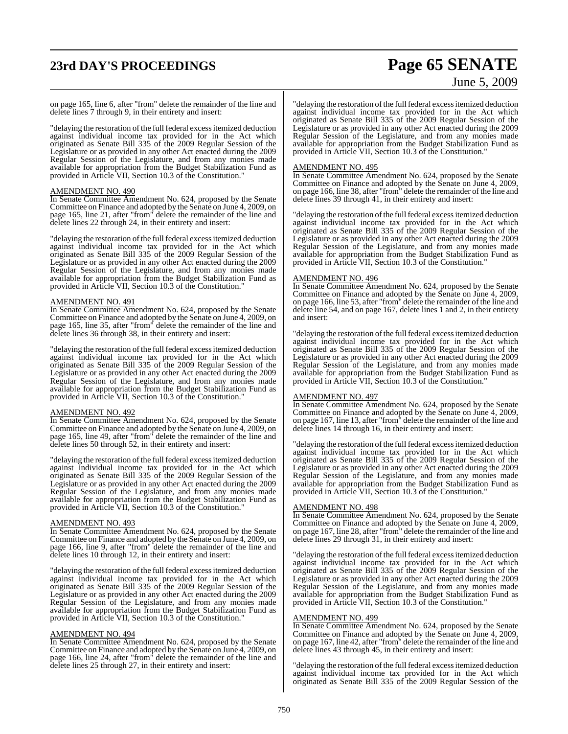on page 165, line 6, after "from" delete the remainder of the line and delete lines 7 through 9, in their entirety and insert:

"delaying the restoration of the full federal excess itemized deduction against individual income tax provided for in the Act which originated as Senate Bill 335 of the 2009 Regular Session of the Legislature or as provided in any other Act enacted during the 2009 Regular Session of the Legislature, and from any monies made available for appropriation from the Budget Stabilization Fund as provided in Article VII, Section 10.3 of the Constitution."

AMENDMENT NO. 490
In Senate Committee Amendment No. 624, proposed by the Senate Committee on Finance and adopted by the Senate on June 4, 2009, on page 165, line 21, after "from" delete the remainder of the line and delete lines 22 through 24, in their entirety and insert:

"delaying the restoration of the full federal excess itemized deduction against individual income tax provided for in the Act which originated as Senate Bill 335 of the 2009 Regular Session of the Legislature or as provided in any other Act enacted during the 2009 Regular Session of the Legislature, and from any monies made available for appropriation from the Budget Stabilization Fund as provided in Article VII, Section 10.3 of the Constitution."

AMENDMENT NO. 491
In Senate Committee Amendment No. 624, proposed by the Senate Committee on Finance and adopted by the Senate on June 4, 2009, on page 165, line 35, after "from" delete the remainder of the line and delete lines 36 through 38, in their entirety and insert:

"delaying the restoration of the full federal excess itemized deduction against individual income tax provided for in the Act which originated as Senate Bill 335 of the 2009 Regular Session of the Legislature or as provided in any other Act enacted during the 2009 Regular Session of the Legislature, and from any monies made available for appropriation from the Budget Stabilization Fund as provided in Article VII, Section 10.3 of the Constitution."

AMENDMENT NO. 492
In Senate Committee Amendment No. 624, proposed by the Senate Committee on Finance and adopted by the Senate on June 4, 2009, on page 165, line 49, after "from" delete the remainder of the line and delete lines 50 through 52, in their entirety and insert:

"delaying the restoration of the full federal excess itemized deduction against individual income tax provided for in the Act which originated as Senate Bill 335 of the 2009 Regular Session of the Legislature or as provided in any other Act enacted during the 2009 Regular Session of the Legislature, and from any monies made available for appropriation from the Budget Stabilization Fund as provided in Article VII, Section 10.3 of the Constitution."

AMENDMENT NO. 493
In Senate Committee Amendment No. 624, proposed by the Senate Committee on Finance and adopted by the Senate on June 4, 2009, on page 166, line 9, after "from" delete the remainder of the line and delete lines 10 through 12, in their entirety and insert:

"delaying the restoration of the full federal excess itemized deduction against individual income tax provided for in the Act which originated as Senate Bill 335 of the 2009 Regular Session of the Legislature or as provided in any other Act enacted during the 2009 Regular Session of the Legislature, and from any monies made available for appropriation from the Budget Stabilization Fund as provided in Article VII, Section 10.3 of the Constitution."

AMENDMENT NO. 494
In Senate Committee Amendment No. 624, proposed by the Senate Committee on Finance and adopted by the Senate on June 4, 2009, on page 166, line 24, after "from" delete the remainder of the line and delete lines 25 through 27, in their entirety and insert:

"delaying the restoration of the full federal excess itemized deduction against individual income tax provided for in the Act which originated as Senate Bill 335 of the 2009 Regular Session of the Legislature or as provided in any other Act enacted during the 2009 Regular Session of the Legislature, and from any monies made available for appropriation from the Budget Stabilization Fund as provided in Article VII, Section 10.3 of the Constitution."

AMENDMENT NO. 495
In Senate Committee Amendment No. 624, proposed by the Senate Committee on Finance and adopted by the Senate on June 4, 2009, on page 166, line 38, after "from" delete the remainder of the line and delete lines 39 through 41, in their entirety and insert:

"delaying the restoration of the full federal excess itemized deduction against individual income tax provided for in the Act which originated as Senate Bill 335 of the 2009 Regular Session of the Legislature or as provided in any other Act enacted during the 2009 Regular Session of the Legislature, and from any monies made available for appropriation from the Budget Stabilization Fund as provided in Article VII, Section 10.3 of the Constitution."

AMENDMENT NO. 496
In Senate Committee Amendment No. 624, proposed by the Senate Committee on Finance and adopted by the Senate on June 4, 2009, on page 166, line 53, after "from" delete the remainder of the line and delete line 54, and on page 167, delete lines 1 and 2, in their entirety and insert:

"delaying the restoration of the full federal excess itemized deduction against individual income tax provided for in the Act which originated as Senate Bill 335 of the 2009 Regular Session of the Legislature or as provided in any other Act enacted during the 2009 Regular Session of the Legislature, and from any monies made available for appropriation from the Budget Stabilization Fund as provided in Article VII, Section 10.3 of the Constitution."

AMENDMENT NO. 497
In Senate Committee Amendment No. 624, proposed by the Senate Committee on Finance and adopted by the Senate on June 4, 2009, on page 167, line 13, after "from" delete the remainder of the line and delete lines 14 through 16, in their entirety and insert:

"delaying the restoration of the full federal excess itemized deduction against individual income tax provided for in the Act which originated as Senate Bill 335 of the 2009 Regular Session of the Legislature or as provided in any other Act enacted during the 2009 Regular Session of the Legislature, and from any monies made available for appropriation from the Budget Stabilization Fund as provided in Article VII, Section 10.3 of the Constitution."

AMENDMENT NO. 498
In Senate Committee Amendment No. 624, proposed by the Senate Committee on Finance and adopted by the Senate on June 4, 2009, on page 167, line 28, after "from" delete the remainder of the line and delete lines 29 through 31, in their entirety and insert:

"delaying the restoration of the full federal excess itemized deduction against individual income tax provided for in the Act which originated as Senate Bill 335 of the 2009 Regular Session of the Legislature or as provided in any other Act enacted during the 2009 Regular Session of the Legislature, and from any monies made available for appropriation from the Budget Stabilization Fund as provided in Article VII, Section 10.3 of the Constitution."

AMENDMENT NO. 499
In Senate Committee Amendment No. 624, proposed by the Senate Committee on Finance and adopted by the Senate on June 4, 2009, on page 167, line 42, after "from" delete the remainder of the line and delete lines 43 through 45, in their entirety and insert:

"delaying the restoration of the full federal excess itemized deduction against individual income tax provided for in the Act which originated as Senate Bill 335 of the 2009 Regular Session of the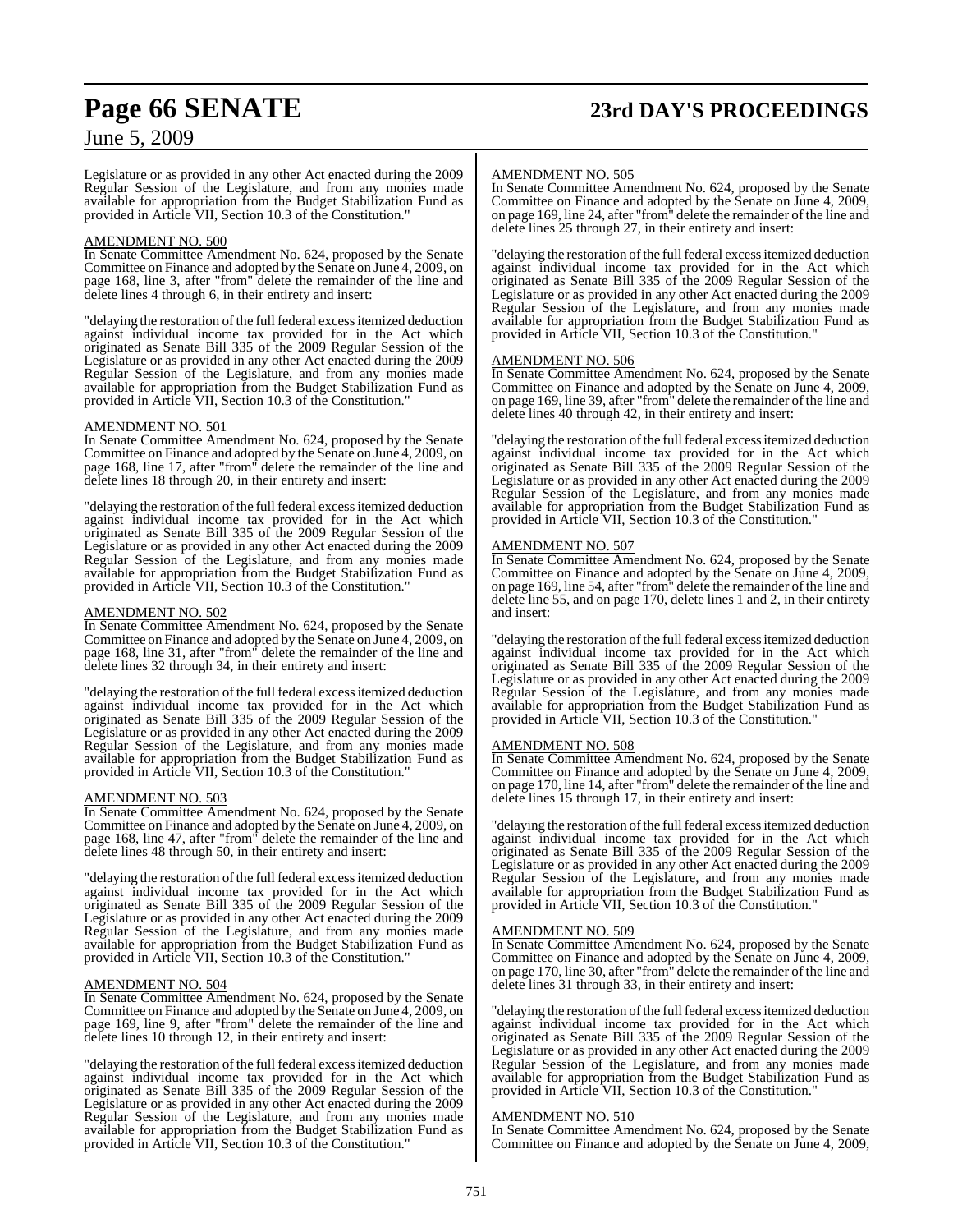Legislature or as provided in any other Act enacted during the 2009 Regular Session of the Legislature, and from any monies made available for appropriation from the Budget Stabilization Fund as provided in Article VII, Section 10.3 of the Constitution."

AMENDMENT NO. 500

In Senate Committee Amendment No. 624, proposed by the Senate Committee on Finance and adopted by the Senate on June 4, 2009, on page 168, line 3, after "from" delete the remainder of the line and delete lines 4 through 6, in their entirety and insert:

"delaying the restoration of the full federal excess itemized deduction against individual income tax provided for in the Act which originated as Senate Bill 335 of the 2009 Regular Session of the Legislature or as provided in any other Act enacted during the 2009 Regular Session of the Legislature, and from any monies made available for appropriation from the Budget Stabilization Fund as provided in Article VII, Section 10.3 of the Constitution."

AMENDMENT NO. 501

In Senate Committee Amendment No. 624, proposed by the Senate Committee on Finance and adopted by the Senate on June 4, 2009, on page 168, line 17, after "from" delete the remainder of the line and delete lines 18 through 20, in their entirety and insert:

"delaying the restoration of the full federal excess itemized deduction against individual income tax provided for in the Act which originated as Senate Bill 335 of the 2009 Regular Session of the Legislature or as provided in any other Act enacted during the 2009 Regular Session of the Legislature, and from any monies made available for appropriation from the Budget Stabilization Fund as provided in Article VII, Section 10.3 of the Constitution."

AMENDMENT NO. 502

In Senate Committee Amendment No. 624, proposed by the Senate Committee on Finance and adopted by the Senate on June 4, 2009, on page 168, line 31, after "from" delete the remainder of the line and delete lines 32 through 34, in their entirety and insert:

"delaying the restoration of the full federal excess itemized deduction against individual income tax provided for in the Act which originated as Senate Bill 335 of the 2009 Regular Session of the Legislature or as provided in any other Act enacted during the 2009 Regular Session of the Legislature, and from any monies made available for appropriation from the Budget Stabilization Fund as provided in Article VII, Section 10.3 of the Constitution."

AMENDMENT NO. 503

In Senate Committee Amendment No. 624, proposed by the Senate Committee on Finance and adopted by the Senate on June 4, 2009, on page 168, line 47, after "from" delete the remainder of the line and delete lines 48 through 50, in their entirety and insert:

"delaying the restoration of the full federal excess itemized deduction against individual income tax provided for in the Act which originated as Senate Bill 335 of the 2009 Regular Session of the Legislature or as provided in any other Act enacted during the 2009 Regular Session of the Legislature, and from any monies made available for appropriation from the Budget Stabilization Fund as provided in Article VII, Section 10.3 of the Constitution."

AMENDMENT NO. 504

In Senate Committee Amendment No. 624, proposed by the Senate Committee on Finance and adopted by the Senate on June 4, 2009, on page 169, line 9, after "from" delete the remainder of the line and delete lines 10 through 12, in their entirety and insert:

"delaying the restoration of the full federal excess itemized deduction against individual income tax provided for in the Act which originated as Senate Bill 335 of the 2009 Regular Session of the Legislature or as provided in any other Act enacted during the 2009 Regular Session of the Legislature, and from any monies made available for appropriation from the Budget Stabilization Fund as provided in Article VII, Section 10.3 of the Constitution."

AMENDMENT NO. 505

In Senate Committee Amendment No. 624, proposed by the Senate Committee on Finance and adopted by the Senate on June 4, 2009, on page 169, line 24, after "from" delete the remainder of the line and delete lines 25 through 27, in their entirety and insert:

"delaying the restoration of the full federal excess itemized deduction against individual income tax provided for in the Act which originated as Senate Bill 335 of the 2009 Regular Session of the Legislature or as provided in any other Act enacted during the 2009 Regular Session of the Legislature, and from any monies made available for appropriation from the Budget Stabilization Fund as provided in Article VII, Section 10.3 of the Constitution."

AMENDMENT NO. 506

In Senate Committee Amendment No. 624, proposed by the Senate Committee on Finance and adopted by the Senate on June 4, 2009, on page 169, line 39, after "from" delete the remainder of the line and delete lines 40 through 42, in their entirety and insert:

"delaying the restoration of the full federal excess itemized deduction against individual income tax provided for in the Act which originated as Senate Bill 335 of the 2009 Regular Session of the Legislature or as provided in any other Act enacted during the 2009 Regular Session of the Legislature, and from any monies made available for appropriation from the Budget Stabilization Fund as provided in Article VII, Section 10.3 of the Constitution."

AMENDMENT NO. 507

In Senate Committee Amendment No. 624, proposed by the Senate Committee on Finance and adopted by the Senate on June 4, 2009, on page 169, line 54, after "from" delete the remainder of the line and delete line 55, and on page 170, delete lines 1 and 2, in their entirety and insert:

"delaying the restoration of the full federal excess itemized deduction against individual income tax provided for in the Act which originated as Senate Bill 335 of the 2009 Regular Session of the Legislature or as provided in any other Act enacted during the 2009 Regular Session of the Legislature, and from any monies made available for appropriation from the Budget Stabilization Fund as provided in Article VII, Section 10.3 of the Constitution."

AMENDMENT NO. 508

In Senate Committee Amendment No. 624, proposed by the Senate Committee on Finance and adopted by the Senate on June 4, 2009, on page 170, line 14, after "from" delete the remainder of the line and delete lines 15 through 17, in their entirety and insert:

"delaying the restoration of the full federal excess itemized deduction against individual income tax provided for in the Act which originated as Senate Bill 335 of the 2009 Regular Session of the Legislature or as provided in any other Act enacted during the 2009 Regular Session of the Legislature, and from any monies made available for appropriation from the Budget Stabilization Fund as provided in Article VII, Section 10.3 of the Constitution."

AMENDMENT NO. 509

In Senate Committee Amendment No. 624, proposed by the Senate Committee on Finance and adopted by the Senate on June 4, 2009, on page 170, line 30, after "from" delete the remainder of the line and delete lines 31 through 33, in their entirety and insert:

"delaying the restoration of the full federal excess itemized deduction against individual income tax provided for in the Act which originated as Senate Bill 335 of the 2009 Regular Session of the Legislature or as provided in any other Act enacted during the 2009 Regular Session of the Legislature, and from any monies made available for appropriation from the Budget Stabilization Fund as provided in Article VII, Section 10.3 of the Constitution."

AMENDMENT NO. 510

In Senate Committee Amendment No. 624, proposed by the Senate Committee on Finance and adopted by the Senate on June 4, 2009,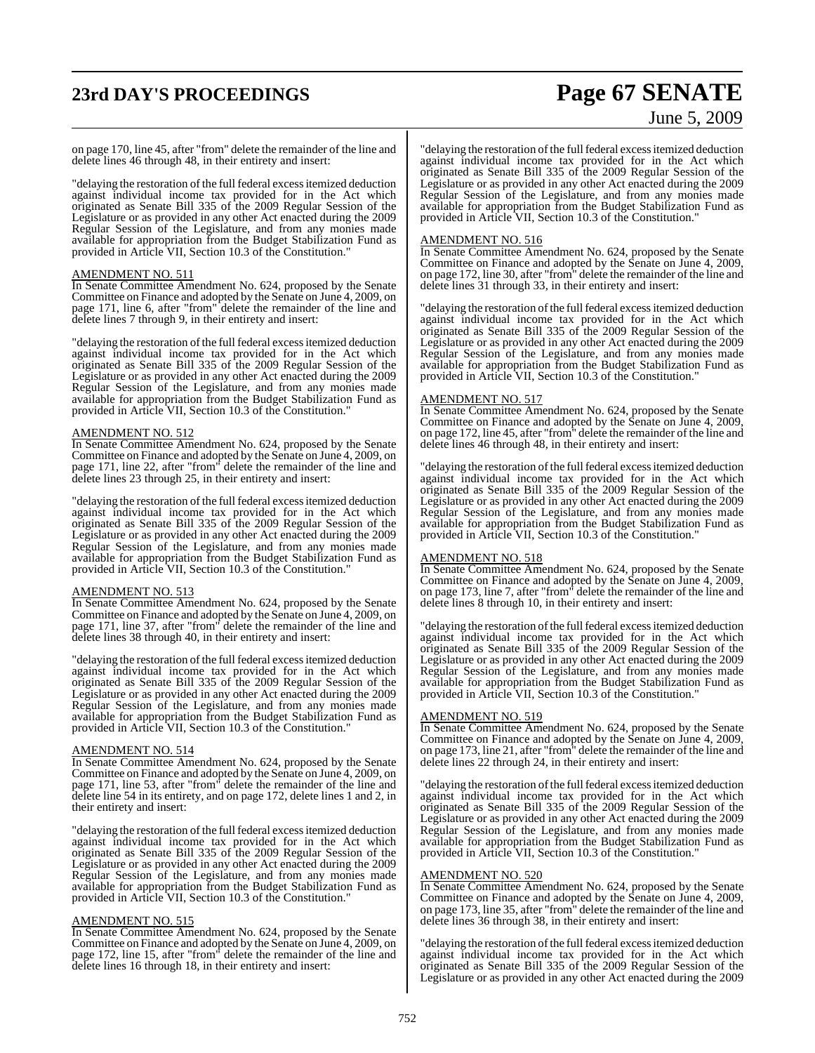on page 170, line 45, after "from" delete the remainder of the line and delete lines 46 through 48, in their entirety and insert:

"delaying the restoration of the full federal excess itemized deduction against individual income tax provided for in the Act which originated as Senate Bill 335 of the 2009 Regular Session of the Legislature or as provided in any other Act enacted during the 2009 Regular Session of the Legislature, and from any monies made available for appropriation from the Budget Stabilization Fund as provided in Article VII, Section 10.3 of the Constitution."

AMENDMENT NO. 511
In Senate Committee Amendment No. 624, proposed by the Senate Committee on Finance and adopted by the Senate on June 4, 2009, on page 171, line 6, after "from" delete the remainder of the line and delete lines 7 through 9, in their entirety and insert:

"delaying the restoration of the full federal excess itemized deduction against individual income tax provided for in the Act which originated as Senate Bill 335 of the 2009 Regular Session of the Legislature or as provided in any other Act enacted during the 2009 Regular Session of the Legislature, and from any monies made available for appropriation from the Budget Stabilization Fund as provided in Article VII, Section 10.3 of the Constitution."

AMENDMENT NO. 512
In Senate Committee Amendment No. 624, proposed by the Senate Committee on Finance and adopted by the Senate on June 4, 2009, on page 171, line 22, after "from" delete the remainder of the line and delete lines 23 through 25, in their entirety and insert:

"delaying the restoration of the full federal excess itemized deduction against individual income tax provided for in the Act which originated as Senate Bill 335 of the 2009 Regular Session of the Legislature or as provided in any other Act enacted during the 2009 Regular Session of the Legislature, and from any monies made available for appropriation from the Budget Stabilization Fund as provided in Article VII, Section 10.3 of the Constitution."

AMENDMENT NO. 513
In Senate Committee Amendment No. 624, proposed by the Senate Committee on Finance and adopted by the Senate on June 4, 2009, on page 171, line 37, after "from" delete the remainder of the line and delete lines 38 through 40, in their entirety and insert:

"delaying the restoration of the full federal excess itemized deduction against individual income tax provided for in the Act which originated as Senate Bill 335 of the 2009 Regular Session of the Legislature or as provided in any other Act enacted during the 2009 Regular Session of the Legislature, and from any monies made available for appropriation from the Budget Stabilization Fund as provided in Article VII, Section 10.3 of the Constitution."

AMENDMENT NO. 514
In Senate Committee Amendment No. 624, proposed by the Senate Committee on Finance and adopted by the Senate on June 4, 2009, on page 171, line 53, after "from" delete the remainder of the line and delete line 54 in its entirety, and on page 172, delete lines 1 and 2, in their entirety and insert:

"delaying the restoration of the full federal excess itemized deduction against individual income tax provided for in the Act which originated as Senate Bill 335 of the 2009 Regular Session of the Legislature or as provided in any other Act enacted during the 2009 Regular Session of the Legislature, and from any monies made available for appropriation from the Budget Stabilization Fund as provided in Article VII, Section 10.3 of the Constitution."

AMENDMENT NO. 515
In Senate Committee Amendment No. 624, proposed by the Senate Committee on Finance and adopted by the Senate on June 4, 2009, on page 172, line 15, after "from" delete the remainder of the line and delete lines 16 through 18, in their entirety and insert:

"delaying the restoration of the full federal excess itemized deduction against individual income tax provided for in the Act which originated as Senate Bill 335 of the 2009 Regular Session of the Legislature or as provided in any other Act enacted during the 2009 Regular Session of the Legislature, and from any monies made available for appropriation from the Budget Stabilization Fund as provided in Article VII, Section 10.3 of the Constitution."

AMENDMENT NO. 516
In Senate Committee Amendment No. 624, proposed by the Senate Committee on Finance and adopted by the Senate on June 4, 2009, on page 172, line 30, after "from" delete the remainder of the line and delete lines 31 through 33, in their entirety and insert:

"delaying the restoration of the full federal excess itemized deduction against individual income tax provided for in the Act which originated as Senate Bill 335 of the 2009 Regular Session of the Legislature or as provided in any other Act enacted during the 2009 Regular Session of the Legislature, and from any monies made available for appropriation from the Budget Stabilization Fund as provided in Article VII, Section 10.3 of the Constitution."

AMENDMENT NO. 517
In Senate Committee Amendment No. 624, proposed by the Senate Committee on Finance and adopted by the Senate on June 4, 2009, on page 172, line 45, after "from" delete the remainder of the line and delete lines 46 through 48, in their entirety and insert:

"delaying the restoration of the full federal excess itemized deduction against individual income tax provided for in the Act which originated as Senate Bill 335 of the 2009 Regular Session of the Legislature or as provided in any other Act enacted during the 2009 Regular Session of the Legislature, and from any monies made available for appropriation from the Budget Stabilization Fund as provided in Article VII, Section 10.3 of the Constitution."

AMENDMENT NO. 518
In Senate Committee Amendment No. 624, proposed by the Senate Committee on Finance and adopted by the Senate on June 4, 2009, on page 173, line 7, after "from" delete the remainder of the line and delete lines 8 through 10, in their entirety and insert:

"delaying the restoration of the full federal excess itemized deduction against individual income tax provided for in the Act which originated as Senate Bill 335 of the 2009 Regular Session of the Legislature or as provided in any other Act enacted during the 2009 Regular Session of the Legislature, and from any monies made available for appropriation from the Budget Stabilization Fund as provided in Article VII, Section 10.3 of the Constitution."

AMENDMENT NO. 519
In Senate Committee Amendment No. 624, proposed by the Senate Committee on Finance and adopted by the Senate on June 4, 2009, on page 173, line 21, after "from" delete the remainder of the line and delete lines 22 through 24, in their entirety and insert:

"delaying the restoration of the full federal excess itemized deduction against individual income tax provided for in the Act which originated as Senate Bill 335 of the 2009 Regular Session of the Legislature or as provided in any other Act enacted during the 2009 Regular Session of the Legislature, and from any monies made available for appropriation from the Budget Stabilization Fund as provided in Article VII, Section 10.3 of the Constitution."

AMENDMENT NO. 520
In Senate Committee Amendment No. 624, proposed by the Senate Committee on Finance and adopted by the Senate on June 4, 2009, on page 173, line 35, after "from" delete the remainder of the line and delete lines 36 through 38, in their entirety and insert:

"delaying the restoration of the full federal excess itemized deduction against individual income tax provided for in the Act which originated as Senate Bill 335 of the 2009 Regular Session of the Legislature or as provided in any other Act enacted during the 2009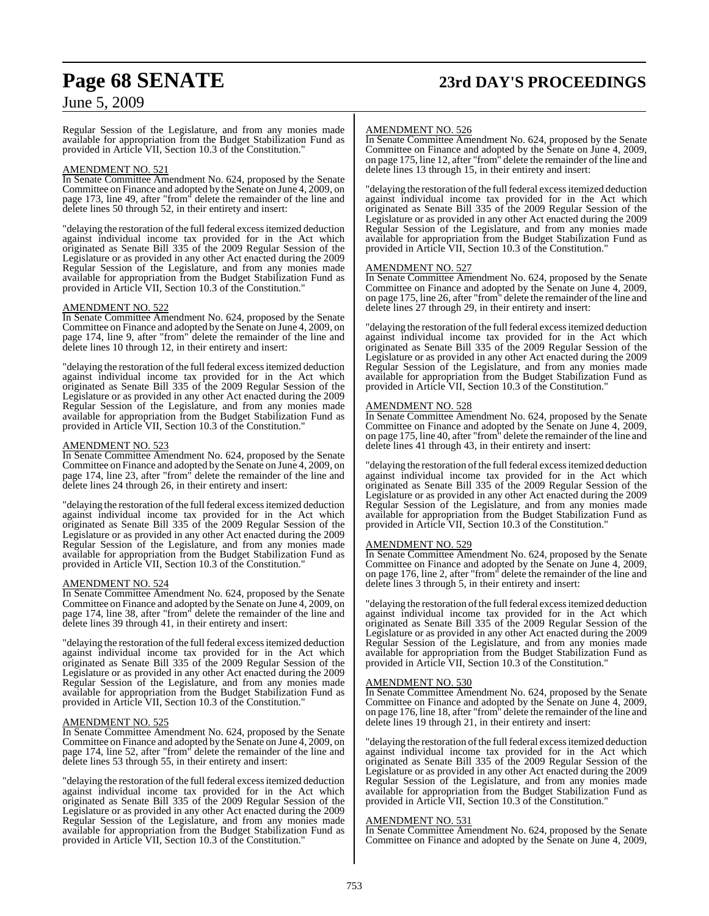Regular Session of the Legislature, and from any monies made available for appropriation from the Budget Stabilization Fund as provided in Article VII, Section 10.3 of the Constitution."

AMENDMENT NO. 521

In Senate Committee Amendment No. 624, proposed by the Senate Committee on Finance and adopted by the Senate on June 4, 2009, on page 173, line 49, after "from" delete the remainder of the line and delete lines 50 through 52, in their entirety and insert:

"delaying the restoration of the full federal excess itemized deduction against individual income tax provided for in the Act which originated as Senate Bill 335 of the 2009 Regular Session of the Legislature or as provided in any other Act enacted during the 2009 Regular Session of the Legislature, and from any monies made available for appropriation from the Budget Stabilization Fund as provided in Article VII, Section 10.3 of the Constitution."

AMENDMENT NO. 522

In Senate Committee Amendment No. 624, proposed by the Senate Committee on Finance and adopted by the Senate on June 4, 2009, on page 174, line 9, after "from" delete the remainder of the line and delete lines 10 through 12, in their entirety and insert:

"delaying the restoration of the full federal excess itemized deduction against individual income tax provided for in the Act which originated as Senate Bill 335 of the 2009 Regular Session of the Legislature or as provided in any other Act enacted during the 2009 Regular Session of the Legislature, and from any monies made available for appropriation from the Budget Stabilization Fund as provided in Article VII, Section 10.3 of the Constitution."

AMENDMENT NO. 523

In Senate Committee Amendment No. 624, proposed by the Senate Committee on Finance and adopted by the Senate on June 4, 2009, on page 174, line 23, after "from" delete the remainder of the line and delete lines 24 through 26, in their entirety and insert:

"delaying the restoration of the full federal excess itemized deduction against individual income tax provided for in the Act which originated as Senate Bill 335 of the 2009 Regular Session of the Legislature or as provided in any other Act enacted during the 2009 Regular Session of the Legislature, and from any monies made available for appropriation from the Budget Stabilization Fund as provided in Article VII, Section 10.3 of the Constitution."

AMENDMENT NO. 524

In Senate Committee Amendment No. 624, proposed by the Senate Committee on Finance and adopted by the Senate on June 4, 2009, on page 174, line 38, after "from" delete the remainder of the line and delete lines 39 through 41, in their entirety and insert:

"delaying the restoration of the full federal excess itemized deduction against individual income tax provided for in the Act which originated as Senate Bill 335 of the 2009 Regular Session of the Legislature or as provided in any other Act enacted during the 2009 Regular Session of the Legislature, and from any monies made available for appropriation from the Budget Stabilization Fund as provided in Article VII, Section 10.3 of the Constitution."

AMENDMENT NO. 525

In Senate Committee Amendment No. 624, proposed by the Senate Committee on Finance and adopted by the Senate on June 4, 2009, on page 174, line 52, after "from" delete the remainder of the line and delete lines 53 through 55, in their entirety and insert:

"delaying the restoration of the full federal excess itemized deduction against individual income tax provided for in the Act which originated as Senate Bill 335 of the 2009 Regular Session of the Legislature or as provided in any other Act enacted during the 2009 Regular Session of the Legislature, and from any monies made available for appropriation from the Budget Stabilization Fund as provided in Article VII, Section 10.3 of the Constitution."

AMENDMENT NO. 526

In Senate Committee Amendment No. 624, proposed by the Senate Committee on Finance and adopted by the Senate on June 4, 2009, on page 175, line 12, after "from" delete the remainder of the line and delete lines 13 through 15, in their entirety and insert:

"delaying the restoration of the full federal excess itemized deduction against individual income tax provided for in the Act which originated as Senate Bill 335 of the 2009 Regular Session of the Legislature or as provided in any other Act enacted during the 2009 Regular Session of the Legislature, and from any monies made available for appropriation from the Budget Stabilization Fund as provided in Article VII, Section 10.3 of the Constitution."

AMENDMENT NO. 527

In Senate Committee Amendment No. 624, proposed by the Senate Committee on Finance and adopted by the Senate on June 4, 2009, on page 175, line 26, after "from" delete the remainder of the line and delete lines 27 through 29, in their entirety and insert:

"delaying the restoration of the full federal excess itemized deduction against individual income tax provided for in the Act which originated as Senate Bill 335 of the 2009 Regular Session of the Legislature or as provided in any other Act enacted during the 2009 Regular Session of the Legislature, and from any monies made available for appropriation from the Budget Stabilization Fund as provided in Article VII, Section 10.3 of the Constitution."

AMENDMENT NO. 528

In Senate Committee Amendment No. 624, proposed by the Senate Committee on Finance and adopted by the Senate on June 4, 2009, on page 175, line 40, after "from" delete the remainder of the line and delete lines 41 through 43, in their entirety and insert:

"delaying the restoration of the full federal excess itemized deduction against individual income tax provided for in the Act which originated as Senate Bill 335 of the 2009 Regular Session of the Legislature or as provided in any other Act enacted during the 2009 Regular Session of the Legislature, and from any monies made available for appropriation from the Budget Stabilization Fund as provided in Article VII, Section 10.3 of the Constitution."

AMENDMENT NO. 529

In Senate Committee Amendment No. 624, proposed by the Senate Committee on Finance and adopted by the Senate on June 4, 2009, on page 176, line 2, after "from" delete the remainder of the line and delete lines 3 through 5, in their entirety and insert:

"delaying the restoration of the full federal excess itemized deduction against individual income tax provided for in the Act which originated as Senate Bill 335 of the 2009 Regular Session of the Legislature or as provided in any other Act enacted during the 2009 Regular Session of the Legislature, and from any monies made available for appropriation from the Budget Stabilization Fund as provided in Article VII, Section 10.3 of the Constitution."

AMENDMENT NO. 530

In Senate Committee Amendment No. 624, proposed by the Senate Committee on Finance and adopted by the Senate on June 4, 2009, on page 176, line 18, after "from" delete the remainder of the line and delete lines 19 through 21, in their entirety and insert:

"delaying the restoration of the full federal excess itemized deduction against individual income tax provided for in the Act which originated as Senate Bill 335 of the 2009 Regular Session of the Legislature or as provided in any other Act enacted during the 2009 Regular Session of the Legislature, and from any monies made available for appropriation from the Budget Stabilization Fund as provided in Article VII, Section 10.3 of the Constitution."

AMENDMENT NO. 531

In Senate Committee Amendment No. 624, proposed by the Senate Committee on Finance and adopted by the Senate on June 4, 2009,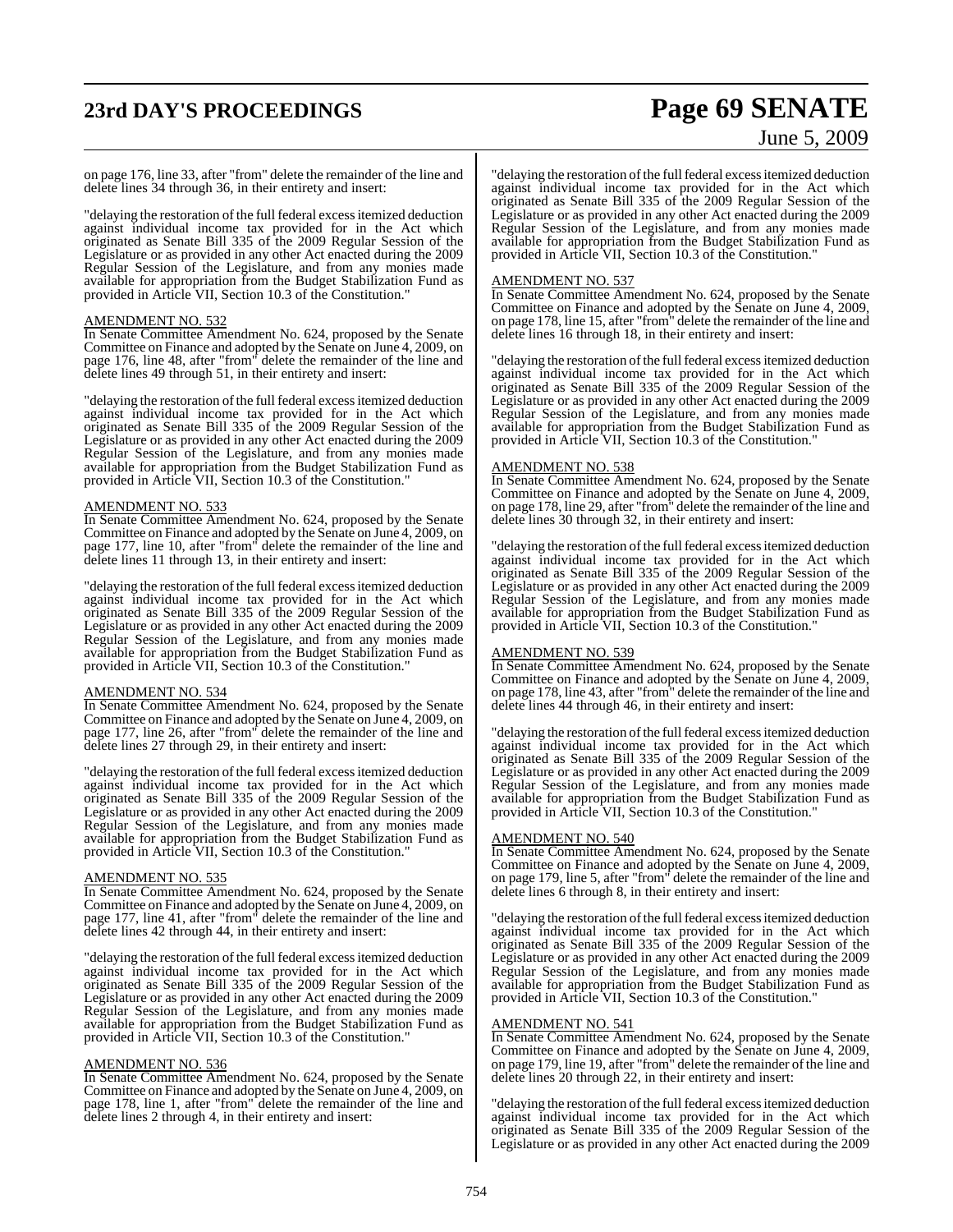on page 176, line 33, after "from" delete the remainder of the line and delete lines 34 through 36, in their entirety and insert:

"delaying the restoration of the full federal excess itemized deduction against individual income tax provided for in the Act which originated as Senate Bill 335 of the 2009 Regular Session of the Legislature or as provided in any other Act enacted during the 2009 Regular Session of the Legislature, and from any monies made available for appropriation from the Budget Stabilization Fund as provided in Article VII, Section 10.3 of the Constitution."

AMENDMENT NO. 532

In Senate Committee Amendment No. 624, proposed by the Senate Committee on Finance and adopted by the Senate on June 4, 2009, on page 176, line 48, after "from" delete the remainder of the line and delete lines 49 through 51, in their entirety and insert:

"delaying the restoration of the full federal excess itemized deduction against individual income tax provided for in the Act which originated as Senate Bill 335 of the 2009 Regular Session of the Legislature or as provided in any other Act enacted during the 2009 Regular Session of the Legislature, and from any monies made available for appropriation from the Budget Stabilization Fund as provided in Article VII, Section 10.3 of the Constitution."

AMENDMENT NO. 533

In Senate Committee Amendment No. 624, proposed by the Senate Committee on Finance and adopted by the Senate on June 4, 2009, on page 177, line 10, after "from" delete the remainder of the line and delete lines 11 through 13, in their entirety and insert:

"delaying the restoration of the full federal excess itemized deduction against individual income tax provided for in the Act which originated as Senate Bill 335 of the 2009 Regular Session of the Legislature or as provided in any other Act enacted during the 2009 Regular Session of the Legislature, and from any monies made available for appropriation from the Budget Stabilization Fund as provided in Article VII, Section 10.3 of the Constitution."

AMENDMENT NO. 534

In Senate Committee Amendment No. 624, proposed by the Senate Committee on Finance and adopted by the Senate on June 4, 2009, on page 177, line 26, after "from" delete the remainder of the line and delete lines 27 through 29, in their entirety and insert:

"delaying the restoration of the full federal excess itemized deduction against individual income tax provided for in the Act which originated as Senate Bill 335 of the 2009 Regular Session of the Legislature or as provided in any other Act enacted during the 2009 Regular Session of the Legislature, and from any monies made available for appropriation from the Budget Stabilization Fund as provided in Article VII, Section 10.3 of the Constitution."

AMENDMENT NO. 535

In Senate Committee Amendment No. 624, proposed by the Senate Committee on Finance and adopted by the Senate on June 4, 2009, on page 177, line 41, after "from" delete the remainder of the line and delete lines 42 through 44, in their entirety and insert:

"delaying the restoration of the full federal excess itemized deduction against individual income tax provided for in the Act which originated as Senate Bill 335 of the 2009 Regular Session of the Legislature or as provided in any other Act enacted during the 2009 Regular Session of the Legislature, and from any monies made available for appropriation from the Budget Stabilization Fund as provided in Article VII, Section 10.3 of the Constitution."

AMENDMENT NO. 536

In Senate Committee Amendment No. 624, proposed by the Senate Committee on Finance and adopted by the Senate on June 4, 2009, on page 178, line 1, after "from" delete the remainder of the line and delete lines 2 through 4, in their entirety and insert:

"delaying the restoration of the full federal excess itemized deduction against individual income tax provided for in the Act which originated as Senate Bill 335 of the 2009 Regular Session of the Legislature or as provided in any other Act enacted during the 2009 Regular Session of the Legislature, and from any monies made available for appropriation from the Budget Stabilization Fund as provided in Article VII, Section 10.3 of the Constitution."

AMENDMENT NO. 537

In Senate Committee Amendment No. 624, proposed by the Senate Committee on Finance and adopted by the Senate on June 4, 2009, on page 178, line 15, after "from" delete the remainder of the line and delete lines 16 through 18, in their entirety and insert:

"delaying the restoration of the full federal excess itemized deduction against individual income tax provided for in the Act which originated as Senate Bill 335 of the 2009 Regular Session of the Legislature or as provided in any other Act enacted during the 2009 Regular Session of the Legislature, and from any monies made available for appropriation from the Budget Stabilization Fund as provided in Article VII, Section 10.3 of the Constitution."

AMENDMENT NO. 538

In Senate Committee Amendment No. 624, proposed by the Senate Committee on Finance and adopted by the Senate on June 4, 2009, on page 178, line 29, after "from" delete the remainder of the line and delete lines 30 through 32, in their entirety and insert:

"delaying the restoration of the full federal excess itemized deduction against individual income tax provided for in the Act which originated as Senate Bill 335 of the 2009 Regular Session of the Legislature or as provided in any other Act enacted during the 2009 Regular Session of the Legislature, and from any monies made available for appropriation from the Budget Stabilization Fund as provided in Article VII, Section 10.3 of the Constitution."

AMENDMENT NO. 539

In Senate Committee Amendment No. 624, proposed by the Senate Committee on Finance and adopted by the Senate on June 4, 2009, on page 178, line 43, after "from" delete the remainder of the line and delete lines 44 through 46, in their entirety and insert:

"delaying the restoration of the full federal excess itemized deduction against individual income tax provided for in the Act which originated as Senate Bill 335 of the 2009 Regular Session of the Legislature or as provided in any other Act enacted during the 2009 Regular Session of the Legislature, and from any monies made available for appropriation from the Budget Stabilization Fund as provided in Article VII, Section 10.3 of the Constitution."

AMENDMENT NO. 540

In Senate Committee Amendment No. 624, proposed by the Senate Committee on Finance and adopted by the Senate on June 4, 2009, on page 179, line 5, after "from" delete the remainder of the line and delete lines 6 through 8, in their entirety and insert:

"delaying the restoration of the full federal excess itemized deduction against individual income tax provided for in the Act which originated as Senate Bill 335 of the 2009 Regular Session of the Legislature or as provided in any other Act enacted during the 2009 Regular Session of the Legislature, and from any monies made available for appropriation from the Budget Stabilization Fund as provided in Article VII, Section 10.3 of the Constitution."

AMENDMENT NO. 541

In Senate Committee Amendment No. 624, proposed by the Senate Committee on Finance and adopted by the Senate on June 4, 2009, on page 179, line 19, after "from" delete the remainder of the line and delete lines 20 through 22, in their entirety and insert:

"delaying the restoration of the full federal excess itemized deduction against individual income tax provided for in the Act which originated as Senate Bill 335 of the 2009 Regular Session of the Legislature or as provided in any other Act enacted during the 2009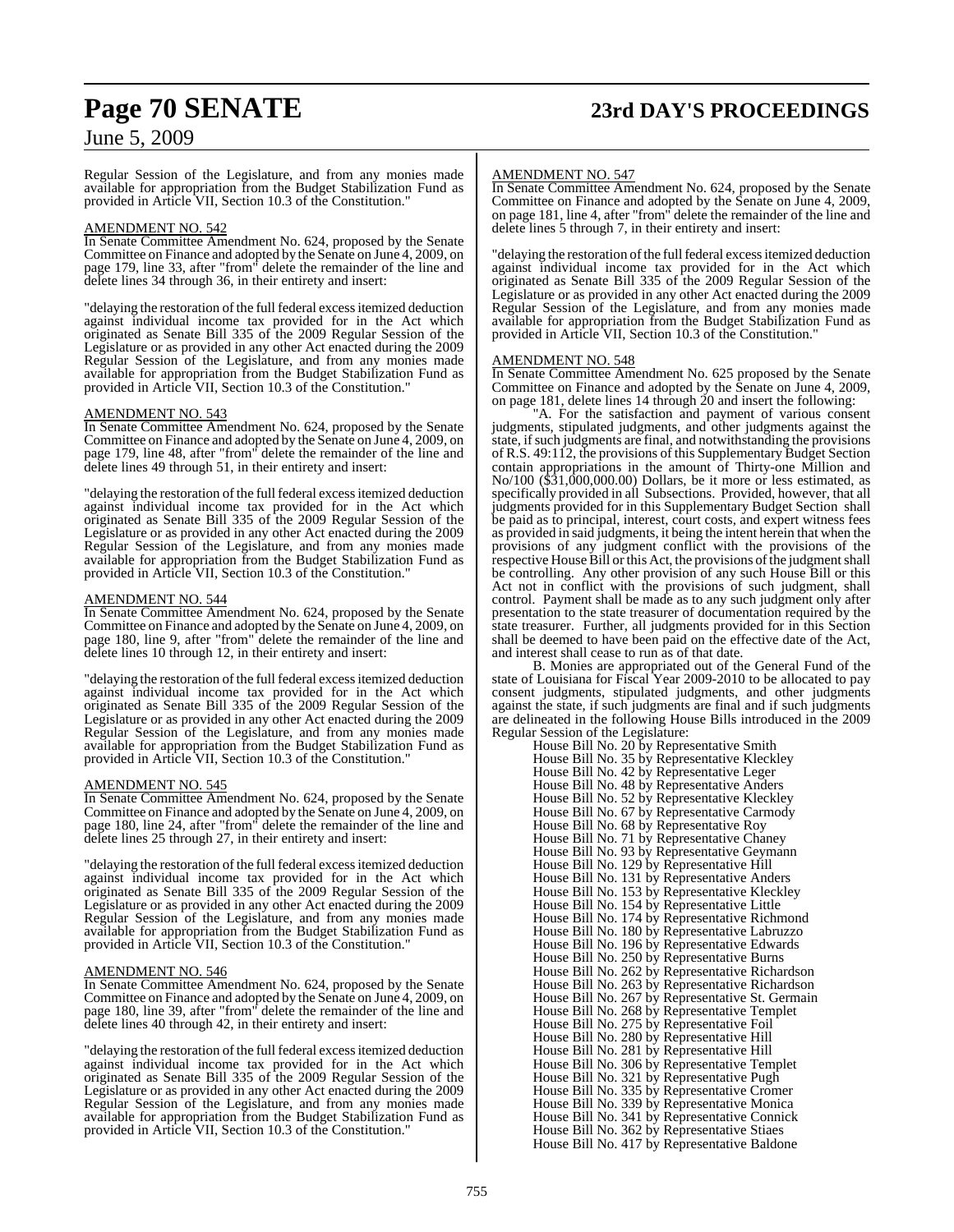Regular Session of the Legislature, and from any monies made available for appropriation from the Budget Stabilization Fund as provided in Article VII, Section 10.3 of the Constitution."

AMENDMENT NO. 542

In Senate Committee Amendment No. 624, proposed by the Senate Committee on Finance and adopted by the Senate on June 4, 2009, on page 179, line 33, after "from" delete the remainder of the line and delete lines 34 through 36, in their entirety and insert:

"delaying the restoration of the full federal excess itemized deduction against individual income tax provided for in the Act which originated as Senate Bill 335 of the 2009 Regular Session of the Legislature or as provided in any other Act enacted during the 2009 Regular Session of the Legislature, and from any monies made available for appropriation from the Budget Stabilization Fund as provided in Article VII, Section 10.3 of the Constitution."

AMENDMENT NO. 543

In Senate Committee Amendment No. 624, proposed by the Senate Committee on Finance and adopted by the Senate on June 4, 2009, on page 179, line 48, after "from" delete the remainder of the line and delete lines 49 through 51, in their entirety and insert:

"delaying the restoration of the full federal excess itemized deduction against individual income tax provided for in the Act which originated as Senate Bill 335 of the 2009 Regular Session of the Legislature or as provided in any other Act enacted during the 2009 Regular Session of the Legislature, and from any monies made available for appropriation from the Budget Stabilization Fund as provided in Article VII, Section 10.3 of the Constitution."

AMENDMENT NO. 544

In Senate Committee Amendment No. 624, proposed by the Senate Committee on Finance and adopted by the Senate on June 4, 2009, on page 180, line 9, after "from" delete the remainder of the line and delete lines 10 through 12, in their entirety and insert:

"delaying the restoration of the full federal excess itemized deduction against individual income tax provided for in the Act which originated as Senate Bill 335 of the 2009 Regular Session of the Legislature or as provided in any other Act enacted during the 2009 Regular Session of the Legislature, and from any monies made available for appropriation from the Budget Stabilization Fund as provided in Article VII, Section 10.3 of the Constitution."

AMENDMENT NO. 545

In Senate Committee Amendment No. 624, proposed by the Senate Committee on Finance and adopted by the Senate on June 4, 2009, on page 180, line 24, after "from" delete the remainder of the line and delete lines 25 through 27, in their entirety and insert:

"delaying the restoration of the full federal excess itemized deduction against individual income tax provided for in the Act which originated as Senate Bill 335 of the 2009 Regular Session of the Legislature or as provided in any other Act enacted during the 2009 Regular Session of the Legislature, and from any monies made available for appropriation from the Budget Stabilization Fund as provided in Article VII, Section 10.3 of the Constitution."

AMENDMENT NO. 546

In Senate Committee Amendment No. 624, proposed by the Senate Committee on Finance and adopted by the Senate on June 4, 2009, on page 180, line 39, after "from" delete the remainder of the line and delete lines 40 through 42, in their entirety and insert:

"delaying the restoration of the full federal excess itemized deduction against individual income tax provided for in the Act which originated as Senate Bill 335 of the 2009 Regular Session of the Legislature or as provided in any other Act enacted during the 2009 Regular Session of the Legislature, and from any monies made available for appropriation from the Budget Stabilization Fund as provided in Article VII, Section 10.3 of the Constitution."

AMENDMENT NO. 547

In Senate Committee Amendment No. 624, proposed by the Senate Committee on Finance and adopted by the Senate on June 4, 2009, on page 181, line 4, after "from" delete the remainder of the line and delete lines 5 through 7, in their entirety and insert:

"delaying the restoration of the full federal excess itemized deduction against individual income tax provided for in the Act which originated as Senate Bill 335 of the 2009 Regular Session of the Legislature or as provided in any other Act enacted during the 2009 Regular Session of the Legislature, and from any monies made available for appropriation from the Budget Stabilization Fund as provided in Article VII, Section 10.3 of the Constitution."

AMENDMENT NO. 548

In Senate Committee Amendment No. 625 proposed by the Senate Committee on Finance and adopted by the Senate on June 4, 2009, on page 181, delete lines 14 through 20 and insert the following:

"A. For the satisfaction and payment of various consent judgments, stipulated judgments, and other judgments against the state, if such judgments are final, and notwithstanding the provisions of R.S. 49:112, the provisions of this Supplementary Budget Section contain appropriations in the amount of Thirty-one Million and No/100 ($31,000,000.00) Dollars, be it more or less estimated, as specifically provided in all Subsections. Provided, however, that all judgments provided for in this Supplementary Budget Section shall be paid as to principal, interest, court costs, and expert witness fees as provided in said judgments, it being the intent herein that when the provisions of any judgment conflict with the provisions of the respective House Bill or this Act, the provisions of the judgment shall be controlling. Any other provision of any such House Bill or this Act not in conflict with the provisions of such judgment, shall control. Payment shall be made as to any such judgment only after presentation to the state treasurer of documentation required by the state treasurer. Further, all judgments provided for in this Section shall be deemed to have been paid on the effective date of the Act, and interest shall cease to run as of that date.

B. Monies are appropriated out of the General Fund of the state of Louisiana for Fiscal Year 2009-2010 to be allocated to pay consent judgments, stipulated judgments, and other judgments against the state, if such judgments are final and if such judgments are delineated in the following House Bills introduced in the 2009 Regular Session of the Legislature:

House Bill No. 20 by Representative Smith
House Bill No. 35 by Representative Kleckley
House Bill No. 42 by Representative Leger
House Bill No. 48 by Representative Anders
House Bill No. 52 by Representative Kleckley
House Bill No. 67 by Representative Carmody
House Bill No. 68 by Representative Roy
House Bill No. 71 by Representative Chaney
House Bill No. 93 by Representative Geymann
House Bill No. 129 by Representative Hill
House Bill No. 131 by Representative Anders
House Bill No. 153 by Representative Kleckley
House Bill No. 154 by Representative Little
House Bill No. 174 by Representative Richmond
House Bill No. 180 by Representative Labruzzo
House Bill No. 196 by Representative Edwards
House Bill No. 250 by Representative Burns
House Bill No. 262 by Representative Richardson
House Bill No. 263 by Representative Richardson
House Bill No. 267 by Representative St. Germain
House Bill No. 268 by Representative Templet
House Bill No. 275 by Representative Foil
House Bill No. 280 by Representative Hill
House Bill No. 281 by Representative Hill
House Bill No. 306 by Representative Templet
House Bill No. 321 by Representative Pugh
House Bill No. 335 by Representative Cromer
House Bill No. 339 by Representative Monica
House Bill No. 341 by Representative Connick
House Bill No. 362 by Representative Stiaes
House Bill No. 417 by Representative Baldone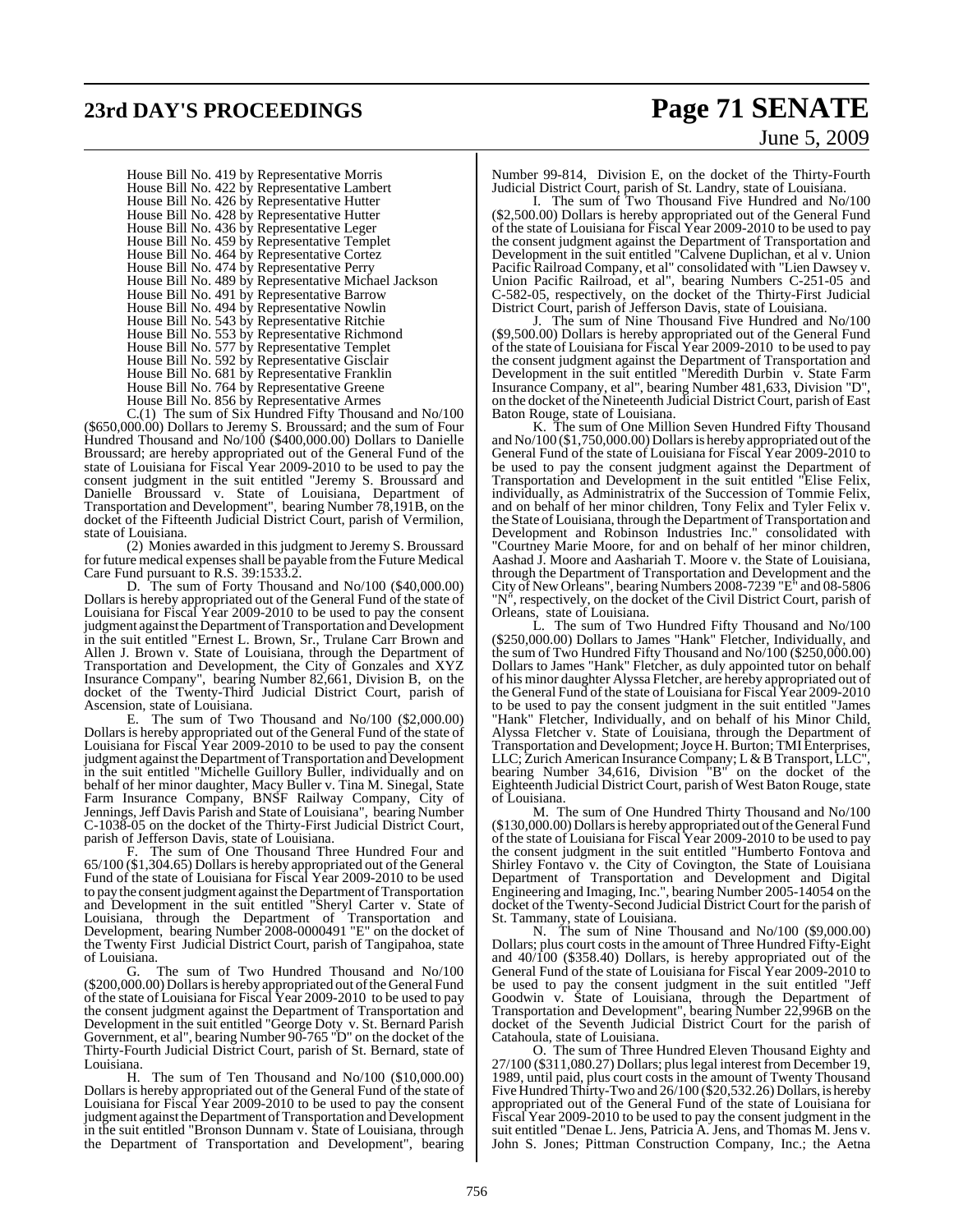House Bill No. 419 by Representative Morris
House Bill No. 422 by Representative Lambert
House Bill No. 426 by Representative Hutter
House Bill No. 428 by Representative Hutter
House Bill No. 436 by Representative Leger
House Bill No. 459 by Representative Templet
House Bill No. 464 by Representative Cortez
House Bill No. 474 by Representative Perry
House Bill No. 489 by Representative Michael Jackson
House Bill No. 491 by Representative Barrow
House Bill No. 494 by Representative Nowlin
House Bill No. 543 by Representative Ritchie
House Bill No. 553 by Representative Richmond
House Bill No. 577 by Representative Templet
House Bill No. 592 by Representative Gisclair
House Bill No. 681 by Representative Franklin
House Bill No. 764 by Representative Greene
House Bill No. 856 by Representative Armes

C.(1) The sum of Six Hundred Fifty Thousand and No/100 ($650,000.00) Dollars to Jeremy S. Broussard; and the sum of Four Hundred Thousand and No/100 ($400,000.00) Dollars to Danielle Broussard; are hereby appropriated out of the General Fund of the state of Louisiana for Fiscal Year 2009-2010 to be used to pay the consent judgment in the suit entitled "Jeremy S. Broussard and Danielle Broussard v. State of Louisiana, Department of Transportation and Development", bearing Number 78,191B, on the docket of the Fifteenth Judicial District Court, parish of Vermilion, state of Louisiana.

(2) Monies awarded in this judgment to Jeremy S. Broussard for future medical expenses shall be payable from the Future Medical Care Fund pursuant to R.S. 39:1533.2.

D. The sum of Forty Thousand and No/100 ($40,000.00) Dollars is hereby appropriated out of the General Fund of the state of Louisiana for Fiscal Year 2009-2010 to be used to pay the consent judgment against the Department of Transportation and Development in the suit entitled "Ernest L. Brown, Sr., Trulane Carr Brown and Allen J. Brown v. State of Louisiana, through the Department of Transportation and Development, the City of Gonzales and XYZ Insurance Company", bearing Number 82,661, Division B, on the docket of the Twenty-Third Judicial District Court, parish of Ascension, state of Louisiana.

E. The sum of Two Thousand and No/100 ($2,000.00) Dollars is hereby appropriated out of the General Fund of the state of Louisiana for Fiscal Year 2009-2010 to be used to pay the consent judgment against the Department of Transportation and Development in the suit entitled "Michelle Guillory Buller, individually and on behalf of her minor daughter, Macy Buller v. Tina M. Sinegal, State Farm Insurance Company, BNSF Railway Company, City of Jennings, Jeff Davis Parish and State of Louisiana", bearing Number C-1038-05 on the docket of the Thirty-First Judicial District Court, parish of Jefferson Davis, state of Louisiana.

F. The sum of One Thousand Three Hundred Four and 65/100 ($1,304.65) Dollars is hereby appropriated out of the General Fund of the state of Louisiana for Fiscal Year 2009-2010 to be used to pay the consent judgment against the Department of Transportation and Development in the suit entitled "Sheryl Carter v. State of Louisiana, through the Department of Transportation and Development, bearing Number 2008-0000491 "E" on the docket of the Twenty First Judicial District Court, parish of Tangipahoa, state of Louisiana.

G. The sum of Two Hundred Thousand and No/100 ($200,000.00) Dollars is hereby appropriated out of the General Fund of the state of Louisiana for Fiscal Year 2009-2010 to be used to pay the consent judgment against the Department of Transportation and Development in the suit entitled "George Doty v. St. Bernard Parish Government, et al", bearing Number 90-765 "D" on the docket of the Thirty-Fourth Judicial District Court, parish of St. Bernard, state of Louisiana.

H. The sum of Ten Thousand and No/100 ($10,000.00) Dollars is hereby appropriated out of the General Fund of the state of Louisiana for Fiscal Year 2009-2010 to be used to pay the consent judgment against the Department of Transportation and Development in the suit entitled "Bronson Dunnam v. State of Louisiana, through the Department of Transportation and Development", bearing Number 99-814, Division E, on the docket of the Thirty-Fourth Judicial District Court, parish of St. Landry, state of Louisiana.

I. The sum of Two Thousand Five Hundred and No/100 ($2,500.00) Dollars is hereby appropriated out of the General Fund of the state of Louisiana for Fiscal Year 2009-2010 to be used to pay the consent judgment against the Department of Transportation and Development in the suit entitled "Calvene Duplichan, et al v. Union Pacific Railroad Company, et al" consolidated with "Lien Dawsey v. Union Pacific Railroad, et al", bearing Numbers C-251-05 and C-582-05, respectively, on the docket of the Thirty-First Judicial District Court, parish of Jefferson Davis, state of Louisiana.

J. The sum of Nine Thousand Five Hundred and No/100 ($9,500.00) Dollars is hereby appropriated out of the General Fund of the state of Louisiana for Fiscal Year 2009-2010 to be used to pay the consent judgment against the Department of Transportation and Development in the suit entitled "Meredith Durbin v. State Farm Insurance Company, et al", bearing Number 481,633, Division "D", on the docket of the Nineteenth Judicial District Court, parish of East Baton Rouge, state of Louisiana.

K. The sum of One Million Seven Hundred Fifty Thousand and No/100 ($1,750,000.00) Dollars is hereby appropriated out of the General Fund of the state of Louisiana for Fiscal Year 2009-2010 to be used to pay the consent judgment against the Department of Transportation and Development in the suit entitled "Elise Felix, individually, as Administratrix of the Succession of Tommie Felix, and on behalf of her minor children, Tony Felix and Tyler Felix v. the State of Louisiana, through the Department of Transportation and Development and Robinson Industries Inc." consolidated with "Courtney Marie Moore, for and on behalf of her minor children, Aashad J. Moore and Aashariah T. Moore v. the State of Louisiana, through the Department of Transportation and Development and the City of New Orleans", bearing Numbers 2008-7239 "E" and 08-5806 "N", respectively, on the docket of the Civil District Court, parish of Orleans, state of Louisiana.

L. The sum of Two Hundred Fifty Thousand and No/100 ($250,000.00) Dollars to James "Hank" Fletcher, Individually, and the sum of Two Hundred Fifty Thousand and No/100 ($250,000.00) Dollars to James "Hank" Fletcher, as duly appointed tutor on behalf of his minor daughter Alyssa Fletcher, are hereby appropriated out of the General Fund of the state of Louisiana for Fiscal Year 2009-2010 to be used to pay the consent judgment in the suit entitled "James "Hank" Fletcher, Individually, and on behalf of his Minor Child, Alyssa Fletcher v. State of Louisiana, through the Department of Transportation and Development; Joyce H. Burton; TMI Enterprises, LLC; Zurich American Insurance Company; L & B Transport, LLC", bearing Number 34,616, Division "B" on the docket of the Eighteenth Judicial District Court, parish of West Baton Rouge, state of Louisiana.

M. The sum of One Hundred Thirty Thousand and No/100 ($130,000.00) Dollars is hereby appropriated out of the General Fund of the state of Louisiana for Fiscal Year 2009-2010 to be used to pay the consent judgment in the suit entitled "Humberto Fontova and Shirley Fontavo v. the City of Covington, the State of Louisiana Department of Transportation and Development and Digital Engineering and Imaging, Inc.", bearing Number 2005-14054 on the docket of the Twenty-Second Judicial District Court for the parish of St. Tammany, state of Louisiana.

N. The sum of Nine Thousand and No/100 ($9,000.00) Dollars; plus court costs in the amount of Three Hundred Fifty-Eight and 40/100 ($358.40) Dollars, is hereby appropriated out of the General Fund of the state of Louisiana for Fiscal Year 2009-2010 to be used to pay the consent judgment in the suit entitled "Jeff Goodwin v. State of Louisiana, through the Department of Transportation and Development", bearing Number 22,996B on the docket of the Seventh Judicial District Court for the parish of Catahoula, state of Louisiana.

O. The sum of Three Hundred Eleven Thousand Eighty and 27/100 ($311,080.27) Dollars; plus legal interest from December 19, 1989, until paid, plus court costs in the amount of Twenty Thousand Five Hundred Thirty-Two and 26/100 ($20,532.26) Dollars, is hereby appropriated out of the General Fund of the state of Louisiana for Fiscal Year 2009-2010 to be used to pay the consent judgment in the suit entitled "Denae L. Jens, Patricia A. Jens, and Thomas M. Jens v. John S. Jones; Pittman Construction Company, Inc.; the Aetna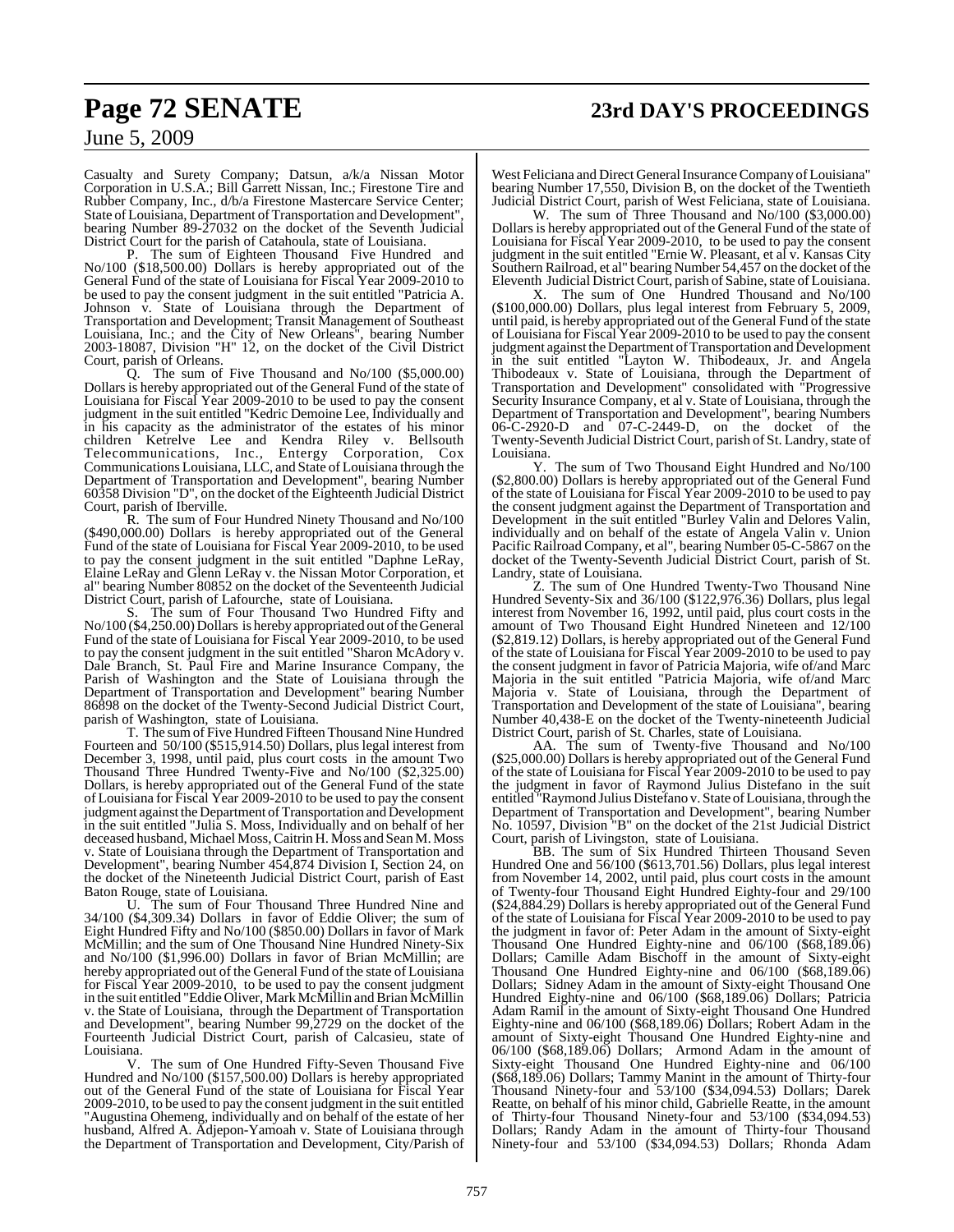Casualty and Surety Company; Datsun, a/k/a Nissan Motor Corporation in U.S.A.; Bill Garrett Nissan, Inc.; Firestone Tire and Rubber Company, Inc., d/b/a Firestone Mastercare Service Center; State of Louisiana, Department of Transportation and Development", bearing Number 89-27032 on the docket of the Seventh Judicial District Court for the parish of Catahoula, state of Louisiana.

P. The sum of Eighteen Thousand Five Hundred and No/100 ($18,500.00) Dollars is hereby appropriated out of the General Fund of the state of Louisiana for Fiscal Year 2009-2010 to be used to pay the consent judgment in the suit entitled "Patricia A. Johnson v. State of Louisiana through the Department of Transportation and Development; Transit Management of Southeast Louisiana, Inc.; and the City of New Orleans", bearing Number 2003-18087, Division "H" 12, on the docket of the Civil District Court, parish of Orleans.

Q. The sum of Five Thousand and No/100 ($5,000.00) Dollars is hereby appropriated out of the General Fund of the state of Louisiana for Fiscal Year 2009-2010 to be used to pay the consent judgment in the suit entitled "Kedric Demoine Lee, Individually and in his capacity as the administrator of the estates of his minor children Ketrelve Lee and Kendra Riley v. Bellsouth Telecommunications, Inc., Entergy Corporation, Cox Communications Louisiana, LLC, and State of Louisiana through the Department of Transportation and Development", bearing Number 60358 Division "D", on the docket of the Eighteenth Judicial District Court, parish of Iberville.

R. The sum of Four Hundred Ninety Thousand and No/100 ($490,000.00) Dollars is hereby appropriated out of the General Fund of the state of Louisiana for Fiscal Year 2009-2010, to be used to pay the consent judgment in the suit entitled "Daphne LeRay, Elaine LeRay and Glenn LeRay v. the Nissan Motor Corporation, et al" bearing Number 80852 on the docket of the Seventeenth Judicial District Court, parish of Lafourche, state of Louisiana.

S. The sum of Four Thousand Two Hundred Fifty and No/100 ($4,250.00) Dollars is hereby appropriated out of the General Fund of the state of Louisiana for Fiscal Year 2009-2010, to be used to pay the consent judgment in the suit entitled "Sharon McAdory v. Dale Branch, St. Paul Fire and Marine Insurance Company, the Parish of Washington and the State of Louisiana through the Department of Transportation and Development" bearing Number 86898 on the docket of the Twenty-Second Judicial District Court, parish of Washington, state of Louisiana.

T. The sum of Five Hundred Fifteen Thousand Nine Hundred Fourteen and 50/100 ($515,914.50) Dollars, plus legal interest from December 3, 1998, until paid, plus court costs in the amount Two Thousand Three Hundred Twenty-Five and No/100 ($2,325.00) Dollars, is hereby appropriated out of the General Fund of the state of Louisiana for Fiscal Year 2009-2010 to be used to pay the consent judgment against the Department of Transportation and Development in the suit entitled "Julia S. Moss, Individually and on behalf of her deceased husband, Michael Moss, Caitrin H. Moss and Sean M. Moss v. State of Louisiana through the Department of Transportation and Development", bearing Number 454,874 Division I, Section 24, on the docket of the Nineteenth Judicial District Court, parish of East Baton Rouge, state of Louisiana.

U. The sum of Four Thousand Three Hundred Nine and 34/100 ($4,309.34) Dollars in favor of Eddie Oliver; the sum of Eight Hundred Fifty and No/100 ($850.00) Dollars in favor of Mark McMillin; and the sum of One Thousand Nine Hundred Ninety-Six and No/100 ($1,996.00) Dollars in favor of Brian McMillin; are hereby appropriated out of the General Fund of the state of Louisiana for Fiscal Year 2009-2010, to be used to pay the consent judgment in the suit entitled "Eddie Oliver, Mark McMillin and Brian McMillin v. the State of Louisiana, through the Department of Transportation and Development", bearing Number 99,2729 on the docket of the Fourteenth Judicial District Court, parish of Calcasieu, state of Louisiana.

V. The sum of One Hundred Fifty-Seven Thousand Five Hundred and No/100 ($157,500.00) Dollars is hereby appropriated out of the General Fund of the state of Louisiana for Fiscal Year 2009-2010, to be used to pay the consent judgment in the suit entitled "Augustina Ohemeng, individually and on behalf of the estate of her husband, Alfred A. Adjepon-Yamoah v. State of Louisiana through the Department of Transportation and Development, City/Parish of West Feliciana and Direct General Insurance Company of Louisiana" bearing Number 17,550, Division B, on the docket of the Twentieth Judicial District Court, parish of West Feliciana, state of Louisiana.

W. The sum of Three Thousand and No/100 ($3,000.00) Dollars is hereby appropriated out of the General Fund of the state of Louisiana for Fiscal Year 2009-2010, to be used to pay the consent judgment in the suit entitled "Ernie W. Pleasant, et al v. Kansas City Southern Railroad, et al" bearing Number 54,457 on the docket of the Eleventh Judicial District Court, parish of Sabine, state of Louisiana.

X. The sum of One Hundred Thousand and No/100 ($100,000.00) Dollars, plus legal interest from February 5, 2009, until paid, is hereby appropriated out of the General Fund of the state of Louisiana for Fiscal Year 2009-2010 to be used to pay the consent judgment against the Department of Transportation and Development in the suit entitled "Layton W. Thibodeaux, Jr. and Angela Thibodeaux v. State of Louisiana, through the Department of Transportation and Development" consolidated with "Progressive Security Insurance Company, et al v. State of Louisiana, through the Department of Transportation and Development", bearing Numbers 06-C-2920-D and 07-C-2449-D, on the docket of the Twenty-Seventh Judicial District Court, parish of St. Landry, state of Louisiana.

Y. The sum of Two Thousand Eight Hundred and No/100 ($2,800.00) Dollars is hereby appropriated out of the General Fund of the state of Louisiana for Fiscal Year 2009-2010 to be used to pay the consent judgment against the Department of Transportation and Development in the suit entitled "Burley Valin and Delores Valin, individually and on behalf of the estate of Angela Valin v. Union Pacific Railroad Company, et al", bearing Number 05-C-5867 on the docket of the Twenty-Seventh Judicial District Court, parish of St. Landry, state of Louisiana.

Z. The sum of One Hundred Twenty-Two Thousand Nine Hundred Seventy-Six and 36/100 ($122,976.36) Dollars, plus legal interest from November 16, 1992, until paid, plus court costs in the amount of Two Thousand Eight Hundred Nineteen and 12/100 ($2,819.12) Dollars, is hereby appropriated out of the General Fund of the state of Louisiana for Fiscal Year 2009-2010 to be used to pay the consent judgment in favor of Patricia Majoria, wife of/and Marc Majoria in the suit entitled "Patricia Majoria, wife of/and Marc Majoria v. State of Louisiana, through the Department of Transportation and Development of the state of Louisiana", bearing Number 40,438-E on the docket of the Twenty-nineteenth Judicial District Court, parish of St. Charles, state of Louisiana.

AA. The sum of Twenty-five Thousand and No/100 ($25,000.00) Dollars is hereby appropriated out of the General Fund of the state of Louisiana for Fiscal Year 2009-2010 to be used to pay the judgment in favor of Raymond Julius Distefano in the suit entitled "Raymond Julius Distefano v. State of Louisiana, through the Department of Transportation and Development", bearing Number No. 10597, Division "B" on the docket of the 21st Judicial District Court, parish of Livingston, state of Louisiana.

BB. The sum of Six Hundred Thirteen Thousand Seven Hundred One and 56/100 ($613,701.56) Dollars, plus legal interest from November 14, 2002, until paid, plus court costs in the amount of Twenty-four Thousand Eight Hundred Eighty-four and 29/100 ($24,884.29) Dollars is hereby appropriated out of the General Fund of the state of Louisiana for Fiscal Year 2009-2010 to be used to pay the judgment in favor of: Peter Adam in the amount of Sixty-eight Thousand One Hundred Eighty-nine and 06/100 ($68,189.06) Dollars; Camille Adam Bischoff in the amount of Sixty-eight Thousand One Hundred Eighty-nine and 06/100 ($68,189.06) Dollars; Sidney Adam in the amount of Sixty-eight Thousand One Hundred Eighty-nine and 06/100 ($68,189.06) Dollars; Patricia Adam Ramil in the amount of Sixty-eight Thousand One Hundred Eighty-nine and 06/100 ($68,189.06) Dollars; Robert Adam in the amount of Sixty-eight Thousand One Hundred Eighty-nine and 06/100 ($68,189.06) Dollars; Armond Adam in the amount of Sixty-eight Thousand One Hundred Eighty-nine and 06/100 ($68,189.06) Dollars; Tammy Manint in the amount of Thirty-four Thousand Ninety-four and 53/100 ($34,094.53) Dollars; Darek Reatte, on behalf of his minor child, Gabrielle Reatte, in the amount of Thirty-four Thousand Ninety-four and 53/100 ($34,094.53) Dollars; Randy Adam in the amount of Thirty-four Thousand Ninety-four and 53/100 ($34,094.53) Dollars; Rhonda Adam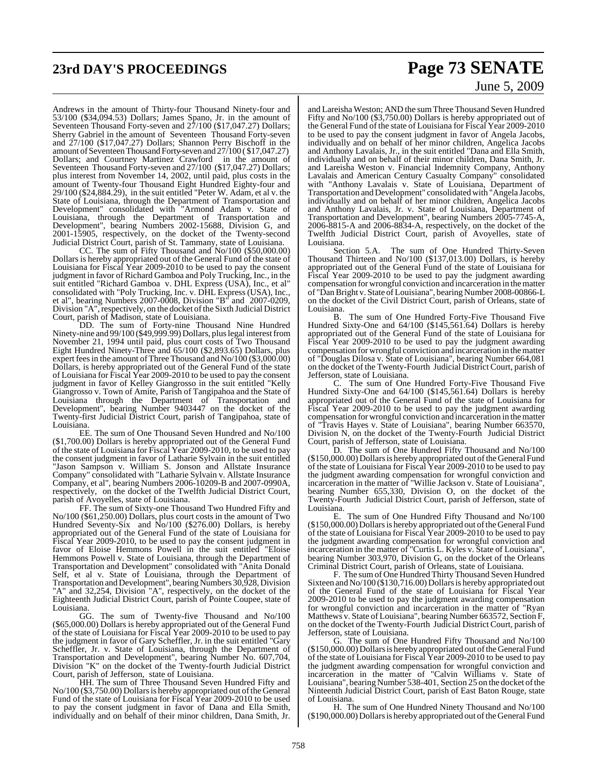Andrews in the amount of Thirty-four Thousand Ninety-four and 53/100 ($34,094.53) Dollars; James Spano, Jr. in the amount of Seventeen Thousand Forty-seven and 27/100 ($17,047.27) Dollars; Sherry Gabriel in the amount of Seventeen Thousand Forty-seven and 27/100 ($17,047.27) Dollars; Shannon Perry Bischoff in the amount of Seventeen Thousand Forty-seven and 27/100 ( $17,047.27) Dollars; and Courtney Martinez Crawford in the amount of Seventeen Thousand Forty-seven and 27/100 ($17,047.27) Dollars; plus interest from November 14, 2002, until paid, plus costs in the amount of Twenty-four Thousand Eight Hundred Eighty-four and 29/100 ($24,884.29), in the suit entitled "Peter W. Adam, et al v. the State of Louisiana, through the Department of Transportation and Development" consolidated with "Armond Adam v. State of Louisiana, through the Department of Transportation and Development", bearing Numbers 2002-15688, Division G, and 2001-15905, respectively, on the docket of the Twenty-second Judicial District Court, parish of St. Tammany, state of Louisiana.

CC. The sum of Fifty Thousand and No/100 ($50,000.00) Dollars is hereby appropriated out of the General Fund of the state of Louisiana for Fiscal Year 2009-2010 to be used to pay the consent judgment in favor of Richard Gamboa and Poly Trucking, Inc., in the suit entitled "Richard Gamboa v. DHL Express (USA), Inc., et al" consolidated with "Poly Trucking, Inc. v. DHL Express (USA), Inc., et al", bearing Numbers 2007-0008, Division "B" and 2007-0209, Division "A", respectively, on the docket of the Sixth Judicial District Court, parish of Madison, state of Louisiana.

DD. The sum of Forty-nine Thousand Nine Hundred Ninety-nine and 99/100 ($49,999.99) Dollars, plus legal interest from November 21, 1994 until paid, plus court costs of Two Thousand Eight Hundred Ninety-Three and 65/100 ($2,893.65) Dollars, plus expert fees in the amount of Three Thousand and No/100 ($3,000.00) Dollars, is hereby appropriated out of the General Fund of the state of Louisiana for Fiscal Year 2009-2010 to be used to pay the consent judgment in favor of Kelley Giangrosso in the suit entitled "Kelly Giangrosso v. Town of Amite, Parish of Tangipahoa and the State of Louisiana through the Department of Transportation and Development", bearing Number 9403447 on the docket of the Twenty-first Judicial District Court, parish of Tangipahoa, state of Louisiana.

EE. The sum of One Thousand Seven Hundred and No/100 ($1,700.00) Dollars is hereby appropriated out of the General Fund of the state of Louisiana for Fiscal Year 2009-2010, to be used to pay the consent judgment in favor of Latharie Sylvain in the suit entitled "Jason Sampson v. William S. Jonson and Allstate Insurance Company" consolidated with "Latharie Sylvain v. Allstate Insurance Company, et al", bearing Numbers 2006-10209-B and 2007-0990A, respectively, on the docket of the Twelfth Judicial District Court, parish of Avoyelles, state of Louisiana.

FF. The sum of Sixty-one Thousand Two Hundred Fifty and No/100 ($61,250.00) Dollars, plus court costs in the amount of Two Hundred Seventy-Six and No/100 ($276.00) Dollars, is hereby appropriated out of the General Fund of the state of Louisiana for Fiscal Year 2009-2010, to be used to pay the consent judgment in favor of Eloise Hemmons Powell in the suit entitled "Eloise Hemmons Powell v. State of Louisiana, through the Department of Transportation and Development" consolidated with "Anita Donald Self, et al v. State of Louisiana, through the Department of Transportation and Development", bearing Numbers 30,928, Division "A" and 32,254, Division "A", respectively, on the docket of the Eighteenth Judicial District Court, parish of Pointe Coupee, state of Louisiana.

GG. The sum of Twenty-five Thousand and No/100 ($65,000.00) Dollars is hereby appropriated out of the General Fund of the state of Louisiana for Fiscal Year 2009-2010 to be used to pay the judgment in favor of Gary Scheffler, Jr. in the suit entitled "Gary Scheffler, Jr. v. State of Louisiana, through the Department of Transportation and Development", bearing Number No. 607,704, Division "K" on the docket of the Twenty-fourth Judicial District Court, parish of Jefferson, state of Louisiana.

HH. The sum of Three Thousand Seven Hundred Fifty and No/100 ($3,750.00) Dollars is hereby appropriated out of the General Fund of the state of Louisiana for Fiscal Year 2009-2010 to be used to pay the consent judgment in favor of Dana and Ella Smith, individually and on behalf of their minor children, Dana Smith, Jr. and Lareisha Weston; AND the sum Three Thousand Seven Hundred Fifty and No/100 ($3,750.00) Dollars is hereby appropriated out of the General Fund of the state of Louisiana for Fiscal Year 2009-2010 to be used to pay the consent judgment in favor of Angela Jacobs, individually and on behalf of her minor children, Angelica Jacobs and Anthony Lavalais, Jr., in the suit entitled "Dana and Ella Smith, individually and on behalf of their minor children, Dana Smith, Jr. and Lareisha Weston v. Financial Indemnity Company, Anthony Lavalais and American Century Casualty Company" consolidated with "Anthony Lavalais v. State of Louisiana, Department of Transportation and Development" consolidated with "Angela Jacobs, individually and on behalf of her minor children, Angelica Jacobs and Anthony Lavalais, Jr. v. State of Louisiana, Department of Transportation and Development", bearing Numbers 2005-7745-A, 2006-8815-A and 2006-8834-A, respectively, on the docket of the Twelfth Judicial District Court, parish of Avoyelles, state of Louisiana.

Section 5.A. The sum of One Hundred Thirty-Seven Thousand Thirteen and No/100 ($137,013.00) Dollars, is hereby appropriated out of the General Fund of the state of Louisiana for Fiscal Year 2009-2010 to be used to pay the judgment awarding compensation for wrongful conviction and incarceration in the matter of "Dan Bright v. State of Louisiana", bearing Number 2008-00866-L on the docket of the Civil District Court, parish of Orleans, state of Louisiana.

B. The sum of One Hundred Forty-Five Thousand Five Hundred Sixty-One and 64/100 ($145,561.64) Dollars is hereby appropriated out of the General Fund of the state of Louisiana for Fiscal Year 2009-2010 to be used to pay the judgment awarding compensation for wrongful conviction and incarceration in the matter of "Douglas Dilosa v. State of Louisiana", bearing Number 664,081 on the docket of the Twenty-Fourth Judicial District Court, parish of Jefferson, state of Louisiana.

C. The sum of One Hundred Forty-Five Thousand Five Hundred Sixty-One and 64/100 ($145,561.64) Dollars is hereby appropriated out of the General Fund of the state of Louisiana for Fiscal Year 2009-2010 to be used to pay the judgment awarding compensation for wrongful conviction and incarceration in the matter of "Travis Hayes v. State of Louisiana", bearing Number 663570, Division N, on the docket of the Twenty-Fourth Judicial District Court, parish of Jefferson, state of Louisiana.

D. The sum of One Hundred Fifty Thousand and No/100 ($150,000.00) Dollars is hereby appropriated out of the General Fund of the state of Louisiana for Fiscal Year 2009-2010 to be used to pay the judgment awarding compensation for wrongful conviction and incarceration in the matter of "Willie Jackson v. State of Louisiana", bearing Number 655,330, Division O, on the docket of the Twenty-Fourth Judicial District Court, parish of Jefferson, state of Louisiana.

E. The sum of One Hundred Fifty Thousand and No/100 ($150,000.00) Dollars is hereby appropriated out of the General Fund of the state of Louisiana for Fiscal Year 2009-2010 to be used to pay the judgment awarding compensation for wrongful conviction and incarceration in the matter of "Curtis L. Kyles v. State of Louisiana", bearing Number 303,970, Division G, on the docket of the Orleans Criminal District Court, parish of Orleans, state of Louisiana.

F. The sum of One Hundred Thirty Thousand Seven Hundred Sixteen and No/100 ($130,716.00) Dollars is hereby appropriated out of the General Fund of the state of Louisiana for Fiscal Year 2009-2010 to be used to pay the judgment awarding compensation for wrongful conviction and incarceration in the matter of "Ryan Matthews v. State of Louisiana", bearing Number 663572, Section F, on the docket of the Twenty-Fourth Judicial District Court, parish of Jefferson, state of Louisiana.

G. The sum of One Hundred Fifty Thousand and No/100 ($150,000.00) Dollars is hereby appropriated out of the General Fund of the state of Louisiana for Fiscal Year 2009-2010 to be used to pay the judgment awarding compensation for wrongful conviction and incarceration in the matter of "Calvin Williams v. State of Louisiana", bearing Number 538-401, Section 25 on the docket of the Ninteenth Judicial District Court, parish of East Baton Rouge, state of Louisiana.

H. The sum of One Hundred Ninety Thousand and No/100 ($190,000.00) Dollars is hereby appropriated out of the General Fund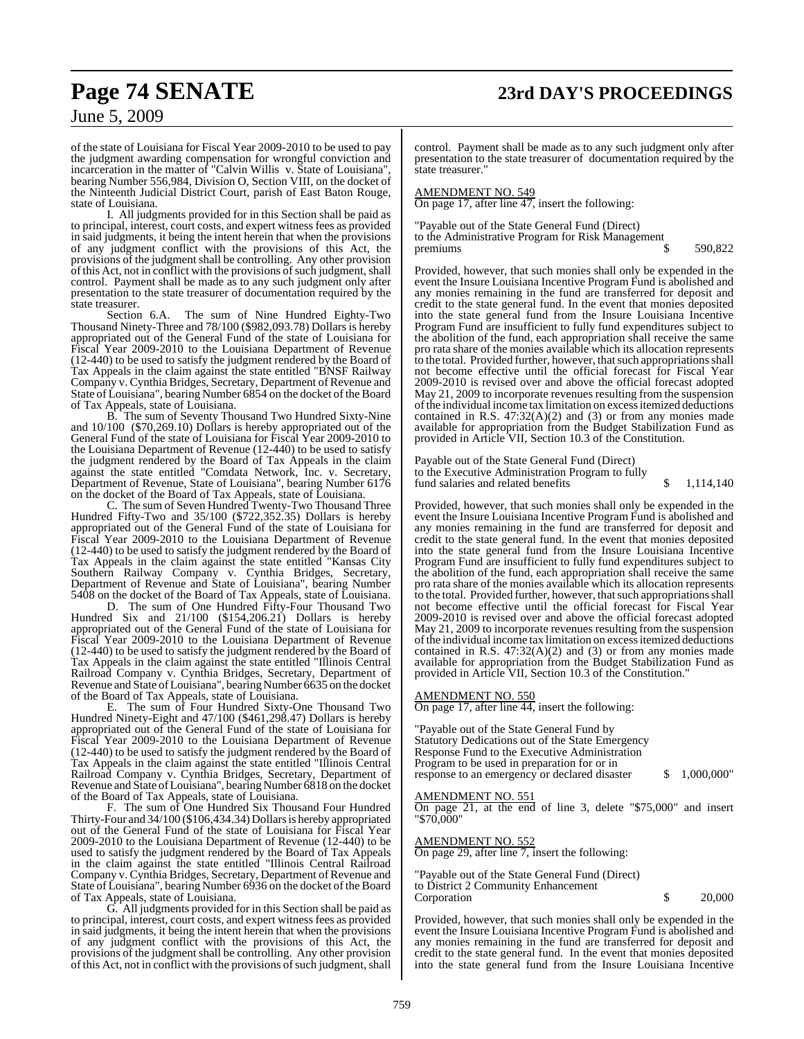of the state of Louisiana for Fiscal Year 2009-2010 to be used to pay the judgment awarding compensation for wrongful conviction and incarceration in the matter of "Calvin Willis v. State of Louisiana", bearing Number 556,984, Division O, Section VIII, on the docket of the Nineteenth Judicial District Court, parish of East Baton Rouge, state of Louisiana.

I. All judgments provided for in this Section shall be paid as to principal, interest, court costs, and expert witness fees as provided in said judgments, it being the intent herein that when the provisions of any judgment conflict with the provisions of this Act, the provisions of the judgment shall be controlling. Any other provision of this Act, not in conflict with the provisions of such judgment, shall control. Payment shall be made as to any such judgment only after presentation to the state treasurer of documentation required by the state treasurer.

Section 6.A. The sum of Nine Hundred Eighty-Two Thousand Ninety-Three and 78/100 ($982,093.78) Dollars is hereby appropriated out of the General Fund of the state of Louisiana for Fiscal Year 2009-2010 to the Louisiana Department of Revenue (12-440) to be used to satisfy the judgment rendered by the Board of Tax Appeals in the claim against the state entitled "BNSF Railway Company v. Cynthia Bridges, Secretary, Department of Revenue and State of Louisiana", bearing Number 6854 on the docket of the Board of Tax Appeals, state of Louisiana.

B. The sum of Seventy Thousand Two Hundred Sixty-Nine and 10/100 ($70,269.10) Dollars is hereby appropriated out of the General Fund of the state of Louisiana for Fiscal Year 2009-2010 to the Louisiana Department of Revenue (12-440) to be used to satisfy the judgment rendered by the Board of Tax Appeals in the claim against the state entitled "Comdata Network, Inc. v. Secretary, Department of Revenue, State of Louisiana", bearing Number 6176 on the docket of the Board of Tax Appeals, state of Louisiana.

C. The sum of Seven Hundred Twenty-Two Thousand Three Hundred Fifty-Two and 35/100 ($722,352.35) Dollars is hereby appropriated out of the General Fund of the state of Louisiana for Fiscal Year 2009-2010 to the Louisiana Department of Revenue (12-440) to be used to satisfy the judgment rendered by the Board of Tax Appeals in the claim against the state entitled "Kansas City Southern Railway Company v. Cynthia Bridges, Secretary, Department of Revenue and State of Louisiana", bearing Number 5408 on the docket of the Board of Tax Appeals, state of Louisiana.

D. The sum of One Hundred Fifty-Four Thousand Two Hundred Six and 21/100 ($154,206.21) Dollars is hereby appropriated out of the General Fund of the state of Louisiana for Fiscal Year 2009-2010 to the Louisiana Department of Revenue (12-440) to be used to satisfy the judgment rendered by the Board of Tax Appeals in the claim against the state entitled "Illinois Central Railroad Company v. Cynthia Bridges, Secretary, Department of Revenue and State of Louisiana", bearing Number 6635 on the docket of the Board of Tax Appeals, state of Louisiana.

E. The sum of Four Hundred Sixty-One Thousand Two Hundred Ninety-Eight and 47/100 ($461,298.47) Dollars is hereby appropriated out of the General Fund of the state of Louisiana for Fiscal Year 2009-2010 to the Louisiana Department of Revenue (12-440) to be used to satisfy the judgment rendered by the Board of Tax Appeals in the claim against the state entitled "Illinois Central Railroad Company v. Cynthia Bridges, Secretary, Department of Revenue and State of Louisiana", bearing Number 6818 on the docket of the Board of Tax Appeals, state of Louisiana.

F. The sum of One Hundred Six Thousand Four Hundred Thirty-Four and 34/100 ($106,434.34) Dollars is hereby appropriated out of the General Fund of the state of Louisiana for Fiscal Year 2009-2010 to the Louisiana Department of Revenue (12-440) to be used to satisfy the judgment rendered by the Board of Tax Appeals in the claim against the state entitled "Illinois Central Railroad Company v. Cynthia Bridges, Secretary, Department of Revenue and State of Louisiana", bearing Number 6936 on the docket of the Board of Tax Appeals, state of Louisiana.

G. All judgments provided for in this Section shall be paid as to principal, interest, court costs, and expert witness fees as provided in said judgments, it being the intent herein that when the provisions of any judgment conflict with the provisions of this Act, the provisions of the judgment shall be controlling. Any other provision of this Act, not in conflict with the provisions of such judgment, shall control. Payment shall be made as to any such judgment only after presentation to the state treasurer of documentation required by the state treasurer."

AMENDMENT NO. 549

On page 17, after line 47, insert the following:

"Payable out of the State General Fund (Direct)
to the Administrative Program for Risk Management
premiums $ 590,822

Provided, however, that such monies shall only be expended in the event the Insure Louisiana Incentive Program Fund is abolished and any monies remaining in the fund are transferred for deposit and credit to the state general fund. In the event that monies deposited into the state general fund from the Insure Louisiana Incentive Program Fund are insufficient to fully fund expenditures subject to the abolition of the fund, each appropriation shall receive the same pro rata share of the monies available which its allocation represents to the total. Provided further, however, that such appropriations shall not become effective until the official forecast for Fiscal Year 2009-2010 is revised over and above the official forecast adopted May 21, 2009 to incorporate revenues resulting from the suspension of the individual income tax limitation on excess itemized deductions contained in R.S. 47:32(A)(2) and (3) or from any monies made available for appropriation from the Budget Stabilization Fund as provided in Article VII, Section 10.3 of the Constitution.

Payable out of the State General Fund (Direct)
to the Executive Administration Program to fully
fund salaries and related benefits $ 1,114,140

Provided, however, that such monies shall only be expended in the event the Insure Louisiana Incentive Program Fund is abolished and any monies remaining in the fund are transferred for deposit and credit to the state general fund. In the event that monies deposited into the state general fund from the Insure Louisiana Incentive Program Fund are insufficient to fully fund expenditures subject to the abolition of the fund, each appropriation shall receive the same pro rata share of the monies available which its allocation represents to the total. Provided further, however, that such appropriations shall not become effective until the official forecast for Fiscal Year 2009-2010 is revised over and above the official forecast adopted May 21, 2009 to incorporate revenues resulting from the suspension of the individual income tax limitation on excess itemized deductions contained in R.S. 47:32(A)(2) and (3) or from any monies made available for appropriation from the Budget Stabilization Fund as provided in Article VII, Section 10.3 of the Constitution."

AMENDMENT NO. 550

On page 17, after line 44, insert the following:

"Payable out of the State General Fund by
Statutory Dedications out of the State Emergency
Response Fund to the Executive Administration
Program to be used in preparation for or in
response to an emergency or declared disaster $ 1,000,000"

AMENDMENT NO. 551

On page 21, at the end of line 3, delete "$75,000" and insert "$70,000"

AMENDMENT NO. 552

On page 29, after line 7, insert the following:

"Payable out of the State General Fund (Direct)
to District 2 Community Enhancement
Corporation $ 20,000

Provided, however, that such monies shall only be expended in the event the Insure Louisiana Incentive Program Fund is abolished and any monies remaining in the fund are transferred for deposit and credit to the state general fund. In the event that monies deposited into the state general fund from the Insure Louisiana Incentive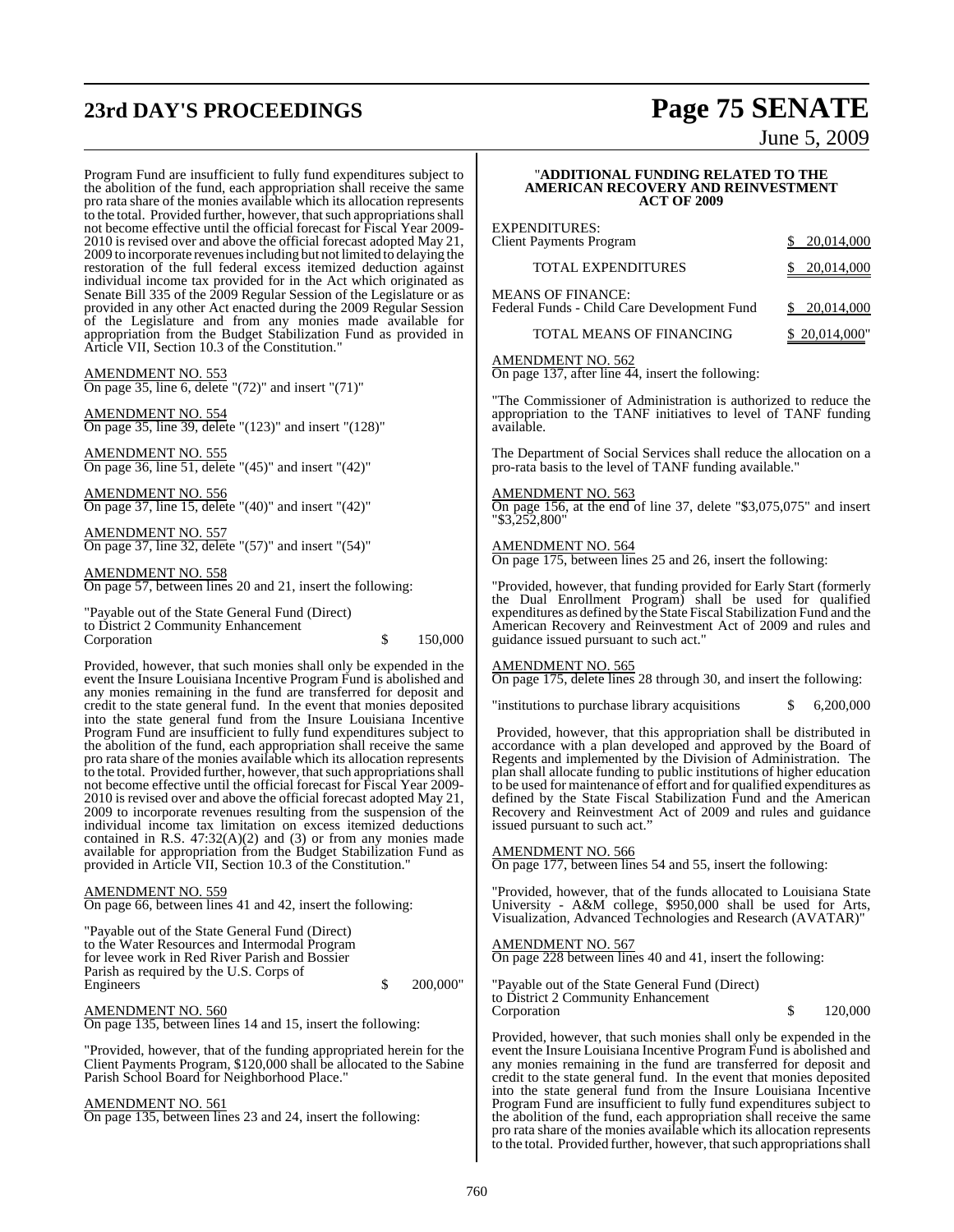Program Fund are insufficient to fully fund expenditures subject to the abolition of the fund, each appropriation shall receive the same pro rata share of the monies available which its allocation represents to the total. Provided further, however, that such appropriations shall not become effective until the official forecast for Fiscal Year 2009-2010 is revised over and above the official forecast adopted May 21, 2009 to incorporate revenues including but not limited to delaying the restoration of the full federal excess itemized deduction against individual income tax provided for in the Act which originated as Senate Bill 335 of the 2009 Regular Session of the Legislature or as provided in any other Act enacted during the 2009 Regular Session of the Legislature and from any monies made available for appropriation from the Budget Stabilization Fund as provided in Article VII, Section 10.3 of the Constitution."

AMENDMENT NO. 553
On page 35, line 6, delete "(72)" and insert "(71)"

AMENDMENT NO. 554
On page 35, line 39, delete "(123)" and insert "(128)"

AMENDMENT NO. 555
On page 36, line 51, delete "(45)" and insert "(42)"

AMENDMENT NO. 556
On page 37, line 15, delete "(40)" and insert "(42)"

AMENDMENT NO. 557
On page 37, line 32, delete "(57)" and insert "(54)"

AMENDMENT NO. 558
On page 57, between lines 20 and 21, insert the following:

"Payable out of the State General Fund (Direct)
to District 2 Community Enhancement
Corporation $ 150,000

Provided, however, that such monies shall only be expended in the event the Insure Louisiana Incentive Program Fund is abolished and any monies remaining in the fund are transferred for deposit and credit to the state general fund. In the event that monies deposited into the state general fund from the Insure Louisiana Incentive Program Fund are insufficient to fully fund expenditures subject to the abolition of the fund, each appropriation shall receive the same pro rata share of the monies available which its allocation represents to the total. Provided further, however, that such appropriations shall not become effective until the official forecast for Fiscal Year 2009-2010 is revised over and above the official forecast adopted May 21, 2009 to incorporate revenues resulting from the suspension of the individual income tax limitation on excess itemized deductions contained in R.S. 47:32(A)(2) and (3) or from any monies made available for appropriation from the Budget Stabilization Fund as provided in Article VII, Section 10.3 of the Constitution."

AMENDMENT NO. 559
On page 66, between lines 41 and 42, insert the following:

"Payable out of the State General Fund (Direct)
to the Water Resources and Intermodal Program
for levee work in Red River Parish and Bossier
Parish as required by the U.S. Corps of
Engineers $ 200,000"

AMENDMENT NO. 560
On page 135, between lines 14 and 15, insert the following:

"Provided, however, that of the funding appropriated herein for the Client Payments Program, $120,000 shall be allocated to the Sabine Parish School Board for Neighborhood Place."

AMENDMENT NO. 561
On page 135, between lines 23 and 24, insert the following:

"**ADDITIONAL FUNDING RELATED TO THE AMERICAN RECOVERY AND REINVESTMENT ACT OF 2009**

| | |
|---|---|
| EXPENDITURES: | |
| Client Payments Program | $ 20,014,000 |
| TOTAL EXPENDITURES | $ 20,014,000 |
| MEANS OF FINANCE: | |
| Federal Funds - Child Care Development Fund | $ 20,014,000 |
| TOTAL MEANS OF FINANCING | $ 20,014,000" |

AMENDMENT NO. 562
On page 137, after line 44, insert the following:

"The Commissioner of Administration is authorized to reduce the appropriation to the TANF initiatives to level of TANF funding available.

The Department of Social Services shall reduce the allocation on a pro-rata basis to the level of TANF funding available."

AMENDMENT NO. 563
On page 156, at the end of line 37, delete "$3,075,075" and insert "$3,252,800"

AMENDMENT NO. 564
On page 175, between lines 25 and 26, insert the following:

"Provided, however, that funding provided for Early Start (formerly the Dual Enrollment Program) shall be used for qualified expenditures as defined by the State Fiscal Stabilization Fund and the American Recovery and Reinvestment Act of 2009 and rules and guidance issued pursuant to such act."

AMENDMENT NO. 565
On page 175, delete lines 28 through 30, and insert the following:

"institutions to purchase library acquisitions $ 6,200,000

Provided, however, that this appropriation shall be distributed in accordance with a plan developed and approved by the Board of Regents and implemented by the Division of Administration. The plan shall allocate funding to public institutions of higher education to be used for maintenance of effort and for qualified expenditures as defined by the State Fiscal Stabilization Fund and the American Recovery and Reinvestment Act of 2009 and rules and guidance issued pursuant to such act."

AMENDMENT NO. 566
On page 177, between lines 54 and 55, insert the following:

"Provided, however, that of the funds allocated to Louisiana State University - A&M college, $950,000 shall be used for Arts, Visualization, Advanced Technologies and Research (AVATAR)"

AMENDMENT NO. 567
On page 228 between lines 40 and 41, insert the following:

"Payable out of the State General Fund (Direct)
to District 2 Community Enhancement
Corporation $ 120,000

Provided, however, that such monies shall only be expended in the event the Insure Louisiana Incentive Program Fund is abolished and any monies remaining in the fund are transferred for deposit and credit to the state general fund. In the event that monies deposited into the state general fund from the Insure Louisiana Incentive Program Fund are insufficient to fully fund expenditures subject to the abolition of the fund, each appropriation shall receive the same pro rata share of the monies available which its allocation represents to the total. Provided further, however, that such appropriations shall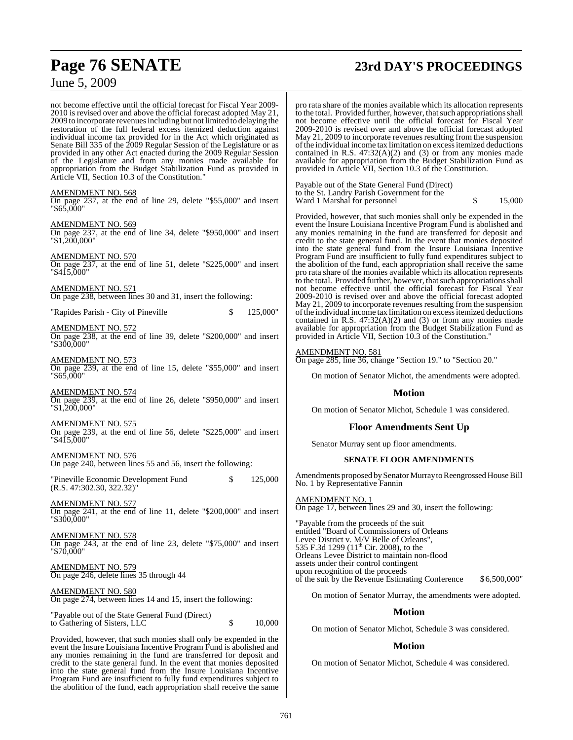not become effective until the official forecast for Fiscal Year 2009-2010 is revised over and above the official forecast adopted May 21, 2009 to incorporate revenues including but not limited to delaying the restoration of the full federal excess itemized deduction against individual income tax provided for in the Act which originated as Senate Bill 335 of the 2009 Regular Session of the Legislature or as provided in any other Act enacted during the 2009 Regular Session of the Legislature and from any monies made available for appropriation from the Budget Stabilization Fund as provided in Article VII, Section 10.3 of the Constitution."

AMENDMENT NO. 568
On page 237, at the end of line 29, delete "$55,000" and insert "$65,000"

AMENDMENT NO. 569
On page 237, at the end of line 34, delete "$950,000" and insert "$1,200,000"

AMENDMENT NO. 570
On page 237, at the end of line 51, delete "$225,000" and insert "$415,000"

AMENDMENT NO. 571
On page 238, between lines 30 and 31, insert the following:

"Rapides Parish - City of Pineville $ 125,000"

AMENDMENT NO. 572
On page 238, at the end of line 39, delete "$200,000" and insert "$300,000"

AMENDMENT NO. 573
On page 239, at the end of line 15, delete "$55,000" and insert "$65,000"

AMENDMENT NO. 574
On page 239, at the end of line 26, delete "$950,000" and insert "$1,200,000"

AMENDMENT NO. 575
On page 239, at the end of line 56, delete "$225,000" and insert "$415,000"

AMENDMENT NO. 576
On page 240, between lines 55 and 56, insert the following:

"Pineville Economic Development Fund $ 125,000
(R.S. 47:302.30, 322.32)"

AMENDMENT NO. 577
On page 241, at the end of line 11, delete "$200,000" and insert "$300,000"

AMENDMENT NO. 578
On page 243, at the end of line 23, delete "$75,000" and insert "$70,000"

AMENDMENT NO. 579
On page 246, delete lines 35 through 44

AMENDMENT NO. 580
On page 274, between lines 14 and 15, insert the following:

"Payable out of the State General Fund (Direct)
to Gathering of Sisters, LLC $ 10,000

Provided, however, that such monies shall only be expended in the event the Insure Louisiana Incentive Program Fund is abolished and any monies remaining in the fund are transferred for deposit and credit to the state general fund. In the event that monies deposited into the state general fund from the Insure Louisiana Incentive Program Fund are insufficient to fully fund expenditures subject to the abolition of the fund, each appropriation shall receive the same pro rata share of the monies available which its allocation represents to the total. Provided further, however, that such appropriations shall not become effective until the official forecast for Fiscal Year 2009-2010 is revised over and above the official forecast adopted May 21, 2009 to incorporate revenues resulting from the suspension of the individual income tax limitation on excess itemized deductions contained in R.S. 47:32(A)(2) and (3) or from any monies made available for appropriation from the Budget Stabilization Fund as provided in Article VII, Section 10.3 of the Constitution.

Payable out of the State General Fund (Direct)
to the St. Landry Parish Government for the
Ward 1 Marshal for personnel $ 15,000

Provided, however, that such monies shall only be expended in the event the Insure Louisiana Incentive Program Fund is abolished and any monies remaining in the fund are transferred for deposit and credit to the state general fund. In the event that monies deposited into the state general fund from the Insure Louisiana Incentive Program Fund are insufficient to fully fund expenditures subject to the abolition of the fund, each appropriation shall receive the same pro rata share of the monies available which its allocation represents to the total. Provided further, however, that such appropriations shall not become effective until the official forecast for Fiscal Year 2009-2010 is revised over and above the official forecast adopted May 21, 2009 to incorporate revenues resulting from the suspension of the individual income tax limitation on excess itemized deductions contained in R.S. 47:32(A)(2) and (3) or from any monies made available for appropriation from the Budget Stabilization Fund as provided in Article VII, Section 10.3 of the Constitution."

AMENDMENT NO. 581
On page 285, line 36, change "Section 19." to "Section 20."

On motion of Senator Michot, the amendments were adopted.

## Motion

On motion of Senator Michot, Schedule 1 was considered.

## Floor Amendments Sent Up

Senator Murray sent up floor amendments.

### SENATE FLOOR AMENDMENTS

Amendments proposed by Senator Murray to Reengrossed House Bill No. 1 by Representative Fannin

AMENDMENT NO. 1
On page 17, between lines 29 and 30, insert the following:

"Payable from the proceeds of the suit
entitled "Board of Commissioners of Orleans
Levee District v. M/V Belle of Orleans",
535 F.3d 1299 (11th Cir. 2008), to the
Orleans Levee District to maintain non-flood
assets under their control contingent
upon recognition of the proceeds
of the suit by the Revenue Estimating Conference $6,500,000"

On motion of Senator Murray, the amendments were adopted.

## Motion

On motion of Senator Michot, Schedule 3 was considered.

## Motion

On motion of Senator Michot, Schedule 4 was considered.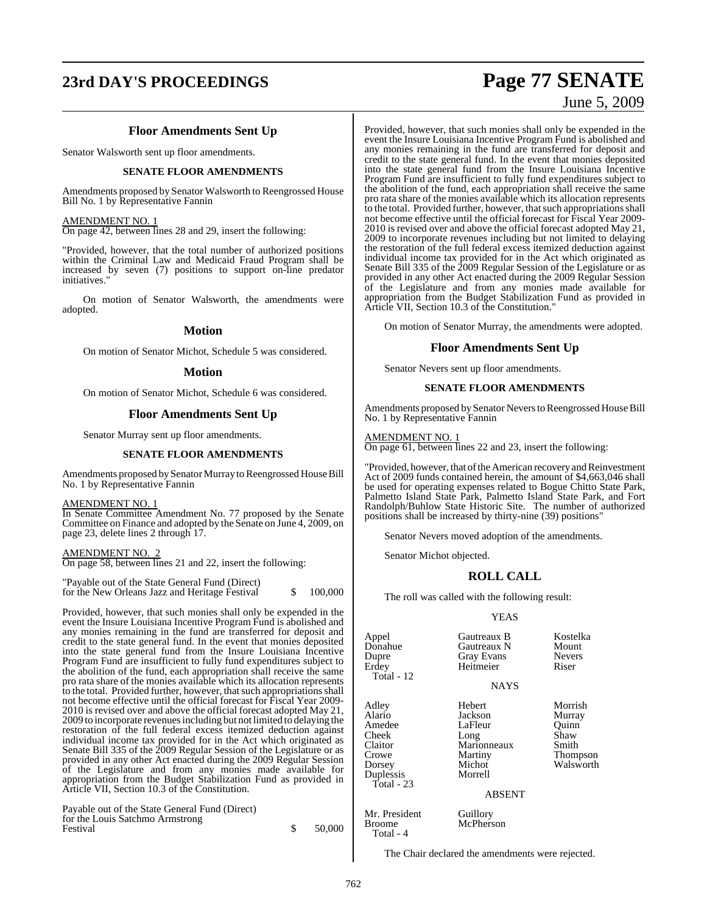## Floor Amendments Sent Up

Senator Walsworth sent up floor amendments.

### SENATE FLOOR AMENDMENTS

Amendments proposed by Senator Walsworth to Reengrossed House Bill No. 1 by Representative Fannin

AMENDMENT NO. 1
On page 42, between lines 28 and 29, insert the following:

"Provided, however, that the total number of authorized positions within the Criminal Law and Medicaid Fraud Program shall be increased by seven (7) positions to support on-line predator initiatives."

On motion of Senator Walsworth, the amendments were adopted.

## Motion

On motion of Senator Michot, Schedule 5 was considered.

## Motion

On motion of Senator Michot, Schedule 6 was considered.

## Floor Amendments Sent Up

Senator Murray sent up floor amendments.

### SENATE FLOOR AMENDMENTS

Amendments proposed by Senator Murray to Reengrossed House Bill No. 1 by Representative Fannin

AMENDMENT NO. 1
In Senate Committee Amendment No. 77 proposed by the Senate Committee on Finance and adopted by the Senate on June 4, 2009, on page 23, delete lines 2 through 17.

AMENDMENT NO. 2
On page 58, between lines 21 and 22, insert the following:

"Payable out of the State General Fund (Direct)
for the New Orleans Jazz and Heritage Festival $ 100,000

Provided, however, that such monies shall only be expended in the event the Insure Louisiana Incentive Program Fund is abolished and any monies remaining in the fund are transferred for deposit and credit to the state general fund. In the event that monies deposited into the state general fund from the Insure Louisiana Incentive Program Fund are insufficient to fully fund expenditures subject to the abolition of the fund, each appropriation shall receive the same pro rata share of the monies available which its allocation represents to the total. Provided further, however, that such appropriations shall not become effective until the official forecast for Fiscal Year 2009-2010 is revised over and above the official forecast adopted May 21, 2009 to incorporate revenues including but not limited to delaying the restoration of the full federal excess itemized deduction against individual income tax provided for in the Act which originated as Senate Bill 335 of the 2009 Regular Session of the Legislature or as provided in any other Act enacted during the 2009 Regular Session of the Legislature and from any monies made available for appropriation from the Budget Stabilization Fund as provided in Article VII, Section 10.3 of the Constitution.

Payable out of the State General Fund (Direct)
for the Louis Satchmo Armstrong
Festival $ 50,000

Provided, however, that such monies shall only be expended in the event the Insure Louisiana Incentive Program Fund is abolished and any monies remaining in the fund are transferred for deposit and credit to the state general fund. In the event that monies deposited into the state general fund from the Insure Louisiana Incentive Program Fund are insufficient to fully fund expenditures subject to the abolition of the fund, each appropriation shall receive the same pro rata share of the monies available which its allocation represents to the total. Provided further, however, that such appropriations shall not become effective until the official forecast for Fiscal Year 2009-2010 is revised over and above the official forecast adopted May 21, 2009 to incorporate revenues including but not limited to delaying the restoration of the full federal excess itemized deduction against individual income tax provided for in the Act which originated as Senate Bill 335 of the 2009 Regular Session of the Legislature or as provided in any other Act enacted during the 2009 Regular Session of the Legislature and from any monies made available for appropriation from the Budget Stabilization Fund as provided in Article VII, Section 10.3 of the Constitution."

On motion of Senator Murray, the amendments were adopted.

## Floor Amendments Sent Up

Senator Nevers sent up floor amendments.

### SENATE FLOOR AMENDMENTS

Amendments proposed by Senator Nevers to Reengrossed House Bill No. 1 by Representative Fannin

AMENDMENT NO. 1
On page 61, between lines 22 and 23, insert the following:

"Provided, however, that of the American recovery and Reinvestment Act of 2009 funds contained herein, the amount of $4,663,046 shall be used for operating expenses related to Bogue Chitto State Park, Palmetto Island State Park, Palmetto Island State Park, and Fort Randolph/Buhlow State Historic Site. The number of authorized positions shall be increased by thirty-nine (39) positions"

Senator Nevers moved adoption of the amendments.

Senator Michot objected.

## ROLL CALL

The roll was called with the following result:

YEAS

| | | |
|---|---|---|
| Appel | Gautreaux B | Kostelka |
| Donahue | Gautreaux N | Mount |
| Dupre | Gray Evans | Nevers |
| Erdey | Heitmeier | Riser |
| Total - 12 | | |

NAYS

| | | |
|---|---|---|
| Adley | Hebert | Morrish |
| Alario | Jackson | Murray |
| Amedee | LaFleur | Quinn |
| Cheek | Long | Shaw |
| Claitor | Marionneaux | Smith |
| Crowe | Martiny | Thompson |
| Dorsey | Michot | Walsworth |
| Duplessis | Morrell | |
| Total - 23 | | |

ABSENT

| | |
|---|---|
| Mr. President | Guillory |
| Broome | McPherson |
| Total - 4 | |

The Chair declared the amendments were rejected.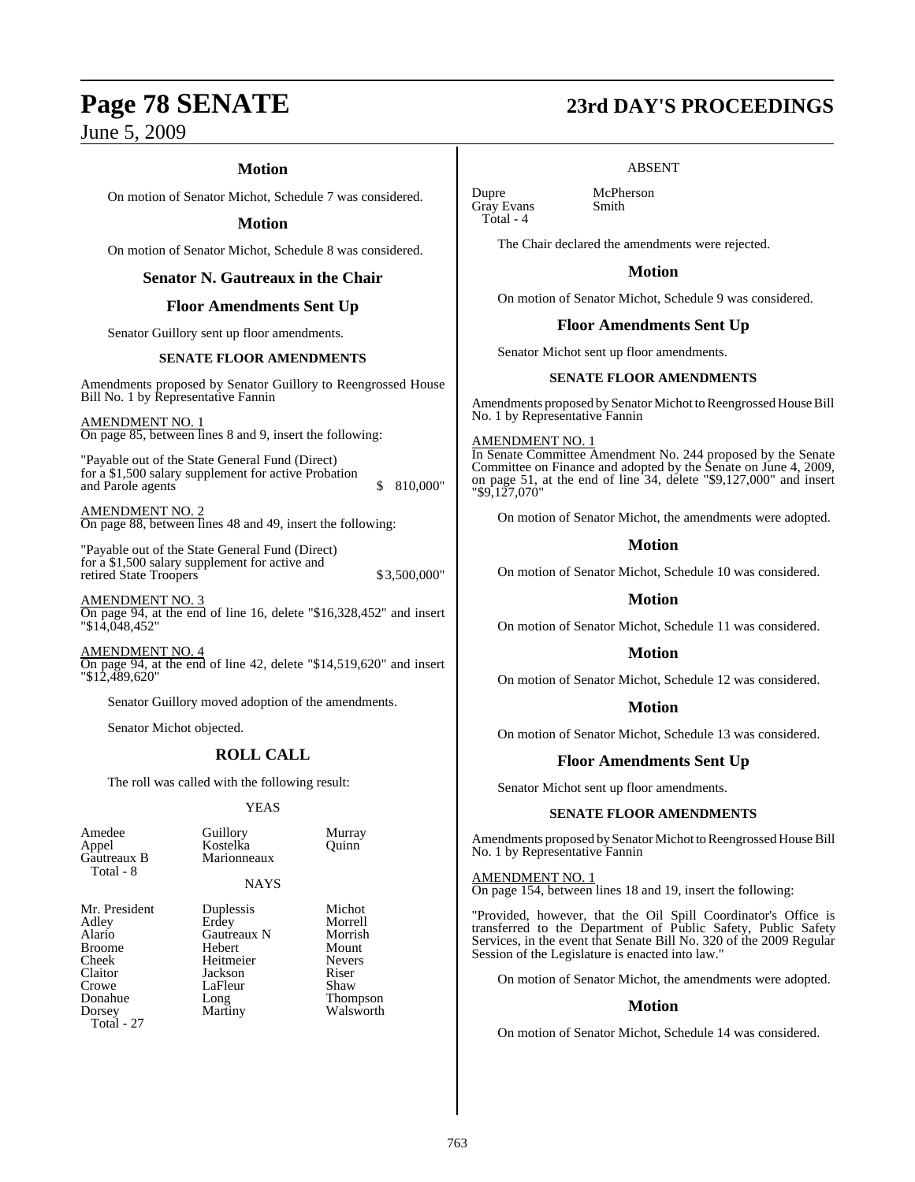## Motion

On motion of Senator Michot, Schedule 7 was considered.

## Motion

On motion of Senator Michot, Schedule 8 was considered.

## Senator N. Gautreaux in the Chair

## Floor Amendments Sent Up

Senator Guillory sent up floor amendments.

### SENATE FLOOR AMENDMENTS

Amendments proposed by Senator Guillory to Reengrossed House Bill No. 1 by Representative Fannin

AMENDMENT NO. 1
On page 85, between lines 8 and 9, insert the following:

"Payable out of the State General Fund (Direct) for a $1,500 salary supplement for active Probation and Parole agents $ 810,000"

AMENDMENT NO. 2
On page 88, between lines 48 and 49, insert the following:

"Payable out of the State General Fund (Direct) for a $1,500 salary supplement for active and retired State Troopers $3,500,000"

AMENDMENT NO. 3
On page 94, at the end of line 16, delete "$16,328,452" and insert "$14,048,452"

AMENDMENT NO. 4
On page 94, at the end of line 42, delete "$14,519,620" and insert "$12,489,620"

Senator Guillory moved adoption of the amendments.

Senator Michot objected.

## ROLL CALL

The roll was called with the following result:

YEAS

| | | |
|---|---|---|
| Amedee | Guillory | Murray |
| Appel | Kostelka | Quinn |
| Gautreaux B | Marionneaux | |
| Total - 8 | | |

NAYS

| | | |
|---|---|---|
| Mr. President | Duplessis | Michot |
| Adley | Erdey | Morrell |
| Alario | Gautreaux N | Morrish |
| Broome | Hebert | Mount |
| Cheek | Heitmeier | Nevers |
| Claitor | Jackson | Riser |
| Crowe | LaFleur | Shaw |
| Donahue | Long | Thompson |
| Dorsey | Martiny | Walsworth |
| Total - 27 | | |

ABSENT

| | |
|---|---|
| Dupre | McPherson |
| Gray Evans | Smith |
| Total - 4 | |

The Chair declared the amendments were rejected.

## Motion

On motion of Senator Michot, Schedule 9 was considered.

## Floor Amendments Sent Up

Senator Michot sent up floor amendments.

### SENATE FLOOR AMENDMENTS

Amendments proposed by Senator Michot to Reengrossed House Bill No. 1 by Representative Fannin

AMENDMENT NO. 1
In Senate Committee Amendment No. 244 proposed by the Senate Committee on Finance and adopted by the Senate on June 4, 2009, on page 51, at the end of line 34, delete "$9,127,000" and insert "$9,127,070"

On motion of Senator Michot, the amendments were adopted.

## Motion

On motion of Senator Michot, Schedule 10 was considered.

## Motion

On motion of Senator Michot, Schedule 11 was considered.

## Motion

On motion of Senator Michot, Schedule 12 was considered.

## Motion

On motion of Senator Michot, Schedule 13 was considered.

## Floor Amendments Sent Up

Senator Michot sent up floor amendments.

### SENATE FLOOR AMENDMENTS

Amendments proposed by Senator Michot to Reengrossed House Bill No. 1 by Representative Fannin

AMENDMENT NO. 1
On page 154, between lines 18 and 19, insert the following:

"Provided, however, that the Oil Spill Coordinator's Office is transferred to the Department of Public Safety, Public Safety Services, in the event that Senate Bill No. 320 of the 2009 Regular Session of the Legislature is enacted into law."

On motion of Senator Michot, the amendments were adopted.

## Motion

On motion of Senator Michot, Schedule 14 was considered.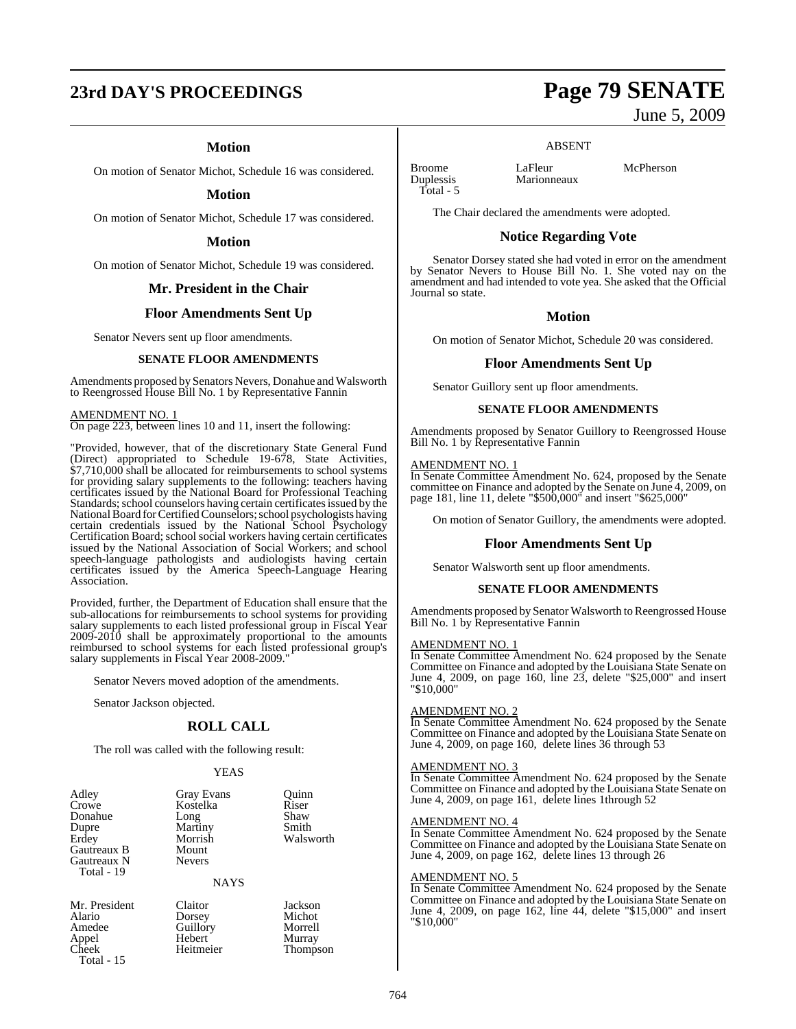## Motion

On motion of Senator Michot, Schedule 16 was considered.

## Motion

On motion of Senator Michot, Schedule 17 was considered.

## Motion

On motion of Senator Michot, Schedule 19 was considered.

## Mr. President in the Chair

## Floor Amendments Sent Up

Senator Nevers sent up floor amendments.

### SENATE FLOOR AMENDMENTS

Amendments proposed by Senators Nevers, Donahue and Walsworth to Reengrossed House Bill No. 1 by Representative Fannin

AMENDMENT NO. 1
On page 223, between lines 10 and 11, insert the following:

"Provided, however, that of the discretionary State General Fund (Direct) appropriated to Schedule 19-678, State Activities, $7,710,000 shall be allocated for reimbursements to school systems for providing salary supplements to the following: teachers having certificates issued by the National Board for Professional Teaching Standards; school counselors having certain certificates issued by the National Board for Certified Counselors; school psychologists having certain credentials issued by the National School Psychology Certification Board; school social workers having certain certificates issued by the National Association of Social Workers; and school speech-language pathologists and audiologists having certain certificates issued by the America Speech-Language Hearing Association.

Provided, further, the Department of Education shall ensure that the sub-allocations for reimbursements to school systems for providing salary supplements to each listed professional group in Fiscal Year 2009-2010 shall be approximately proportional to the amounts reimbursed to school systems for each listed professional group's salary supplements in Fiscal Year 2008-2009."

Senator Nevers moved adoption of the amendments.

Senator Jackson objected.

## ROLL CALL

The roll was called with the following result:

YEAS

| | | |
|---|---|---|
| Adley | Gray Evans | Quinn |
| Crowe | Kostelka | Riser |
| Donahue | Long | Shaw |
| Dupre | Martiny | Smith |
| Erdey | Morrish | Walsworth |
| Gautreaux B | Mount | |
| Gautreaux N | Nevers | |

Total - 19

NAYS

| | | |
|---|---|---|
| Mr. President | Claitor | Jackson |
| Alario | Dorsey | Michot |
| Amedee | Guillory | Morrell |
| Appel | Hebert | Murray |
| Cheek | Heitmeier | Thompson |

Total - 15

ABSENT

| | | |
|---|---|---|
| Broome | LaFleur | McPherson |
| Duplessis | Marionneaux | |

Total - 5

The Chair declared the amendments were adopted.

## Notice Regarding Vote

Senator Dorsey stated she had voted in error on the amendment by Senator Nevers to House Bill No. 1. She voted nay on the amendment and had intended to vote yea. She asked that the Official Journal so state.

## Motion

On motion of Senator Michot, Schedule 20 was considered.

## Floor Amendments Sent Up

Senator Guillory sent up floor amendments.

### SENATE FLOOR AMENDMENTS

Amendments proposed by Senator Guillory to Reengrossed House Bill No. 1 by Representative Fannin

AMENDMENT NO. 1
In Senate Committee Amendment No. 624, proposed by the Senate committee on Finance and adopted by the Senate on June 4, 2009, on page 181, line 11, delete "$500,000" and insert "$625,000"

On motion of Senator Guillory, the amendments were adopted.

## Floor Amendments Sent Up

Senator Walsworth sent up floor amendments.

### SENATE FLOOR AMENDMENTS

Amendments proposed by Senator Walsworth to Reengrossed House Bill No. 1 by Representative Fannin

AMENDMENT NO. 1
In Senate Committee Amendment No. 624 proposed by the Senate Committee on Finance and adopted by the Louisiana State Senate on June 4, 2009, on page 160, line 23, delete "$25,000" and insert "$10,000"

AMENDMENT NO. 2
In Senate Committee Amendment No. 624 proposed by the Senate Committee on Finance and adopted by the Louisiana State Senate on June 4, 2009, on page 160, delete lines 36 through 53

AMENDMENT NO. 3
In Senate Committee Amendment No. 624 proposed by the Senate Committee on Finance and adopted by the Louisiana State Senate on June 4, 2009, on page 161, delete lines 1through 52

AMENDMENT NO. 4
In Senate Committee Amendment No. 624 proposed by the Senate Committee on Finance and adopted by the Louisiana State Senate on June 4, 2009, on page 162, delete lines 13 through 26

AMENDMENT NO. 5
In Senate Committee Amendment No. 624 proposed by the Senate Committee on Finance and adopted by the Louisiana State Senate on June 4, 2009, on page 162, line 44, delete "$15,000" and insert "$10,000"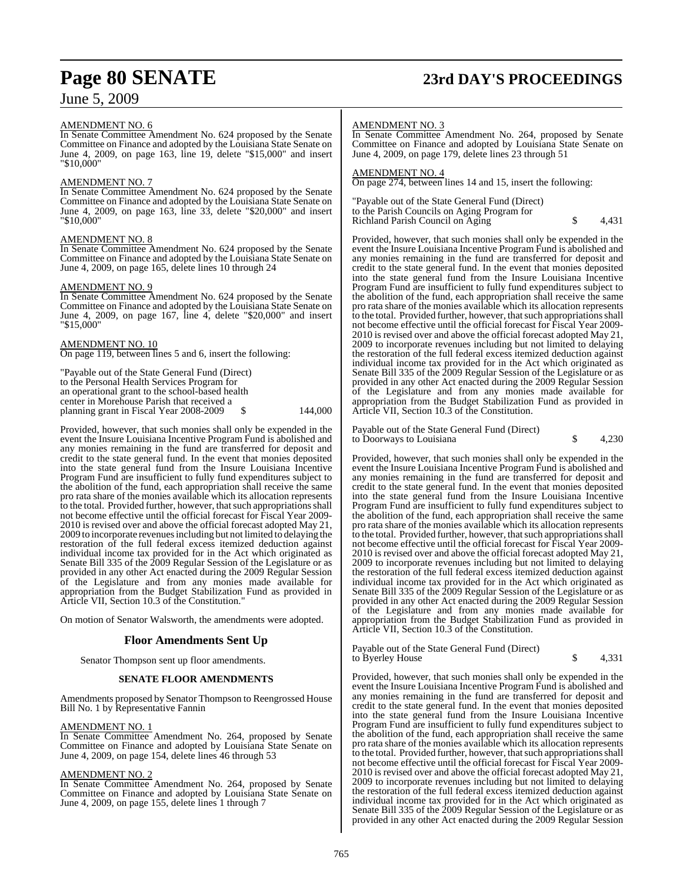AMENDMENT NO. 6
In Senate Committee Amendment No. 624 proposed by the Senate Committee on Finance and adopted by the Louisiana State Senate on June 4, 2009, on page 163, line 19, delete "$15,000" and insert "$10,000"

AMENDMENT NO. 7
In Senate Committee Amendment No. 624 proposed by the Senate Committee on Finance and adopted by the Louisiana State Senate on June 4, 2009, on page 163, line 33, delete "$20,000" and insert "$10,000"

AMENDMENT NO. 8
In Senate Committee Amendment No. 624 proposed by the Senate Committee on Finance and adopted by the Louisiana State Senate on June 4, 2009, on page 165, delete lines 10 through 24

AMENDMENT NO. 9
In Senate Committee Amendment No. 624 proposed by the Senate Committee on Finance and adopted by the Louisiana State Senate on June 4, 2009, on page 167, line 4, delete "$20,000" and insert "$15,000"

AMENDMENT NO. 10
On page 119, between lines 5 and 6, insert the following:

"Payable out of the State General Fund (Direct)
to the Personal Health Services Program for
an operational grant to the school-based health
center in Morehouse Parish that received a
planning grant in Fiscal Year 2008-2009 $ 144,000

Provided, however, that such monies shall only be expended in the event the Insure Louisiana Incentive Program Fund is abolished and any monies remaining in the fund are transferred for deposit and credit to the state general fund. In the event that monies deposited into the state general fund from the Insure Louisiana Incentive Program Fund are insufficient to fully fund expenditures subject to the abolition of the fund, each appropriation shall receive the same pro rata share of the monies available which its allocation represents to the total. Provided further, however, that such appropriations shall not become effective until the official forecast for Fiscal Year 2009-2010 is revised over and above the official forecast adopted May 21, 2009 to incorporate revenues including but not limited to delaying the restoration of the full federal excess itemized deduction against individual income tax provided for in the Act which originated as Senate Bill 335 of the 2009 Regular Session of the Legislature or as provided in any other Act enacted during the 2009 Regular Session of the Legislature and from any monies made available for appropriation from the Budget Stabilization Fund as provided in Article VII, Section 10.3 of the Constitution."

On motion of Senator Walsworth, the amendments were adopted.

## Floor Amendments Sent Up

Senator Thompson sent up floor amendments.

### SENATE FLOOR AMENDMENTS

Amendments proposed by Senator Thompson to Reengrossed House Bill No. 1 by Representative Fannin

AMENDMENT NO. 1
In Senate Committee Amendment No. 264, proposed by Senate Committee on Finance and adopted by Louisiana State Senate on June 4, 2009, on page 154, delete lines 46 through 53

AMENDMENT NO. 2
In Senate Committee Amendment No. 264, proposed by Senate Committee on Finance and adopted by Louisiana State Senate on June 4, 2009, on page 155, delete lines 1 through 7

AMENDMENT NO. 3
In Senate Committee Amendment No. 264, proposed by Senate Committee on Finance and adopted by Louisiana State Senate on June 4, 2009, on page 179, delete lines 23 through 51

AMENDMENT NO. 4
On page 274, between lines 14 and 15, insert the following:

"Payable out of the State General Fund (Direct)
to the Parish Councils on Aging Program for
Richland Parish Council on Aging $ 4,431

Provided, however, that such monies shall only be expended in the event the Insure Louisiana Incentive Program Fund is abolished and any monies remaining in the fund are transferred for deposit and credit to the state general fund. In the event that monies deposited into the state general fund from the Insure Louisiana Incentive Program Fund are insufficient to fully fund expenditures subject to the abolition of the fund, each appropriation shall receive the same pro rata share of the monies available which its allocation represents to the total. Provided further, however, that such appropriations shall not become effective until the official forecast for Fiscal Year 2009-2010 is revised over and above the official forecast adopted May 21, 2009 to incorporate revenues including but not limited to delaying the restoration of the full federal excess itemized deduction against individual income tax provided for in the Act which originated as Senate Bill 335 of the 2009 Regular Session of the Legislature or as provided in any other Act enacted during the 2009 Regular Session of the Legislature and from any monies made available for appropriation from the Budget Stabilization Fund as provided in Article VII, Section 10.3 of the Constitution.

Payable out of the State General Fund (Direct)
to Doorways to Louisiana $ 4,230

Provided, however, that such monies shall only be expended in the event the Insure Louisiana Incentive Program Fund is abolished and any monies remaining in the fund are transferred for deposit and credit to the state general fund. In the event that monies deposited into the state general fund from the Insure Louisiana Incentive Program Fund are insufficient to fully fund expenditures subject to the abolition of the fund, each appropriation shall receive the same pro rata share of the monies available which its allocation represents to the total. Provided further, however, that such appropriations shall not become effective until the official forecast for Fiscal Year 2009-2010 is revised over and above the official forecast adopted May 21, 2009 to incorporate revenues including but not limited to delaying the restoration of the full federal excess itemized deduction against individual income tax provided for in the Act which originated as Senate Bill 335 of the 2009 Regular Session of the Legislature or as provided in any other Act enacted during the 2009 Regular Session of the Legislature and from any monies made available for appropriation from the Budget Stabilization Fund as provided in Article VII, Section 10.3 of the Constitution.

Payable out of the State General Fund (Direct)
to Byerley House $ 4,331

Provided, however, that such monies shall only be expended in the event the Insure Louisiana Incentive Program Fund is abolished and any monies remaining in the fund are transferred for deposit and credit to the state general fund. In the event that monies deposited into the state general fund from the Insure Louisiana Incentive Program Fund are insufficient to fully fund expenditures subject to the abolition of the fund, each appropriation shall receive the same pro rata share of the monies available which its allocation represents to the total. Provided further, however, that such appropriations shall not become effective until the official forecast for Fiscal Year 2009-2010 is revised over and above the official forecast adopted May 21, 2009 to incorporate revenues including but not limited to delaying the restoration of the full federal excess itemized deduction against individual income tax provided for in the Act which originated as Senate Bill 335 of the 2009 Regular Session of the Legislature or as provided in any other Act enacted during the 2009 Regular Session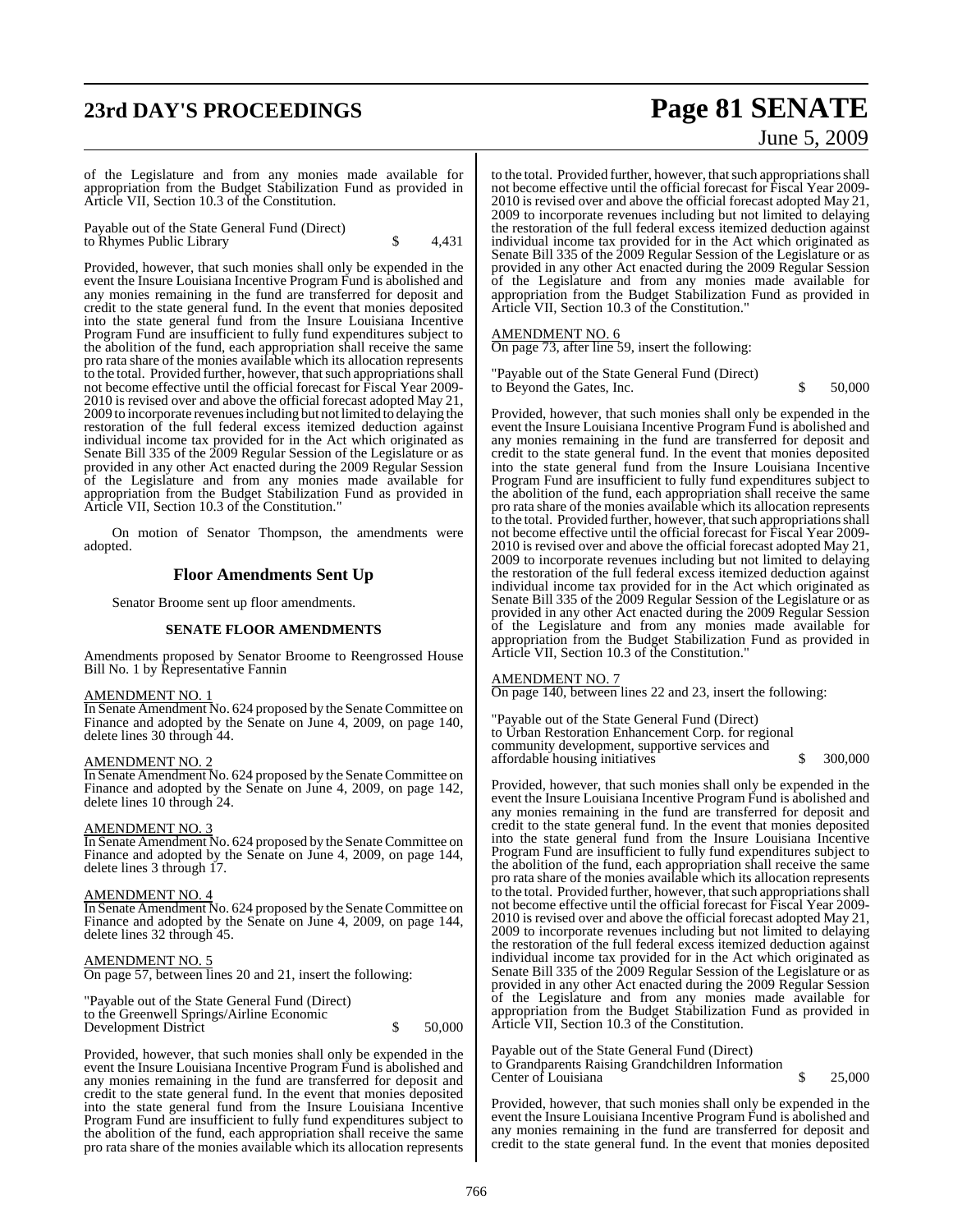of the Legislature and from any monies made available for appropriation from the Budget Stabilization Fund as provided in Article VII, Section 10.3 of the Constitution.

Payable out of the State General Fund (Direct)
to Rhymes Public Library $ 4,431

Provided, however, that such monies shall only be expended in the event the Insure Louisiana Incentive Program Fund is abolished and any monies remaining in the fund are transferred for deposit and credit to the state general fund. In the event that monies deposited into the state general fund from the Insure Louisiana Incentive Program Fund are insufficient to fully fund expenditures subject to the abolition of the fund, each appropriation shall receive the same pro rata share of the monies available which its allocation represents to the total. Provided further, however, that such appropriations shall not become effective until the official forecast for Fiscal Year 2009-2010 is revised over and above the official forecast adopted May 21, 2009 to incorporate revenues including but not limited to delaying the restoration of the full federal excess itemized deduction against individual income tax provided for in the Act which originated as Senate Bill 335 of the 2009 Regular Session of the Legislature or as provided in any other Act enacted during the 2009 Regular Session of the Legislature and from any monies made available for appropriation from the Budget Stabilization Fund as provided in Article VII, Section 10.3 of the Constitution."

On motion of Senator Thompson, the amendments were adopted.

## Floor Amendments Sent Up

Senator Broome sent up floor amendments.

### SENATE FLOOR AMENDMENTS

Amendments proposed by Senator Broome to Reengrossed House Bill No. 1 by Representative Fannin

AMENDMENT NO. 1
In Senate Amendment No. 624 proposed by the Senate Committee on Finance and adopted by the Senate on June 4, 2009, on page 140, delete lines 30 through 44.

AMENDMENT NO. 2
In Senate Amendment No. 624 proposed by the Senate Committee on Finance and adopted by the Senate on June 4, 2009, on page 142, delete lines 10 through 24.

AMENDMENT NO. 3
In Senate Amendment No. 624 proposed by the Senate Committee on Finance and adopted by the Senate on June 4, 2009, on page 144, delete lines 3 through 17.

AMENDMENT NO. 4
In Senate Amendment No. 624 proposed by the Senate Committee on Finance and adopted by the Senate on June 4, 2009, on page 144, delete lines 32 through 45.

AMENDMENT NO. 5
On page 57, between lines 20 and 21, insert the following:

"Payable out of the State General Fund (Direct)
to the Greenwell Springs/Airline Economic
Development District $ 50,000

Provided, however, that such monies shall only be expended in the event the Insure Louisiana Incentive Program Fund is abolished and any monies remaining in the fund are transferred for deposit and credit to the state general fund. In the event that monies deposited into the state general fund from the Insure Louisiana Incentive Program Fund are insufficient to fully fund expenditures subject to the abolition of the fund, each appropriation shall receive the same pro rata share of the monies available which its allocation represents to the total. Provided further, however, that such appropriations shall not become effective until the official forecast for Fiscal Year 2009-2010 is revised over and above the official forecast adopted May 21, 2009 to incorporate revenues including but not limited to delaying the restoration of the full federal excess itemized deduction against individual income tax provided for in the Act which originated as Senate Bill 335 of the 2009 Regular Session of the Legislature or as provided in any other Act enacted during the 2009 Regular Session of the Legislature and from any monies made available for appropriation from the Budget Stabilization Fund as provided in Article VII, Section 10.3 of the Constitution."

AMENDMENT NO. 6
On page 73, after line 59, insert the following:

"Payable out of the State General Fund (Direct)
to Beyond the Gates, Inc. $ 50,000

Provided, however, that such monies shall only be expended in the event the Insure Louisiana Incentive Program Fund is abolished and any monies remaining in the fund are transferred for deposit and credit to the state general fund. In the event that monies deposited into the state general fund from the Insure Louisiana Incentive Program Fund are insufficient to fully fund expenditures subject to the abolition of the fund, each appropriation shall receive the same pro rata share of the monies available which its allocation represents to the total. Provided further, however, that such appropriations shall not become effective until the official forecast for Fiscal Year 2009-2010 is revised over and above the official forecast adopted May 21, 2009 to incorporate revenues including but not limited to delaying the restoration of the full federal excess itemized deduction against individual income tax provided for in the Act which originated as Senate Bill 335 of the 2009 Regular Session of the Legislature or as provided in any other Act enacted during the 2009 Regular Session of the Legislature and from any monies made available for appropriation from the Budget Stabilization Fund as provided in Article VII, Section 10.3 of the Constitution."

AMENDMENT NO. 7
On page 140, between lines 22 and 23, insert the following:

"Payable out of the State General Fund (Direct)
to Urban Restoration Enhancement Corp. for regional
community development, supportive services and
affordable housing initiatives $ 300,000

Provided, however, that such monies shall only be expended in the event the Insure Louisiana Incentive Program Fund is abolished and any monies remaining in the fund are transferred for deposit and credit to the state general fund. In the event that monies deposited into the state general fund from the Insure Louisiana Incentive Program Fund are insufficient to fully fund expenditures subject to the abolition of the fund, each appropriation shall receive the same pro rata share of the monies available which its allocation represents to the total. Provided further, however, that such appropriations shall not become effective until the official forecast for Fiscal Year 2009-2010 is revised over and above the official forecast adopted May 21, 2009 to incorporate revenues including but not limited to delaying the restoration of the full federal excess itemized deduction against individual income tax provided for in the Act which originated as Senate Bill 335 of the 2009 Regular Session of the Legislature or as provided in any other Act enacted during the 2009 Regular Session of the Legislature and from any monies made available for appropriation from the Budget Stabilization Fund as provided in Article VII, Section 10.3 of the Constitution.

Payable out of the State General Fund (Direct)
to Grandparents Raising Grandchildren Information
Center of Louisiana $ 25,000

Provided, however, that such monies shall only be expended in the event the Insure Louisiana Incentive Program Fund is abolished and any monies remaining in the fund are transferred for deposit and credit to the state general fund. In the event that monies deposited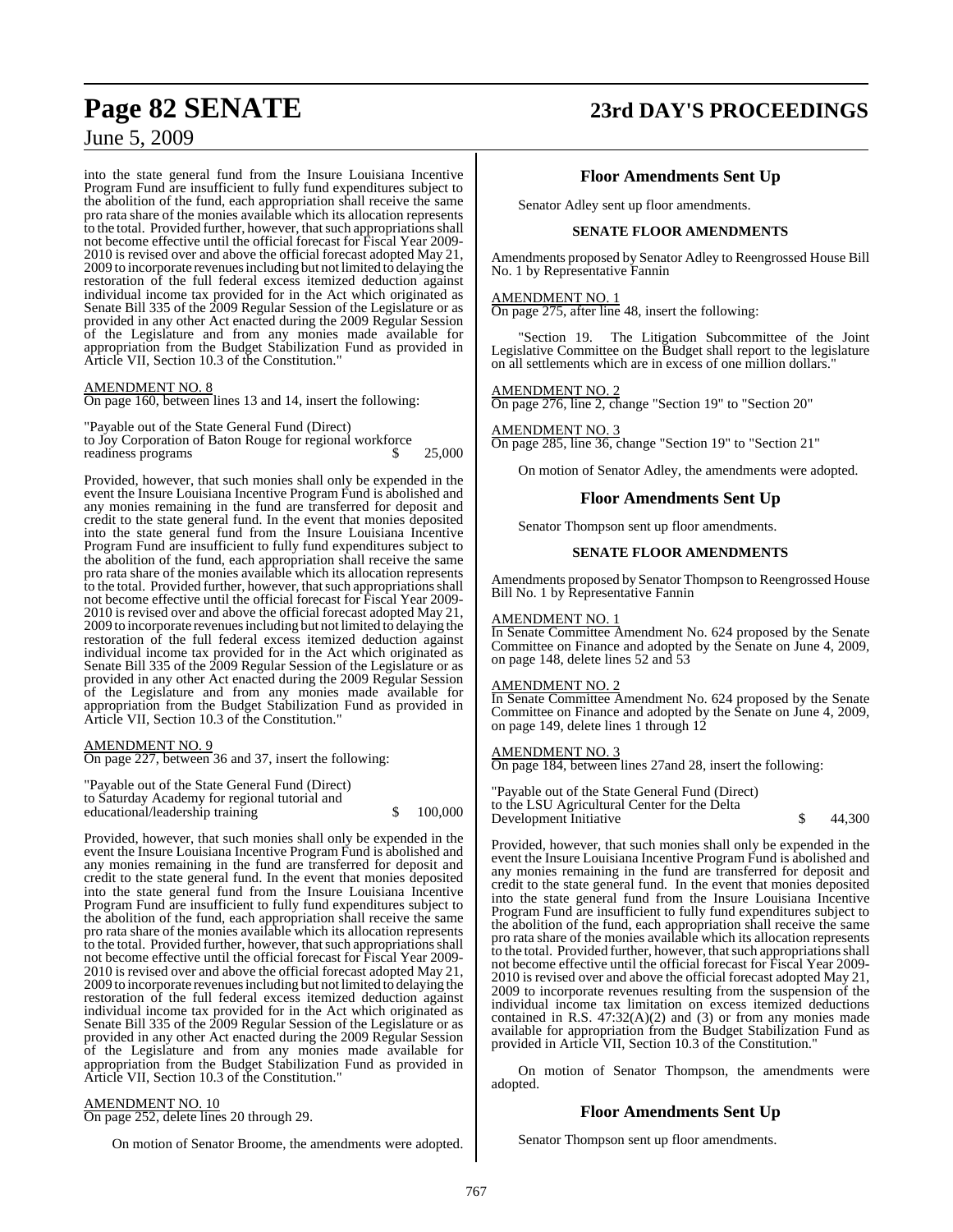into the state general fund from the Insure Louisiana Incentive Program Fund are insufficient to fully fund expenditures subject to the abolition of the fund, each appropriation shall receive the same pro rata share of the monies available which its allocation represents to the total. Provided further, however, that such appropriations shall not become effective until the official forecast for Fiscal Year 2009-2010 is revised over and above the official forecast adopted May 21, 2009 to incorporate revenues including but not limited to delaying the restoration of the full federal excess itemized deduction against individual income tax provided for in the Act which originated as Senate Bill 335 of the 2009 Regular Session of the Legislature or as provided in any other Act enacted during the 2009 Regular Session of the Legislature and from any monies made available for appropriation from the Budget Stabilization Fund as provided in Article VII, Section 10.3 of the Constitution."

AMENDMENT NO. 8
On page 160, between lines 13 and 14, insert the following:

"Payable out of the State General Fund (Direct)
to Joy Corporation of Baton Rouge for regional workforce
readiness programs $ 25,000

Provided, however, that such monies shall only be expended in the event the Insure Louisiana Incentive Program Fund is abolished and any monies remaining in the fund are transferred for deposit and credit to the state general fund. In the event that monies deposited into the state general fund from the Insure Louisiana Incentive Program Fund are insufficient to fully fund expenditures subject to the abolition of the fund, each appropriation shall receive the same pro rata share of the monies available which its allocation represents to the total. Provided further, however, that such appropriations shall not become effective until the official forecast for Fiscal Year 2009-2010 is revised over and above the official forecast adopted May 21, 2009 to incorporate revenues including but not limited to delaying the restoration of the full federal excess itemized deduction against individual income tax provided for in the Act which originated as Senate Bill 335 of the 2009 Regular Session of the Legislature or as provided in any other Act enacted during the 2009 Regular Session of the Legislature and from any monies made available for appropriation from the Budget Stabilization Fund as provided in Article VII, Section 10.3 of the Constitution."

AMENDMENT NO. 9
On page 227, between 36 and 37, insert the following:

"Payable out of the State General Fund (Direct)
to Saturday Academy for regional tutorial and
educational/leadership training $ 100,000

Provided, however, that such monies shall only be expended in the event the Insure Louisiana Incentive Program Fund is abolished and any monies remaining in the fund are transferred for deposit and credit to the state general fund. In the event that monies deposited into the state general fund from the Insure Louisiana Incentive Program Fund are insufficient to fully fund expenditures subject to the abolition of the fund, each appropriation shall receive the same pro rata share of the monies available which its allocation represents to the total. Provided further, however, that such appropriations shall not become effective until the official forecast for Fiscal Year 2009-2010 is revised over and above the official forecast adopted May 21, 2009 to incorporate revenues including but not limited to delaying the restoration of the full federal excess itemized deduction against individual income tax provided for in the Act which originated as Senate Bill 335 of the 2009 Regular Session of the Legislature or as provided in any other Act enacted during the 2009 Regular Session of the Legislature and from any monies made available for appropriation from the Budget Stabilization Fund as provided in Article VII, Section 10.3 of the Constitution."

AMENDMENT NO. 10
On page 252, delete lines 20 through 29.

On motion of Senator Broome, the amendments were adopted.

## Floor Amendments Sent Up

Senator Adley sent up floor amendments.

**SENATE FLOOR AMENDMENTS**

Amendments proposed by Senator Adley to Reengrossed House Bill No. 1 by Representative Fannin

AMENDMENT NO. 1
On page 275, after line 48, insert the following:

"Section 19. The Litigation Subcommittee of the Joint Legislative Committee on the Budget shall report to the legislature on all settlements which are in excess of one million dollars."

AMENDMENT NO. 2
On page 276, line 2, change "Section 19" to "Section 20"

AMENDMENT NO. 3
On page 285, line 36, change "Section 19" to "Section 21"

On motion of Senator Adley, the amendments were adopted.

## Floor Amendments Sent Up

Senator Thompson sent up floor amendments.

**SENATE FLOOR AMENDMENTS**

Amendments proposed by Senator Thompson to Reengrossed House Bill No. 1 by Representative Fannin

AMENDMENT NO. 1
In Senate Committee Amendment No. 624 proposed by the Senate Committee on Finance and adopted by the Senate on June 4, 2009, on page 148, delete lines 52 and 53

AMENDMENT NO. 2
In Senate Committee Amendment No. 624 proposed by the Senate Committee on Finance and adopted by the Senate on June 4, 2009, on page 149, delete lines 1 through 12

AMENDMENT NO. 3
On page 184, between lines 27and 28, insert the following:

"Payable out of the State General Fund (Direct)
to the LSU Agricultural Center for the Delta
Development Initiative $ 44,300

Provided, however, that such monies shall only be expended in the event the Insure Louisiana Incentive Program Fund is abolished and any monies remaining in the fund are transferred for deposit and credit to the state general fund. In the event that monies deposited into the state general fund from the Insure Louisiana Incentive Program Fund are insufficient to fully fund expenditures subject to the abolition of the fund, each appropriation shall receive the same pro rata share of the monies available which its allocation represents to the total. Provided further, however, that such appropriations shall not become effective until the official forecast for Fiscal Year 2009-2010 is revised over and above the official forecast adopted May 21, 2009 to incorporate revenues resulting from the suspension of the individual income tax limitation on excess itemized deductions contained in R.S. 47:32(A)(2) and (3) or from any monies made available for appropriation from the Budget Stabilization Fund as provided in Article VII, Section 10.3 of the Constitution."

On motion of Senator Thompson, the amendments were adopted.

## Floor Amendments Sent Up

Senator Thompson sent up floor amendments.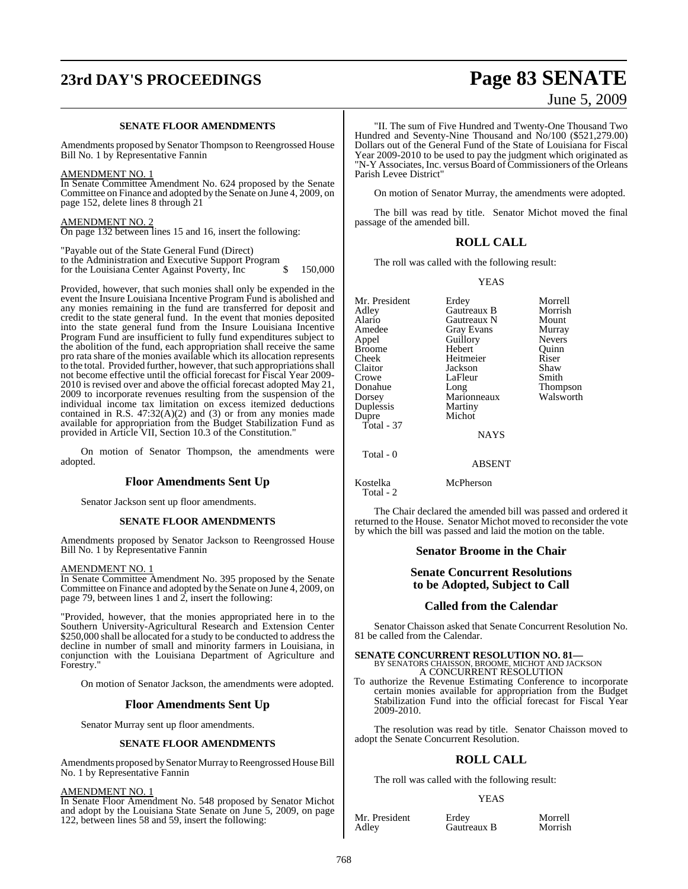**SENATE FLOOR AMENDMENTS**

Amendments proposed by Senator Thompson to Reengrossed House Bill No. 1 by Representative Fannin

AMENDMENT NO. 1

In Senate Committee Amendment No. 624 proposed by the Senate Committee on Finance and adopted by the Senate on June 4, 2009, on page 152, delete lines 8 through 21

AMENDMENT NO. 2

On page 132 between lines 15 and 16, insert the following:

"Payable out of the State General Fund (Direct) to the Administration and Executive Support Program for the Louisiana Center Against Poverty, Inc $ 150,000

Provided, however, that such monies shall only be expended in the event the Insure Louisiana Incentive Program Fund is abolished and any monies remaining in the fund are transferred for deposit and credit to the state general fund. In the event that monies deposited into the state general fund from the Insure Louisiana Incentive Program Fund are insufficient to fully fund expenditures subject to the abolition of the fund, each appropriation shall receive the same pro rata share of the monies available which its allocation represents to the total. Provided further, however, that such appropriations shall not become effective until the official forecast for Fiscal Year 2009-2010 is revised over and above the official forecast adopted May 21, 2009 to incorporate revenues resulting from the suspension of the individual income tax limitation on excess itemized deductions contained in R.S. 47:32(A)(2) and (3) or from any monies made available for appropriation from the Budget Stabilization Fund as provided in Article VII, Section 10.3 of the Constitution."

On motion of Senator Thompson, the amendments were adopted.

## Floor Amendments Sent Up

Senator Jackson sent up floor amendments.

**SENATE FLOOR AMENDMENTS**

Amendments proposed by Senator Jackson to Reengrossed House Bill No. 1 by Representative Fannin

AMENDMENT NO. 1

In Senate Committee Amendment No. 395 proposed by the Senate Committee on Finance and adopted by the Senate on June 4, 2009, on page 79, between lines 1 and 2, insert the following:

"Provided, however, that the monies appropriated here in to the Southern University-Agricultural Research and Extension Center $250,000 shall be allocated for a study to be conducted to address the decline in number of small and minority farmers in Louisiana, in conjunction with the Louisiana Department of Agriculture and Forestry."

On motion of Senator Jackson, the amendments were adopted.

## Floor Amendments Sent Up

Senator Murray sent up floor amendments.

**SENATE FLOOR AMENDMENTS**

Amendments proposed by Senator Murray to Reengrossed House Bill No. 1 by Representative Fannin

AMENDMENT NO. 1

In Senate Floor Amendment No. 548 proposed by Senator Michot and adopt by the Louisiana State Senate on June 5, 2009, on page 122, between lines 58 and 59, insert the following:

"II. The sum of Five Hundred and Twenty-One Thousand Two Hundred and Seventy-Nine Thousand and No/100 ($521,279.00) Dollars out of the General Fund of the State of Louisiana for Fiscal Year 2009-2010 to be used to pay the judgment which originated as "N-Y Associates, Inc. versus Board of Commissioners of the Orleans Parish Levee District"

On motion of Senator Murray, the amendments were adopted.

The bill was read by title. Senator Michot moved the final passage of the amended bill.

## ROLL CALL

The roll was called with the following result:

YEAS

| | | |
|---|---|---|
| Mr. President | Erdey | Morrell |
| Adley | Gautreaux B | Morrish |
| Alario | Gautreaux N | Mount |
| Amedee | Gray Evans | Murray |
| Appel | Guillory | Nevers |
| Broome | Hebert | Quinn |
| Cheek | Heitmeier | Riser |
| Claitor | Jackson | Shaw |
| Crowe | LaFleur | Smith |
| Donahue | Long | Thompson |
| Dorsey | Marionneaux | Walsworth |
| Duplessis | Martiny | |
| Dupre | Michot | |
| Total - 37 | | |

NAYS

Total - 0

ABSENT

| | |
|---|---|
| Kostelka | McPherson |
| Total - 2 | |

The Chair declared the amended bill was passed and ordered it returned to the House. Senator Michot moved to reconsider the vote by which the bill was passed and laid the motion on the table.

## Senator Broome in the Chair

## Senate Concurrent Resolutions to be Adopted, Subject to Call

## Called from the Calendar

Senator Chaisson asked that Senate Concurrent Resolution No. 81 be called from the Calendar.

**SENATE CONCURRENT RESOLUTION NO. 81—**
BY SENATORS CHAISSON, BROOME, MICHOT AND JACKSON
A CONCURRENT RESOLUTION

To authorize the Revenue Estimating Conference to incorporate certain monies available for appropriation from the Budget Stabilization Fund into the official forecast for Fiscal Year 2009-2010.

The resolution was read by title. Senator Chaisson moved to adopt the Senate Concurrent Resolution.

## ROLL CALL

The roll was called with the following result:

YEAS

| | | |
|---|---|---|
| Mr. President | Erdey | Morrell |
| Adley | Gautreaux B | Morrish |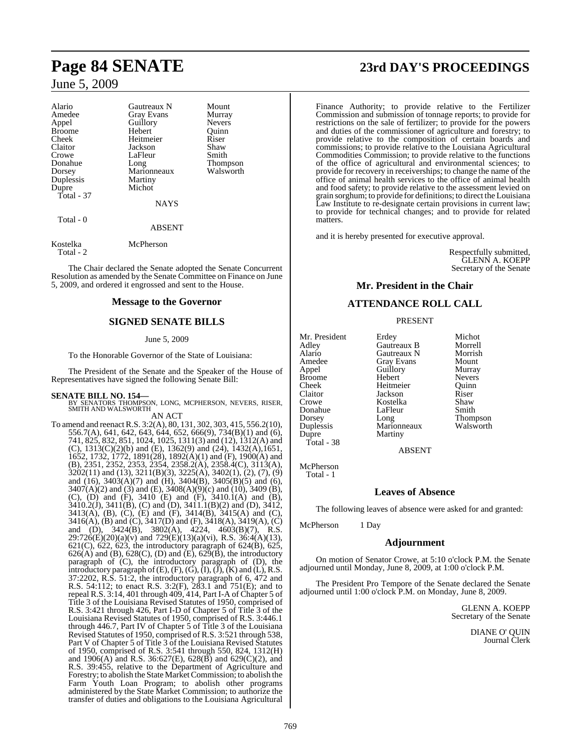Alario Gautreaux N Mount
Amedee Gray Evans Murray
Appel Guillory Nevers
Broome Hebert Quinn
Cheek Heitmeier Riser
Claitor Jackson Shaw
Crowe LaFleur Smith
Donahue Long Thompson
Dorsey Marionneaux Walsworth
Duplessis Martiny
Dupre Michot
Total - 37

NAYS

Total - 0

ABSENT

Kostelka McPherson
Total - 2

The Chair declared the Senate adopted the Senate Concurrent Resolution as amended by the Senate Committee on Finance on June 5, 2009, and ordered it engrossed and sent to the House.

## Message to the Governor

## SIGNED SENATE BILLS

June 5, 2009

To the Honorable Governor of the State of Louisiana:

The President of the Senate and the Speaker of the House of Representatives have signed the following Senate Bill:

**SENATE BILL NO. 154—**
BY SENATORS THOMPSON, LONG, MCPHERSON, NEVERS, RISER, SMITH AND WALSWORTH

AN ACT

To amend and reenact R.S. 3:2(A), 80, 131, 302, 303, 415, 556.2(10), 556.7(A), 641, 642, 643, 644, 652, 666(9), 734(B)(1) and (6), 741, 825, 832, 851, 1024, 1025, 1311(3) and (12), 1312(A) and (C), 1313(C)(2)(b) and (E), 1362(9) and (24), 1432(A),1651, 1652, 1732, 1772, 1891(28), 1892(A)(1) and (F), 1900(A) and (B), 2351, 2352, 2353, 2354, 2358.2(A), 2358.4(C), 3113(A), 3202(11) and (13), 3211(B)(3), 3225(A), 3402(1), (2), (7), (9) and (16), 3403(A)(7) and (H), 3404(B), 3405(B)(5) and (6), 3407(A)(2) and (3) and (E), 3408(A)(9)(c) and (10), 3409 (B), (C), (D) and (F), 3410 (E) and (F), 3410.1(A) and (B), 3410.2(J), 3411(B), (C) and (D), 3411.1(B)(2) and (D), 3412, 3413(A), (B), (C), (E) and (F), 3414(B), 3415(A) and (C), 3416(A), (B) and (C), 3417(D) and (F), 3418(A), 3419(A), (C) and (D), 3424(B), 3802(A), 4224, 4603(B)(7), R.S. 29:726(E)(20)(a)(v) and 729(E)(13)(a)(vi), R.S. 36:4(A)(13), 621(C), 622, 623, the introductory paragraph of 624(B), 625, 626(A) and (B), 628(C), (D) and (E), 629(B), the introductory paragraph of (C), the introductory paragraph of (D), the introductory paragraph of (E), (F), (G), (I), (J), (K) and (L), R.S. 37:2202, R.S. 51:2, the introductory paragraph of 6, 472 and R.S. 54:112; to enact R.S. 3:2(F), 283.1 and 751(E); and to repeal R.S. 3:14, 401 through 409, 414, Part I-A of Chapter 5 of Title 3 of the Louisiana Revised Statutes of 1950, comprised of R.S. 3:421 through 426, Part I-D of Chapter 5 of Title 3 of the Louisiana Revised Statutes of 1950, comprised of R.S. 3:446.1 through 446.7, Part IV of Chapter 5 of Title 3 of the Louisiana Revised Statutes of 1950, comprised of R.S. 3:521 through 538, Part V of Chapter 5 of Title 3 of the Louisiana Revised Statutes of 1950, comprised of R.S. 3:541 through 550, 824, 1312(H) and 1906(A) and R.S. 36:627(E), 628(B) and 629(C)(2), and R.S. 39:455, relative to the Department of Agriculture and Forestry; to abolish the State Market Commission; to abolish the Farm Youth Loan Program; to abolish other programs administered by the State Market Commission; to authorize the transfer of duties and obligations to the Louisiana Agricultural Finance Authority; to provide relative to the Fertilizer Commission and submission of tonnage reports; to provide for restrictions on the sale of fertilizer; to provide for the powers and duties of the commissioner of agriculture and forestry; to provide relative to the composition of certain boards and commissions; to provide relative to the Louisiana Agricultural Commodities Commission; to provide relative to the functions of the office of agricultural and environmental sciences; to provide for recovery in receiverships; to change the name of the office of animal health services to the office of animal health and food safety; to provide relative to the assessment levied on grain sorghum; to provide for definitions; to direct the Louisiana Law Institute to re-designate certain provisions in current law; to provide for technical changes; and to provide for related matters.

and it is hereby presented for executive approval.

Respectfully submitted,
GLENN A. KOEPP
Secretary of the Senate

## Mr. President in the Chair

## ATTENDANCE ROLL CALL

PRESENT

Mr. President Erdey Michot
Adley Gautreaux B Morrell
Alario Gautreaux N Morrish
Amedee Gray Evans Mount
Appel Guillory Murray
Broome Hebert Nevers
Cheek Heitmeier Quinn
Claitor Jackson Riser
Crowe Kostelka Shaw
Donahue LaFleur Smith
Dorsey Long Thompson
Duplessis Marionneaux Walsworth
Dupre Martiny
Total - 38

ABSENT

McPherson
Total - 1

## Leaves of Absence

The following leaves of absence were asked for and granted:

McPherson 1 Day

## Adjournment

On motion of Senator Crowe, at 5:10 o'clock P.M. the Senate adjourned until Monday, June 8, 2009, at 1:00 o'clock P.M.

The President Pro Tempore of the Senate declared the Senate adjourned until 1:00 o'clock P.M. on Monday, June 8, 2009.

GLENN A. KOEPP
Secretary of the Senate

DIANE O' QUIN
Journal Clerk